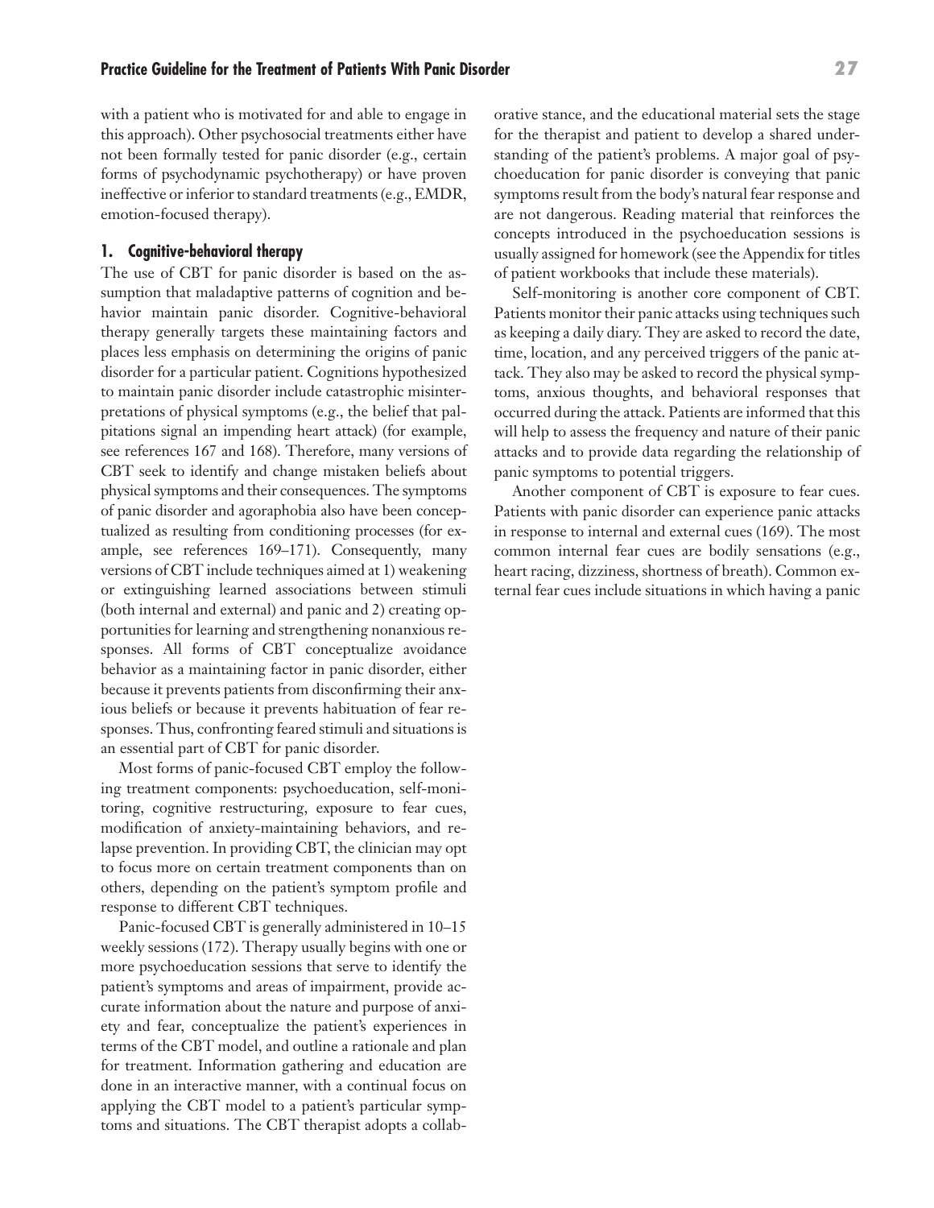with a patient who is motivated for and able to engage in this approach). Other psychosocial treatments either have not been formally tested for panic disorder (e.g., certain forms of psychodynamic psychotherapy) or have proven ineffective or inferior to standard treatments (e.g., EMDR, emotion-focused therapy).

### 1. Cognitive-behavioral therapy

The use of CBT for panic disorder is based on the assumption that maladaptive patterns of cognition and behavior maintain panic disorder. Cognitive-behavioral therapy generally targets these maintaining factors and places less emphasis on determining the origins of panic disorder for a particular patient. Cognitions hypothesized to maintain panic disorder include catastrophic misinterpretations of physical symptoms (e.g., the belief that palpitations signal an impending heart attack) (for example, see references 167 and 168). Therefore, many versions of CBT seek to identify and change mistaken beliefs about physical symptoms and their consequences. The symptoms of panic disorder and agoraphobia also have been conceptualized as resulting from conditioning processes (for example, see references 169–171). Consequently, many versions of CBT include techniques aimed at 1) weakening or extinguishing learned associations between stimuli (both internal and external) and panic and 2) creating opportunities for learning and strengthening nonanxious responses. All forms of CBT conceptualize avoidance behavior as a maintaining factor in panic disorder, either because it prevents patients from disconfirming their anxious beliefs or because it prevents habituation of fear responses. Thus, confronting feared stimuli and situations is an essential part of CBT for panic disorder.

Most forms of panic-focused CBT employ the following treatment components: psychoeducation, self-monitoring, cognitive restructuring, exposure to fear cues, modification of anxiety-maintaining behaviors, and relapse prevention. In providing CBT, the clinician may opt to focus more on certain treatment components than on others, depending on the patient's symptom profile and response to different CBT techniques.

Panic-focused CBT is generally administered in 10–15 weekly sessions (172). Therapy usually begins with one or more psychoeducation sessions that serve to identify the patient's symptoms and areas of impairment, provide accurate information about the nature and purpose of anxiety and fear, conceptualize the patient's experiences in terms of the CBT model, and outline a rationale and plan for treatment. Information gathering and education are done in an interactive manner, with a continual focus on applying the CBT model to a patient's particular symptoms and situations. The CBT therapist adopts a collaborative stance, and the educational material sets the stage for the therapist and patient to develop a shared understanding of the patient's problems. A major goal of psychoeducation for panic disorder is conveying that panic symptoms result from the body's natural fear response and are not dangerous. Reading material that reinforces the concepts introduced in the psychoeducation sessions is usually assigned for homework (see the Appendix for titles of patient workbooks that include these materials).

Self-monitoring is another core component of CBT. Patients monitor their panic attacks using techniques such as keeping a daily diary. They are asked to record the date, time, location, and any perceived triggers of the panic attack. They also may be asked to record the physical symptoms, anxious thoughts, and behavioral responses that occurred during the attack. Patients are informed that this will help to assess the frequency and nature of their panic attacks and to provide data regarding the relationship of panic symptoms to potential triggers.

Another component of CBT is exposure to fear cues. Patients with panic disorder can experience panic attacks in response to internal and external cues (169). The most common internal fear cues are bodily sensations (e.g., heart racing, dizziness, shortness of breath). Common external fear cues include situations in which having a panic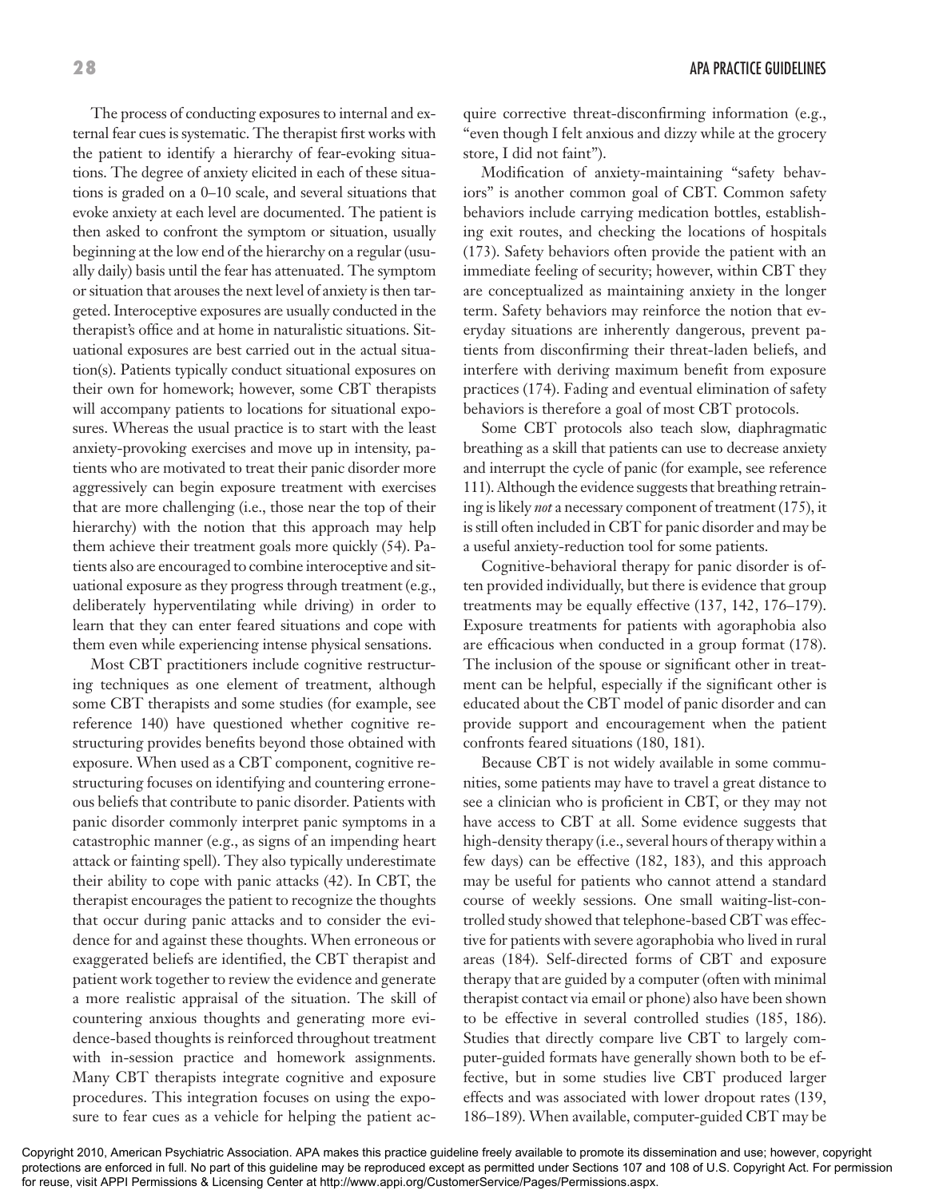The process of conducting exposures to internal and external fear cues is systematic. The therapist first works with the patient to identify a hierarchy of fear-evoking situations. The degree of anxiety elicited in each of these situations is graded on a 0–10 scale, and several situations that evoke anxiety at each level are documented. The patient is then asked to confront the symptom or situation, usually beginning at the low end of the hierarchy on a regular (usually daily) basis until the fear has attenuated. The symptom or situation that arouses the next level of anxiety is then targeted. Interoceptive exposures are usually conducted in the therapist's office and at home in naturalistic situations. Situational exposures are best carried out in the actual situation(s). Patients typically conduct situational exposures on their own for homework; however, some CBT therapists will accompany patients to locations for situational exposures. Whereas the usual practice is to start with the least anxiety-provoking exercises and move up in intensity, patients who are motivated to treat their panic disorder more aggressively can begin exposure treatment with exercises that are more challenging (i.e., those near the top of their hierarchy) with the notion that this approach may help them achieve their treatment goals more quickly (54). Patients also are encouraged to combine interoceptive and situational exposure as they progress through treatment (e.g., deliberately hyperventilating while driving) in order to learn that they can enter feared situations and cope with them even while experiencing intense physical sensations.

Most CBT practitioners include cognitive restructuring techniques as one element of treatment, although some CBT therapists and some studies (for example, see reference 140) have questioned whether cognitive restructuring provides benefits beyond those obtained with exposure. When used as a CBT component, cognitive restructuring focuses on identifying and countering erroneous beliefs that contribute to panic disorder. Patients with panic disorder commonly interpret panic symptoms in a catastrophic manner (e.g., as signs of an impending heart attack or fainting spell). They also typically underestimate their ability to cope with panic attacks (42). In CBT, the therapist encourages the patient to recognize the thoughts that occur during panic attacks and to consider the evidence for and against these thoughts. When erroneous or exaggerated beliefs are identified, the CBT therapist and patient work together to review the evidence and generate a more realistic appraisal of the situation. The skill of countering anxious thoughts and generating more evidence-based thoughts is reinforced throughout treatment with in-session practice and homework assignments. Many CBT therapists integrate cognitive and exposure procedures. This integration focuses on using the exposure to fear cues as a vehicle for helping the patient acquire corrective threat-disconfirming information (e.g., "even though I felt anxious and dizzy while at the grocery store, I did not faint").

Modification of anxiety-maintaining "safety behaviors" is another common goal of CBT. Common safety behaviors include carrying medication bottles, establishing exit routes, and checking the locations of hospitals (173). Safety behaviors often provide the patient with an immediate feeling of security; however, within CBT they are conceptualized as maintaining anxiety in the longer term. Safety behaviors may reinforce the notion that everyday situations are inherently dangerous, prevent patients from disconfirming their threat-laden beliefs, and interfere with deriving maximum benefit from exposure practices (174). Fading and eventual elimination of safety behaviors is therefore a goal of most CBT protocols.

Some CBT protocols also teach slow, diaphragmatic breathing as a skill that patients can use to decrease anxiety and interrupt the cycle of panic (for example, see reference 111). Although the evidence suggests that breathing retraining is likely *not* a necessary component of treatment (175), it is still often included in CBT for panic disorder and may be a useful anxiety-reduction tool for some patients.

Cognitive-behavioral therapy for panic disorder is often provided individually, but there is evidence that group treatments may be equally effective (137, 142, 176–179). Exposure treatments for patients with agoraphobia also are efficacious when conducted in a group format (178). The inclusion of the spouse or significant other in treatment can be helpful, especially if the significant other is educated about the CBT model of panic disorder and can provide support and encouragement when the patient confronts feared situations (180, 181).

Because CBT is not widely available in some communities, some patients may have to travel a great distance to see a clinician who is proficient in CBT, or they may not have access to CBT at all. Some evidence suggests that high-density therapy (i.e., several hours of therapy within a few days) can be effective (182, 183), and this approach may be useful for patients who cannot attend a standard course of weekly sessions. One small waiting-list-controlled study showed that telephone-based CBT was effective for patients with severe agoraphobia who lived in rural areas (184). Self-directed forms of CBT and exposure therapy that are guided by a computer (often with minimal therapist contact via email or phone) also have been shown to be effective in several controlled studies (185, 186). Studies that directly compare live CBT to largely computer-guided formats have generally shown both to be effective, but in some studies live CBT produced larger effects and was associated with lower dropout rates (139, 186–189). When available, computer-guided CBT may be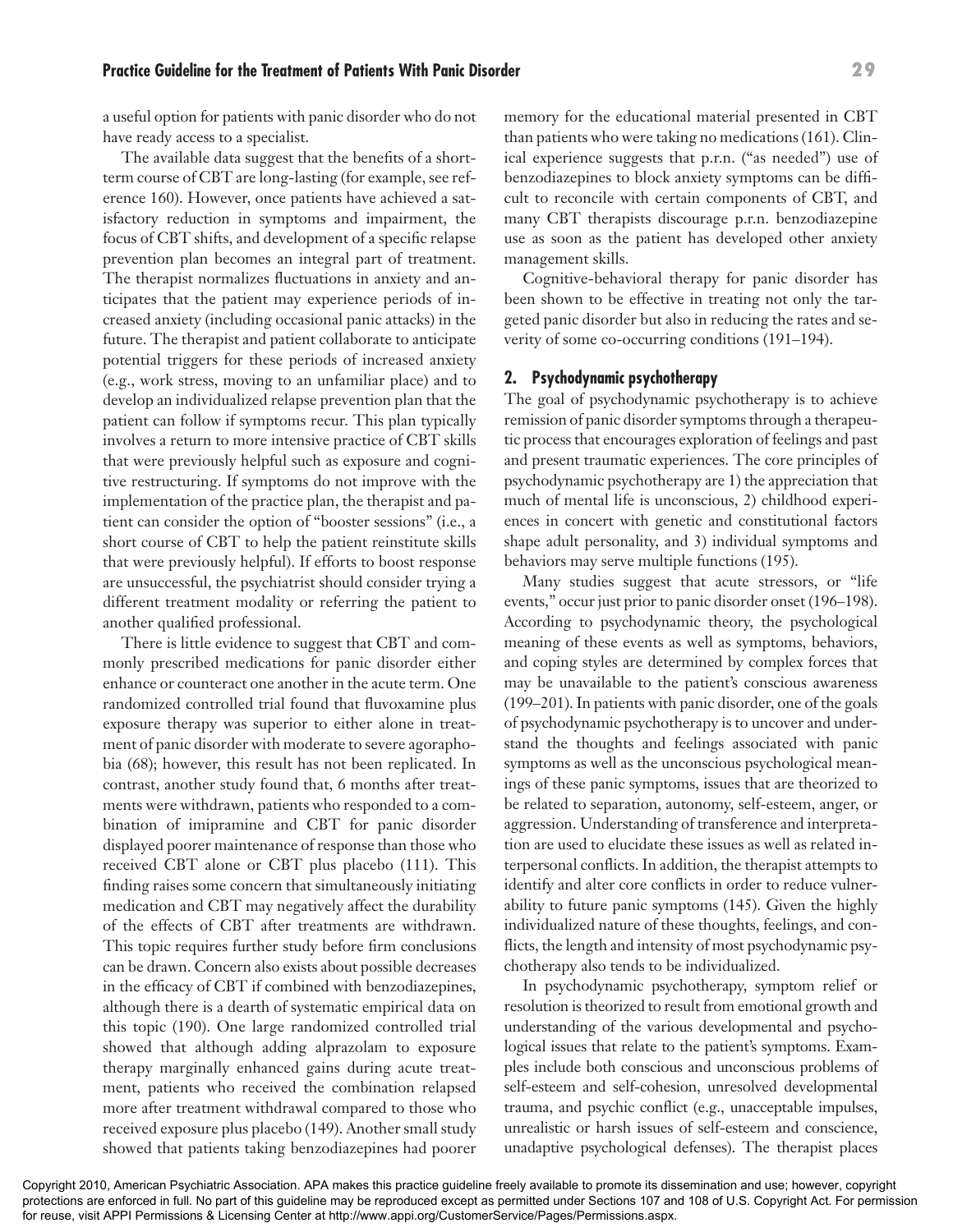a useful option for patients with panic disorder who do not have ready access to a specialist.

The available data suggest that the benefits of a short-term course of CBT are long-lasting (for example, see reference 160). However, once patients have achieved a satisfactory reduction in symptoms and impairment, the focus of CBT shifts, and development of a specific relapse prevention plan becomes an integral part of treatment. The therapist normalizes fluctuations in anxiety and anticipates that the patient may experience periods of increased anxiety (including occasional panic attacks) in the future. The therapist and patient collaborate to anticipate potential triggers for these periods of increased anxiety (e.g., work stress, moving to an unfamiliar place) and to develop an individualized relapse prevention plan that the patient can follow if symptoms recur. This plan typically involves a return to more intensive practice of CBT skills that were previously helpful such as exposure and cognitive restructuring. If symptoms do not improve with the implementation of the practice plan, the therapist and patient can consider the option of "booster sessions" (i.e., a short course of CBT to help the patient reinstitute skills that were previously helpful). If efforts to boost response are unsuccessful, the psychiatrist should consider trying a different treatment modality or referring the patient to another qualified professional.

There is little evidence to suggest that CBT and commonly prescribed medications for panic disorder either enhance or counteract one another in the acute term. One randomized controlled trial found that fluvoxamine plus exposure therapy was superior to either alone in treatment of panic disorder with moderate to severe agoraphobia (68); however, this result has not been replicated. In contrast, another study found that, 6 months after treatments were withdrawn, patients who responded to a combination of imipramine and CBT for panic disorder displayed poorer maintenance of response than those who received CBT alone or CBT plus placebo (111). This finding raises some concern that simultaneously initiating medication and CBT may negatively affect the durability of the effects of CBT after treatments are withdrawn. This topic requires further study before firm conclusions can be drawn. Concern also exists about possible decreases in the efficacy of CBT if combined with benzodiazepines, although there is a dearth of systematic empirical data on this topic (190). One large randomized controlled trial showed that although adding alprazolam to exposure therapy marginally enhanced gains during acute treatment, patients who received the combination relapsed more after treatment withdrawal compared to those who received exposure plus placebo (149). Another small study showed that patients taking benzodiazepines had poorer memory for the educational material presented in CBT than patients who were taking no medications (161). Clinical experience suggests that p.r.n. ("as needed") use of benzodiazepines to block anxiety symptoms can be difficult to reconcile with certain components of CBT, and many CBT therapists discourage p.r.n. benzodiazepine use as soon as the patient has developed other anxiety management skills.

Cognitive-behavioral therapy for panic disorder has been shown to be effective in treating not only the targeted panic disorder but also in reducing the rates and severity of some co-occurring conditions (191–194).

## 2. Psychodynamic psychotherapy

The goal of psychodynamic psychotherapy is to achieve remission of panic disorder symptoms through a therapeutic process that encourages exploration of feelings and past and present traumatic experiences. The core principles of psychodynamic psychotherapy are 1) the appreciation that much of mental life is unconscious, 2) childhood experiences in concert with genetic and constitutional factors shape adult personality, and 3) individual symptoms and behaviors may serve multiple functions (195).

Many studies suggest that acute stressors, or "life events," occur just prior to panic disorder onset (196–198). According to psychodynamic theory, the psychological meaning of these events as well as symptoms, behaviors, and coping styles are determined by complex forces that may be unavailable to the patient's conscious awareness (199–201). In patients with panic disorder, one of the goals of psychodynamic psychotherapy is to uncover and understand the thoughts and feelings associated with panic symptoms as well as the unconscious psychological meanings of these panic symptoms, issues that are theorized to be related to separation, autonomy, self-esteem, anger, or aggression. Understanding of transference and interpretation are used to elucidate these issues as well as related interpersonal conflicts. In addition, the therapist attempts to identify and alter core conflicts in order to reduce vulnerability to future panic symptoms (145). Given the highly individualized nature of these thoughts, feelings, and conflicts, the length and intensity of most psychodynamic psychotherapy also tends to be individualized.

In psychodynamic psychotherapy, symptom relief or resolution is theorized to result from emotional growth and understanding of the various developmental and psychological issues that relate to the patient's symptoms. Examples include both conscious and unconscious problems of self-esteem and self-cohesion, unresolved developmental trauma, and psychic conflict (e.g., unacceptable impulses, unrealistic or harsh issues of self-esteem and conscience, unadaptive psychological defenses). The therapist places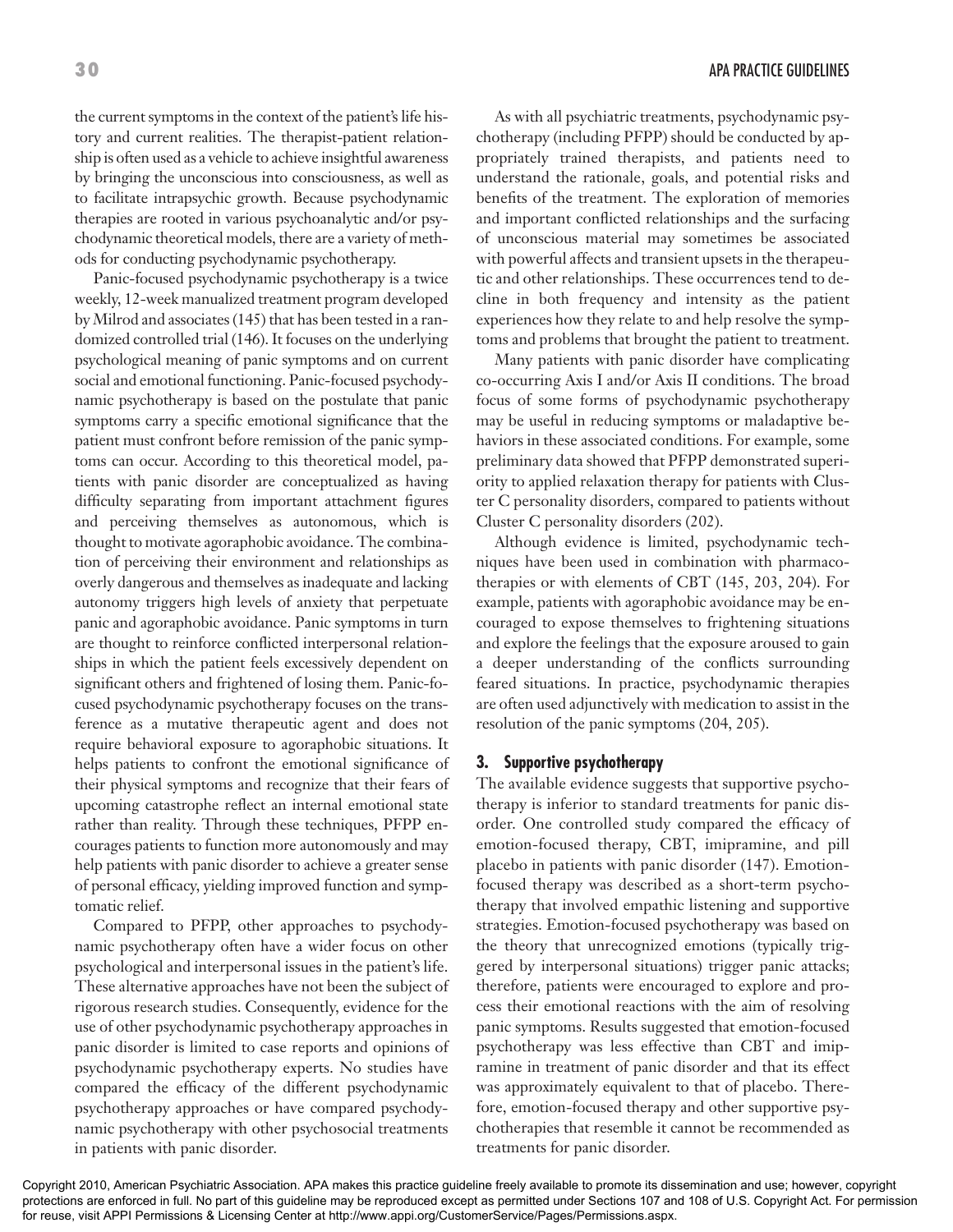the current symptoms in the context of the patient's life history and current realities. The therapist-patient relationship is often used as a vehicle to achieve insightful awareness by bringing the unconscious into consciousness, as well as to facilitate intrapsychic growth. Because psychodynamic therapies are rooted in various psychoanalytic and/or psychodynamic theoretical models, there are a variety of methods for conducting psychodynamic psychotherapy.

Panic-focused psychodynamic psychotherapy is a twice weekly, 12-week manualized treatment program developed by Milrod and associates (145) that has been tested in a randomized controlled trial (146). It focuses on the underlying psychological meaning of panic symptoms and on current social and emotional functioning. Panic-focused psychodynamic psychotherapy is based on the postulate that panic symptoms carry a specific emotional significance that the patient must confront before remission of the panic symptoms can occur. According to this theoretical model, patients with panic disorder are conceptualized as having difficulty separating from important attachment figures and perceiving themselves as autonomous, which is thought to motivate agoraphobic avoidance. The combination of perceiving their environment and relationships as overly dangerous and themselves as inadequate and lacking autonomy triggers high levels of anxiety that perpetuate panic and agoraphobic avoidance. Panic symptoms in turn are thought to reinforce conflicted interpersonal relationships in which the patient feels excessively dependent on significant others and frightened of losing them. Panic-focused psychodynamic psychotherapy focuses on the transference as a mutative therapeutic agent and does not require behavioral exposure to agoraphobic situations. It helps patients to confront the emotional significance of their physical symptoms and recognize that their fears of upcoming catastrophe reflect an internal emotional state rather than reality. Through these techniques, PFPP encourages patients to function more autonomously and may help patients with panic disorder to achieve a greater sense of personal efficacy, yielding improved function and symptomatic relief.

Compared to PFPP, other approaches to psychodynamic psychotherapy often have a wider focus on other psychological and interpersonal issues in the patient's life. These alternative approaches have not been the subject of rigorous research studies. Consequently, evidence for the use of other psychodynamic psychotherapy approaches in panic disorder is limited to case reports and opinions of psychodynamic psychotherapy experts. No studies have compared the efficacy of the different psychodynamic psychotherapy approaches or have compared psychodynamic psychotherapy with other psychosocial treatments in patients with panic disorder.

As with all psychiatric treatments, psychodynamic psychotherapy (including PFPP) should be conducted by appropriately trained therapists, and patients need to understand the rationale, goals, and potential risks and benefits of the treatment. The exploration of memories and important conflicted relationships and the surfacing of unconscious material may sometimes be associated with powerful affects and transient upsets in the therapeutic and other relationships. These occurrences tend to decline in both frequency and intensity as the patient experiences how they relate to and help resolve the symptoms and problems that brought the patient to treatment.

Many patients with panic disorder have complicating co-occurring Axis I and/or Axis II conditions. The broad focus of some forms of psychodynamic psychotherapy may be useful in reducing symptoms or maladaptive behaviors in these associated conditions. For example, some preliminary data showed that PFPP demonstrated superiority to applied relaxation therapy for patients with Cluster C personality disorders, compared to patients without Cluster C personality disorders (202).

Although evidence is limited, psychodynamic techniques have been used in combination with pharmacotherapies or with elements of CBT (145, 203, 204). For example, patients with agoraphobic avoidance may be encouraged to expose themselves to frightening situations and explore the feelings that the exposure aroused to gain a deeper understanding of the conflicts surrounding feared situations. In practice, psychodynamic therapies are often used adjunctively with medication to assist in the resolution of the panic symptoms (204, 205).

### 3. Supportive psychotherapy

The available evidence suggests that supportive psychotherapy is inferior to standard treatments for panic disorder. One controlled study compared the efficacy of emotion-focused therapy, CBT, imipramine, and pill placebo in patients with panic disorder (147). Emotion-focused therapy was described as a short-term psychotherapy that involved empathic listening and supportive strategies. Emotion-focused psychotherapy was based on the theory that unrecognized emotions (typically triggered by interpersonal situations) trigger panic attacks; therefore, patients were encouraged to explore and process their emotional reactions with the aim of resolving panic symptoms. Results suggested that emotion-focused psychotherapy was less effective than CBT and imipramine in treatment of panic disorder and that its effect was approximately equivalent to that of placebo. Therefore, emotion-focused therapy and other supportive psychotherapies that resemble it cannot be recommended as treatments for panic disorder.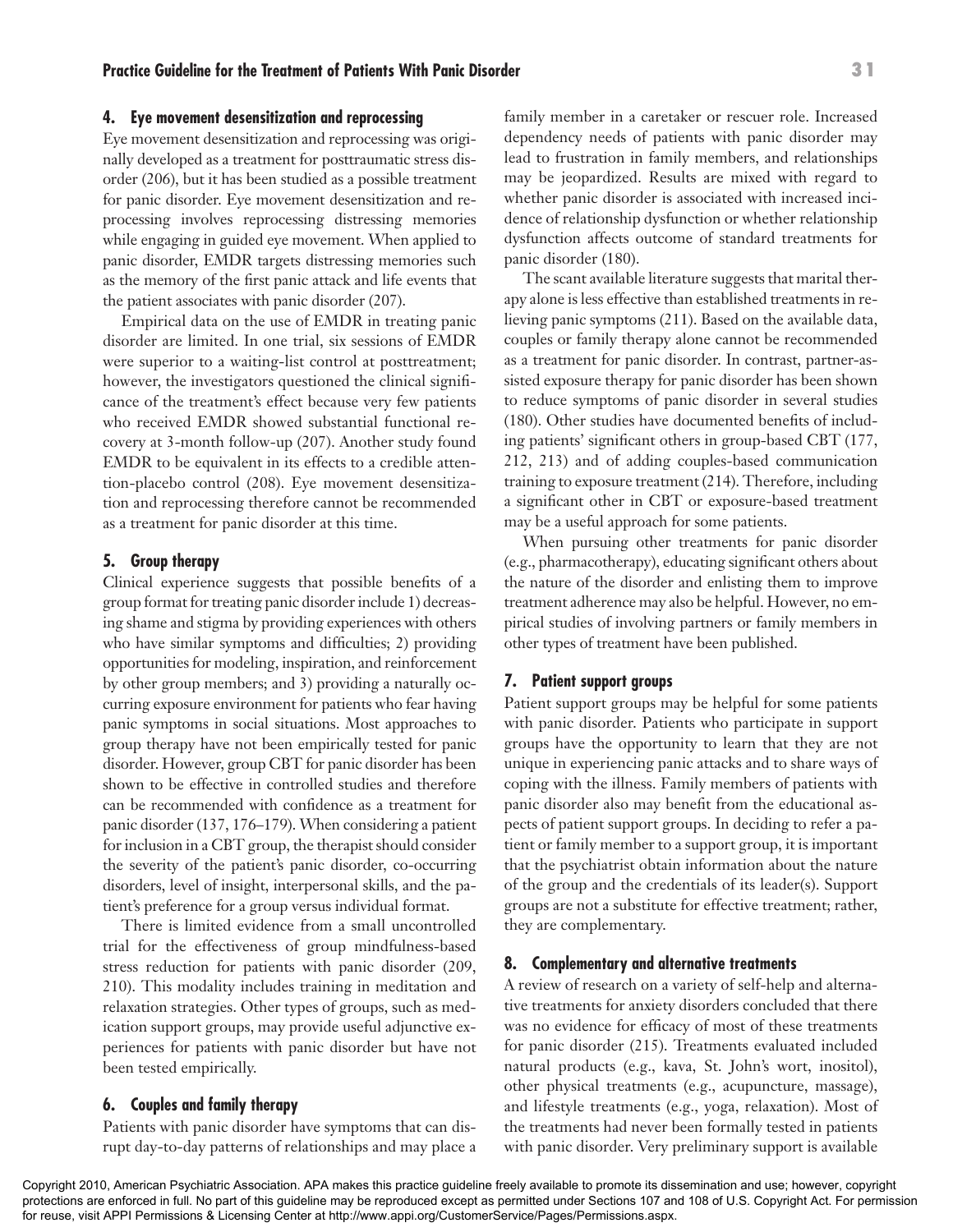#### 4. Eye movement desensitization and reprocessing

Eye movement desensitization and reprocessing was originally developed as a treatment for posttraumatic stress disorder (206), but it has been studied as a possible treatment for panic disorder. Eye movement desensitization and reprocessing involves reprocessing distressing memories while engaging in guided eye movement. When applied to panic disorder, EMDR targets distressing memories such as the memory of the first panic attack and life events that the patient associates with panic disorder (207).

Empirical data on the use of EMDR in treating panic disorder are limited. In one trial, six sessions of EMDR were superior to a waiting-list control at posttreatment; however, the investigators questioned the clinical significance of the treatment's effect because very few patients who received EMDR showed substantial functional recovery at 3-month follow-up (207). Another study found EMDR to be equivalent in its effects to a credible attention-placebo control (208). Eye movement desensitization and reprocessing therefore cannot be recommended as a treatment for panic disorder at this time.

#### 5. Group therapy

Clinical experience suggests that possible benefits of a group format for treating panic disorder include 1) decreasing shame and stigma by providing experiences with others who have similar symptoms and difficulties; 2) providing opportunities for modeling, inspiration, and reinforcement by other group members; and 3) providing a naturally occurring exposure environment for patients who fear having panic symptoms in social situations. Most approaches to group therapy have not been empirically tested for panic disorder. However, group CBT for panic disorder has been shown to be effective in controlled studies and therefore can be recommended with confidence as a treatment for panic disorder (137, 176–179). When considering a patient for inclusion in a CBT group, the therapist should consider the severity of the patient's panic disorder, co-occurring disorders, level of insight, interpersonal skills, and the patient's preference for a group versus individual format.

There is limited evidence from a small uncontrolled trial for the effectiveness of group mindfulness-based stress reduction for patients with panic disorder (209, 210). This modality includes training in meditation and relaxation strategies. Other types of groups, such as medication support groups, may provide useful adjunctive experiences for patients with panic disorder but have not been tested empirically.

#### 6. Couples and family therapy

Patients with panic disorder have symptoms that can disrupt day-to-day patterns of relationships and may place a family member in a caretaker or rescuer role. Increased dependency needs of patients with panic disorder may lead to frustration in family members, and relationships may be jeopardized. Results are mixed with regard to whether panic disorder is associated with increased incidence of relationship dysfunction or whether relationship dysfunction affects outcome of standard treatments for panic disorder (180).

The scant available literature suggests that marital therapy alone is less effective than established treatments in relieving panic symptoms (211). Based on the available data, couples or family therapy alone cannot be recommended as a treatment for panic disorder. In contrast, partner-assisted exposure therapy for panic disorder has been shown to reduce symptoms of panic disorder in several studies (180). Other studies have documented benefits of including patients' significant others in group-based CBT (177, 212, 213) and of adding couples-based communication training to exposure treatment (214). Therefore, including a significant other in CBT or exposure-based treatment may be a useful approach for some patients.

When pursuing other treatments for panic disorder (e.g., pharmacotherapy), educating significant others about the nature of the disorder and enlisting them to improve treatment adherence may also be helpful. However, no empirical studies of involving partners or family members in other types of treatment have been published.

#### 7. Patient support groups

Patient support groups may be helpful for some patients with panic disorder. Patients who participate in support groups have the opportunity to learn that they are not unique in experiencing panic attacks and to share ways of coping with the illness. Family members of patients with panic disorder also may benefit from the educational aspects of patient support groups. In deciding to refer a patient or family member to a support group, it is important that the psychiatrist obtain information about the nature of the group and the credentials of its leader(s). Support groups are not a substitute for effective treatment; rather, they are complementary.

#### 8. Complementary and alternative treatments

A review of research on a variety of self-help and alternative treatments for anxiety disorders concluded that there was no evidence for efficacy of most of these treatments for panic disorder (215). Treatments evaluated included natural products (e.g., kava, St. John's wort, inositol), other physical treatments (e.g., acupuncture, massage), and lifestyle treatments (e.g., yoga, relaxation). Most of the treatments had never been formally tested in patients with panic disorder. Very preliminary support is available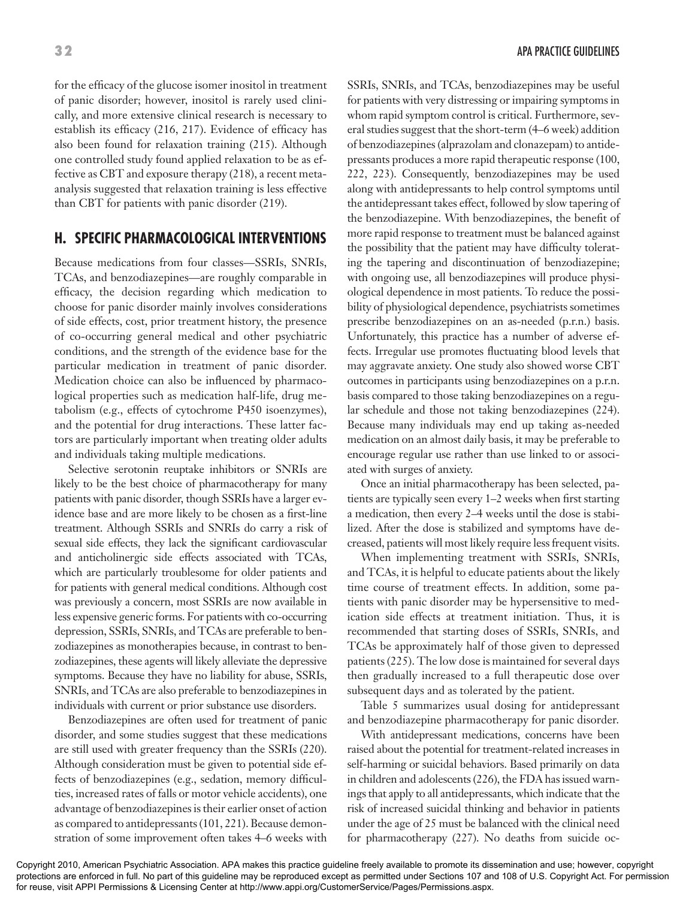for the efficacy of the glucose isomer inositol in treatment of panic disorder; however, inositol is rarely used clinically, and more extensive clinical research is necessary to establish its efficacy (216, 217). Evidence of efficacy has also been found for relaxation training (215). Although one controlled study found applied relaxation to be as effective as CBT and exposure therapy (218), a recent meta-analysis suggested that relaxation training is less effective than CBT for patients with panic disorder (219).

## H. SPECIFIC PHARMACOLOGICAL INTERVENTIONS

Because medications from four classes—SSRIs, SNRIs, TCAs, and benzodiazepines—are roughly comparable in efficacy, the decision regarding which medication to choose for panic disorder mainly involves considerations of side effects, cost, prior treatment history, the presence of co-occurring general medical and other psychiatric conditions, and the strength of the evidence base for the particular medication in treatment of panic disorder. Medication choice can also be influenced by pharmacological properties such as medication half-life, drug metabolism (e.g., effects of cytochrome P450 isoenzymes), and the potential for drug interactions. These latter factors are particularly important when treating older adults and individuals taking multiple medications.

Selective serotonin reuptake inhibitors or SNRIs are likely to be the best choice of pharmacotherapy for many patients with panic disorder, though SSRIs have a larger evidence base and are more likely to be chosen as a first-line treatment. Although SSRIs and SNRIs do carry a risk of sexual side effects, they lack the significant cardiovascular and anticholinergic side effects associated with TCAs, which are particularly troublesome for older patients and for patients with general medical conditions. Although cost was previously a concern, most SSRIs are now available in less expensive generic forms. For patients with co-occurring depression, SSRIs, SNRIs, and TCAs are preferable to benzodiazepines as monotherapies because, in contrast to benzodiazepines, these agents will likely alleviate the depressive symptoms. Because they have no liability for abuse, SSRIs, SNRIs, and TCAs are also preferable to benzodiazepines in individuals with current or prior substance use disorders.

Benzodiazepines are often used for treatment of panic disorder, and some studies suggest that these medications are still used with greater frequency than the SSRIs (220). Although consideration must be given to potential side effects of benzodiazepines (e.g., sedation, memory difficulties, increased rates of falls or motor vehicle accidents), one advantage of benzodiazepines is their earlier onset of action as compared to antidepressants (101, 221). Because demonstration of some improvement often takes 4–6 weeks with SSRIs, SNRIs, and TCAs, benzodiazepines may be useful for patients with very distressing or impairing symptoms in whom rapid symptom control is critical. Furthermore, several studies suggest that the short-term (4–6 week) addition of benzodiazepines (alprazolam and clonazepam) to antidepressants produces a more rapid therapeutic response (100, 222, 223). Consequently, benzodiazepines may be used along with antidepressants to help control symptoms until the antidepressant takes effect, followed by slow tapering of the benzodiazepine. With benzodiazepines, the benefit of more rapid response to treatment must be balanced against the possibility that the patient may have difficulty tolerating the tapering and discontinuation of benzodiazepine; with ongoing use, all benzodiazepines will produce physiological dependence in most patients. To reduce the possibility of physiological dependence, psychiatrists sometimes prescribe benzodiazepines on an as-needed (p.r.n.) basis. Unfortunately, this practice has a number of adverse effects. Irregular use promotes fluctuating blood levels that may aggravate anxiety. One study also showed worse CBT outcomes in participants using benzodiazepines on a p.r.n. basis compared to those taking benzodiazepines on a regular schedule and those not taking benzodiazepines (224). Because many individuals may end up taking as-needed medication on an almost daily basis, it may be preferable to encourage regular use rather than use linked to or associated with surges of anxiety.

Once an initial pharmacotherapy has been selected, patients are typically seen every 1–2 weeks when first starting a medication, then every 2–4 weeks until the dose is stabilized. After the dose is stabilized and symptoms have decreased, patients will most likely require less frequent visits.

When implementing treatment with SSRIs, SNRIs, and TCAs, it is helpful to educate patients about the likely time course of treatment effects. In addition, some patients with panic disorder may be hypersensitive to medication side effects at treatment initiation. Thus, it is recommended that starting doses of SSRIs, SNRIs, and TCAs be approximately half of those given to depressed patients (225). The low dose is maintained for several days then gradually increased to a full therapeutic dose over subsequent days and as tolerated by the patient.

Table 5 summarizes usual dosing for antidepressant and benzodiazepine pharmacotherapy for panic disorder.

With antidepressant medications, concerns have been raised about the potential for treatment-related increases in self-harming or suicidal behaviors. Based primarily on data in children and adolescents (226), the FDA has issued warnings that apply to all antidepressants, which indicate that the risk of increased suicidal thinking and behavior in patients under the age of 25 must be balanced with the clinical need for pharmacotherapy (227). No deaths from suicide oc-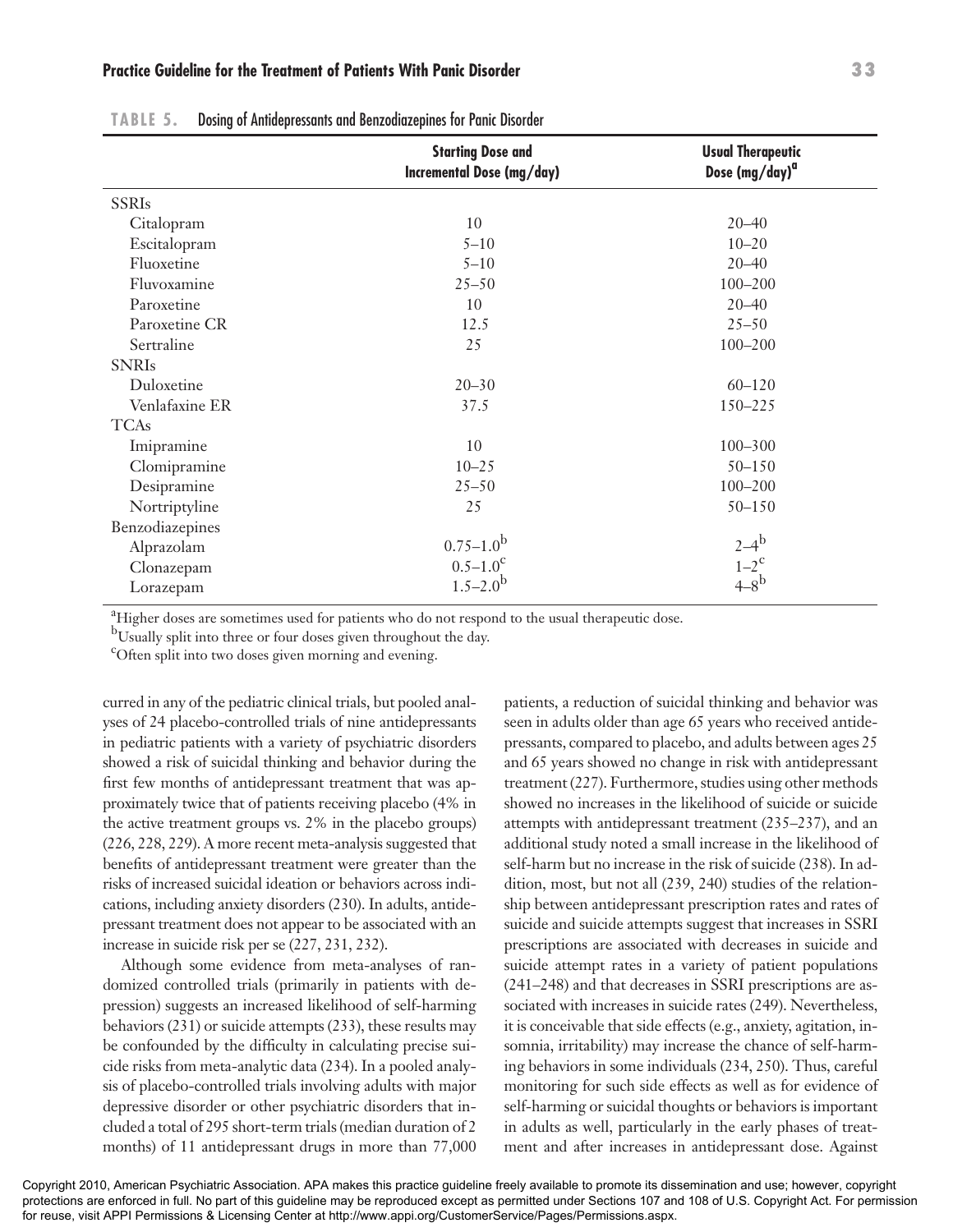**TABLE 5.** Dosing of Antidepressants and Benzodiazepines for Panic Disorder

| | Starting Dose and Incremental Dose (mg/day) | Usual Therapeutic Dose (mg/day)[a] |
|---|---|---|
| SSRIs | | |
| Citalopram | 10 | 20–40 |
| Escitalopram | 5–10 | 10–20 |
| Fluoxetine | 5–10 | 20–40 |
| Fluvoxamine | 25–50 | 100–200 |
| Paroxetine | 10 | 20–40 |
| Paroxetine CR | 12.5 | 25–50 |
| Sertraline | 25 | 100–200 |
| SNRIs | | |
| Duloxetine | 20–30 | 60–120 |
| Venlafaxine ER | 37.5 | 150–225 |
| TCAs | | |
| Imipramine | 10 | 100–300 |
| Clomipramine | 10–25 | 50–150 |
| Desipramine | 25–50 | 100–200 |
| Nortriptyline | 25 | 50–150 |
| Benzodiazepines | | |
| Alprazolam | 0.75–1.0[b] | 2–4[b] |
| Clonazepam | 0.5–1.0[c] | 1–2[c] |
| Lorazepam | 1.5–2.0[b] | 4–8[b] |

[a]Higher doses are sometimes used for patients who do not respond to the usual therapeutic dose.
[b]Usually split into three or four doses given throughout the day.
[c]Often split into two doses given morning and evening.

curred in any of the pediatric clinical trials, but pooled analyses of 24 placebo-controlled trials of nine antidepressants in pediatric patients with a variety of psychiatric disorders showed a risk of suicidal thinking and behavior during the first few months of antidepressant treatment that was approximately twice that of patients receiving placebo (4% in the active treatment groups vs. 2% in the placebo groups) (226, 228, 229). A more recent meta-analysis suggested that benefits of antidepressant treatment were greater than the risks of increased suicidal ideation or behaviors across indications, including anxiety disorders (230). In adults, antidepressant treatment does not appear to be associated with an increase in suicide risk per se (227, 231, 232).

Although some evidence from meta-analyses of randomized controlled trials (primarily in patients with depression) suggests an increased likelihood of self-harming behaviors (231) or suicide attempts (233), these results may be confounded by the difficulty in calculating precise suicide risks from meta-analytic data (234). In a pooled analysis of placebo-controlled trials involving adults with major depressive disorder or other psychiatric disorders that included a total of 295 short-term trials (median duration of 2 months) of 11 antidepressant drugs in more than 77,000 patients, a reduction of suicidal thinking and behavior was seen in adults older than age 65 years who received antidepressants, compared to placebo, and adults between ages 25 and 65 years showed no change in risk with antidepressant treatment (227). Furthermore, studies using other methods showed no increases in the likelihood of suicide or suicide attempts with antidepressant treatment (235–237), and an additional study noted a small increase in the likelihood of self-harm but no increase in the risk of suicide (238). In addition, most, but not all (239, 240) studies of the relationship between antidepressant prescription rates and rates of suicide and suicide attempts suggest that increases in SSRI prescriptions are associated with decreases in suicide and suicide attempt rates in a variety of patient populations (241–248) and that decreases in SSRI prescriptions are associated with increases in suicide rates (249). Nevertheless, it is conceivable that side effects (e.g., anxiety, agitation, insomnia, irritability) may increase the chance of self-harming behaviors in some individuals (234, 250). Thus, careful monitoring for such side effects as well as for evidence of self-harming or suicidal thoughts or behaviors is important in adults as well, particularly in the early phases of treatment and after increases in antidepressant dose. Against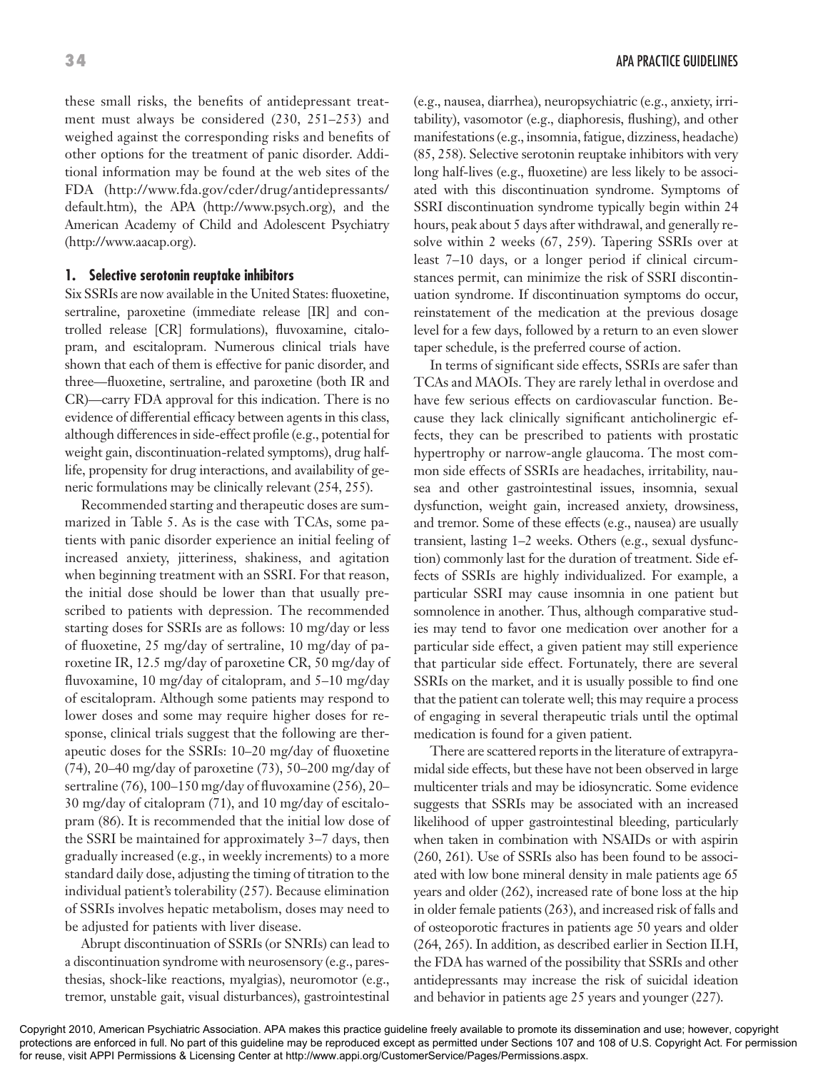these small risks, the benefits of antidepressant treatment must always be considered (230, 251–253) and weighed against the corresponding risks and benefits of other options for the treatment of panic disorder. Additional information may be found at the web sites of the FDA (http://www.fda.gov/cder/drug/antidepressants/default.htm), the APA (http://www.psych.org), and the American Academy of Child and Adolescent Psychiatry (http://www.aacap.org).

### 1. Selective serotonin reuptake inhibitors

Six SSRIs are now available in the United States: fluoxetine, sertraline, paroxetine (immediate release [IR] and controlled release [CR] formulations), fluvoxamine, citalopram, and escitalopram. Numerous clinical trials have shown that each of them is effective for panic disorder, and three—fluoxetine, sertraline, and paroxetine (both IR and CR)—carry FDA approval for this indication. There is no evidence of differential efficacy between agents in this class, although differences in side-effect profile (e.g., potential for weight gain, discontinuation-related symptoms), drug half-life, propensity for drug interactions, and availability of generic formulations may be clinically relevant (254, 255).

Recommended starting and therapeutic doses are summarized in Table 5. As is the case with TCAs, some patients with panic disorder experience an initial feeling of increased anxiety, jitteriness, shakiness, and agitation when beginning treatment with an SSRI. For that reason, the initial dose should be lower than that usually prescribed to patients with depression. The recommended starting doses for SSRIs are as follows: 10 mg/day or less of fluoxetine, 25 mg/day of sertraline, 10 mg/day of paroxetine IR, 12.5 mg/day of paroxetine CR, 50 mg/day of fluvoxamine, 10 mg/day of citalopram, and 5–10 mg/day of escitalopram. Although some patients may respond to lower doses and some may require higher doses for response, clinical trials suggest that the following are therapeutic doses for the SSRIs: 10–20 mg/day of fluoxetine (74), 20–40 mg/day of paroxetine (73), 50–200 mg/day of sertraline (76), 100–150 mg/day of fluvoxamine (256), 20–30 mg/day of citalopram (71), and 10 mg/day of escitalopram (86). It is recommended that the initial low dose of the SSRI be maintained for approximately 3–7 days, then gradually increased (e.g., in weekly increments) to a more standard daily dose, adjusting the timing of titration to the individual patient's tolerability (257). Because elimination of SSRIs involves hepatic metabolism, doses may need to be adjusted for patients with liver disease.

Abrupt discontinuation of SSRIs (or SNRIs) can lead to a discontinuation syndrome with neurosensory (e.g., paresthesias, shock-like reactions, myalgias), neuromotor (e.g., tremor, unstable gait, visual disturbances), gastrointestinal (e.g., nausea, diarrhea), neuropsychiatric (e.g., anxiety, irritability), vasomotor (e.g., diaphoresis, flushing), and other manifestations (e.g., insomnia, fatigue, dizziness, headache) (85, 258). Selective serotonin reuptake inhibitors with very long half-lives (e.g., fluoxetine) are less likely to be associated with this discontinuation syndrome. Symptoms of SSRI discontinuation syndrome typically begin within 24 hours, peak about 5 days after withdrawal, and generally resolve within 2 weeks (67, 259). Tapering SSRIs over at least 7–10 days, or a longer period if clinical circumstances permit, can minimize the risk of SSRI discontinuation syndrome. If discontinuation symptoms do occur, reinstatement of the medication at the previous dosage level for a few days, followed by a return to an even slower taper schedule, is the preferred course of action.

In terms of significant side effects, SSRIs are safer than TCAs and MAOIs. They are rarely lethal in overdose and have few serious effects on cardiovascular function. Because they lack clinically significant anticholinergic effects, they can be prescribed to patients with prostatic hypertrophy or narrow-angle glaucoma. The most common side effects of SSRIs are headaches, irritability, nausea and other gastrointestinal issues, insomnia, sexual dysfunction, weight gain, increased anxiety, drowsiness, and tremor. Some of these effects (e.g., nausea) are usually transient, lasting 1–2 weeks. Others (e.g., sexual dysfunction) commonly last for the duration of treatment. Side effects of SSRIs are highly individualized. For example, a particular SSRI may cause insomnia in one patient but somnolence in another. Thus, although comparative studies may tend to favor one medication over another for a particular side effect, a given patient may still experience that particular side effect. Fortunately, there are several SSRIs on the market, and it is usually possible to find one that the patient can tolerate well; this may require a process of engaging in several therapeutic trials until the optimal medication is found for a given patient.

There are scattered reports in the literature of extrapyramidal side effects, but these have not been observed in large multicenter trials and may be idiosyncratic. Some evidence suggests that SSRIs may be associated with an increased likelihood of upper gastrointestinal bleeding, particularly when taken in combination with NSAIDs or with aspirin (260, 261). Use of SSRIs also has been found to be associated with low bone mineral density in male patients age 65 years and older (262), increased rate of bone loss at the hip in older female patients (263), and increased risk of falls and of osteoporotic fractures in patients age 50 years and older (264, 265). In addition, as described earlier in Section II.H, the FDA has warned of the possibility that SSRIs and other antidepressants may increase the risk of suicidal ideation and behavior in patients age 25 years and younger (227).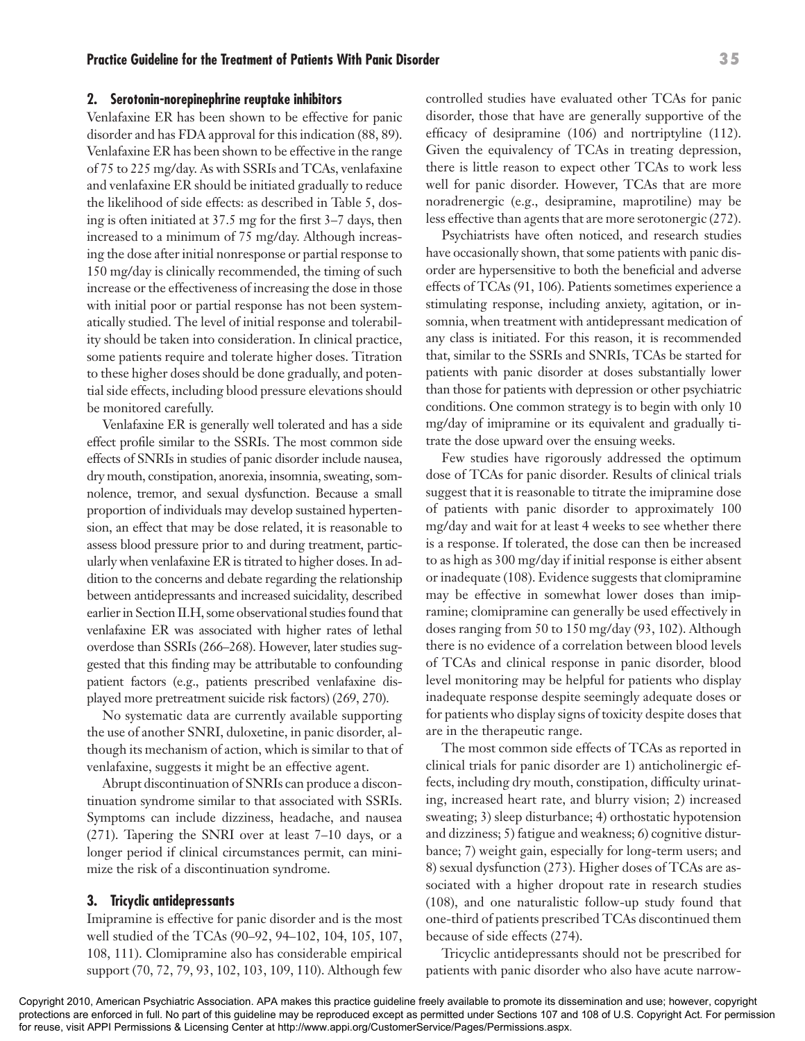### 2. Serotonin-norepinephrine reuptake inhibitors

Venlafaxine ER has been shown to be effective for panic disorder and has FDA approval for this indication (88, 89). Venlafaxine ER has been shown to be effective in the range of 75 to 225 mg/day. As with SSRIs and TCAs, venlafaxine and venlafaxine ER should be initiated gradually to reduce the likelihood of side effects: as described in Table 5, dosing is often initiated at 37.5 mg for the first 3–7 days, then increased to a minimum of 75 mg/day. Although increasing the dose after initial nonresponse or partial response to 150 mg/day is clinically recommended, the timing of such increase or the effectiveness of increasing the dose in those with initial poor or partial response has not been systematically studied. The level of initial response and tolerability should be taken into consideration. In clinical practice, some patients require and tolerate higher doses. Titration to these higher doses should be done gradually, and potential side effects, including blood pressure elevations should be monitored carefully.

Venlafaxine ER is generally well tolerated and has a side effect profile similar to the SSRIs. The most common side effects of SNRIs in studies of panic disorder include nausea, dry mouth, constipation, anorexia, insomnia, sweating, somnolence, tremor, and sexual dysfunction. Because a small proportion of individuals may develop sustained hypertension, an effect that may be dose related, it is reasonable to assess blood pressure prior to and during treatment, particularly when venlafaxine ER is titrated to higher doses. In addition to the concerns and debate regarding the relationship between antidepressants and increased suicidality, described earlier in Section II.H, some observational studies found that venlafaxine ER was associated with higher rates of lethal overdose than SSRIs (266–268). However, later studies suggested that this finding may be attributable to confounding patient factors (e.g., patients prescribed venlafaxine displayed more pretreatment suicide risk factors) (269, 270).

No systematic data are currently available supporting the use of another SNRI, duloxetine, in panic disorder, although its mechanism of action, which is similar to that of venlafaxine, suggests it might be an effective agent.

Abrupt discontinuation of SNRIs can produce a discontinuation syndrome similar to that associated with SSRIs. Symptoms can include dizziness, headache, and nausea (271). Tapering the SNRI over at least 7–10 days, or a longer period if clinical circumstances permit, can minimize the risk of a discontinuation syndrome.

### 3. Tricyclic antidepressants

Imipramine is effective for panic disorder and is the most well studied of the TCAs (90–92, 94–102, 104, 105, 107, 108, 111). Clomipramine also has considerable empirical support (70, 72, 79, 93, 102, 103, 109, 110). Although few controlled studies have evaluated other TCAs for panic disorder, those that have are generally supportive of the efficacy of desipramine (106) and nortriptyline (112). Given the equivalency of TCAs in treating depression, there is little reason to expect other TCAs to work less well for panic disorder. However, TCAs that are more noradrenergic (e.g., desipramine, maprotiline) may be less effective than agents that are more serotonergic (272).

Psychiatrists have often noticed, and research studies have occasionally shown, that some patients with panic disorder are hypersensitive to both the beneficial and adverse effects of TCAs (91, 106). Patients sometimes experience a stimulating response, including anxiety, agitation, or insomnia, when treatment with antidepressant medication of any class is initiated. For this reason, it is recommended that, similar to the SSRIs and SNRIs, TCAs be started for patients with panic disorder at doses substantially lower than those for patients with depression or other psychiatric conditions. One common strategy is to begin with only 10 mg/day of imipramine or its equivalent and gradually titrate the dose upward over the ensuing weeks.

Few studies have rigorously addressed the optimum dose of TCAs for panic disorder. Results of clinical trials suggest that it is reasonable to titrate the imipramine dose of patients with panic disorder to approximately 100 mg/day and wait for at least 4 weeks to see whether there is a response. If tolerated, the dose can then be increased to as high as 300 mg/day if initial response is either absent or inadequate (108). Evidence suggests that clomipramine may be effective in somewhat lower doses than imipramine; clomipramine can generally be used effectively in doses ranging from 50 to 150 mg/day (93, 102). Although there is no evidence of a correlation between blood levels of TCAs and clinical response in panic disorder, blood level monitoring may be helpful for patients who display inadequate response despite seemingly adequate doses or for patients who display signs of toxicity despite doses that are in the therapeutic range.

The most common side effects of TCAs as reported in clinical trials for panic disorder are 1) anticholinergic effects, including dry mouth, constipation, difficulty urinating, increased heart rate, and blurry vision; 2) increased sweating; 3) sleep disturbance; 4) orthostatic hypotension and dizziness; 5) fatigue and weakness; 6) cognitive disturbance; 7) weight gain, especially for long-term users; and 8) sexual dysfunction (273). Higher doses of TCAs are associated with a higher dropout rate in research studies (108), and one naturalistic follow-up study found that one-third of patients prescribed TCAs discontinued them because of side effects (274).

Tricyclic antidepressants should not be prescribed for patients with panic disorder who also have acute narrow-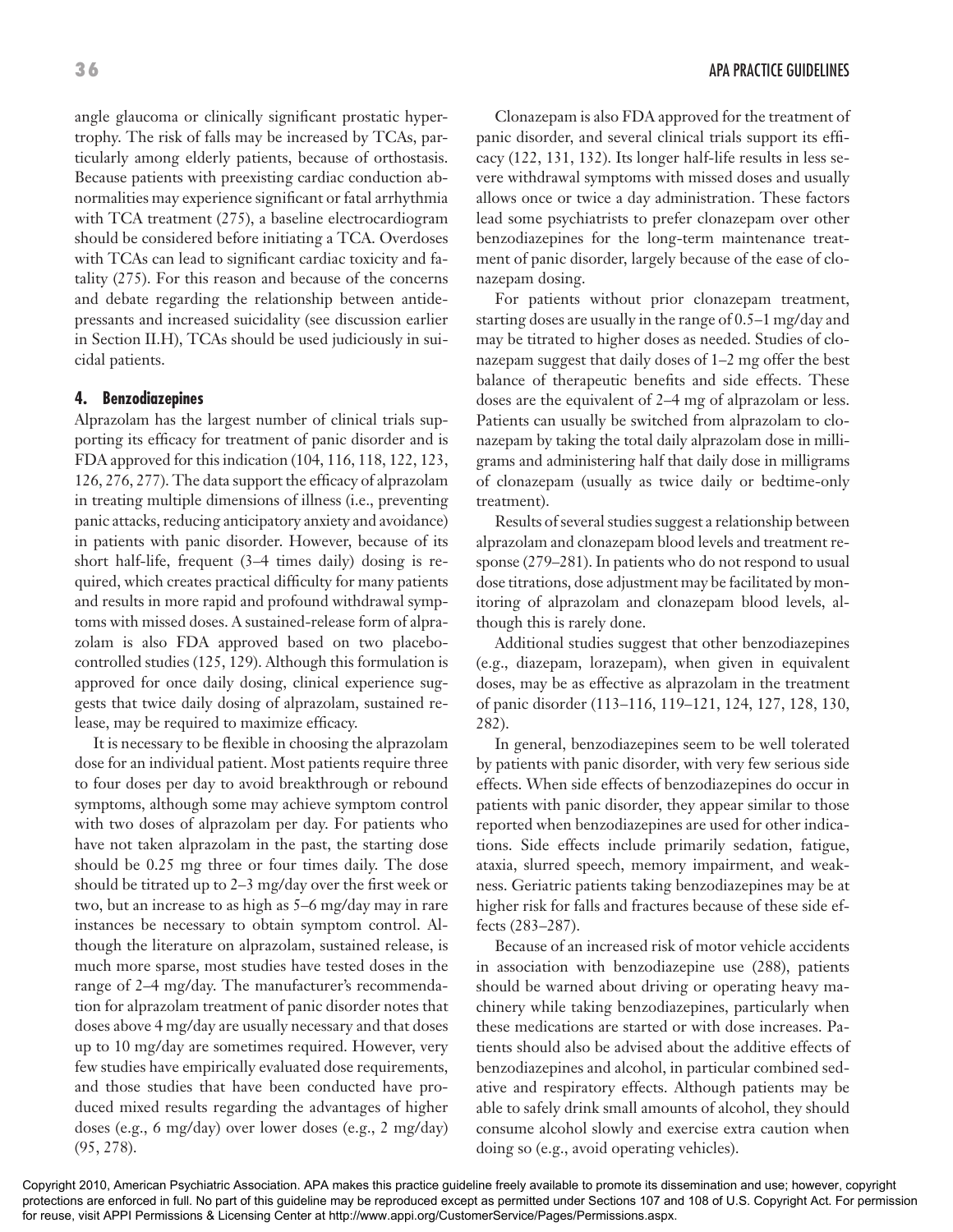angle glaucoma or clinically significant prostatic hypertrophy. The risk of falls may be increased by TCAs, particularly among elderly patients, because of orthostasis. Because patients with preexisting cardiac conduction abnormalities may experience significant or fatal arrhythmia with TCA treatment (275), a baseline electrocardiogram should be considered before initiating a TCA. Overdoses with TCAs can lead to significant cardiac toxicity and fatality (275). For this reason and because of the concerns and debate regarding the relationship between antidepressants and increased suicidality (see discussion earlier in Section II.H), TCAs should be used judiciously in suicidal patients.

### 4. Benzodiazepines

Alprazolam has the largest number of clinical trials supporting its efficacy for treatment of panic disorder and is FDA approved for this indication (104, 116, 118, 122, 123, 126, 276, 277). The data support the efficacy of alprazolam in treating multiple dimensions of illness (i.e., preventing panic attacks, reducing anticipatory anxiety and avoidance) in patients with panic disorder. However, because of its short half-life, frequent (3–4 times daily) dosing is required, which creates practical difficulty for many patients and results in more rapid and profound withdrawal symptoms with missed doses. A sustained-release form of alprazolam is also FDA approved based on two placebo-controlled studies (125, 129). Although this formulation is approved for once daily dosing, clinical experience suggests that twice daily dosing of alprazolam, sustained release, may be required to maximize efficacy.

It is necessary to be flexible in choosing the alprazolam dose for an individual patient. Most patients require three to four doses per day to avoid breakthrough or rebound symptoms, although some may achieve symptom control with two doses of alprazolam per day. For patients who have not taken alprazolam in the past, the starting dose should be 0.25 mg three or four times daily. The dose should be titrated up to 2–3 mg/day over the first week or two, but an increase to as high as 5–6 mg/day may in rare instances be necessary to obtain symptom control. Although the literature on alprazolam, sustained release, is much more sparse, most studies have tested doses in the range of 2–4 mg/day. The manufacturer's recommendation for alprazolam treatment of panic disorder notes that doses above 4 mg/day are usually necessary and that doses up to 10 mg/day are sometimes required. However, very few studies have empirically evaluated dose requirements, and those studies that have been conducted have produced mixed results regarding the advantages of higher doses (e.g., 6 mg/day) over lower doses (e.g., 2 mg/day) (95, 278).

Clonazepam is also FDA approved for the treatment of panic disorder, and several clinical trials support its efficacy (122, 131, 132). Its longer half-life results in less severe withdrawal symptoms with missed doses and usually allows once or twice a day administration. These factors lead some psychiatrists to prefer clonazepam over other benzodiazepines for the long-term maintenance treatment of panic disorder, largely because of the ease of clonazepam dosing.

For patients without prior clonazepam treatment, starting doses are usually in the range of 0.5–1 mg/day and may be titrated to higher doses as needed. Studies of clonazepam suggest that daily doses of 1–2 mg offer the best balance of therapeutic benefits and side effects. These doses are the equivalent of 2–4 mg of alprazolam or less. Patients can usually be switched from alprazolam to clonazepam by taking the total daily alprazolam dose in milligrams and administering half that daily dose in milligrams of clonazepam (usually as twice daily or bedtime-only treatment).

Results of several studies suggest a relationship between alprazolam and clonazepam blood levels and treatment response (279–281). In patients who do not respond to usual dose titrations, dose adjustment may be facilitated by monitoring of alprazolam and clonazepam blood levels, although this is rarely done.

Additional studies suggest that other benzodiazepines (e.g., diazepam, lorazepam), when given in equivalent doses, may be as effective as alprazolam in the treatment of panic disorder (113–116, 119–121, 124, 127, 128, 130, 282).

In general, benzodiazepines seem to be well tolerated by patients with panic disorder, with very few serious side effects. When side effects of benzodiazepines do occur in patients with panic disorder, they appear similar to those reported when benzodiazepines are used for other indications. Side effects include primarily sedation, fatigue, ataxia, slurred speech, memory impairment, and weakness. Geriatric patients taking benzodiazepines may be at higher risk for falls and fractures because of these side effects (283–287).

Because of an increased risk of motor vehicle accidents in association with benzodiazepine use (288), patients should be warned about driving or operating heavy machinery while taking benzodiazepines, particularly when these medications are started or with dose increases. Patients should also be advised about the additive effects of benzodiazepines and alcohol, in particular combined sedative and respiratory effects. Although patients may be able to safely drink small amounts of alcohol, they should consume alcohol slowly and exercise extra caution when doing so (e.g., avoid operating vehicles).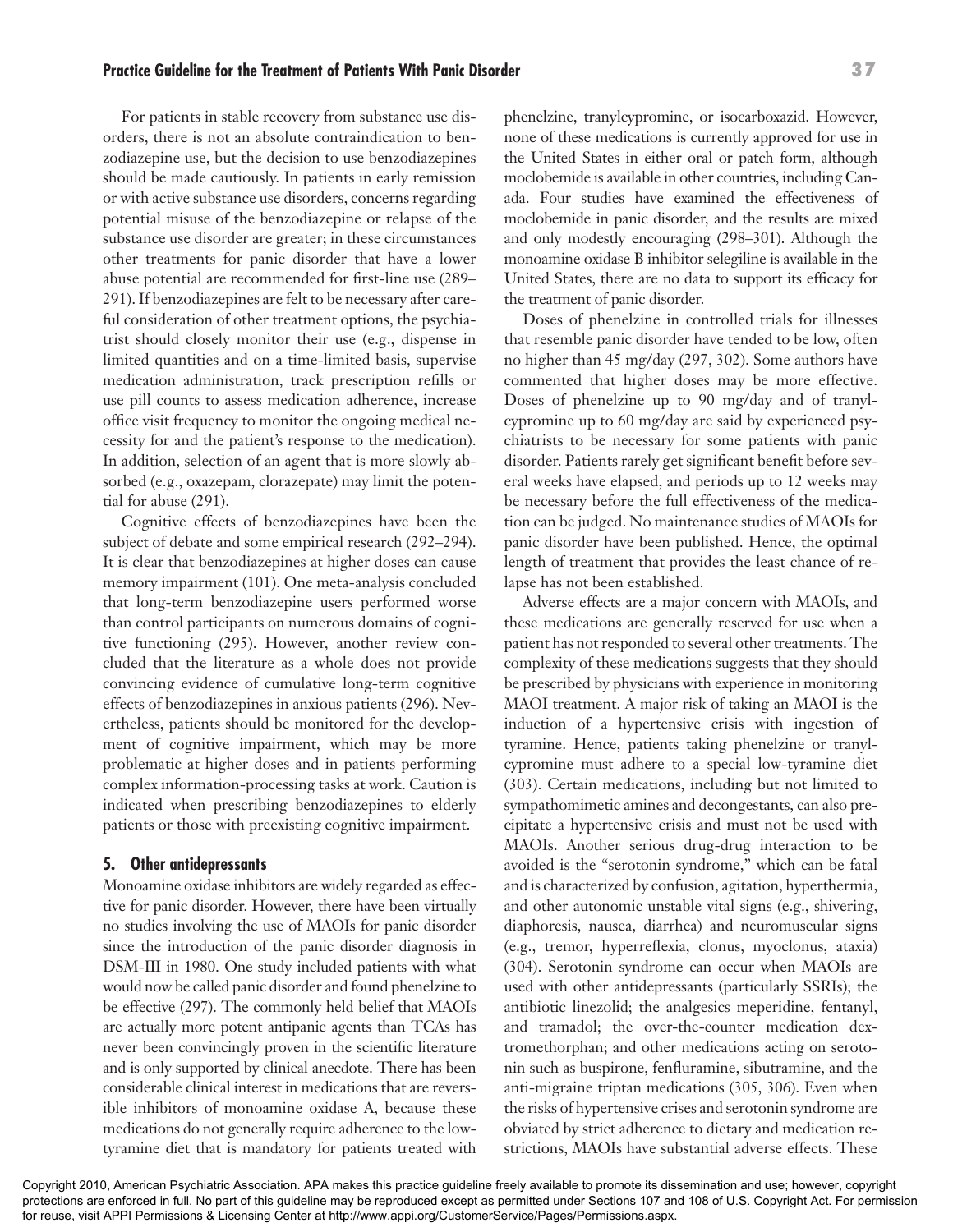For patients in stable recovery from substance use disorders, there is not an absolute contraindication to benzodiazepine use, but the decision to use benzodiazepines should be made cautiously. In patients in early remission or with active substance use disorders, concerns regarding potential misuse of the benzodiazepine or relapse of the substance use disorder are greater; in these circumstances other treatments for panic disorder that have a lower abuse potential are recommended for first-line use (289–291). If benzodiazepines are felt to be necessary after careful consideration of other treatment options, the psychiatrist should closely monitor their use (e.g., dispense in limited quantities and on a time-limited basis, supervise medication administration, track prescription refills or use pill counts to assess medication adherence, increase office visit frequency to monitor the ongoing medical necessity for and the patient's response to the medication). In addition, selection of an agent that is more slowly absorbed (e.g., oxazepam, clorazepate) may limit the potential for abuse (291).

Cognitive effects of benzodiazepines have been the subject of debate and some empirical research (292–294). It is clear that benzodiazepines at higher doses can cause memory impairment (101). One meta-analysis concluded that long-term benzodiazepine users performed worse than control participants on numerous domains of cognitive functioning (295). However, another review concluded that the literature as a whole does not provide convincing evidence of cumulative long-term cognitive effects of benzodiazepines in anxious patients (296). Nevertheless, patients should be monitored for the development of cognitive impairment, which may be more problematic at higher doses and in patients performing complex information-processing tasks at work. Caution is indicated when prescribing benzodiazepines to elderly patients or those with preexisting cognitive impairment.

### 5. Other antidepressants

Monoamine oxidase inhibitors are widely regarded as effective for panic disorder. However, there have been virtually no studies involving the use of MAOIs for panic disorder since the introduction of the panic disorder diagnosis in DSM-III in 1980. One study included patients with what would now be called panic disorder and found phenelzine to be effective (297). The commonly held belief that MAOIs are actually more potent antipanic agents than TCAs has never been convincingly proven in the scientific literature and is only supported by clinical anecdote. There has been considerable clinical interest in medications that are reversible inhibitors of monoamine oxidase A, because these medications do not generally require adherence to the low-tyramine diet that is mandatory for patients treated with phenelzine, tranylcypromine, or isocarboxazid. However, none of these medications is currently approved for use in the United States in either oral or patch form, although moclobemide is available in other countries, including Canada. Four studies have examined the effectiveness of moclobemide in panic disorder, and the results are mixed and only modestly encouraging (298–301). Although the monoamine oxidase B inhibitor selegiline is available in the United States, there are no data to support its efficacy for the treatment of panic disorder.

Doses of phenelzine in controlled trials for illnesses that resemble panic disorder have tended to be low, often no higher than 45 mg/day (297, 302). Some authors have commented that higher doses may be more effective. Doses of phenelzine up to 90 mg/day and of tranylcypromine up to 60 mg/day are said by experienced psychiatrists to be necessary for some patients with panic disorder. Patients rarely get significant benefit before several weeks have elapsed, and periods up to 12 weeks may be necessary before the full effectiveness of the medication can be judged. No maintenance studies of MAOIs for panic disorder have been published. Hence, the optimal length of treatment that provides the least chance of relapse has not been established.

Adverse effects are a major concern with MAOIs, and these medications are generally reserved for use when a patient has not responded to several other treatments. The complexity of these medications suggests that they should be prescribed by physicians with experience in monitoring MAOI treatment. A major risk of taking an MAOI is the induction of a hypertensive crisis with ingestion of tyramine. Hence, patients taking phenelzine or tranylcypromine must adhere to a special low-tyramine diet (303). Certain medications, including but not limited to sympathomimetic amines and decongestants, can also precipitate a hypertensive crisis and must not be used with MAOIs. Another serious drug-drug interaction to be avoided is the "serotonin syndrome," which can be fatal and is characterized by confusion, agitation, hyperthermia, and other autonomic unstable vital signs (e.g., shivering, diaphoresis, nausea, diarrhea) and neuromuscular signs (e.g., tremor, hyperreflexia, clonus, myoclonus, ataxia) (304). Serotonin syndrome can occur when MAOIs are used with other antidepressants (particularly SSRIs); the antibiotic linezolid; the analgesics meperidine, fentanyl, and tramadol; the over-the-counter medication dextromethorphan; and other medications acting on serotonin such as buspirone, fenfluramine, sibutramine, and the anti-migraine triptan medications (305, 306). Even when the risks of hypertensive crises and serotonin syndrome are obviated by strict adherence to dietary and medication restrictions, MAOIs have substantial adverse effects. These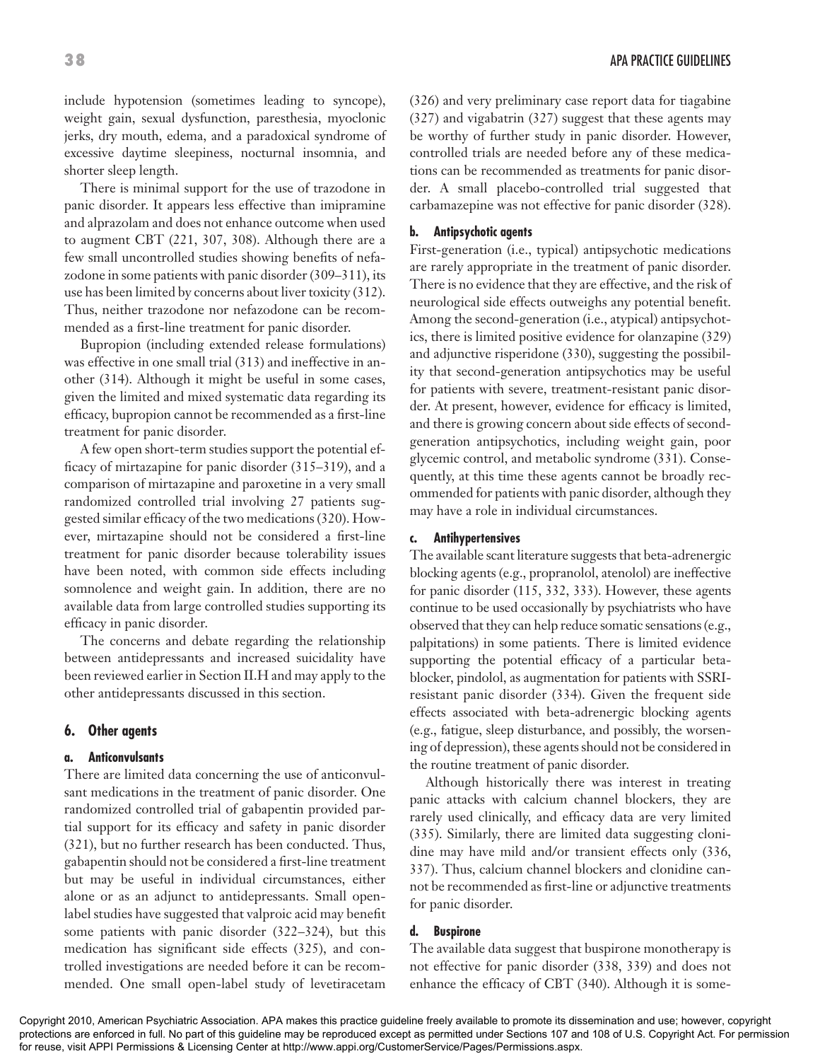include hypotension (sometimes leading to syncope), weight gain, sexual dysfunction, paresthesia, myoclonic jerks, dry mouth, edema, and a paradoxical syndrome of excessive daytime sleepiness, nocturnal insomnia, and shorter sleep length.

There is minimal support for the use of trazodone in panic disorder. It appears less effective than imipramine and alprazolam and does not enhance outcome when used to augment CBT (221, 307, 308). Although there are a few small uncontrolled studies showing benefits of nefazodone in some patients with panic disorder (309–311), its use has been limited by concerns about liver toxicity (312). Thus, neither trazodone nor nefazodone can be recommended as a first-line treatment for panic disorder.

Bupropion (including extended release formulations) was effective in one small trial (313) and ineffective in another (314). Although it might be useful in some cases, given the limited and mixed systematic data regarding its efficacy, bupropion cannot be recommended as a first-line treatment for panic disorder.

A few open short-term studies support the potential efficacy of mirtazapine for panic disorder (315–319), and a comparison of mirtazapine and paroxetine in a very small randomized controlled trial involving 27 patients suggested similar efficacy of the two medications (320). However, mirtazapine should not be considered a first-line treatment for panic disorder because tolerability issues have been noted, with common side effects including somnolence and weight gain. In addition, there are no available data from large controlled studies supporting its efficacy in panic disorder.

The concerns and debate regarding the relationship between antidepressants and increased suicidality have been reviewed earlier in Section II.H and may apply to the other antidepressants discussed in this section.

### 6. Other agents

#### a. Anticonvulsants

There are limited data concerning the use of anticonvulsant medications in the treatment of panic disorder. One randomized controlled trial of gabapentin provided partial support for its efficacy and safety in panic disorder (321), but no further research has been conducted. Thus, gabapentin should not be considered a first-line treatment but may be useful in individual circumstances, either alone or as an adjunct to antidepressants. Small open-label studies have suggested that valproic acid may benefit some patients with panic disorder (322–324), but this medication has significant side effects (325), and controlled investigations are needed before it can be recommended. One small open-label study of levetiracetam (326) and very preliminary case report data for tiagabine (327) and vigabatrin (327) suggest that these agents may be worthy of further study in panic disorder. However, controlled trials are needed before any of these medications can be recommended as treatments for panic disorder. A small placebo-controlled trial suggested that carbamazepine was not effective for panic disorder (328).

#### b. Antipsychotic agents

First-generation (i.e., typical) antipsychotic medications are rarely appropriate in the treatment of panic disorder. There is no evidence that they are effective, and the risk of neurological side effects outweighs any potential benefit. Among the second-generation (i.e., atypical) antipsychotics, there is limited positive evidence for olanzapine (329) and adjunctive risperidone (330), suggesting the possibility that second-generation antipsychotics may be useful for patients with severe, treatment-resistant panic disorder. At present, however, evidence for efficacy is limited, and there is growing concern about side effects of second-generation antipsychotics, including weight gain, poor glycemic control, and metabolic syndrome (331). Consequently, at this time these agents cannot be broadly recommended for patients with panic disorder, although they may have a role in individual circumstances.

#### c. Antihypertensives

The available scant literature suggests that beta-adrenergic blocking agents (e.g., propranolol, atenolol) are ineffective for panic disorder (115, 332, 333). However, these agents continue to be used occasionally by psychiatrists who have observed that they can help reduce somatic sensations (e.g., palpitations) in some patients. There is limited evidence supporting the potential efficacy of a particular beta-blocker, pindolol, as augmentation for patients with SSRI-resistant panic disorder (334). Given the frequent side effects associated with beta-adrenergic blocking agents (e.g., fatigue, sleep disturbance, and possibly, the worsening of depression), these agents should not be considered in the routine treatment of panic disorder.

Although historically there was interest in treating panic attacks with calcium channel blockers, they are rarely used clinically, and efficacy data are very limited (335). Similarly, there are limited data suggesting clonidine may have mild and/or transient effects only (336, 337). Thus, calcium channel blockers and clonidine cannot be recommended as first-line or adjunctive treatments for panic disorder.

#### d. Buspirone

The available data suggest that buspirone monotherapy is not effective for panic disorder (338, 339) and does not enhance the efficacy of CBT (340). Although it is some-

Copyright 2010, American Psychiatric Association. APA makes this practice guideline freely available to promote its dissemination and use; however, copyright protections are enforced in full. No part of this guideline may be reproduced except as permitted under Sections 107 and 108 of U.S. Copyright Act. For permission for reuse, visit APPI Permissions & Licensing Center at http://www.appi.org/CustomerService/Pages/Permissions.aspx.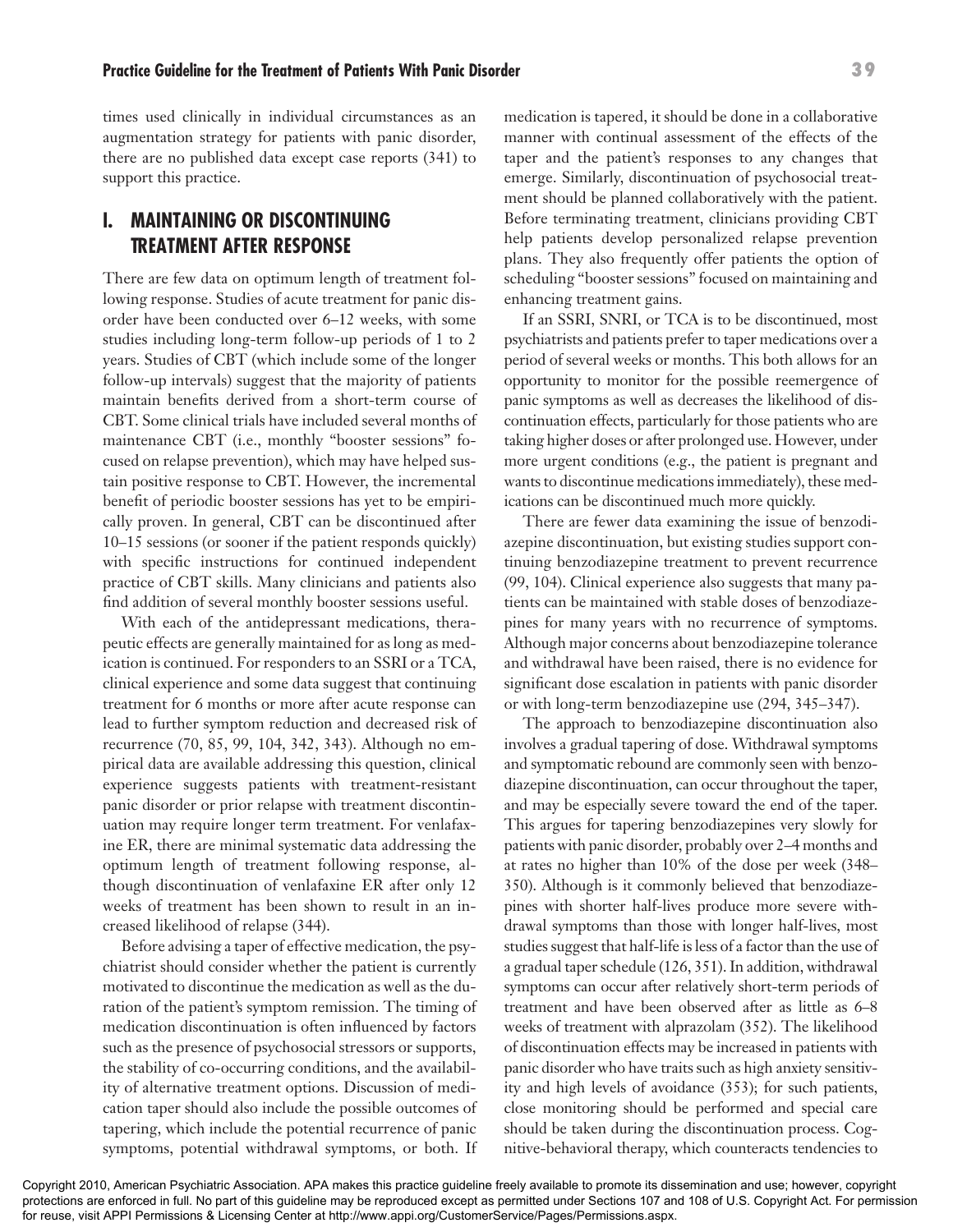times used clinically in individual circumstances as an augmentation strategy for patients with panic disorder, there are no published data except case reports (341) to support this practice.

## I. MAINTAINING OR DISCONTINUING TREATMENT AFTER RESPONSE

There are few data on optimum length of treatment following response. Studies of acute treatment for panic disorder have been conducted over 6–12 weeks, with some studies including long-term follow-up periods of 1 to 2 years. Studies of CBT (which include some of the longer follow-up intervals) suggest that the majority of patients maintain benefits derived from a short-term course of CBT. Some clinical trials have included several months of maintenance CBT (i.e., monthly "booster sessions" focused on relapse prevention), which may have helped sustain positive response to CBT. However, the incremental benefit of periodic booster sessions has yet to be empirically proven. In general, CBT can be discontinued after 10–15 sessions (or sooner if the patient responds quickly) with specific instructions for continued independent practice of CBT skills. Many clinicians and patients also find addition of several monthly booster sessions useful.

With each of the antidepressant medications, therapeutic effects are generally maintained for as long as medication is continued. For responders to an SSRI or a TCA, clinical experience and some data suggest that continuing treatment for 6 months or more after acute response can lead to further symptom reduction and decreased risk of recurrence (70, 85, 99, 104, 342, 343). Although no empirical data are available addressing this question, clinical experience suggests patients with treatment-resistant panic disorder or prior relapse with treatment discontinuation may require longer term treatment. For venlafaxine ER, there are minimal systematic data addressing the optimum length of treatment following response, although discontinuation of venlafaxine ER after only 12 weeks of treatment has been shown to result in an increased likelihood of relapse (344).

Before advising a taper of effective medication, the psychiatrist should consider whether the patient is currently motivated to discontinue the medication as well as the duration of the patient's symptom remission. The timing of medication discontinuation is often influenced by factors such as the presence of psychosocial stressors or supports, the stability of co-occurring conditions, and the availability of alternative treatment options. Discussion of medication taper should also include the possible outcomes of tapering, which include the potential recurrence of panic symptoms, potential withdrawal symptoms, or both. If medication is tapered, it should be done in a collaborative manner with continual assessment of the effects of the taper and the patient's responses to any changes that emerge. Similarly, discontinuation of psychosocial treatment should be planned collaboratively with the patient. Before terminating treatment, clinicians providing CBT help patients develop personalized relapse prevention plans. They also frequently offer patients the option of scheduling "booster sessions" focused on maintaining and enhancing treatment gains.

If an SSRI, SNRI, or TCA is to be discontinued, most psychiatrists and patients prefer to taper medications over a period of several weeks or months. This both allows for an opportunity to monitor for the possible reemergence of panic symptoms as well as decreases the likelihood of discontinuation effects, particularly for those patients who are taking higher doses or after prolonged use. However, under more urgent conditions (e.g., the patient is pregnant and wants to discontinue medications immediately), these medications can be discontinued much more quickly.

There are fewer data examining the issue of benzodiazepine discontinuation, but existing studies support continuing benzodiazepine treatment to prevent recurrence (99, 104). Clinical experience also suggests that many patients can be maintained with stable doses of benzodiazepines for many years with no recurrence of symptoms. Although major concerns about benzodiazepine tolerance and withdrawal have been raised, there is no evidence for significant dose escalation in patients with panic disorder or with long-term benzodiazepine use (294, 345–347).

The approach to benzodiazepine discontinuation also involves a gradual tapering of dose. Withdrawal symptoms and symptomatic rebound are commonly seen with benzodiazepine discontinuation, can occur throughout the taper, and may be especially severe toward the end of the taper. This argues for tapering benzodiazepines very slowly for patients with panic disorder, probably over 2–4 months and at rates no higher than 10% of the dose per week (348–350). Although is it commonly believed that benzodiazepines with shorter half-lives produce more severe withdrawal symptoms than those with longer half-lives, most studies suggest that half-life is less of a factor than the use of a gradual taper schedule (126, 351). In addition, withdrawal symptoms can occur after relatively short-term periods of treatment and have been observed after as little as 6–8 weeks of treatment with alprazolam (352). The likelihood of discontinuation effects may be increased in patients with panic disorder who have traits such as high anxiety sensitivity and high levels of avoidance (353); for such patients, close monitoring should be performed and special care should be taken during the discontinuation process. Cognitive-behavioral therapy, which counteracts tendencies to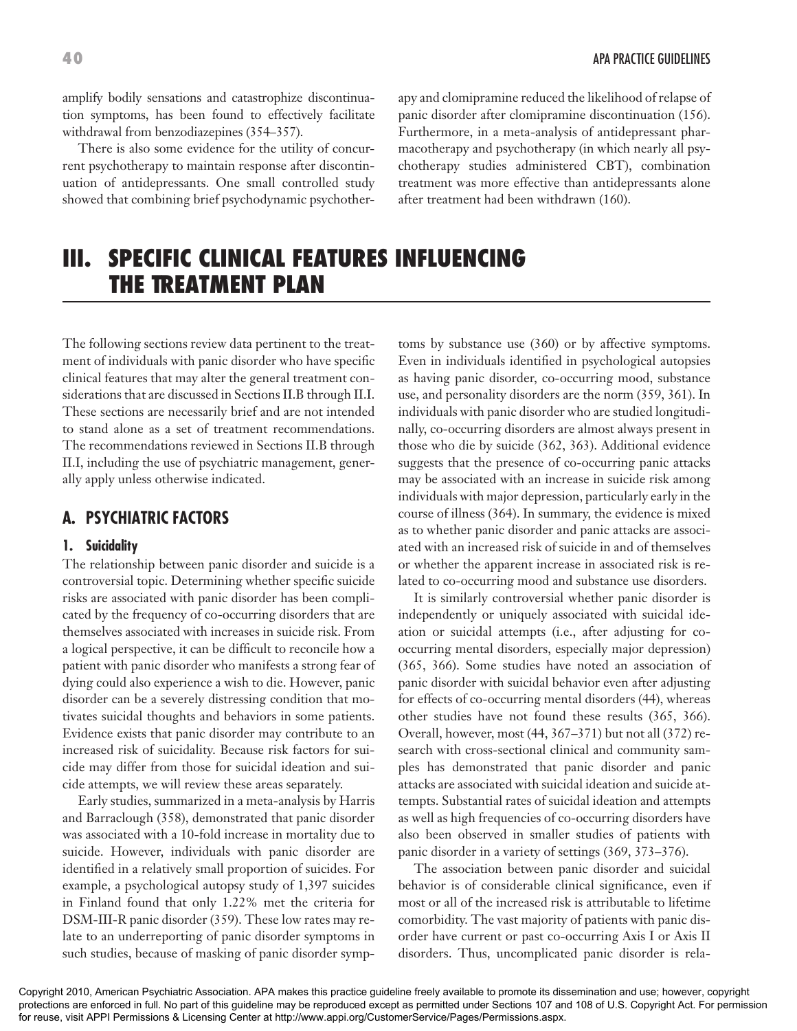amplify bodily sensations and catastrophize discontinuation symptoms, has been found to effectively facilitate withdrawal from benzodiazepines (354–357).

There is also some evidence for the utility of concurrent psychotherapy to maintain response after discontinuation of antidepressants. One small controlled study showed that combining brief psychodynamic psychotherapy and clomipramine reduced the likelihood of relapse of panic disorder after clomipramine discontinuation (156). Furthermore, in a meta-analysis of antidepressant pharmacotherapy and psychotherapy (in which nearly all psychotherapy studies administered CBT), combination treatment was more effective than antidepressants alone after treatment had been withdrawn (160).

# III. SPECIFIC CLINICAL FEATURES INFLUENCING THE TREATMENT PLAN

The following sections review data pertinent to the treatment of individuals with panic disorder who have specific clinical features that may alter the general treatment considerations that are discussed in Sections II.B through II.I. These sections are necessarily brief and are not intended to stand alone as a set of treatment recommendations. The recommendations reviewed in Sections II.B through II.I, including the use of psychiatric management, generally apply unless otherwise indicated.

## A. PSYCHIATRIC FACTORS

### 1. Suicidality

The relationship between panic disorder and suicide is a controversial topic. Determining whether specific suicide risks are associated with panic disorder has been complicated by the frequency of co-occurring disorders that are themselves associated with increases in suicide risk. From a logical perspective, it can be difficult to reconcile how a patient with panic disorder who manifests a strong fear of dying could also experience a wish to die. However, panic disorder can be a severely distressing condition that motivates suicidal thoughts and behaviors in some patients. Evidence exists that panic disorder may contribute to an increased risk of suicidality. Because risk factors for suicide may differ from those for suicidal ideation and suicide attempts, we will review these areas separately.

Early studies, summarized in a meta-analysis by Harris and Barraclough (358), demonstrated that panic disorder was associated with a 10-fold increase in mortality due to suicide. However, individuals with panic disorder are identified in a relatively small proportion of suicides. For example, a psychological autopsy study of 1,397 suicides in Finland found that only 1.22% met the criteria for DSM-III-R panic disorder (359). These low rates may relate to an underreporting of panic disorder symptoms in such studies, because of masking of panic disorder symptoms by substance use (360) or by affective symptoms. Even in individuals identified in psychological autopsies as having panic disorder, co-occurring mood, substance use, and personality disorders are the norm (359, 361). In individuals with panic disorder who are studied longitudinally, co-occurring disorders are almost always present in those who die by suicide (362, 363). Additional evidence suggests that the presence of co-occurring panic attacks may be associated with an increase in suicide risk among individuals with major depression, particularly early in the course of illness (364). In summary, the evidence is mixed as to whether panic disorder and panic attacks are associated with an increased risk of suicide in and of themselves or whether the apparent increase in associated risk is related to co-occurring mood and substance use disorders.

It is similarly controversial whether panic disorder is independently or uniquely associated with suicidal ideation or suicidal attempts (i.e., after adjusting for co-occurring mental disorders, especially major depression) (365, 366). Some studies have noted an association of panic disorder with suicidal behavior even after adjusting for effects of co-occurring mental disorders (44), whereas other studies have not found these results (365, 366). Overall, however, most (44, 367–371) but not all (372) research with cross-sectional clinical and community samples has demonstrated that panic disorder and panic attacks are associated with suicidal ideation and suicide attempts. Substantial rates of suicidal ideation and attempts as well as high frequencies of co-occurring disorders have also been observed in smaller studies of patients with panic disorder in a variety of settings (369, 373–376).

The association between panic disorder and suicidal behavior is of considerable clinical significance, even if most or all of the increased risk is attributable to lifetime comorbidity. The vast majority of patients with panic disorder have current or past co-occurring Axis I or Axis II disorders. Thus, uncomplicated panic disorder is rela-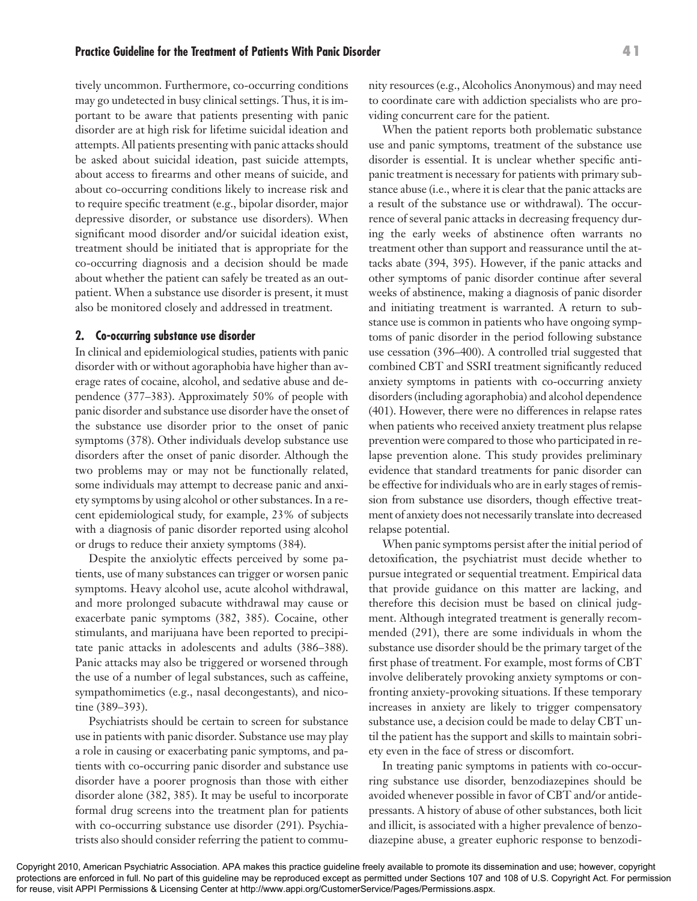tively uncommon. Furthermore, co-occurring conditions may go undetected in busy clinical settings. Thus, it is important to be aware that patients presenting with panic disorder are at high risk for lifetime suicidal ideation and attempts. All patients presenting with panic attacks should be asked about suicidal ideation, past suicide attempts, about access to firearms and other means of suicide, and about co-occurring conditions likely to increase risk and to require specific treatment (e.g., bipolar disorder, major depressive disorder, or substance use disorders). When significant mood disorder and/or suicidal ideation exist, treatment should be initiated that is appropriate for the co-occurring diagnosis and a decision should be made about whether the patient can safely be treated as an outpatient. When a substance use disorder is present, it must also be monitored closely and addressed in treatment.

### 2. Co-occurring substance use disorder

In clinical and epidemiological studies, patients with panic disorder with or without agoraphobia have higher than average rates of cocaine, alcohol, and sedative abuse and dependence (377–383). Approximately 50% of people with panic disorder and substance use disorder have the onset of the substance use disorder prior to the onset of panic symptoms (378). Other individuals develop substance use disorders after the onset of panic disorder. Although the two problems may or may not be functionally related, some individuals may attempt to decrease panic and anxiety symptoms by using alcohol or other substances. In a recent epidemiological study, for example, 23% of subjects with a diagnosis of panic disorder reported using alcohol or drugs to reduce their anxiety symptoms (384).

Despite the anxiolytic effects perceived by some patients, use of many substances can trigger or worsen panic symptoms. Heavy alcohol use, acute alcohol withdrawal, and more prolonged subacute withdrawal may cause or exacerbate panic symptoms (382, 385). Cocaine, other stimulants, and marijuana have been reported to precipitate panic attacks in adolescents and adults (386–388). Panic attacks may also be triggered or worsened through the use of a number of legal substances, such as caffeine, sympathomimetics (e.g., nasal decongestants), and nicotine (389–393).

Psychiatrists should be certain to screen for substance use in patients with panic disorder. Substance use may play a role in causing or exacerbating panic symptoms, and patients with co-occurring panic disorder and substance use disorder have a poorer prognosis than those with either disorder alone (382, 385). It may be useful to incorporate formal drug screens into the treatment plan for patients with co-occurring substance use disorder (291). Psychiatrists also should consider referring the patient to community resources (e.g., Alcoholics Anonymous) and may need to coordinate care with addiction specialists who are providing concurrent care for the patient.

When the patient reports both problematic substance use and panic symptoms, treatment of the substance use disorder is essential. It is unclear whether specific antipanic treatment is necessary for patients with primary substance abuse (i.e., where it is clear that the panic attacks are a result of the substance use or withdrawal). The occurrence of several panic attacks in decreasing frequency during the early weeks of abstinence often warrants no treatment other than support and reassurance until the attacks abate (394, 395). However, if the panic attacks and other symptoms of panic disorder continue after several weeks of abstinence, making a diagnosis of panic disorder and initiating treatment is warranted. A return to substance use is common in patients who have ongoing symptoms of panic disorder in the period following substance use cessation (396–400). A controlled trial suggested that combined CBT and SSRI treatment significantly reduced anxiety symptoms in patients with co-occurring anxiety disorders (including agoraphobia) and alcohol dependence (401). However, there were no differences in relapse rates when patients who received anxiety treatment plus relapse prevention were compared to those who participated in relapse prevention alone. This study provides preliminary evidence that standard treatments for panic disorder can be effective for individuals who are in early stages of remission from substance use disorders, though effective treatment of anxiety does not necessarily translate into decreased relapse potential.

When panic symptoms persist after the initial period of detoxification, the psychiatrist must decide whether to pursue integrated or sequential treatment. Empirical data that provide guidance on this matter are lacking, and therefore this decision must be based on clinical judgment. Although integrated treatment is generally recommended (291), there are some individuals in whom the substance use disorder should be the primary target of the first phase of treatment. For example, most forms of CBT involve deliberately provoking anxiety symptoms or confronting anxiety-provoking situations. If these temporary increases in anxiety are likely to trigger compensatory substance use, a decision could be made to delay CBT until the patient has the support and skills to maintain sobriety even in the face of stress or discomfort.

In treating panic symptoms in patients with co-occurring substance use disorder, benzodiazepines should be avoided whenever possible in favor of CBT and/or antidepressants. A history of abuse of other substances, both licit and illicit, is associated with a higher prevalence of benzodiazepine abuse, a greater euphoric response to benzodi-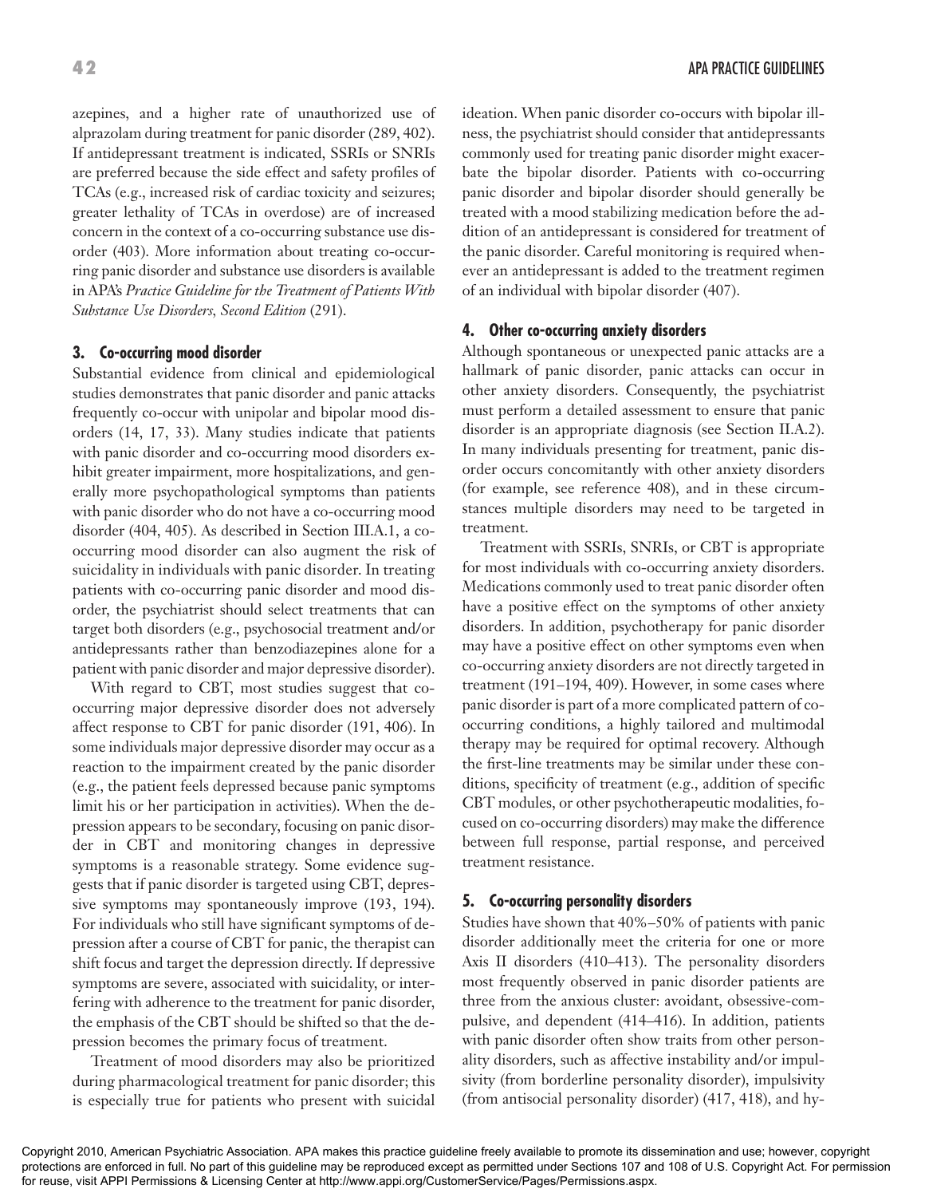azepines, and a higher rate of unauthorized use of alprazolam during treatment for panic disorder (289, 402). If antidepressant treatment is indicated, SSRIs or SNRIs are preferred because the side effect and safety profiles of TCAs (e.g., increased risk of cardiac toxicity and seizures; greater lethality of TCAs in overdose) are of increased concern in the context of a co-occurring substance use disorder (403). More information about treating co-occurring panic disorder and substance use disorders is available in APA's *Practice Guideline for the Treatment of Patients With Substance Use Disorders, Second Edition* (291).

#### 3. Co-occurring mood disorder

Substantial evidence from clinical and epidemiological studies demonstrates that panic disorder and panic attacks frequently co-occur with unipolar and bipolar mood disorders (14, 17, 33). Many studies indicate that patients with panic disorder and co-occurring mood disorders exhibit greater impairment, more hospitalizations, and generally more psychopathological symptoms than patients with panic disorder who do not have a co-occurring mood disorder (404, 405). As described in Section III.A.1, a co-occurring mood disorder can also augment the risk of suicidality in individuals with panic disorder. In treating patients with co-occurring panic disorder and mood disorder, the psychiatrist should select treatments that can target both disorders (e.g., psychosocial treatment and/or antidepressants rather than benzodiazepines alone for a patient with panic disorder and major depressive disorder).

With regard to CBT, most studies suggest that co-occurring major depressive disorder does not adversely affect response to CBT for panic disorder (191, 406). In some individuals major depressive disorder may occur as a reaction to the impairment created by the panic disorder (e.g., the patient feels depressed because panic symptoms limit his or her participation in activities). When the depression appears to be secondary, focusing on panic disorder in CBT and monitoring changes in depressive symptoms is a reasonable strategy. Some evidence suggests that if panic disorder is targeted using CBT, depressive symptoms may spontaneously improve (193, 194). For individuals who still have significant symptoms of depression after a course of CBT for panic, the therapist can shift focus and target the depression directly. If depressive symptoms are severe, associated with suicidality, or interfering with adherence to the treatment for panic disorder, the emphasis of the CBT should be shifted so that the depression becomes the primary focus of treatment.

Treatment of mood disorders may also be prioritized during pharmacological treatment for panic disorder; this is especially true for patients who present with suicidal ideation. When panic disorder co-occurs with bipolar illness, the psychiatrist should consider that antidepressants commonly used for treating panic disorder might exacerbate the bipolar disorder. Patients with co-occurring panic disorder and bipolar disorder should generally be treated with a mood stabilizing medication before the addition of an antidepressant is considered for treatment of the panic disorder. Careful monitoring is required whenever an antidepressant is added to the treatment regimen of an individual with bipolar disorder (407).

#### 4. Other co-occurring anxiety disorders

Although spontaneous or unexpected panic attacks are a hallmark of panic disorder, panic attacks can occur in other anxiety disorders. Consequently, the psychiatrist must perform a detailed assessment to ensure that panic disorder is an appropriate diagnosis (see Section II.A.2). In many individuals presenting for treatment, panic disorder occurs concomitantly with other anxiety disorders (for example, see reference 408), and in these circumstances multiple disorders may need to be targeted in treatment.

Treatment with SSRIs, SNRIs, or CBT is appropriate for most individuals with co-occurring anxiety disorders. Medications commonly used to treat panic disorder often have a positive effect on the symptoms of other anxiety disorders. In addition, psychotherapy for panic disorder may have a positive effect on other symptoms even when co-occurring anxiety disorders are not directly targeted in treatment (191–194, 409). However, in some cases where panic disorder is part of a more complicated pattern of co-occurring conditions, a highly tailored and multimodal therapy may be required for optimal recovery. Although the first-line treatments may be similar under these conditions, specificity of treatment (e.g., addition of specific CBT modules, or other psychotherapeutic modalities, focused on co-occurring disorders) may make the difference between full response, partial response, and perceived treatment resistance.

#### 5. Co-occurring personality disorders

Studies have shown that 40%–50% of patients with panic disorder additionally meet the criteria for one or more Axis II disorders (410–413). The personality disorders most frequently observed in panic disorder patients are three from the anxious cluster: avoidant, obsessive-compulsive, and dependent (414–416). In addition, patients with panic disorder often show traits from other personality disorders, such as affective instability and/or impulsivity (from borderline personality disorder), impulsivity (from antisocial personality disorder) (417, 418), and hy-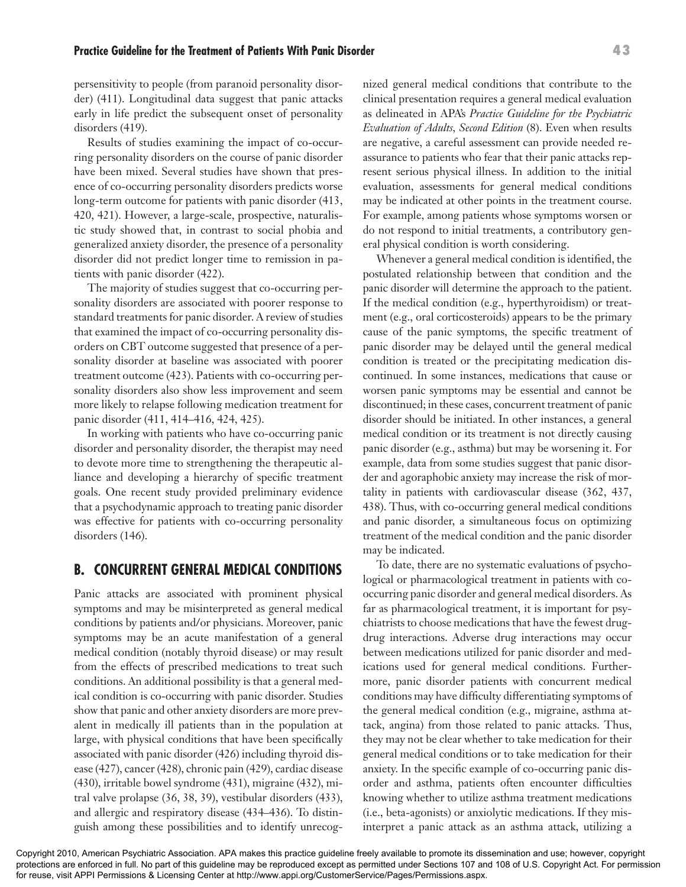persensitivity to people (from paranoid personality disorder) (411). Longitudinal data suggest that panic attacks early in life predict the subsequent onset of personality disorders (419).

Results of studies examining the impact of co-occurring personality disorders on the course of panic disorder have been mixed. Several studies have shown that presence of co-occurring personality disorders predicts worse long-term outcome for patients with panic disorder (413, 420, 421). However, a large-scale, prospective, naturalistic study showed that, in contrast to social phobia and generalized anxiety disorder, the presence of a personality disorder did not predict longer time to remission in patients with panic disorder (422).

The majority of studies suggest that co-occurring personality disorders are associated with poorer response to standard treatments for panic disorder. A review of studies that examined the impact of co-occurring personality disorders on CBT outcome suggested that presence of a personality disorder at baseline was associated with poorer treatment outcome (423). Patients with co-occurring personality disorders also show less improvement and seem more likely to relapse following medication treatment for panic disorder (411, 414–416, 424, 425).

In working with patients who have co-occurring panic disorder and personality disorder, the therapist may need to devote more time to strengthening the therapeutic alliance and developing a hierarchy of specific treatment goals. One recent study provided preliminary evidence that a psychodynamic approach to treating panic disorder was effective for patients with co-occurring personality disorders (146).

## B. CONCURRENT GENERAL MEDICAL CONDITIONS

Panic attacks are associated with prominent physical symptoms and may be misinterpreted as general medical conditions by patients and/or physicians. Moreover, panic symptoms may be an acute manifestation of a general medical condition (notably thyroid disease) or may result from the effects of prescribed medications to treat such conditions. An additional possibility is that a general medical condition is co-occurring with panic disorder. Studies show that panic and other anxiety disorders are more prevalent in medically ill patients than in the population at large, with physical conditions that have been specifically associated with panic disorder (426) including thyroid disease (427), cancer (428), chronic pain (429), cardiac disease (430), irritable bowel syndrome (431), migraine (432), mitral valve prolapse (36, 38, 39), vestibular disorders (433), and allergic and respiratory disease (434–436). To distinguish among these possibilities and to identify unrecognized general medical conditions that contribute to the clinical presentation requires a general medical evaluation as delineated in APA's *Practice Guideline for the Psychiatric Evaluation of Adults, Second Edition* (8). Even when results are negative, a careful assessment can provide needed reassurance to patients who fear that their panic attacks represent serious physical illness. In addition to the initial evaluation, assessments for general medical conditions may be indicated at other points in the treatment course. For example, among patients whose symptoms worsen or do not respond to initial treatments, a contributory general physical condition is worth considering.

Whenever a general medical condition is identified, the postulated relationship between that condition and the panic disorder will determine the approach to the patient. If the medical condition (e.g., hyperthyroidism) or treatment (e.g., oral corticosteroids) appears to be the primary cause of the panic symptoms, the specific treatment of panic disorder may be delayed until the general medical condition is treated or the precipitating medication discontinued. In some instances, medications that cause or worsen panic symptoms may be essential and cannot be discontinued; in these cases, concurrent treatment of panic disorder should be initiated. In other instances, a general medical condition or its treatment is not directly causing panic disorder (e.g., asthma) but may be worsening it. For example, data from some studies suggest that panic disorder and agoraphobic anxiety may increase the risk of mortality in patients with cardiovascular disease (362, 437, 438). Thus, with co-occurring general medical conditions and panic disorder, a simultaneous focus on optimizing treatment of the medical condition and the panic disorder may be indicated.

To date, there are no systematic evaluations of psychological or pharmacological treatment in patients with co-occurring panic disorder and general medical disorders. As far as pharmacological treatment, it is important for psychiatrists to choose medications that have the fewest drug-drug interactions. Adverse drug interactions may occur between medications utilized for panic disorder and medications used for general medical conditions. Furthermore, panic disorder patients with concurrent medical conditions may have difficulty differentiating symptoms of the general medical condition (e.g., migraine, asthma attack, angina) from those related to panic attacks. Thus, they may not be clear whether to take medication for their general medical conditions or to take medication for their anxiety. In the specific example of co-occurring panic disorder and asthma, patients often encounter difficulties knowing whether to utilize asthma treatment medications (i.e., beta-agonists) or anxiolytic medications. If they misinterpret a panic attack as an asthma attack, utilizing a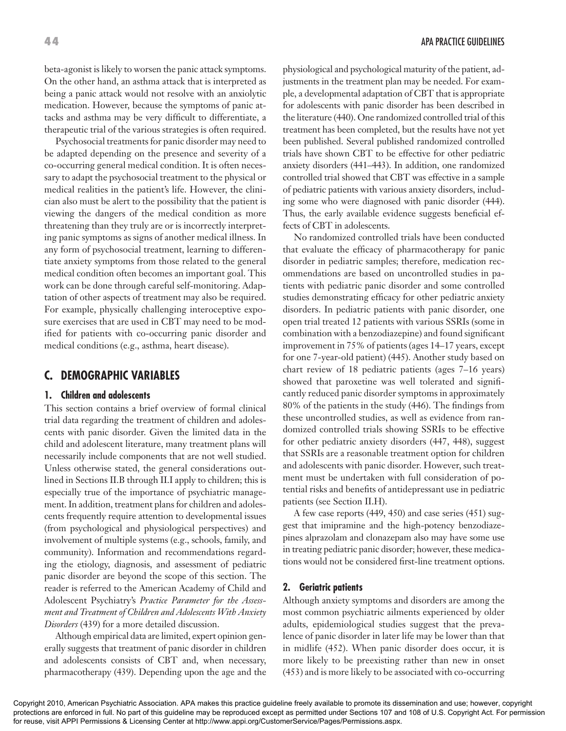beta-agonist is likely to worsen the panic attack symptoms. On the other hand, an asthma attack that is interpreted as being a panic attack would not resolve with an anxiolytic medication. However, because the symptoms of panic attacks and asthma may be very difficult to differentiate, a therapeutic trial of the various strategies is often required.

Psychosocial treatments for panic disorder may need to be adapted depending on the presence and severity of a co-occurring general medical condition. It is often necessary to adapt the psychosocial treatment to the physical or medical realities in the patient's life. However, the clinician also must be alert to the possibility that the patient is viewing the dangers of the medical condition as more threatening than they truly are or is incorrectly interpreting panic symptoms as signs of another medical illness. In any form of psychosocial treatment, learning to differentiate anxiety symptoms from those related to the general medical condition often becomes an important goal. This work can be done through careful self-monitoring. Adaptation of other aspects of treatment may also be required. For example, physically challenging interoceptive exposure exercises that are used in CBT may need to be modified for patients with co-occurring panic disorder and medical conditions (e.g., asthma, heart disease).

## C. DEMOGRAPHIC VARIABLES

### 1. Children and adolescents

This section contains a brief overview of formal clinical trial data regarding the treatment of children and adolescents with panic disorder. Given the limited data in the child and adolescent literature, many treatment plans will necessarily include components that are not well studied. Unless otherwise stated, the general considerations outlined in Sections II.B through II.I apply to children; this is especially true of the importance of psychiatric management. In addition, treatment plans for children and adolescents frequently require attention to developmental issues (from psychological and physiological perspectives) and involvement of multiple systems (e.g., schools, family, and community). Information and recommendations regarding the etiology, diagnosis, and assessment of pediatric panic disorder are beyond the scope of this section. The reader is referred to the American Academy of Child and Adolescent Psychiatry's *Practice Parameter for the Assessment and Treatment of Children and Adolescents With Anxiety Disorders* (439) for a more detailed discussion.

Although empirical data are limited, expert opinion generally suggests that treatment of panic disorder in children and adolescents consists of CBT and, when necessary, pharmacotherapy (439). Depending upon the age and the physiological and psychological maturity of the patient, adjustments in the treatment plan may be needed. For example, a developmental adaptation of CBT that is appropriate for adolescents with panic disorder has been described in the literature (440). One randomized controlled trial of this treatment has been completed, but the results have not yet been published. Several published randomized controlled trials have shown CBT to be effective for other pediatric anxiety disorders (441–443). In addition, one randomized controlled trial showed that CBT was effective in a sample of pediatric patients with various anxiety disorders, including some who were diagnosed with panic disorder (444). Thus, the early available evidence suggests beneficial effects of CBT in adolescents.

No randomized controlled trials have been conducted that evaluate the efficacy of pharmacotherapy for panic disorder in pediatric samples; therefore, medication recommendations are based on uncontrolled studies in patients with pediatric panic disorder and some controlled studies demonstrating efficacy for other pediatric anxiety disorders. In pediatric patients with panic disorder, one open trial treated 12 patients with various SSRIs (some in combination with a benzodiazepine) and found significant improvement in 75% of patients (ages 14–17 years, except for one 7-year-old patient) (445). Another study based on chart review of 18 pediatric patients (ages 7–16 years) showed that paroxetine was well tolerated and significantly reduced panic disorder symptoms in approximately 80% of the patients in the study (446). The findings from these uncontrolled studies, as well as evidence from randomized controlled trials showing SSRIs to be effective for other pediatric anxiety disorders (447, 448), suggest that SSRIs are a reasonable treatment option for children and adolescents with panic disorder. However, such treatment must be undertaken with full consideration of potential risks and benefits of antidepressant use in pediatric patients (see Section II.H).

A few case reports (449, 450) and case series (451) suggest that imipramine and the high-potency benzodiazepines alprazolam and clonazepam also may have some use in treating pediatric panic disorder; however, these medications would not be considered first-line treatment options.

### 2. Geriatric patients

Although anxiety symptoms and disorders are among the most common psychiatric ailments experienced by older adults, epidemiological studies suggest that the prevalence of panic disorder in later life may be lower than that in midlife (452). When panic disorder does occur, it is more likely to be preexisting rather than new in onset (453) and is more likely to be associated with co-occurring

Copyright 2010, American Psychiatric Association. APA makes this practice guideline freely available to promote its dissemination and use; however, copyright protections are enforced in full. No part of this guideline may be reproduced except as permitted under Sections 107 and 108 of U.S. Copyright Act. For permission for reuse, visit APPI Permissions & Licensing Center at http://www.appi.org/CustomerService/Pages/Permissions.aspx.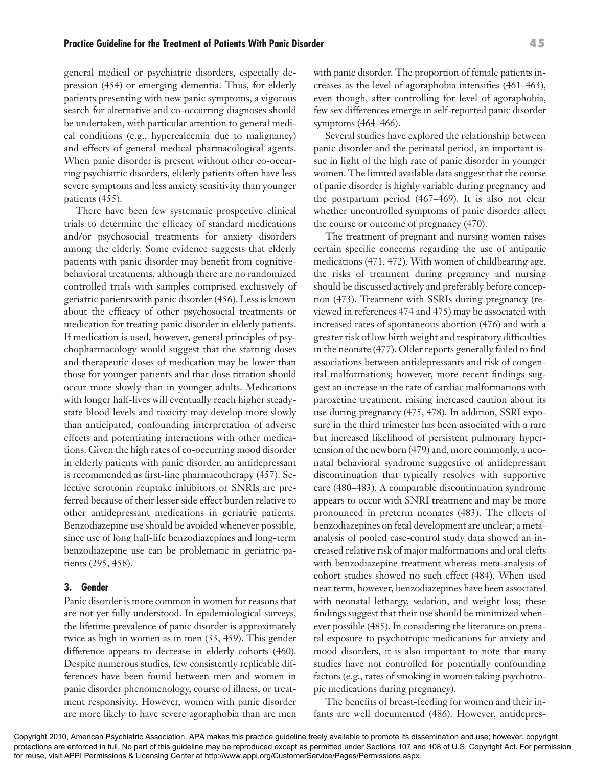general medical or psychiatric disorders, especially depression (454) or emerging dementia. Thus, for elderly patients presenting with new panic symptoms, a vigorous search for alternative and co-occurring diagnoses should be undertaken, with particular attention to general medical conditions (e.g., hypercalcemia due to malignancy) and effects of general medical pharmacological agents. When panic disorder is present without other co-occurring psychiatric disorders, elderly patients often have less severe symptoms and less anxiety sensitivity than younger patients (455).

There have been few systematic prospective clinical trials to determine the efficacy of standard medications and/or psychosocial treatments for anxiety disorders among the elderly. Some evidence suggests that elderly patients with panic disorder may benefit from cognitive-behavioral treatments, although there are no randomized controlled trials with samples comprised exclusively of geriatric patients with panic disorder (456). Less is known about the efficacy of other psychosocial treatments or medication for treating panic disorder in elderly patients. If medication is used, however, general principles of psychopharmacology would suggest that the starting doses and therapeutic doses of medication may be lower than those for younger patients and that dose titration should occur more slowly than in younger adults. Medications with longer half-lives will eventually reach higher steady-state blood levels and toxicity may develop more slowly than anticipated, confounding interpretation of adverse effects and potentiating interactions with other medications. Given the high rates of co-occurring mood disorder in elderly patients with panic disorder, an antidepressant is recommended as first-line pharmacotherapy (457). Selective serotonin reuptake inhibitors or SNRIs are preferred because of their lesser side effect burden relative to other antidepressant medications in geriatric patients. Benzodiazepine use should be avoided whenever possible, since use of long half-life benzodiazepines and long-term benzodiazepine use can be problematic in geriatric patients (295, 458).

### 3. Gender

Panic disorder is more common in women for reasons that are not yet fully understood. In epidemiological surveys, the lifetime prevalence of panic disorder is approximately twice as high in women as in men (33, 459). This gender difference appears to decrease in elderly cohorts (460). Despite numerous studies, few consistently replicable differences have been found between men and women in panic disorder phenomenology, course of illness, or treatment responsivity. However, women with panic disorder are more likely to have severe agoraphobia than are men with panic disorder. The proportion of female patients increases as the level of agoraphobia intensifies (461–463), even though, after controlling for level of agoraphobia, few sex differences emerge in self-reported panic disorder symptoms (464–466).

Several studies have explored the relationship between panic disorder and the perinatal period, an important issue in light of the high rate of panic disorder in younger women. The limited available data suggest that the course of panic disorder is highly variable during pregnancy and the postpartum period (467–469). It is also not clear whether uncontrolled symptoms of panic disorder affect the course or outcome of pregnancy (470).

The treatment of pregnant and nursing women raises certain specific concerns regarding the use of antipanic medications (471, 472). With women of childbearing age, the risks of treatment during pregnancy and nursing should be discussed actively and preferably before conception (473). Treatment with SSRIs during pregnancy (reviewed in references 474 and 475) may be associated with increased rates of spontaneous abortion (476) and with a greater risk of low birth weight and respiratory difficulties in the neonate (477). Older reports generally failed to find associations between antidepressants and risk of congenital malformations; however, more recent findings suggest an increase in the rate of cardiac malformations with paroxetine treatment, raising increased caution about its use during pregnancy (475, 478). In addition, SSRI exposure in the third trimester has been associated with a rare but increased likelihood of persistent pulmonary hypertension of the newborn (479) and, more commonly, a neonatal behavioral syndrome suggestive of antidepressant discontinuation that typically resolves with supportive care (480–483). A comparable discontinuation syndrome appears to occur with SNRI treatment and may be more pronounced in preterm neonates (483). The effects of benzodiazepines on fetal development are unclear; a meta-analysis of pooled case-control study data showed an increased relative risk of major malformations and oral clefts with benzodiazepine treatment whereas meta-analysis of cohort studies showed no such effect (484). When used near term, however, benzodiazepines have been associated with neonatal lethargy, sedation, and weight loss; these findings suggest that their use should be minimized whenever possible (485). In considering the literature on prenatal exposure to psychotropic medications for anxiety and mood disorders, it is also important to note that many studies have not controlled for potentially confounding factors (e.g., rates of smoking in women taking psychotropic medications during pregnancy).

The benefits of breast-feeding for women and their infants are well documented (486). However, antidepres-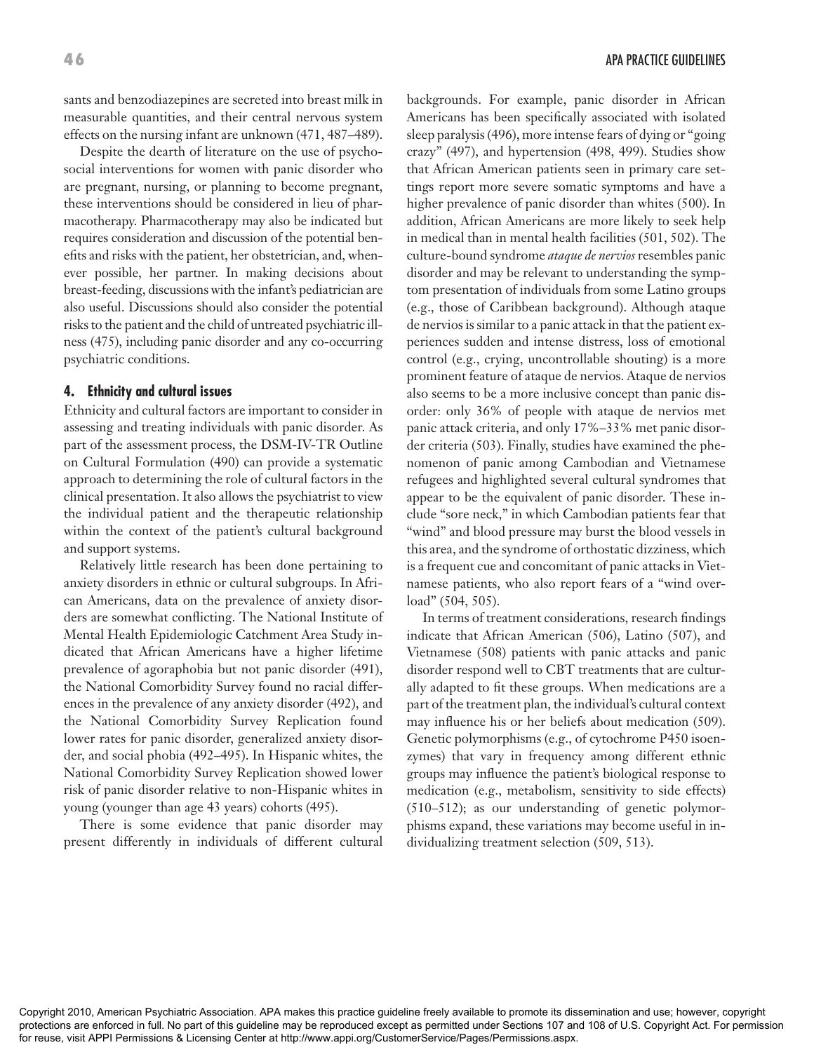sants and benzodiazepines are secreted into breast milk in measurable quantities, and their central nervous system effects on the nursing infant are unknown (471, 487–489).

Despite the dearth of literature on the use of psychosocial interventions for women with panic disorder who are pregnant, nursing, or planning to become pregnant, these interventions should be considered in lieu of pharmacotherapy. Pharmacotherapy may also be indicated but requires consideration and discussion of the potential benefits and risks with the patient, her obstetrician, and, whenever possible, her partner. In making decisions about breast-feeding, discussions with the infant's pediatrician are also useful. Discussions should also consider the potential risks to the patient and the child of untreated psychiatric illness (475), including panic disorder and any co-occurring psychiatric conditions.

### 4. Ethnicity and cultural issues

Ethnicity and cultural factors are important to consider in assessing and treating individuals with panic disorder. As part of the assessment process, the DSM-IV-TR Outline on Cultural Formulation (490) can provide a systematic approach to determining the role of cultural factors in the clinical presentation. It also allows the psychiatrist to view the individual patient and the therapeutic relationship within the context of the patient's cultural background and support systems.

Relatively little research has been done pertaining to anxiety disorders in ethnic or cultural subgroups. In African Americans, data on the prevalence of anxiety disorders are somewhat conflicting. The National Institute of Mental Health Epidemiologic Catchment Area Study indicated that African Americans have a higher lifetime prevalence of agoraphobia but not panic disorder (491), the National Comorbidity Survey found no racial differences in the prevalence of any anxiety disorder (492), and the National Comorbidity Survey Replication found lower rates for panic disorder, generalized anxiety disorder, and social phobia (492–495). In Hispanic whites, the National Comorbidity Survey Replication showed lower risk of panic disorder relative to non-Hispanic whites in young (younger than age 43 years) cohorts (495).

There is some evidence that panic disorder may present differently in individuals of different cultural backgrounds. For example, panic disorder in African Americans has been specifically associated with isolated sleep paralysis (496), more intense fears of dying or "going crazy" (497), and hypertension (498, 499). Studies show that African American patients seen in primary care settings report more severe somatic symptoms and have a higher prevalence of panic disorder than whites (500). In addition, African Americans are more likely to seek help in medical than in mental health facilities (501, 502). The culture-bound syndrome *ataque de nervios* resembles panic disorder and may be relevant to understanding the symptom presentation of individuals from some Latino groups (e.g., those of Caribbean background). Although ataque de nervios is similar to a panic attack in that the patient experiences sudden and intense distress, loss of emotional control (e.g., crying, uncontrollable shouting) is a more prominent feature of ataque de nervios. Ataque de nervios also seems to be a more inclusive concept than panic disorder: only 36% of people with ataque de nervios met panic attack criteria, and only 17%–33% met panic disorder criteria (503). Finally, studies have examined the phenomenon of panic among Cambodian and Vietnamese refugees and highlighted several cultural syndromes that appear to be the equivalent of panic disorder. These include "sore neck," in which Cambodian patients fear that "wind" and blood pressure may burst the blood vessels in this area, and the syndrome of orthostatic dizziness, which is a frequent cue and concomitant of panic attacks in Vietnamese patients, who also report fears of a "wind overload" (504, 505).

In terms of treatment considerations, research findings indicate that African American (506), Latino (507), and Vietnamese (508) patients with panic attacks and panic disorder respond well to CBT treatments that are culturally adapted to fit these groups. When medications are a part of the treatment plan, the individual's cultural context may influence his or her beliefs about medication (509). Genetic polymorphisms (e.g., of cytochrome P450 isoenzymes) that vary in frequency among different ethnic groups may influence the patient's biological response to medication (e.g., metabolism, sensitivity to side effects) (510–512); as our understanding of genetic polymorphisms expand, these variations may become useful in individualizing treatment selection (509, 513).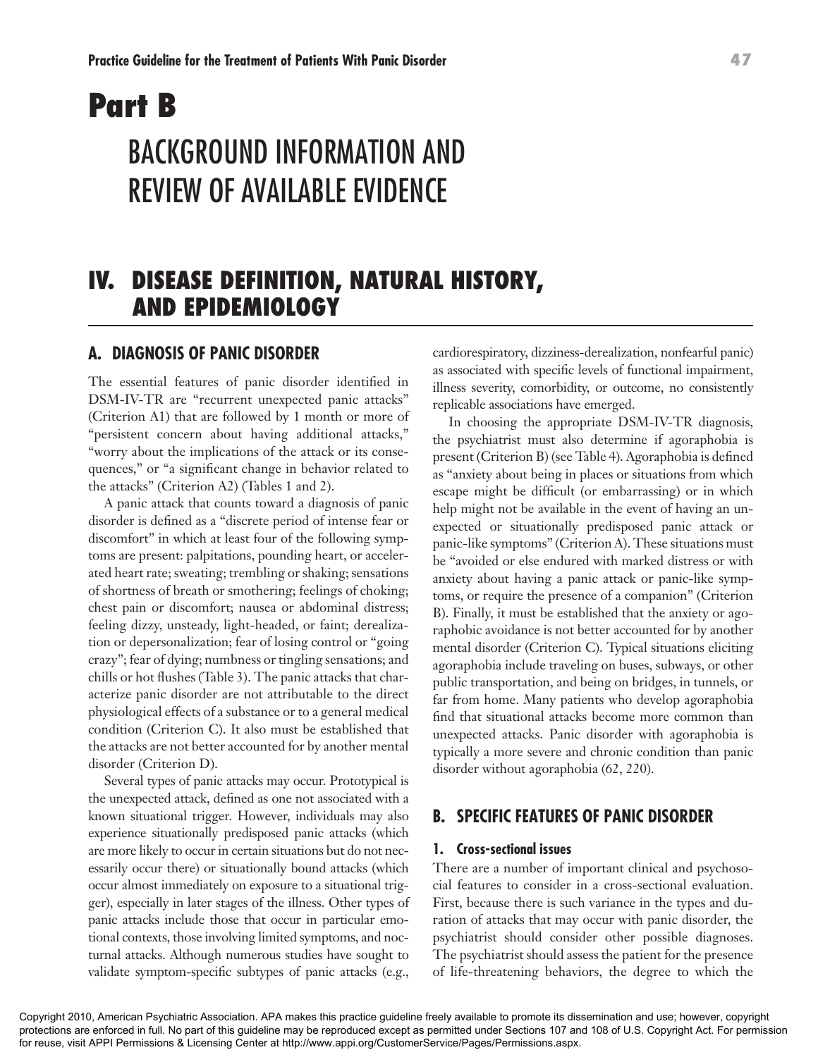# Part B

# BACKGROUND INFORMATION AND REVIEW OF AVAILABLE EVIDENCE

## IV. DISEASE DEFINITION, NATURAL HISTORY, AND EPIDEMIOLOGY

### A. DIAGNOSIS OF PANIC DISORDER

The essential features of panic disorder identified in DSM-IV-TR are "recurrent unexpected panic attacks" (Criterion A1) that are followed by 1 month or more of "persistent concern about having additional attacks," "worry about the implications of the attack or its consequences," or "a significant change in behavior related to the attacks" (Criterion A2) (Tables 1 and 2).

A panic attack that counts toward a diagnosis of panic disorder is defined as a "discrete period of intense fear or discomfort" in which at least four of the following symptoms are present: palpitations, pounding heart, or accelerated heart rate; sweating; trembling or shaking; sensations of shortness of breath or smothering; feelings of choking; chest pain or discomfort; nausea or abdominal distress; feeling dizzy, unsteady, light-headed, or faint; derealization or depersonalization; fear of losing control or "going crazy"; fear of dying; numbness or tingling sensations; and chills or hot flushes (Table 3). The panic attacks that characterize panic disorder are not attributable to the direct physiological effects of a substance or to a general medical condition (Criterion C). It also must be established that the attacks are not better accounted for by another mental disorder (Criterion D).

Several types of panic attacks may occur. Prototypical is the unexpected attack, defined as one not associated with a known situational trigger. However, individuals may also experience situationally predisposed panic attacks (which are more likely to occur in certain situations but do not necessarily occur there) or situationally bound attacks (which occur almost immediately on exposure to a situational trigger), especially in later stages of the illness. Other types of panic attacks include those that occur in particular emotional contexts, those involving limited symptoms, and nocturnal attacks. Although numerous studies have sought to validate symptom-specific subtypes of panic attacks (e.g., cardiorespiratory, dizziness-derealization, nonfearful panic) as associated with specific levels of functional impairment, illness severity, comorbidity, or outcome, no consistently replicable associations have emerged.

In choosing the appropriate DSM-IV-TR diagnosis, the psychiatrist must also determine if agoraphobia is present (Criterion B) (see Table 4). Agoraphobia is defined as "anxiety about being in places or situations from which escape might be difficult (or embarrassing) or in which help might not be available in the event of having an unexpected or situationally predisposed panic attack or panic-like symptoms" (Criterion A). These situations must be "avoided or else endured with marked distress or with anxiety about having a panic attack or panic-like symptoms, or require the presence of a companion" (Criterion B). Finally, it must be established that the anxiety or agoraphobic avoidance is not better accounted for by another mental disorder (Criterion C). Typical situations eliciting agoraphobia include traveling on buses, subways, or other public transportation, and being on bridges, in tunnels, or far from home. Many patients who develop agoraphobia find that situational attacks become more common than unexpected attacks. Panic disorder with agoraphobia is typically a more severe and chronic condition than panic disorder without agoraphobia (62, 220).

### B. SPECIFIC FEATURES OF PANIC DISORDER

#### 1. Cross-sectional issues

There are a number of important clinical and psychosocial features to consider in a cross-sectional evaluation. First, because there is such variance in the types and duration of attacks that may occur with panic disorder, the psychiatrist should consider other possible diagnoses. The psychiatrist should assess the patient for the presence of life-threatening behaviors, the degree to which the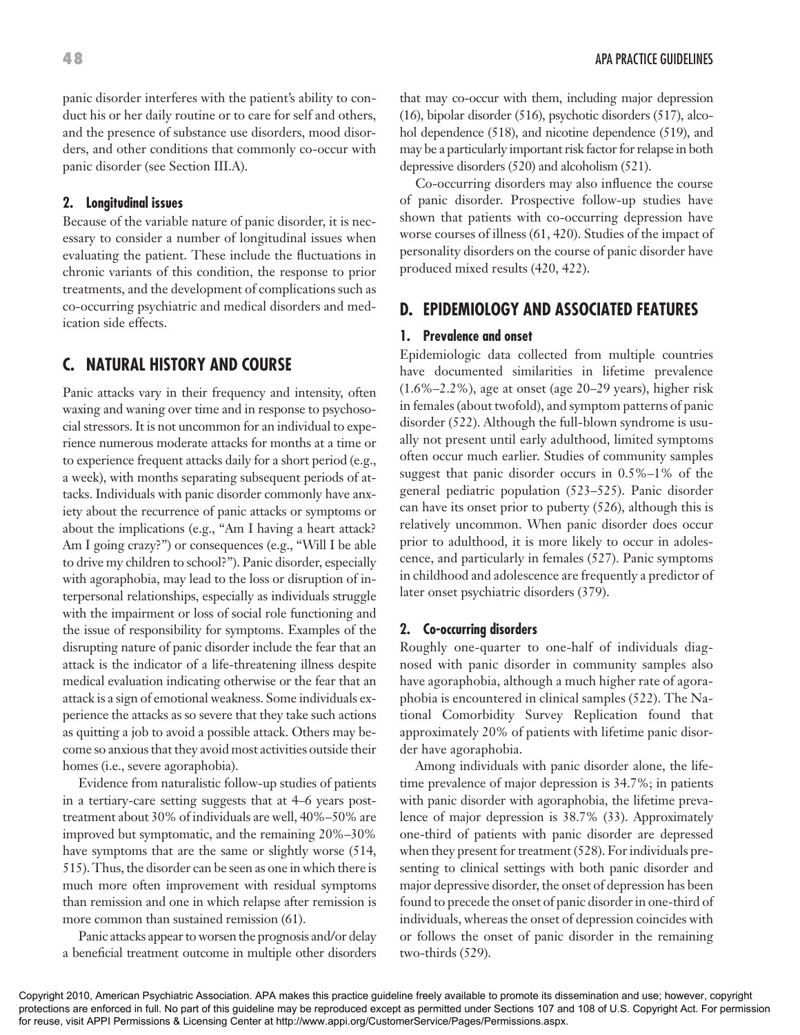panic disorder interferes with the patient's ability to conduct his or her daily routine or to care for self and others, and the presence of substance use disorders, mood disorders, and other conditions that commonly co-occur with panic disorder (see Section III.A).

### 2. Longitudinal issues

Because of the variable nature of panic disorder, it is necessary to consider a number of longitudinal issues when evaluating the patient. These include the fluctuations in chronic variants of this condition, the response to prior treatments, and the development of complications such as co-occurring psychiatric and medical disorders and medication side effects.

## C. NATURAL HISTORY AND COURSE

Panic attacks vary in their frequency and intensity, often waxing and waning over time and in response to psychosocial stressors. It is not uncommon for an individual to experience numerous moderate attacks for months at a time or to experience frequent attacks daily for a short period (e.g., a week), with months separating subsequent periods of attacks. Individuals with panic disorder commonly have anxiety about the recurrence of panic attacks or symptoms or about the implications (e.g., "Am I having a heart attack? Am I going crazy?") or consequences (e.g., "Will I be able to drive my children to school?"). Panic disorder, especially with agoraphobia, may lead to the loss or disruption of interpersonal relationships, especially as individuals struggle with the impairment or loss of social role functioning and the issue of responsibility for symptoms. Examples of the disrupting nature of panic disorder include the fear that an attack is the indicator of a life-threatening illness despite medical evaluation indicating otherwise or the fear that an attack is a sign of emotional weakness. Some individuals experience the attacks as so severe that they take such actions as quitting a job to avoid a possible attack. Others may become so anxious that they avoid most activities outside their homes (i.e., severe agoraphobia).

Evidence from naturalistic follow-up studies of patients in a tertiary-care setting suggests that at 4–6 years post-treatment about 30% of individuals are well, 40%–50% are improved but symptomatic, and the remaining 20%–30% have symptoms that are the same or slightly worse (514, 515). Thus, the disorder can be seen as one in which there is much more often improvement with residual symptoms than remission and one in which relapse after remission is more common than sustained remission (61).

Panic attacks appear to worsen the prognosis and/or delay a beneficial treatment outcome in multiple other disorders that may co-occur with them, including major depression (16), bipolar disorder (516), psychotic disorders (517), alcohol dependence (518), and nicotine dependence (519), and may be a particularly important risk factor for relapse in both depressive disorders (520) and alcoholism (521).

Co-occurring disorders may also influence the course of panic disorder. Prospective follow-up studies have shown that patients with co-occurring depression have worse courses of illness (61, 420). Studies of the impact of personality disorders on the course of panic disorder have produced mixed results (420, 422).

## D. EPIDEMIOLOGY AND ASSOCIATED FEATURES

### 1. Prevalence and onset

Epidemiologic data collected from multiple countries have documented similarities in lifetime prevalence (1.6%–2.2%), age at onset (age 20–29 years), higher risk in females (about twofold), and symptom patterns of panic disorder (522). Although the full-blown syndrome is usually not present until early adulthood, limited symptoms often occur much earlier. Studies of community samples suggest that panic disorder occurs in 0.5%–1% of the general pediatric population (523–525). Panic disorder can have its onset prior to puberty (526), although this is relatively uncommon. When panic disorder does occur prior to adulthood, it is more likely to occur in adolescence, and particularly in females (527). Panic symptoms in childhood and adolescence are frequently a predictor of later onset psychiatric disorders (379).

### 2. Co-occurring disorders

Roughly one-quarter to one-half of individuals diagnosed with panic disorder in community samples also have agoraphobia, although a much higher rate of agoraphobia is encountered in clinical samples (522). The National Comorbidity Survey Replication found that approximately 20% of patients with lifetime panic disorder have agoraphobia.

Among individuals with panic disorder alone, the lifetime prevalence of major depression is 34.7%; in patients with panic disorder with agoraphobia, the lifetime prevalence of major depression is 38.7% (33). Approximately one-third of patients with panic disorder are depressed when they present for treatment (528). For individuals presenting to clinical settings with both panic disorder and major depressive disorder, the onset of depression has been found to precede the onset of panic disorder in one-third of individuals, whereas the onset of depression coincides with or follows the onset of panic disorder in the remaining two-thirds (529).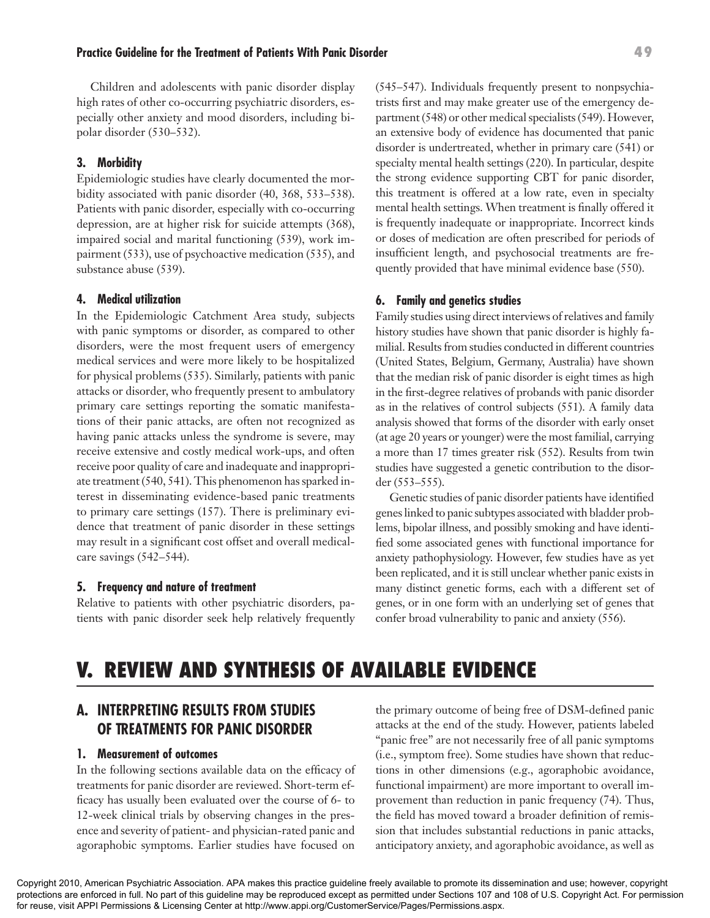Children and adolescents with panic disorder display high rates of other co-occurring psychiatric disorders, especially other anxiety and mood disorders, including bipolar disorder (530–532).

### 3. Morbidity

Epidemiologic studies have clearly documented the morbidity associated with panic disorder (40, 368, 533–538). Patients with panic disorder, especially with co-occurring depression, are at higher risk for suicide attempts (368), impaired social and marital functioning (539), work impairment (533), use of psychoactive medication (535), and substance abuse (539).

### 4. Medical utilization

In the Epidemiologic Catchment Area study, subjects with panic symptoms or disorder, as compared to other disorders, were the most frequent users of emergency medical services and were more likely to be hospitalized for physical problems (535). Similarly, patients with panic attacks or disorder, who frequently present to ambulatory primary care settings reporting the somatic manifestations of their panic attacks, are often not recognized as having panic attacks unless the syndrome is severe, may receive extensive and costly medical work-ups, and often receive poor quality of care and inadequate and inappropriate treatment (540, 541). This phenomenon has sparked interest in disseminating evidence-based panic treatments to primary care settings (157). There is preliminary evidence that treatment of panic disorder in these settings may result in a significant cost offset and overall medical-care savings (542–544).

### 5. Frequency and nature of treatment

Relative to patients with other psychiatric disorders, patients with panic disorder seek help relatively frequently (545–547). Individuals frequently present to nonpsychiatrists first and may make greater use of the emergency department (548) or other medical specialists (549). However, an extensive body of evidence has documented that panic disorder is undertreated, whether in primary care (541) or specialty mental health settings (220). In particular, despite the strong evidence supporting CBT for panic disorder, this treatment is offered at a low rate, even in specialty mental health settings. When treatment is finally offered it is frequently inadequate or inappropriate. Incorrect kinds or doses of medication are often prescribed for periods of insufficient length, and psychosocial treatments are frequently provided that have minimal evidence base (550).

### 6. Family and genetics studies

Family studies using direct interviews of relatives and family history studies have shown that panic disorder is highly familial. Results from studies conducted in different countries (United States, Belgium, Germany, Australia) have shown that the median risk of panic disorder is eight times as high in the first-degree relatives of probands with panic disorder as in the relatives of control subjects (551). A family data analysis showed that forms of the disorder with early onset (at age 20 years or younger) were the most familial, carrying a more than 17 times greater risk (552). Results from twin studies have suggested a genetic contribution to the disorder (553–555).

Genetic studies of panic disorder patients have identified genes linked to panic subtypes associated with bladder problems, bipolar illness, and possibly smoking and have identified some associated genes with functional importance for anxiety pathophysiology. However, few studies have as yet been replicated, and it is still unclear whether panic exists in many distinct genetic forms, each with a different set of genes, or in one form with an underlying set of genes that confer broad vulnerability to panic and anxiety (556).

# V. REVIEW AND SYNTHESIS OF AVAILABLE EVIDENCE

## A. INTERPRETING RESULTS FROM STUDIES OF TREATMENTS FOR PANIC DISORDER

### 1. Measurement of outcomes

In the following sections available data on the efficacy of treatments for panic disorder are reviewed. Short-term efficacy has usually been evaluated over the course of 6- to 12-week clinical trials by observing changes in the presence and severity of patient- and physician-rated panic and agoraphobic symptoms. Earlier studies have focused on the primary outcome of being free of DSM-defined panic attacks at the end of the study. However, patients labeled "panic free" are not necessarily free of all panic symptoms (i.e., symptom free). Some studies have shown that reductions in other dimensions (e.g., agoraphobic avoidance, functional impairment) are more important to overall improvement than reduction in panic frequency (74). Thus, the field has moved toward a broader definition of remission that includes substantial reductions in panic attacks, anticipatory anxiety, and agoraphobic avoidance, as well as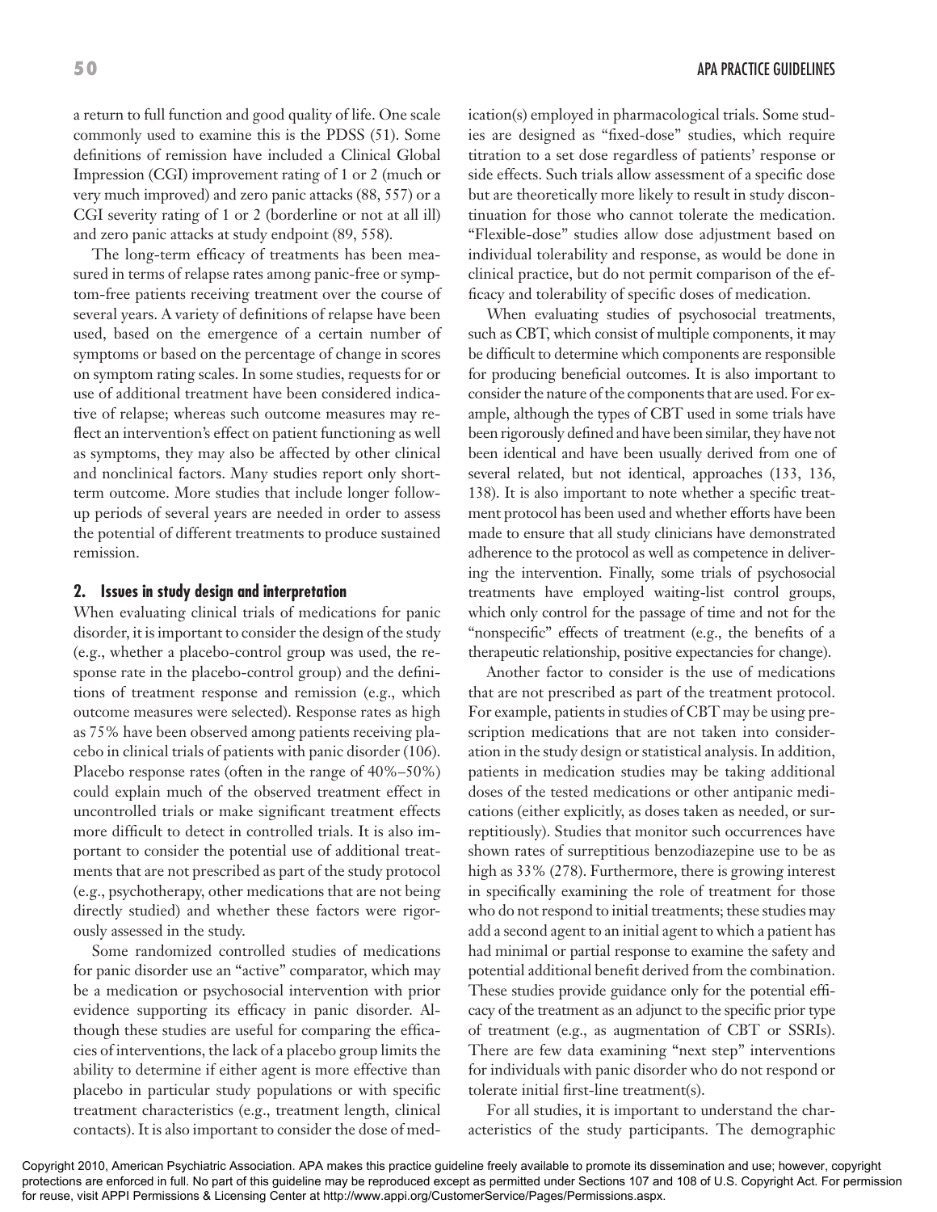a return to full function and good quality of life. One scale commonly used to examine this is the PDSS (51). Some definitions of remission have included a Clinical Global Impression (CGI) improvement rating of 1 or 2 (much or very much improved) and zero panic attacks (88, 557) or a CGI severity rating of 1 or 2 (borderline or not at all ill) and zero panic attacks at study endpoint (89, 558).

The long-term efficacy of treatments has been measured in terms of relapse rates among panic-free or symptom-free patients receiving treatment over the course of several years. A variety of definitions of relapse have been used, based on the emergence of a certain number of symptoms or based on the percentage of change in scores on symptom rating scales. In some studies, requests for or use of additional treatment have been considered indicative of relapse; whereas such outcome measures may reflect an intervention's effect on patient functioning as well as symptoms, they may also be affected by other clinical and nonclinical factors. Many studies report only short-term outcome. More studies that include longer follow-up periods of several years are needed in order to assess the potential of different treatments to produce sustained remission.

### 2. Issues in study design and interpretation

When evaluating clinical trials of medications for panic disorder, it is important to consider the design of the study (e.g., whether a placebo-control group was used, the response rate in the placebo-control group) and the definitions of treatment response and remission (e.g., which outcome measures were selected). Response rates as high as 75% have been observed among patients receiving placebo in clinical trials of patients with panic disorder (106). Placebo response rates (often in the range of 40%–50%) could explain much of the observed treatment effect in uncontrolled trials or make significant treatment effects more difficult to detect in controlled trials. It is also important to consider the potential use of additional treatments that are not prescribed as part of the study protocol (e.g., psychotherapy, other medications that are not being directly studied) and whether these factors were rigorously assessed in the study.

Some randomized controlled studies of medications for panic disorder use an "active" comparator, which may be a medication or psychosocial intervention with prior evidence supporting its efficacy in panic disorder. Although these studies are useful for comparing the efficacies of interventions, the lack of a placebo group limits the ability to determine if either agent is more effective than placebo in particular study populations or with specific treatment characteristics (e.g., treatment length, clinical contacts). It is also important to consider the dose of medication(s) employed in pharmacological trials. Some studies are designed as "fixed-dose" studies, which require titration to a set dose regardless of patients' response or side effects. Such trials allow assessment of a specific dose but are theoretically more likely to result in study discontinuation for those who cannot tolerate the medication. "Flexible-dose" studies allow dose adjustment based on individual tolerability and response, as would be done in clinical practice, but do not permit comparison of the efficacy and tolerability of specific doses of medication.

When evaluating studies of psychosocial treatments, such as CBT, which consist of multiple components, it may be difficult to determine which components are responsible for producing beneficial outcomes. It is also important to consider the nature of the components that are used. For example, although the types of CBT used in some trials have been rigorously defined and have been similar, they have not been identical and have been usually derived from one of several related, but not identical, approaches (133, 136, 138). It is also important to note whether a specific treatment protocol has been used and whether efforts have been made to ensure that all study clinicians have demonstrated adherence to the protocol as well as competence in delivering the intervention. Finally, some trials of psychosocial treatments have employed waiting-list control groups, which only control for the passage of time and not for the "nonspecific" effects of treatment (e.g., the benefits of a therapeutic relationship, positive expectancies for change).

Another factor to consider is the use of medications that are not prescribed as part of the treatment protocol. For example, patients in studies of CBT may be using prescription medications that are not taken into consideration in the study design or statistical analysis. In addition, patients in medication studies may be taking additional doses of the tested medications or other antipanic medications (either explicitly, as doses taken as needed, or surreptitiously). Studies that monitor such occurrences have shown rates of surreptitious benzodiazepine use to be as high as 33% (278). Furthermore, there is growing interest in specifically examining the role of treatment for those who do not respond to initial treatments; these studies may add a second agent to an initial agent to which a patient has had minimal or partial response to examine the safety and potential additional benefit derived from the combination. These studies provide guidance only for the potential efficacy of the treatment as an adjunct to the specific prior type of treatment (e.g., as augmentation of CBT or SSRIs). There are few data examining "next step" interventions for individuals with panic disorder who do not respond or tolerate initial first-line treatment(s).

For all studies, it is important to understand the characteristics of the study participants. The demographic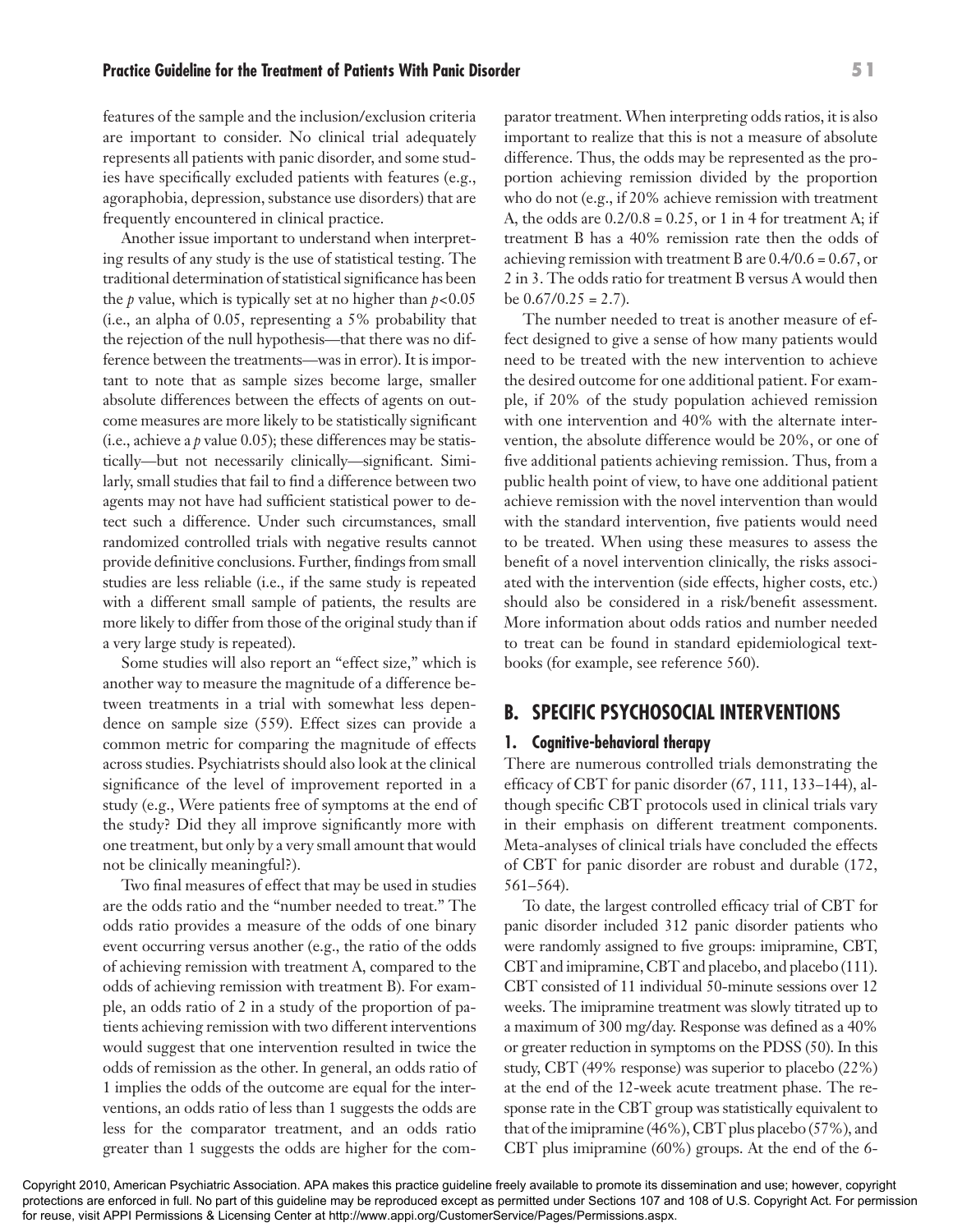features of the sample and the inclusion/exclusion criteria are important to consider. No clinical trial adequately represents all patients with panic disorder, and some studies have specifically excluded patients with features (e.g., agoraphobia, depression, substance use disorders) that are frequently encountered in clinical practice.

Another issue important to understand when interpreting results of any study is the use of statistical testing. The traditional determination of statistical significance has been the *p* value, which is typically set at no higher than $p<0.05$ (i.e., an alpha of 0.05, representing a 5% probability that the rejection of the null hypothesis—that there was no difference between the treatments—was in error). It is important to note that as sample sizes become large, smaller absolute differences between the effects of agents on outcome measures are more likely to be statistically significant (i.e., achieve a *p* value 0.05); these differences may be statistically—but not necessarily clinically—significant. Similarly, small studies that fail to find a difference between two agents may not have had sufficient statistical power to detect such a difference. Under such circumstances, small randomized controlled trials with negative results cannot provide definitive conclusions. Further, findings from small studies are less reliable (i.e., if the same study is repeated with a different small sample of patients, the results are more likely to differ from those of the original study than if a very large study is repeated).

Some studies will also report an "effect size," which is another way to measure the magnitude of a difference between treatments in a trial with somewhat less dependence on sample size (559). Effect sizes can provide a common metric for comparing the magnitude of effects across studies. Psychiatrists should also look at the clinical significance of the level of improvement reported in a study (e.g., Were patients free of symptoms at the end of the study? Did they all improve significantly more with one treatment, but only by a very small amount that would not be clinically meaningful?).

Two final measures of effect that may be used in studies are the odds ratio and the "number needed to treat." The odds ratio provides a measure of the odds of one binary event occurring versus another (e.g., the ratio of the odds of achieving remission with treatment A, compared to the odds of achieving remission with treatment B). For example, an odds ratio of 2 in a study of the proportion of patients achieving remission with two different interventions would suggest that one intervention resulted in twice the odds of remission as the other. In general, an odds ratio of 1 implies the odds of the outcome are equal for the interventions, an odds ratio of less than 1 suggests the odds are less for the comparator treatment, and an odds ratio greater than 1 suggests the odds are higher for the comparator treatment. When interpreting odds ratios, it is also important to realize that this is not a measure of absolute difference. Thus, the odds may be represented as the proportion achieving remission divided by the proportion who do not (e.g., if 20% achieve remission with treatment A, the odds are $0.2/0.8 = 0.25$, or 1 in 4 for treatment A; if treatment B has a 40% remission rate then the odds of achieving remission with treatment B are $0.4/0.6 = 0.67$, or 2 in 3. The odds ratio for treatment B versus A would then be $0.67/0.25 = 2.7$).

The number needed to treat is another measure of effect designed to give a sense of how many patients would need to be treated with the new intervention to achieve the desired outcome for one additional patient. For example, if 20% of the study population achieved remission with one intervention and 40% with the alternate intervention, the absolute difference would be 20%, or one of five additional patients achieving remission. Thus, from a public health point of view, to have one additional patient achieve remission with the novel intervention than would with the standard intervention, five patients would need to be treated. When using these measures to assess the benefit of a novel intervention clinically, the risks associated with the intervention (side effects, higher costs, etc.) should also be considered in a risk/benefit assessment. More information about odds ratios and number needed to treat can be found in standard epidemiological textbooks (for example, see reference 560).

## B. SPECIFIC PSYCHOSOCIAL INTERVENTIONS

### 1. Cognitive-behavioral therapy

There are numerous controlled trials demonstrating the efficacy of CBT for panic disorder (67, 111, 133–144), although specific CBT protocols used in clinical trials vary in their emphasis on different treatment components. Meta-analyses of clinical trials have concluded the effects of CBT for panic disorder are robust and durable (172, 561–564).

To date, the largest controlled efficacy trial of CBT for panic disorder included 312 panic disorder patients who were randomly assigned to five groups: imipramine, CBT, CBT and imipramine, CBT and placebo, and placebo (111). CBT consisted of 11 individual 50-minute sessions over 12 weeks. The imipramine treatment was slowly titrated up to a maximum of 300 mg/day. Response was defined as a 40% or greater reduction in symptoms on the PDSS (50). In this study, CBT (49% response) was superior to placebo (22%) at the end of the 12-week acute treatment phase. The response rate in the CBT group was statistically equivalent to that of the imipramine (46%), CBT plus placebo (57%), and CBT plus imipramine (60%) groups. At the end of the 6-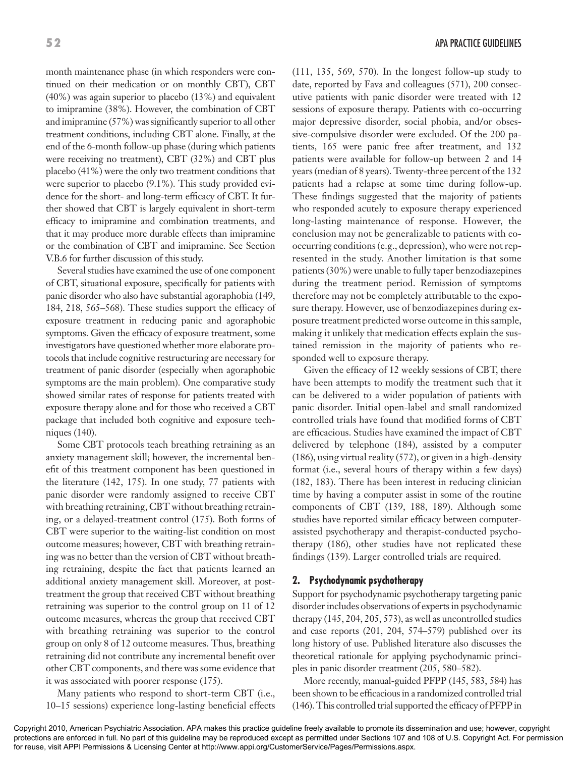month maintenance phase (in which responders were continued on their medication or on monthly CBT), CBT (40%) was again superior to placebo (13%) and equivalent to imipramine (38%). However, the combination of CBT and imipramine (57%) was significantly superior to all other treatment conditions, including CBT alone. Finally, at the end of the 6-month follow-up phase (during which patients were receiving no treatment), CBT (32%) and CBT plus placebo (41%) were the only two treatment conditions that were superior to placebo (9.1%). This study provided evidence for the short- and long-term efficacy of CBT. It further showed that CBT is largely equivalent in short-term efficacy to imipramine and combination treatments, and that it may produce more durable effects than imipramine or the combination of CBT and imipramine. See Section V.B.6 for further discussion of this study.

Several studies have examined the use of one component of CBT, situational exposure, specifically for patients with panic disorder who also have substantial agoraphobia (149, 184, 218, 565–568). These studies support the efficacy of exposure treatment in reducing panic and agoraphobic symptoms. Given the efficacy of exposure treatment, some investigators have questioned whether more elaborate protocols that include cognitive restructuring are necessary for treatment of panic disorder (especially when agoraphobic symptoms are the main problem). One comparative study showed similar rates of response for patients treated with exposure therapy alone and for those who received a CBT package that included both cognitive and exposure techniques (140).

Some CBT protocols teach breathing retraining as an anxiety management skill; however, the incremental benefit of this treatment component has been questioned in the literature (142, 175). In one study, 77 patients with panic disorder were randomly assigned to receive CBT with breathing retraining, CBT without breathing retraining, or a delayed-treatment control (175). Both forms of CBT were superior to the waiting-list condition on most outcome measures; however, CBT with breathing retraining was no better than the version of CBT without breathing retraining, despite the fact that patients learned an additional anxiety management skill. Moreover, at posttreatment the group that received CBT without breathing retraining was superior to the control group on 11 of 12 outcome measures, whereas the group that received CBT with breathing retraining was superior to the control group on only 8 of 12 outcome measures. Thus, breathing retraining did not contribute any incremental benefit over other CBT components, and there was some evidence that it was associated with poorer response (175).

Many patients who respond to short-term CBT (i.e., 10–15 sessions) experience long-lasting beneficial effects (111, 135, 569, 570). In the longest follow-up study to date, reported by Fava and colleagues (571), 200 consecutive patients with panic disorder were treated with 12 sessions of exposure therapy. Patients with co-occurring major depressive disorder, social phobia, and/or obsessive-compulsive disorder were excluded. Of the 200 patients, 165 were panic free after treatment, and 132 patients were available for follow-up between 2 and 14 years (median of 8 years). Twenty-three percent of the 132 patients had a relapse at some time during follow-up. These findings suggested that the majority of patients who responded acutely to exposure therapy experienced long-lasting maintenance of response. However, the conclusion may not be generalizable to patients with co-occurring conditions (e.g., depression), who were not represented in the study. Another limitation is that some patients (30%) were unable to fully taper benzodiazepines during the treatment period. Remission of symptoms therefore may not be completely attributable to the exposure therapy. However, use of benzodiazepines during exposure treatment predicted worse outcome in this sample, making it unlikely that medication effects explain the sustained remission in the majority of patients who responded well to exposure therapy.

Given the efficacy of 12 weekly sessions of CBT, there have been attempts to modify the treatment such that it can be delivered to a wider population of patients with panic disorder. Initial open-label and small randomized controlled trials have found that modified forms of CBT are efficacious. Studies have examined the impact of CBT delivered by telephone (184), assisted by a computer (186), using virtual reality (572), or given in a high-density format (i.e., several hours of therapy within a few days) (182, 183). There has been interest in reducing clinician time by having a computer assist in some of the routine components of CBT (139, 188, 189). Although some studies have reported similar efficacy between computer-assisted psychotherapy and therapist-conducted psychotherapy (186), other studies have not replicated these findings (139). Larger controlled trials are required.

## 2. Psychodynamic psychotherapy

Support for psychodynamic psychotherapy targeting panic disorder includes observations of experts in psychodynamic therapy (145, 204, 205, 573), as well as uncontrolled studies and case reports (201, 204, 574–579) published over its long history of use. Published literature also discusses the theoretical rationale for applying psychodynamic principles in panic disorder treatment (205, 580–582).

More recently, manual-guided PFPP (145, 583, 584) has been shown to be efficacious in a randomized controlled trial (146). This controlled trial supported the efficacy of PFPP in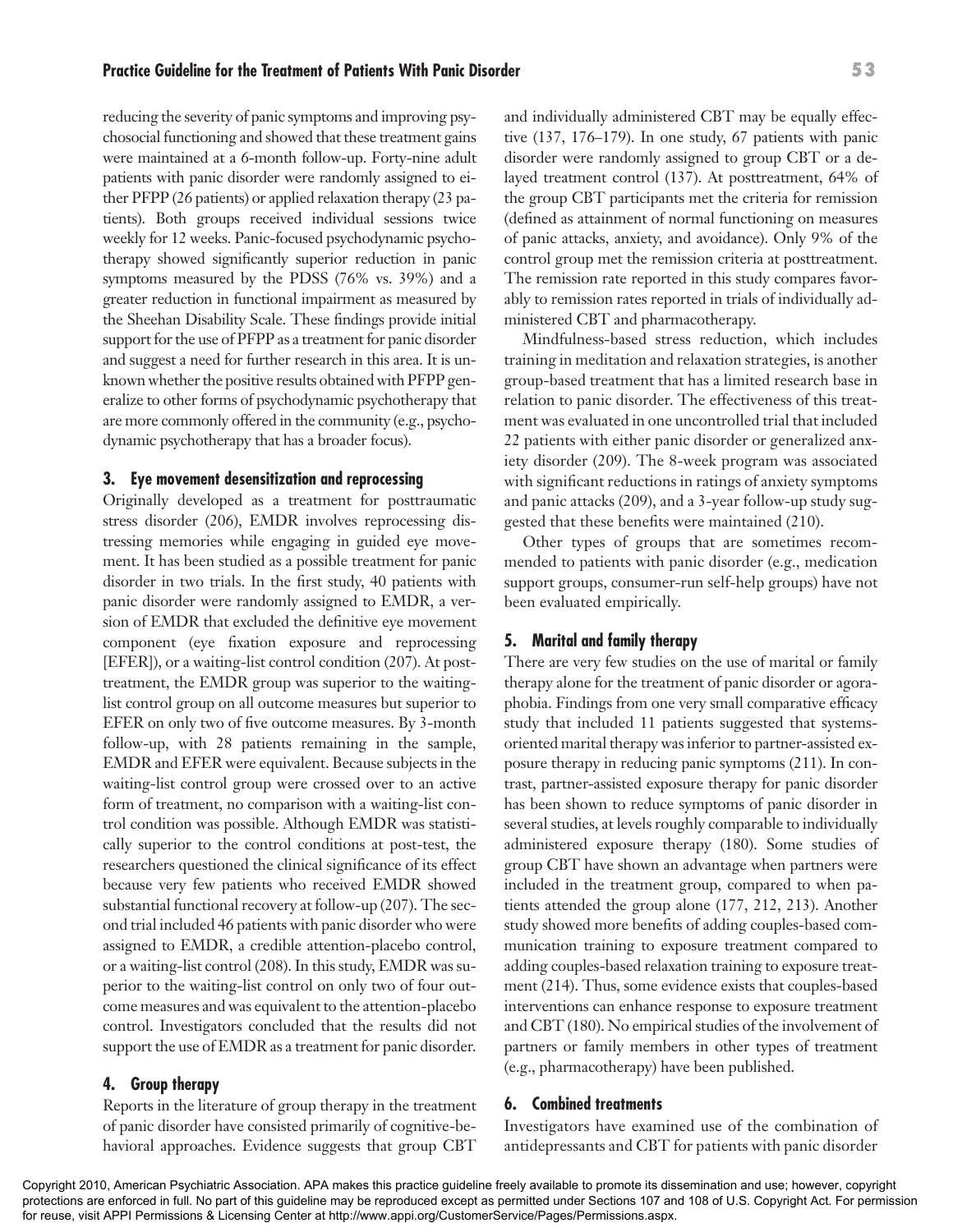reducing the severity of panic symptoms and improving psychosocial functioning and showed that these treatment gains were maintained at a 6-month follow-up. Forty-nine adult patients with panic disorder were randomly assigned to either PFPP (26 patients) or applied relaxation therapy (23 patients). Both groups received individual sessions twice weekly for 12 weeks. Panic-focused psychodynamic psychotherapy showed significantly superior reduction in panic symptoms measured by the PDSS (76% vs. 39%) and a greater reduction in functional impairment as measured by the Sheehan Disability Scale. These findings provide initial support for the use of PFPP as a treatment for panic disorder and suggest a need for further research in this area. It is unknown whether the positive results obtained with PFPP generalize to other forms of psychodynamic psychotherapy that are more commonly offered in the community (e.g., psychodynamic psychotherapy that has a broader focus).

### 3. Eye movement desensitization and reprocessing

Originally developed as a treatment for posttraumatic stress disorder (206), EMDR involves reprocessing distressing memories while engaging in guided eye movement. It has been studied as a possible treatment for panic disorder in two trials. In the first study, 40 patients with panic disorder were randomly assigned to EMDR, a version of EMDR that excluded the definitive eye movement component (eye fixation exposure and reprocessing [EFER]), or a waiting-list control condition (207). At posttreatment, the EMDR group was superior to the waiting-list control group on all outcome measures but superior to EFER on only two of five outcome measures. By 3-month follow-up, with 28 patients remaining in the sample, EMDR and EFER were equivalent. Because subjects in the waiting-list control group were crossed over to an active form of treatment, no comparison with a waiting-list control condition was possible. Although EMDR was statistically superior to the control conditions at post-test, the researchers questioned the clinical significance of its effect because very few patients who received EMDR showed substantial functional recovery at follow-up (207). The second trial included 46 patients with panic disorder who were assigned to EMDR, a credible attention-placebo control, or a waiting-list control (208). In this study, EMDR was superior to the waiting-list control on only two of four outcome measures and was equivalent to the attention-placebo control. Investigators concluded that the results did not support the use of EMDR as a treatment for panic disorder.

### 4. Group therapy

Reports in the literature of group therapy in the treatment of panic disorder have consisted primarily of cognitive-behavioral approaches. Evidence suggests that group CBT and individually administered CBT may be equally effective (137, 176–179). In one study, 67 patients with panic disorder were randomly assigned to group CBT or a delayed treatment control (137). At posttreatment, 64% of the group CBT participants met the criteria for remission (defined as attainment of normal functioning on measures of panic attacks, anxiety, and avoidance). Only 9% of the control group met the remission criteria at posttreatment. The remission rate reported in this study compares favorably to remission rates reported in trials of individually administered CBT and pharmacotherapy.

Mindfulness-based stress reduction, which includes training in meditation and relaxation strategies, is another group-based treatment that has a limited research base in relation to panic disorder. The effectiveness of this treatment was evaluated in one uncontrolled trial that included 22 patients with either panic disorder or generalized anxiety disorder (209). The 8-week program was associated with significant reductions in ratings of anxiety symptoms and panic attacks (209), and a 3-year follow-up study suggested that these benefits were maintained (210).

Other types of groups that are sometimes recommended to patients with panic disorder (e.g., medication support groups, consumer-run self-help groups) have not been evaluated empirically.

### 5. Marital and family therapy

There are very few studies on the use of marital or family therapy alone for the treatment of panic disorder or agoraphobia. Findings from one very small comparative efficacy study that included 11 patients suggested that systems-oriented marital therapy was inferior to partner-assisted exposure therapy in reducing panic symptoms (211). In contrast, partner-assisted exposure therapy for panic disorder has been shown to reduce symptoms of panic disorder in several studies, at levels roughly comparable to individually administered exposure therapy (180). Some studies of group CBT have shown an advantage when partners were included in the treatment group, compared to when patients attended the group alone (177, 212, 213). Another study showed more benefits of adding couples-based communication training to exposure treatment compared to adding couples-based relaxation training to exposure treatment (214). Thus, some evidence exists that couples-based interventions can enhance response to exposure treatment and CBT (180). No empirical studies of the involvement of partners or family members in other types of treatment (e.g., pharmacotherapy) have been published.

### 6. Combined treatments

Investigators have examined use of the combination of antidepressants and CBT for patients with panic disorder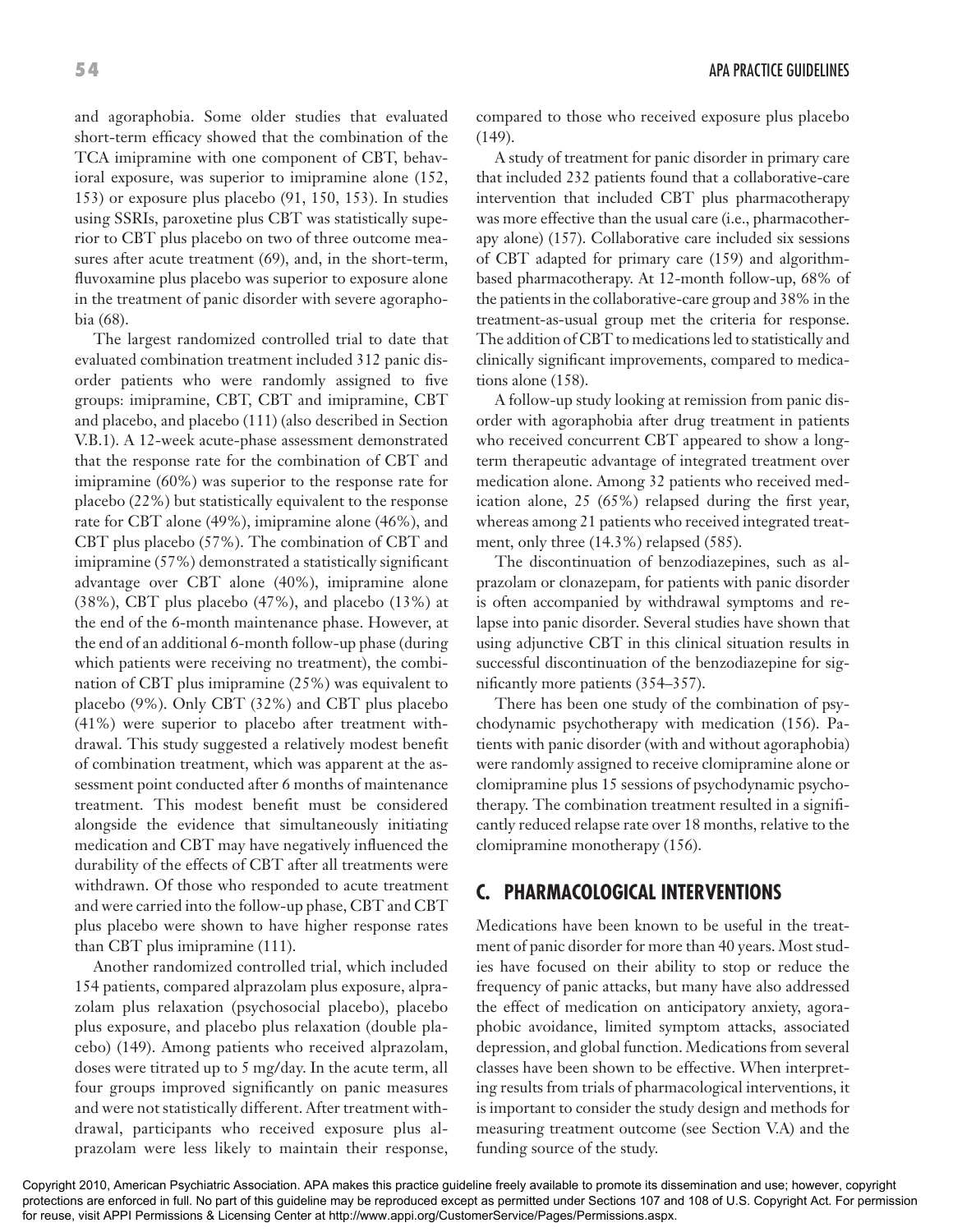and agoraphobia. Some older studies that evaluated short-term efficacy showed that the combination of the TCA imipramine with one component of CBT, behavioral exposure, was superior to imipramine alone (152, 153) or exposure plus placebo (91, 150, 153). In studies using SSRIs, paroxetine plus CBT was statistically superior to CBT plus placebo on two of three outcome measures after acute treatment (69), and, in the short-term, fluvoxamine plus placebo was superior to exposure alone in the treatment of panic disorder with severe agoraphobia (68).

The largest randomized controlled trial to date that evaluated combination treatment included 312 panic disorder patients who were randomly assigned to five groups: imipramine, CBT, CBT and imipramine, CBT and placebo, and placebo (111) (also described in Section V.B.1). A 12-week acute-phase assessment demonstrated that the response rate for the combination of CBT and imipramine (60%) was superior to the response rate for placebo (22%) but statistically equivalent to the response rate for CBT alone (49%), imipramine alone (46%), and CBT plus placebo (57%). The combination of CBT and imipramine (57%) demonstrated a statistically significant advantage over CBT alone (40%), imipramine alone (38%), CBT plus placebo (47%), and placebo (13%) at the end of the 6-month maintenance phase. However, at the end of an additional 6-month follow-up phase (during which patients were receiving no treatment), the combination of CBT plus imipramine (25%) was equivalent to placebo (9%). Only CBT (32%) and CBT plus placebo (41%) were superior to placebo after treatment withdrawal. This study suggested a relatively modest benefit of combination treatment, which was apparent at the assessment point conducted after 6 months of maintenance treatment. This modest benefit must be considered alongside the evidence that simultaneously initiating medication and CBT may have negatively influenced the durability of the effects of CBT after all treatments were withdrawn. Of those who responded to acute treatment and were carried into the follow-up phase, CBT and CBT plus placebo were shown to have higher response rates than CBT plus imipramine (111).

Another randomized controlled trial, which included 154 patients, compared alprazolam plus exposure, alprazolam plus relaxation (psychosocial placebo), placebo plus exposure, and placebo plus relaxation (double placebo) (149). Among patients who received alprazolam, doses were titrated up to 5 mg/day. In the acute term, all four groups improved significantly on panic measures and were not statistically different. After treatment withdrawal, participants who received exposure plus alprazolam were less likely to maintain their response, compared to those who received exposure plus placebo (149).

A study of treatment for panic disorder in primary care that included 232 patients found that a collaborative-care intervention that included CBT plus pharmacotherapy was more effective than the usual care (i.e., pharmacotherapy alone) (157). Collaborative care included six sessions of CBT adapted for primary care (159) and algorithm-based pharmacotherapy. At 12-month follow-up, 68% of the patients in the collaborative-care group and 38% in the treatment-as-usual group met the criteria for response. The addition of CBT to medications led to statistically and clinically significant improvements, compared to medications alone (158).

A follow-up study looking at remission from panic disorder with agoraphobia after drug treatment in patients who received concurrent CBT appeared to show a long-term therapeutic advantage of integrated treatment over medication alone. Among 32 patients who received medication alone, 25 (65%) relapsed during the first year, whereas among 21 patients who received integrated treatment, only three (14.3%) relapsed (585).

The discontinuation of benzodiazepines, such as alprazolam or clonazepam, for patients with panic disorder is often accompanied by withdrawal symptoms and relapse into panic disorder. Several studies have shown that using adjunctive CBT in this clinical situation results in successful discontinuation of the benzodiazepine for significantly more patients (354–357).

There has been one study of the combination of psychodynamic psychotherapy with medication (156). Patients with panic disorder (with and without agoraphobia) were randomly assigned to receive clomipramine alone or clomipramine plus 15 sessions of psychodynamic psychotherapy. The combination treatment resulted in a significantly reduced relapse rate over 18 months, relative to the clomipramine monotherapy (156).

## C. PHARMACOLOGICAL INTERVENTIONS

Medications have been known to be useful in the treatment of panic disorder for more than 40 years. Most studies have focused on their ability to stop or reduce the frequency of panic attacks, but many have also addressed the effect of medication on anticipatory anxiety, agoraphobic avoidance, limited symptom attacks, associated depression, and global function. Medications from several classes have been shown to be effective. When interpreting results from trials of pharmacological interventions, it is important to consider the study design and methods for measuring treatment outcome (see Section V.A) and the funding source of the study.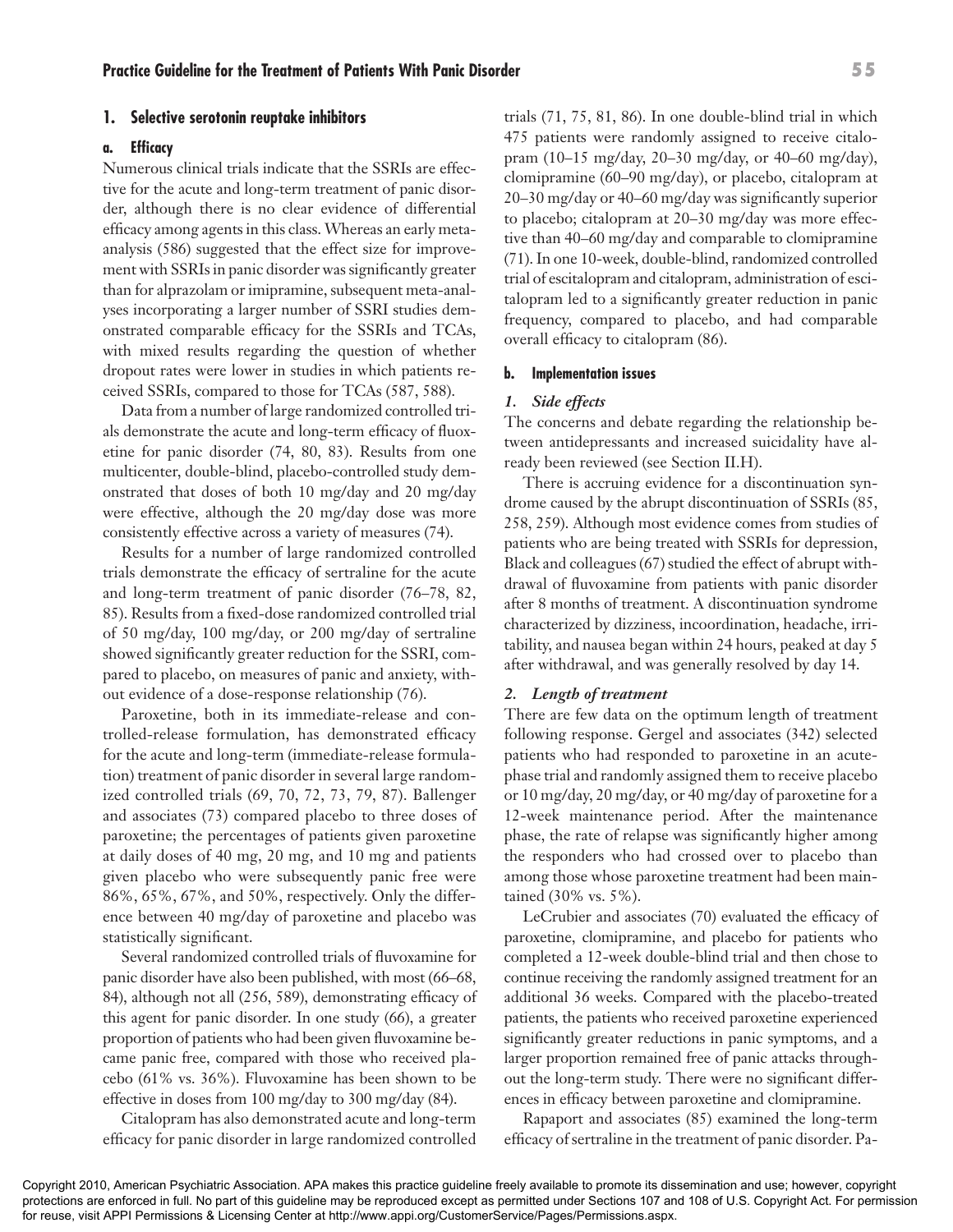### 1. Selective serotonin reuptake inhibitors

#### a. Efficacy

Numerous clinical trials indicate that the SSRIs are effective for the acute and long-term treatment of panic disorder, although there is no clear evidence of differential efficacy among agents in this class. Whereas an early meta-analysis (586) suggested that the effect size for improvement with SSRIs in panic disorder was significantly greater than for alprazolam or imipramine, subsequent meta-analyses incorporating a larger number of SSRI studies demonstrated comparable efficacy for the SSRIs and TCAs, with mixed results regarding the question of whether dropout rates were lower in studies in which patients received SSRIs, compared to those for TCAs (587, 588).

Data from a number of large randomized controlled trials demonstrate the acute and long-term efficacy of fluoxetine for panic disorder (74, 80, 83). Results from one multicenter, double-blind, placebo-controlled study demonstrated that doses of both 10 mg/day and 20 mg/day were effective, although the 20 mg/day dose was more consistently effective across a variety of measures (74).

Results for a number of large randomized controlled trials demonstrate the efficacy of sertraline for the acute and long-term treatment of panic disorder (76–78, 82, 85). Results from a fixed-dose randomized controlled trial of 50 mg/day, 100 mg/day, or 200 mg/day of sertraline showed significantly greater reduction for the SSRI, compared to placebo, on measures of panic and anxiety, without evidence of a dose-response relationship (76).

Paroxetine, both in its immediate-release and controlled-release formulation, has demonstrated efficacy for the acute and long-term (immediate-release formulation) treatment of panic disorder in several large randomized controlled trials (69, 70, 72, 73, 79, 87). Ballenger and associates (73) compared placebo to three doses of paroxetine; the percentages of patients given paroxetine at daily doses of 40 mg, 20 mg, and 10 mg and patients given placebo who were subsequently panic free were 86%, 65%, 67%, and 50%, respectively. Only the difference between 40 mg/day of paroxetine and placebo was statistically significant.

Several randomized controlled trials of fluvoxamine for panic disorder have also been published, with most (66–68, 84), although not all (256, 589), demonstrating efficacy of this agent for panic disorder. In one study (66), a greater proportion of patients who had been given fluvoxamine became panic free, compared with those who received placebo (61% vs. 36%). Fluvoxamine has been shown to be effective in doses from 100 mg/day to 300 mg/day (84).

Citalopram has also demonstrated acute and long-term efficacy for panic disorder in large randomized controlled trials (71, 75, 81, 86). In one double-blind trial in which 475 patients were randomly assigned to receive citalopram (10–15 mg/day, 20–30 mg/day, or 40–60 mg/day), clomipramine (60–90 mg/day), or placebo, citalopram at 20–30 mg/day or 40–60 mg/day was significantly superior to placebo; citalopram at 20–30 mg/day was more effective than 40–60 mg/day and comparable to clomipramine (71). In one 10-week, double-blind, randomized controlled trial of escitalopram and citalopram, administration of escitalopram led to a significantly greater reduction in panic frequency, compared to placebo, and had comparable overall efficacy to citalopram (86).

#### b. Implementation issues

*1. Side effects*

The concerns and debate regarding the relationship between antidepressants and increased suicidality have already been reviewed (see Section II.H).

There is accruing evidence for a discontinuation syndrome caused by the abrupt discontinuation of SSRIs (85, 258, 259). Although most evidence comes from studies of patients who are being treated with SSRIs for depression, Black and colleagues (67) studied the effect of abrupt withdrawal of fluvoxamine from patients with panic disorder after 8 months of treatment. A discontinuation syndrome characterized by dizziness, incoordination, headache, irritability, and nausea began within 24 hours, peaked at day 5 after withdrawal, and was generally resolved by day 14.

*2. Length of treatment*

There are few data on the optimum length of treatment following response. Gergel and associates (342) selected patients who had responded to paroxetine in an acute-phase trial and randomly assigned them to receive placebo or 10 mg/day, 20 mg/day, or 40 mg/day of paroxetine for a 12-week maintenance period. After the maintenance phase, the rate of relapse was significantly higher among the responders who had crossed over to placebo than among those whose paroxetine treatment had been maintained (30% vs. 5%).

LeCrubier and associates (70) evaluated the efficacy of paroxetine, clomipramine, and placebo for patients who completed a 12-week double-blind trial and then chose to continue receiving the randomly assigned treatment for an additional 36 weeks. Compared with the placebo-treated patients, the patients who received paroxetine experienced significantly greater reductions in panic symptoms, and a larger proportion remained free of panic attacks throughout the long-term study. There were no significant differences in efficacy between paroxetine and clomipramine.

Rapaport and associates (85) examined the long-term efficacy of sertraline in the treatment of panic disorder. Pa-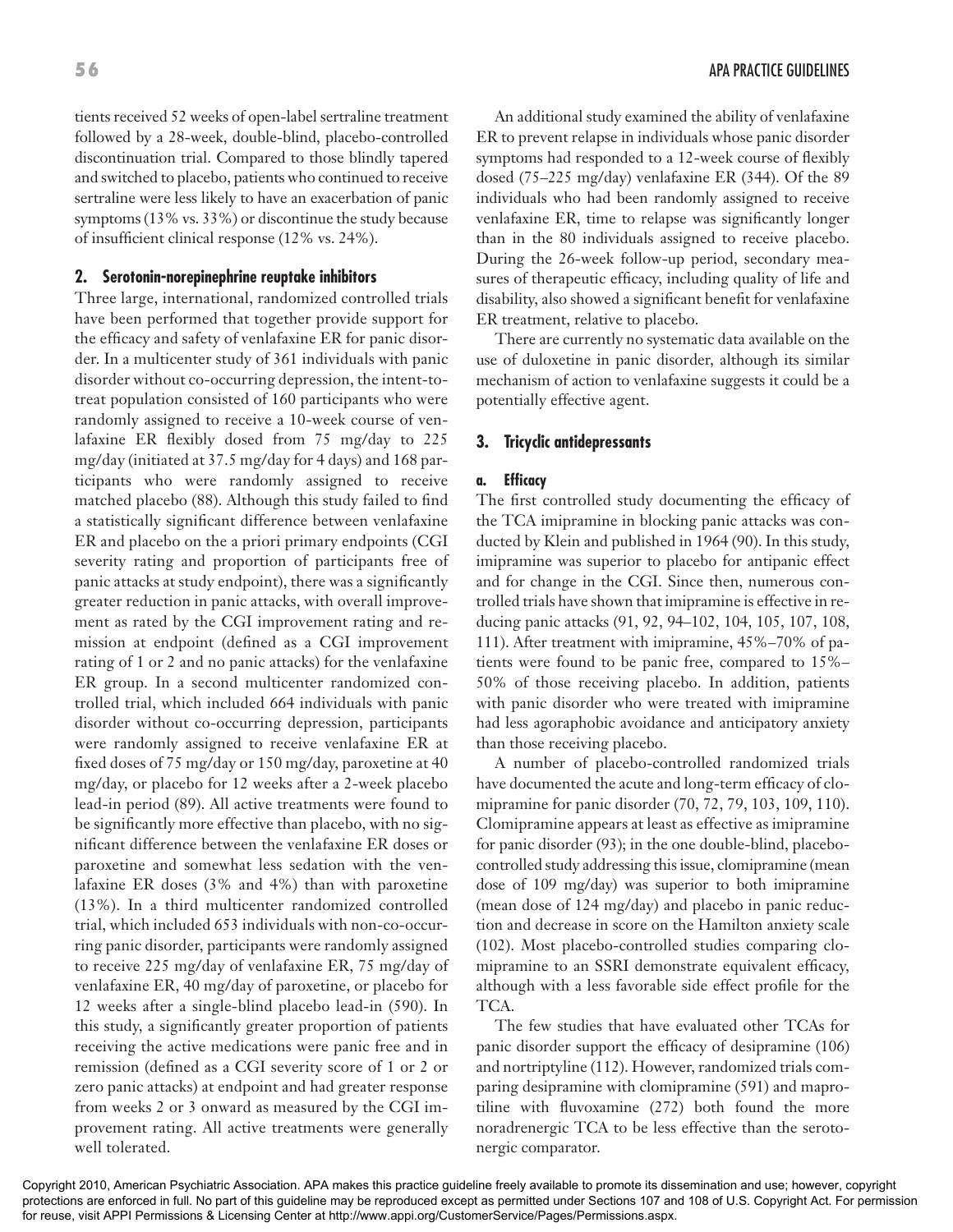tients received 52 weeks of open-label sertraline treatment followed by a 28-week, double-blind, placebo-controlled discontinuation trial. Compared to those blindly tapered and switched to placebo, patients who continued to receive sertraline were less likely to have an exacerbation of panic symptoms (13% vs. 33%) or discontinue the study because of insufficient clinical response (12% vs. 24%).

### 2. Serotonin-norepinephrine reuptake inhibitors

Three large, international, randomized controlled trials have been performed that together provide support for the efficacy and safety of venlafaxine ER for panic disorder. In a multicenter study of 361 individuals with panic disorder without co-occurring depression, the intent-to-treat population consisted of 160 participants who were randomly assigned to receive a 10-week course of venlafaxine ER flexibly dosed from 75 mg/day to 225 mg/day (initiated at 37.5 mg/day for 4 days) and 168 participants who were randomly assigned to receive matched placebo (88). Although this study failed to find a statistically significant difference between venlafaxine ER and placebo on the a priori primary endpoints (CGI severity rating and proportion of participants free of panic attacks at study endpoint), there was a significantly greater reduction in panic attacks, with overall improvement as rated by the CGI improvement rating and remission at endpoint (defined as a CGI improvement rating of 1 or 2 and no panic attacks) for the venlafaxine ER group. In a second multicenter randomized controlled trial, which included 664 individuals with panic disorder without co-occurring depression, participants were randomly assigned to receive venlafaxine ER at fixed doses of 75 mg/day or 150 mg/day, paroxetine at 40 mg/day, or placebo for 12 weeks after a 2-week placebo lead-in period (89). All active treatments were found to be significantly more effective than placebo, with no significant difference between the venlafaxine ER doses or paroxetine and somewhat less sedation with the venlafaxine ER doses (3% and 4%) than with paroxetine (13%). In a third multicenter randomized controlled trial, which included 653 individuals with non-co-occurring panic disorder, participants were randomly assigned to receive 225 mg/day of venlafaxine ER, 75 mg/day of venlafaxine ER, 40 mg/day of paroxetine, or placebo for 12 weeks after a single-blind placebo lead-in (590). In this study, a significantly greater proportion of patients receiving the active medications were panic free and in remission (defined as a CGI severity score of 1 or 2 or zero panic attacks) at endpoint and had greater response from weeks 2 or 3 onward as measured by the CGI improvement rating. All active treatments were generally well tolerated.

An additional study examined the ability of venlafaxine ER to prevent relapse in individuals whose panic disorder symptoms had responded to a 12-week course of flexibly dosed (75–225 mg/day) venlafaxine ER (344). Of the 89 individuals who had been randomly assigned to receive venlafaxine ER, time to relapse was significantly longer than in the 80 individuals assigned to receive placebo. During the 26-week follow-up period, secondary measures of therapeutic efficacy, including quality of life and disability, also showed a significant benefit for venlafaxine ER treatment, relative to placebo.

There are currently no systematic data available on the use of duloxetine in panic disorder, although its similar mechanism of action to venlafaxine suggests it could be a potentially effective agent.

### 3. Tricyclic antidepressants

#### a. Efficacy

The first controlled study documenting the efficacy of the TCA imipramine in blocking panic attacks was conducted by Klein and published in 1964 (90). In this study, imipramine was superior to placebo for antipanic effect and for change in the CGI. Since then, numerous controlled trials have shown that imipramine is effective in reducing panic attacks (91, 92, 94–102, 104, 105, 107, 108, 111). After treatment with imipramine, 45%–70% of patients were found to be panic free, compared to 15%–50% of those receiving placebo. In addition, patients with panic disorder who were treated with imipramine had less agoraphobic avoidance and anticipatory anxiety than those receiving placebo.

A number of placebo-controlled randomized trials have documented the acute and long-term efficacy of clomipramine for panic disorder (70, 72, 79, 103, 109, 110). Clomipramine appears at least as effective as imipramine for panic disorder (93); in the one double-blind, placebo-controlled study addressing this issue, clomipramine (mean dose of 109 mg/day) was superior to both imipramine (mean dose of 124 mg/day) and placebo in panic reduction and decrease in score on the Hamilton anxiety scale (102). Most placebo-controlled studies comparing clomipramine to an SSRI demonstrate equivalent efficacy, although with a less favorable side effect profile for the TCA.

The few studies that have evaluated other TCAs for panic disorder support the efficacy of desipramine (106) and nortriptyline (112). However, randomized trials comparing desipramine with clomipramine (591) and maprotiline with fluvoxamine (272) both found the more noradrenergic TCA to be less effective than the serotonergic comparator.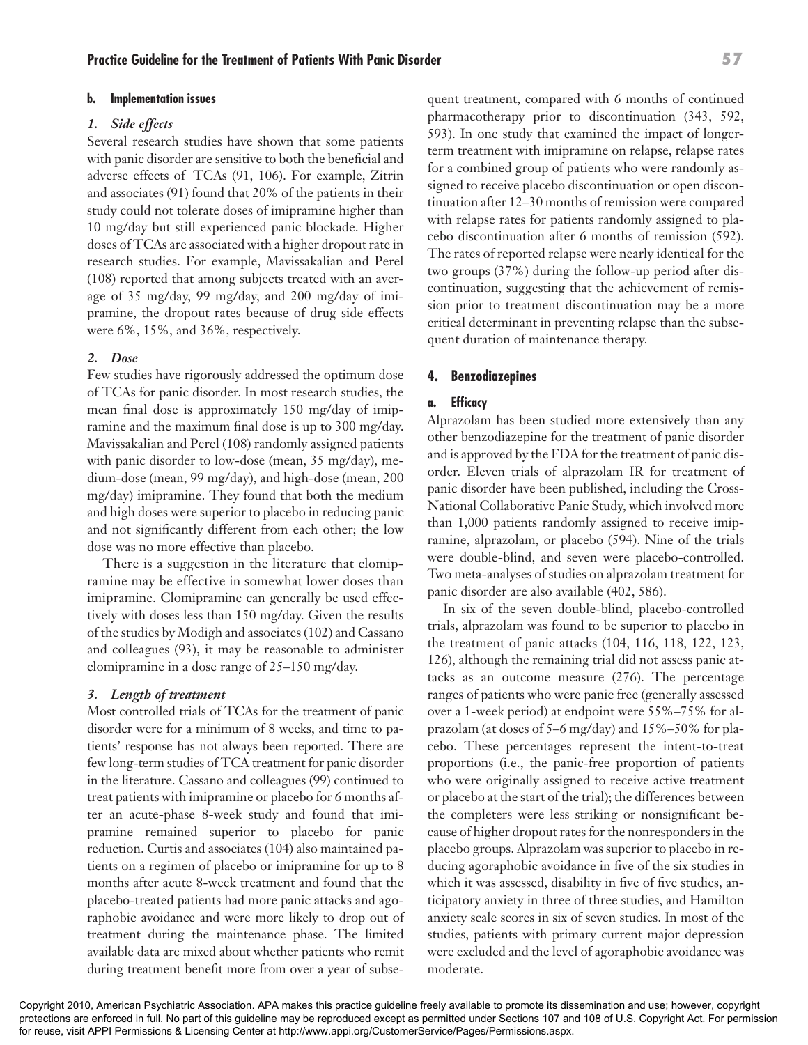#### b. Implementation issues

##### *1. Side effects*

Several research studies have shown that some patients with panic disorder are sensitive to both the beneficial and adverse effects of TCAs (91, 106). For example, Zitrin and associates (91) found that 20% of the patients in their study could not tolerate doses of imipramine higher than 10 mg/day but still experienced panic blockade. Higher doses of TCAs are associated with a higher dropout rate in research studies. For example, Mavissakalian and Perel (108) reported that among subjects treated with an average of 35 mg/day, 99 mg/day, and 200 mg/day of imipramine, the dropout rates because of drug side effects were 6%, 15%, and 36%, respectively.

##### *2. Dose*

Few studies have rigorously addressed the optimum dose of TCAs for panic disorder. In most research studies, the mean final dose is approximately 150 mg/day of imipramine and the maximum final dose is up to 300 mg/day. Mavissakalian and Perel (108) randomly assigned patients with panic disorder to low-dose (mean, 35 mg/day), medium-dose (mean, 99 mg/day), and high-dose (mean, 200 mg/day) imipramine. They found that both the medium and high doses were superior to placebo in reducing panic and not significantly different from each other; the low dose was no more effective than placebo.

There is a suggestion in the literature that clomipramine may be effective in somewhat lower doses than imipramine. Clomipramine can generally be used effectively with doses less than 150 mg/day. Given the results of the studies by Modigh and associates (102) and Cassano and colleagues (93), it may be reasonable to administer clomipramine in a dose range of 25–150 mg/day.

##### *3. Length of treatment*

Most controlled trials of TCAs for the treatment of panic disorder were for a minimum of 8 weeks, and time to patients' response has not always been reported. There are few long-term studies of TCA treatment for panic disorder in the literature. Cassano and colleagues (99) continued to treat patients with imipramine or placebo for 6 months after an acute-phase 8-week study and found that imipramine remained superior to placebo for panic reduction. Curtis and associates (104) also maintained patients on a regimen of placebo or imipramine for up to 8 months after acute 8-week treatment and found that the placebo-treated patients had more panic attacks and agoraphobic avoidance and were more likely to drop out of treatment during the maintenance phase. The limited available data are mixed about whether patients who remit during treatment benefit more from over a year of subsequent treatment, compared with 6 months of continued pharmacotherapy prior to discontinuation (343, 592, 593). In one study that examined the impact of longer-term treatment with imipramine on relapse, relapse rates for a combined group of patients who were randomly assigned to receive placebo discontinuation or open discontinuation after 12–30 months of remission were compared with relapse rates for patients randomly assigned to placebo discontinuation after 6 months of remission (592). The rates of reported relapse were nearly identical for the two groups (37%) during the follow-up period after discontinuation, suggesting that the achievement of remission prior to treatment discontinuation may be a more critical determinant in preventing relapse than the subsequent duration of maintenance therapy.

### 4. Benzodiazepines

#### a. Efficacy

Alprazolam has been studied more extensively than any other benzodiazepine for the treatment of panic disorder and is approved by the FDA for the treatment of panic disorder. Eleven trials of alprazolam IR for treatment of panic disorder have been published, including the Cross-National Collaborative Panic Study, which involved more than 1,000 patients randomly assigned to receive imipramine, alprazolam, or placebo (594). Nine of the trials were double-blind, and seven were placebo-controlled. Two meta-analyses of studies on alprazolam treatment for panic disorder are also available (402, 586).

In six of the seven double-blind, placebo-controlled trials, alprazolam was found to be superior to placebo in the treatment of panic attacks (104, 116, 118, 122, 123, 126), although the remaining trial did not assess panic attacks as an outcome measure (276). The percentage ranges of patients who were panic free (generally assessed over a 1-week period) at endpoint were 55%–75% for alprazolam (at doses of 5–6 mg/day) and 15%–50% for placebo. These percentages represent the intent-to-treat proportions (i.e., the panic-free proportion of patients who were originally assigned to receive active treatment or placebo at the start of the trial); the differences between the completers were less striking or nonsignificant because of higher dropout rates for the nonresponders in the placebo groups. Alprazolam was superior to placebo in reducing agoraphobic avoidance in five of the six studies in which it was assessed, disability in five of five studies, anticipatory anxiety in three of three studies, and Hamilton anxiety scale scores in six of seven studies. In most of the studies, patients with primary current major depression were excluded and the level of agoraphobic avoidance was moderate.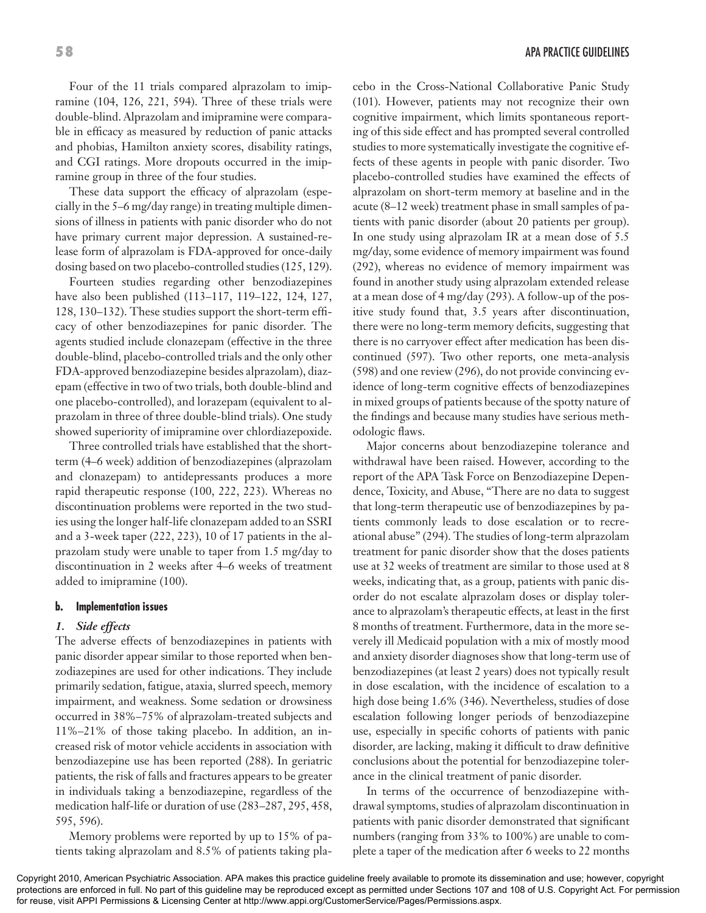Four of the 11 trials compared alprazolam to imipramine (104, 126, 221, 594). Three of these trials were double-blind. Alprazolam and imipramine were comparable in efficacy as measured by reduction of panic attacks and phobias, Hamilton anxiety scores, disability ratings, and CGI ratings. More dropouts occurred in the imipramine group in three of the four studies.

These data support the efficacy of alprazolam (especially in the 5–6 mg/day range) in treating multiple dimensions of illness in patients with panic disorder who do not have primary current major depression. A sustained-release form of alprazolam is FDA-approved for once-daily dosing based on two placebo-controlled studies (125, 129).

Fourteen studies regarding other benzodiazepines have also been published (113–117, 119–122, 124, 127, 128, 130–132). These studies support the short-term efficacy of other benzodiazepines for panic disorder. The agents studied include clonazepam (effective in the three double-blind, placebo-controlled trials and the only other FDA-approved benzodiazepine besides alprazolam), diazepam (effective in two of two trials, both double-blind and one placebo-controlled), and lorazepam (equivalent to alprazolam in three of three double-blind trials). One study showed superiority of imipramine over chlordiazepoxide.

Three controlled trials have established that the short-term (4–6 week) addition of benzodiazepines (alprazolam and clonazepam) to antidepressants produces a more rapid therapeutic response (100, 222, 223). Whereas no discontinuation problems were reported in the two studies using the longer half-life clonazepam added to an SSRI and a 3-week taper (222, 223), 10 of 17 patients in the alprazolam study were unable to taper from 1.5 mg/day to discontinuation in 2 weeks after 4–6 weeks of treatment added to imipramine (100).

#### b. Implementation issues

##### *1. Side effects*

The adverse effects of benzodiazepines in patients with panic disorder appear similar to those reported when benzodiazepines are used for other indications. They include primarily sedation, fatigue, ataxia, slurred speech, memory impairment, and weakness. Some sedation or drowsiness occurred in 38%–75% of alprazolam-treated subjects and 11%–21% of those taking placebo. In addition, an increased risk of motor vehicle accidents in association with benzodiazepine use has been reported (288). In geriatric patients, the risk of falls and fractures appears to be greater in individuals taking a benzodiazepine, regardless of the medication half-life or duration of use (283–287, 295, 458, 595, 596).

Memory problems were reported by up to 15% of patients taking alprazolam and 8.5% of patients taking placebo in the Cross-National Collaborative Panic Study (101). However, patients may not recognize their own cognitive impairment, which limits spontaneous reporting of this side effect and has prompted several controlled studies to more systematically investigate the cognitive effects of these agents in people with panic disorder. Two placebo-controlled studies have examined the effects of alprazolam on short-term memory at baseline and in the acute (8–12 week) treatment phase in small samples of patients with panic disorder (about 20 patients per group). In one study using alprazolam IR at a mean dose of 5.5 mg/day, some evidence of memory impairment was found (292), whereas no evidence of memory impairment was found in another study using alprazolam extended release at a mean dose of 4 mg/day (293). A follow-up of the positive study found that, 3.5 years after discontinuation, there were no long-term memory deficits, suggesting that there is no carryover effect after medication has been discontinued (597). Two other reports, one meta-analysis (598) and one review (296), do not provide convincing evidence of long-term cognitive effects of benzodiazepines in mixed groups of patients because of the spotty nature of the findings and because many studies have serious methodologic flaws.

Major concerns about benzodiazepine tolerance and withdrawal have been raised. However, according to the report of the APA Task Force on Benzodiazepine Dependence, Toxicity, and Abuse, "There are no data to suggest that long-term therapeutic use of benzodiazepines by patients commonly leads to dose escalation or to recreational abuse" (294). The studies of long-term alprazolam treatment for panic disorder show that the doses patients use at 32 weeks of treatment are similar to those used at 8 weeks, indicating that, as a group, patients with panic disorder do not escalate alprazolam doses or display tolerance to alprazolam's therapeutic effects, at least in the first 8 months of treatment. Furthermore, data in the more severely ill Medicaid population with a mix of mostly mood and anxiety disorder diagnoses show that long-term use of benzodiazepines (at least 2 years) does not typically result in dose escalation, with the incidence of escalation to a high dose being 1.6% (346). Nevertheless, studies of dose escalation following longer periods of benzodiazepine use, especially in specific cohorts of patients with panic disorder, are lacking, making it difficult to draw definitive conclusions about the potential for benzodiazepine tolerance in the clinical treatment of panic disorder.

In terms of the occurrence of benzodiazepine withdrawal symptoms, studies of alprazolam discontinuation in patients with panic disorder demonstrated that significant numbers (ranging from 33% to 100%) are unable to complete a taper of the medication after 6 weeks to 22 months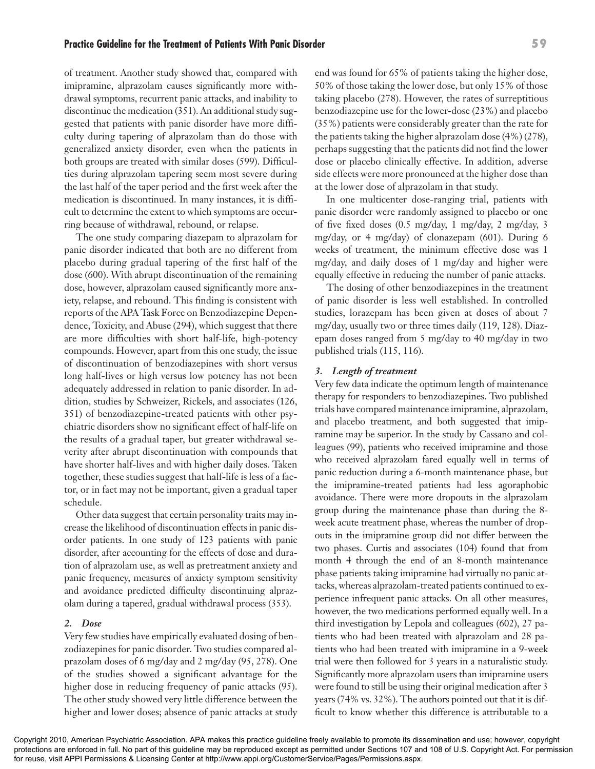of treatment. Another study showed that, compared with imipramine, alprazolam causes significantly more withdrawal symptoms, recurrent panic attacks, and inability to discontinue the medication (351). An additional study suggested that patients with panic disorder have more difficulty during tapering of alprazolam than do those with generalized anxiety disorder, even when the patients in both groups are treated with similar doses (599). Difficulties during alprazolam tapering seem most severe during the last half of the taper period and the first week after the medication is discontinued. In many instances, it is difficult to determine the extent to which symptoms are occurring because of withdrawal, rebound, or relapse.

The one study comparing diazepam to alprazolam for panic disorder indicated that both are no different from placebo during gradual tapering of the first half of the dose (600). With abrupt discontinuation of the remaining dose, however, alprazolam caused significantly more anxiety, relapse, and rebound. This finding is consistent with reports of the APA Task Force on Benzodiazepine Dependence, Toxicity, and Abuse (294), which suggest that there are more difficulties with short half-life, high-potency compounds. However, apart from this one study, the issue of discontinuation of benzodiazepines with short versus long half-lives or high versus low potency has not been adequately addressed in relation to panic disorder. In addition, studies by Schweizer, Rickels, and associates (126, 351) of benzodiazepine-treated patients with other psychiatric disorders show no significant effect of half-life on the results of a gradual taper, but greater withdrawal severity after abrupt discontinuation with compounds that have shorter half-lives and with higher daily doses. Taken together, these studies suggest that half-life is less of a factor, or in fact may not be important, given a gradual taper schedule.

Other data suggest that certain personality traits may increase the likelihood of discontinuation effects in panic disorder patients. In one study of 123 patients with panic disorder, after accounting for the effects of dose and duration of alprazolam use, as well as pretreatment anxiety and panic frequency, measures of anxiety symptom sensitivity and avoidance predicted difficulty discontinuing alprazolam during a tapered, gradual withdrawal process (353).

### *2. Dose*

Very few studies have empirically evaluated dosing of benzodiazepines for panic disorder. Two studies compared alprazolam doses of 6 mg/day and 2 mg/day (95, 278). One of the studies showed a significant advantage for the higher dose in reducing frequency of panic attacks (95). The other study showed very little difference between the higher and lower doses; absence of panic attacks at study end was found for 65% of patients taking the higher dose, 50% of those taking the lower dose, but only 15% of those taking placebo (278). However, the rates of surreptitious benzodiazepine use for the lower-dose (23%) and placebo (35%) patients were considerably greater than the rate for the patients taking the higher alprazolam dose (4%) (278), perhaps suggesting that the patients did not find the lower dose or placebo clinically effective. In addition, adverse side effects were more pronounced at the higher dose than at the lower dose of alprazolam in that study.

In one multicenter dose-ranging trial, patients with panic disorder were randomly assigned to placebo or one of five fixed doses (0.5 mg/day, 1 mg/day, 2 mg/day, 3 mg/day, or 4 mg/day) of clonazepam (601). During 6 weeks of treatment, the minimum effective dose was 1 mg/day, and daily doses of 1 mg/day and higher were equally effective in reducing the number of panic attacks.

The dosing of other benzodiazepines in the treatment of panic disorder is less well established. In controlled studies, lorazepam has been given at doses of about 7 mg/day, usually two or three times daily (119, 128). Diazepam doses ranged from 5 mg/day to 40 mg/day in two published trials (115, 116).

### *3. Length of treatment*

Very few data indicate the optimum length of maintenance therapy for responders to benzodiazepines. Two published trials have compared maintenance imipramine, alprazolam, and placebo treatment, and both suggested that imipramine may be superior. In the study by Cassano and colleagues (99), patients who received imipramine and those who received alprazolam fared equally well in terms of panic reduction during a 6-month maintenance phase, but the imipramine-treated patients had less agoraphobic avoidance. There were more dropouts in the alprazolam group during the maintenance phase than during the 8-week acute treatment phase, whereas the number of dropouts in the imipramine group did not differ between the two phases. Curtis and associates (104) found that from month 4 through the end of an 8-month maintenance phase patients taking imipramine had virtually no panic attacks, whereas alprazolam-treated patients continued to experience infrequent panic attacks. On all other measures, however, the two medications performed equally well. In a third investigation by Lepola and colleagues (602), 27 patients who had been treated with alprazolam and 28 patients who had been treated with imipramine in a 9-week trial were then followed for 3 years in a naturalistic study. Significantly more alprazolam users than imipramine users were found to still be using their original medication after 3 years (74% vs. 32%). The authors pointed out that it is difficult to know whether this difference is attributable to a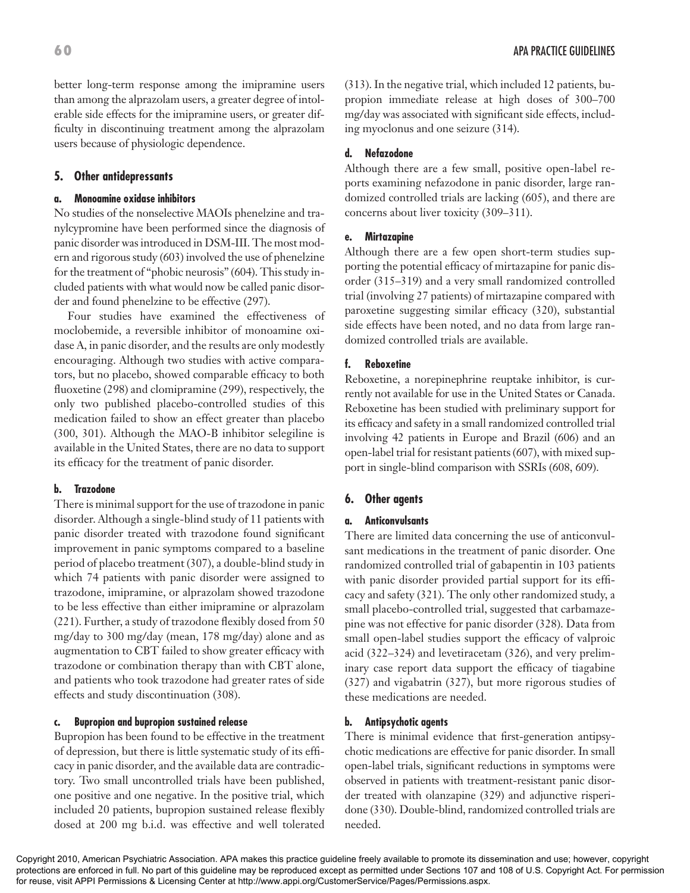better long-term response among the imipramine users than among the alprazolam users, a greater degree of intolerable side effects for the imipramine users, or greater difficulty in discontinuing treatment among the alprazolam users because of physiologic dependence.

### 5. Other antidepressants

#### a. Monoamine oxidase inhibitors

No studies of the nonselective MAOIs phenelzine and tranylcypromine have been performed since the diagnosis of panic disorder was introduced in DSM-III. The most modern and rigorous study (603) involved the use of phenelzine for the treatment of "phobic neurosis" (604). This study included patients with what would now be called panic disorder and found phenelzine to be effective (297).

Four studies have examined the effectiveness of moclobemide, a reversible inhibitor of monoamine oxidase A, in panic disorder, and the results are only modestly encouraging. Although two studies with active comparators, but no placebo, showed comparable efficacy to both fluoxetine (298) and clomipramine (299), respectively, the only two published placebo-controlled studies of this medication failed to show an effect greater than placebo (300, 301). Although the MAO-B inhibitor selegiline is available in the United States, there are no data to support its efficacy for the treatment of panic disorder.

#### b. Trazodone

There is minimal support for the use of trazodone in panic disorder. Although a single-blind study of 11 patients with panic disorder treated with trazodone found significant improvement in panic symptoms compared to a baseline period of placebo treatment (307), a double-blind study in which 74 patients with panic disorder were assigned to trazodone, imipramine, or alprazolam showed trazodone to be less effective than either imipramine or alprazolam (221). Further, a study of trazodone flexibly dosed from 50 mg/day to 300 mg/day (mean, 178 mg/day) alone and as augmentation to CBT failed to show greater efficacy with trazodone or combination therapy than with CBT alone, and patients who took trazodone had greater rates of side effects and study discontinuation (308).

#### c. Bupropion and bupropion sustained release

Bupropion has been found to be effective in the treatment of depression, but there is little systematic study of its efficacy in panic disorder, and the available data are contradictory. Two small uncontrolled trials have been published, one positive and one negative. In the positive trial, which included 20 patients, bupropion sustained release flexibly dosed at 200 mg b.i.d. was effective and well tolerated (313). In the negative trial, which included 12 patients, bupropion immediate release at high doses of 300–700 mg/day was associated with significant side effects, including myoclonus and one seizure (314).

#### d. Nefazodone

Although there are a few small, positive open-label reports examining nefazodone in panic disorder, large randomized controlled trials are lacking (605), and there are concerns about liver toxicity (309–311).

#### e. Mirtazapine

Although there are a few open short-term studies supporting the potential efficacy of mirtazapine for panic disorder (315–319) and a very small randomized controlled trial (involving 27 patients) of mirtazapine compared with paroxetine suggesting similar efficacy (320), substantial side effects have been noted, and no data from large randomized controlled trials are available.

#### f. Reboxetine

Reboxetine, a norepinephrine reuptake inhibitor, is currently not available for use in the United States or Canada. Reboxetine has been studied with preliminary support for its efficacy and safety in a small randomized controlled trial involving 42 patients in Europe and Brazil (606) and an open-label trial for resistant patients (607), with mixed support in single-blind comparison with SSRIs (608, 609).

### 6. Other agents

#### a. Anticonvulsants

There are limited data concerning the use of anticonvulsant medications in the treatment of panic disorder. One randomized controlled trial of gabapentin in 103 patients with panic disorder provided partial support for its efficacy and safety (321). The only other randomized study, a small placebo-controlled trial, suggested that carbamazepine was not effective for panic disorder (328). Data from small open-label studies support the efficacy of valproic acid (322–324) and levetiracetam (326), and very preliminary case report data support the efficacy of tiagabine (327) and vigabatrin (327), but more rigorous studies of these medications are needed.

#### b. Antipsychotic agents

There is minimal evidence that first-generation antipsychotic medications are effective for panic disorder. In small open-label trials, significant reductions in symptoms were observed in patients with treatment-resistant panic disorder treated with olanzapine (329) and adjunctive risperidone (330). Double-blind, randomized controlled trials are needed.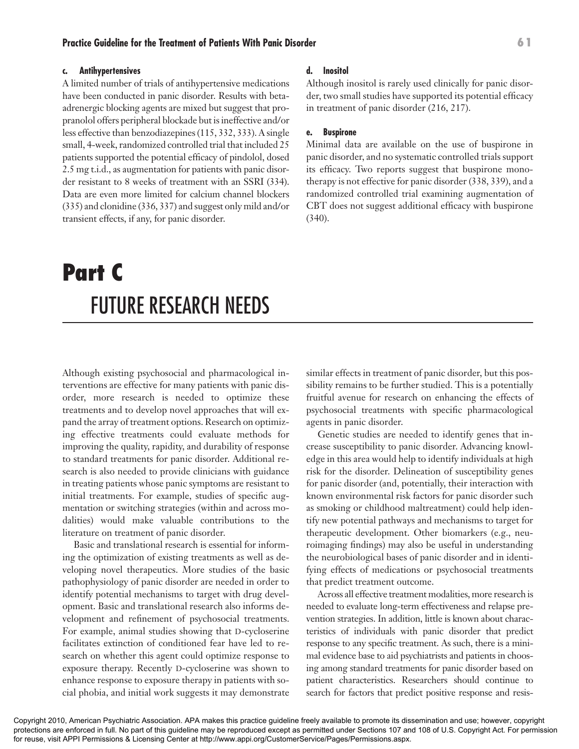#### c. Antihypertensives

A limited number of trials of antihypertensive medications have been conducted in panic disorder. Results with beta-adrenergic blocking agents are mixed but suggest that propranolol offers peripheral blockade but is ineffective and/or less effective than benzodiazepines (115, 332, 333). A single small, 4-week, randomized controlled trial that included 25 patients supported the potential efficacy of pindolol, dosed 2.5 mg t.i.d., as augmentation for patients with panic disorder resistant to 8 weeks of treatment with an SSRI (334). Data are even more limited for calcium channel blockers (335) and clonidine (336, 337) and suggest only mild and/or transient effects, if any, for panic disorder.

#### d. Inositol

Although inositol is rarely used clinically for panic disorder, two small studies have supported its potential efficacy in treatment of panic disorder (216, 217).

#### e. Buspirone

Minimal data are available on the use of buspirone in panic disorder, and no systematic controlled trials support its efficacy. Two reports suggest that buspirone monotherapy is not effective for panic disorder (338, 339), and a randomized controlled trial examining augmentation of CBT does not suggest additional efficacy with buspirone (340).

# Part C
# FUTURE RESEARCH NEEDS

Although existing psychosocial and pharmacological interventions are effective for many patients with panic disorder, more research is needed to optimize these treatments and to develop novel approaches that will expand the array of treatment options. Research on optimizing effective treatments could evaluate methods for improving the quality, rapidity, and durability of response to standard treatments for panic disorder. Additional research is also needed to provide clinicians with guidance in treating patients whose panic symptoms are resistant to initial treatments. For example, studies of specific augmentation or switching strategies (within and across modalities) would make valuable contributions to the literature on treatment of panic disorder.

Basic and translational research is essential for informing the optimization of existing treatments as well as developing novel therapeutics. More studies of the basic pathophysiology of panic disorder are needed in order to identify potential mechanisms to target with drug development. Basic and translational research also informs development and refinement of psychosocial treatments. For example, animal studies showing that D-cycloserine facilitates extinction of conditioned fear have led to research on whether this agent could optimize response to exposure therapy. Recently D-cycloserine was shown to enhance response to exposure therapy in patients with social phobia, and initial work suggests it may demonstrate similar effects in treatment of panic disorder, but this possibility remains to be further studied. This is a potentially fruitful avenue for research on enhancing the effects of psychosocial treatments with specific pharmacological agents in panic disorder.

Genetic studies are needed to identify genes that increase susceptibility to panic disorder. Advancing knowledge in this area would help to identify individuals at high risk for the disorder. Delineation of susceptibility genes for panic disorder (and, potentially, their interaction with known environmental risk factors for panic disorder such as smoking or childhood maltreatment) could help identify new potential pathways and mechanisms to target for therapeutic development. Other biomarkers (e.g., neuroimaging findings) may also be useful in understanding the neurobiological bases of panic disorder and in identifying effects of medications or psychosocial treatments that predict treatment outcome.

Across all effective treatment modalities, more research is needed to evaluate long-term effectiveness and relapse prevention strategies. In addition, little is known about characteristics of individuals with panic disorder that predict response to any specific treatment. As such, there is a minimal evidence base to aid psychiatrists and patients in choosing among standard treatments for panic disorder based on patient characteristics. Researchers should continue to search for factors that predict positive response and resis-

Copyright 2010, American Psychiatric Association. APA makes this practice guideline freely available to promote its dissemination and use; however, copyright protections are enforced in full. No part of this guideline may be reproduced except as permitted under Sections 107 and 108 of U.S. Copyright Act. For permission for reuse, visit APPI Permissions & Licensing Center at http://www.appi.org/CustomerService/Pages/Permissions.aspx.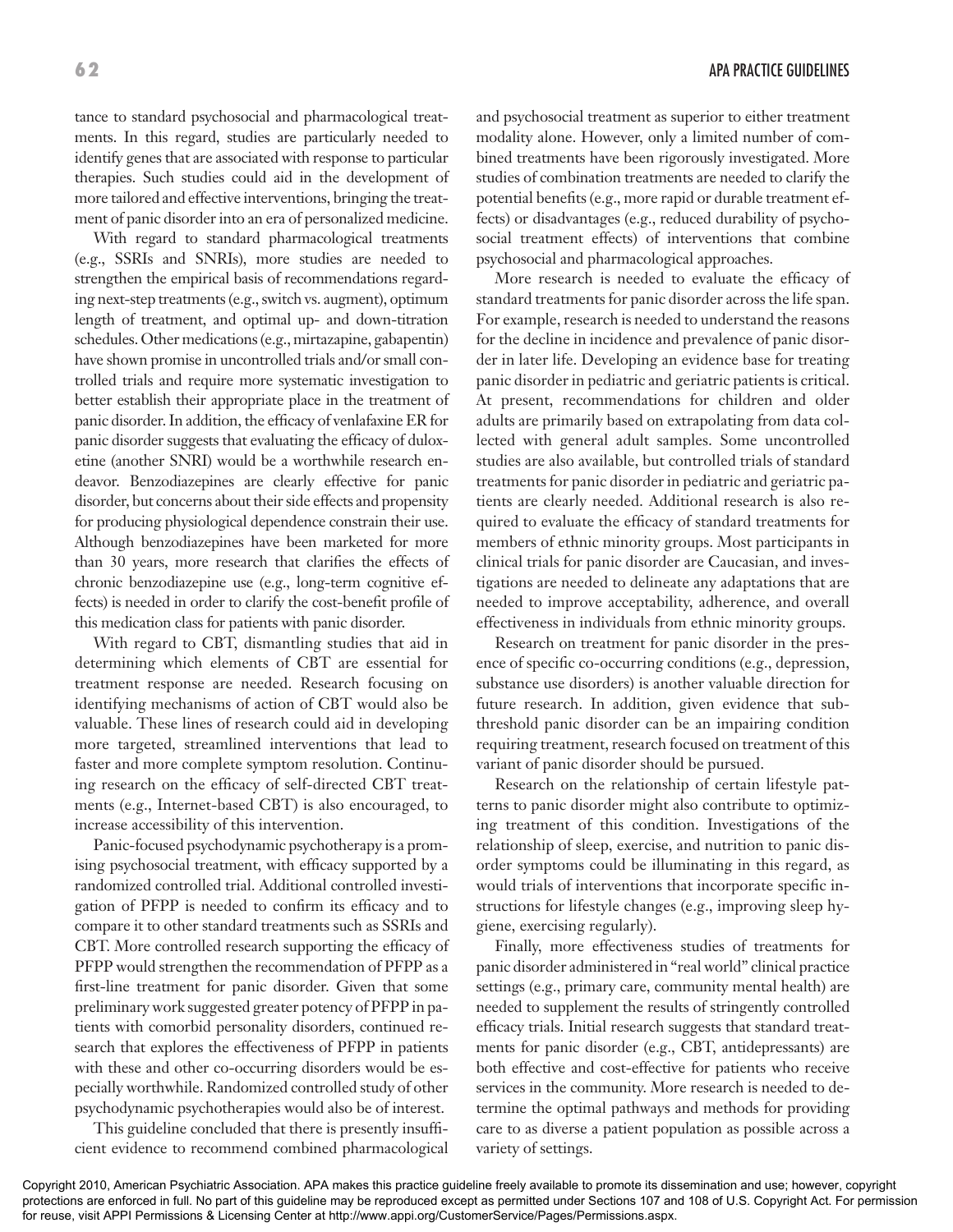tance to standard psychosocial and pharmacological treatments. In this regard, studies are particularly needed to identify genes that are associated with response to particular therapies. Such studies could aid in the development of more tailored and effective interventions, bringing the treatment of panic disorder into an era of personalized medicine.

With regard to standard pharmacological treatments (e.g., SSRIs and SNRIs), more studies are needed to strengthen the empirical basis of recommendations regarding next-step treatments (e.g., switch vs. augment), optimum length of treatment, and optimal up- and down-titration schedules. Other medications (e.g., mirtazapine, gabapentin) have shown promise in uncontrolled trials and/or small controlled trials and require more systematic investigation to better establish their appropriate place in the treatment of panic disorder. In addition, the efficacy of venlafaxine ER for panic disorder suggests that evaluating the efficacy of duloxetine (another SNRI) would be a worthwhile research endeavor. Benzodiazepines are clearly effective for panic disorder, but concerns about their side effects and propensity for producing physiological dependence constrain their use. Although benzodiazepines have been marketed for more than 30 years, more research that clarifies the effects of chronic benzodiazepine use (e.g., long-term cognitive effects) is needed in order to clarify the cost-benefit profile of this medication class for patients with panic disorder.

With regard to CBT, dismantling studies that aid in determining which elements of CBT are essential for treatment response are needed. Research focusing on identifying mechanisms of action of CBT would also be valuable. These lines of research could aid in developing more targeted, streamlined interventions that lead to faster and more complete symptom resolution. Continuing research on the efficacy of self-directed CBT treatments (e.g., Internet-based CBT) is also encouraged, to increase accessibility of this intervention.

Panic-focused psychodynamic psychotherapy is a promising psychosocial treatment, with efficacy supported by a randomized controlled trial. Additional controlled investigation of PFPP is needed to confirm its efficacy and to compare it to other standard treatments such as SSRIs and CBT. More controlled research supporting the efficacy of PFPP would strengthen the recommendation of PFPP as a first-line treatment for panic disorder. Given that some preliminary work suggested greater potency of PFPP in patients with comorbid personality disorders, continued research that explores the effectiveness of PFPP in patients with these and other co-occurring disorders would be especially worthwhile. Randomized controlled study of other psychodynamic psychotherapies would also be of interest.

This guideline concluded that there is presently insufficient evidence to recommend combined pharmacological and psychosocial treatment as superior to either treatment modality alone. However, only a limited number of combined treatments have been rigorously investigated. More studies of combination treatments are needed to clarify the potential benefits (e.g., more rapid or durable treatment effects) or disadvantages (e.g., reduced durability of psychosocial treatment effects) of interventions that combine psychosocial and pharmacological approaches.

More research is needed to evaluate the efficacy of standard treatments for panic disorder across the life span. For example, research is needed to understand the reasons for the decline in incidence and prevalence of panic disorder in later life. Developing an evidence base for treating panic disorder in pediatric and geriatric patients is critical. At present, recommendations for children and older adults are primarily based on extrapolating from data collected with general adult samples. Some uncontrolled studies are also available, but controlled trials of standard treatments for panic disorder in pediatric and geriatric patients are clearly needed. Additional research is also required to evaluate the efficacy of standard treatments for members of ethnic minority groups. Most participants in clinical trials for panic disorder are Caucasian, and investigations are needed to delineate any adaptations that are needed to improve acceptability, adherence, and overall effectiveness in individuals from ethnic minority groups.

Research on treatment for panic disorder in the presence of specific co-occurring conditions (e.g., depression, substance use disorders) is another valuable direction for future research. In addition, given evidence that subthreshold panic disorder can be an impairing condition requiring treatment, research focused on treatment of this variant of panic disorder should be pursued.

Research on the relationship of certain lifestyle patterns to panic disorder might also contribute to optimizing treatment of this condition. Investigations of the relationship of sleep, exercise, and nutrition to panic disorder symptoms could be illuminating in this regard, as would trials of interventions that incorporate specific instructions for lifestyle changes (e.g., improving sleep hygiene, exercising regularly).

Finally, more effectiveness studies of treatments for panic disorder administered in "real world" clinical practice settings (e.g., primary care, community mental health) are needed to supplement the results of stringently controlled efficacy trials. Initial research suggests that standard treatments for panic disorder (e.g., CBT, antidepressants) are both effective and cost-effective for patients who receive services in the community. More research is needed to determine the optimal pathways and methods for providing care to as diverse a patient population as possible across a variety of settings.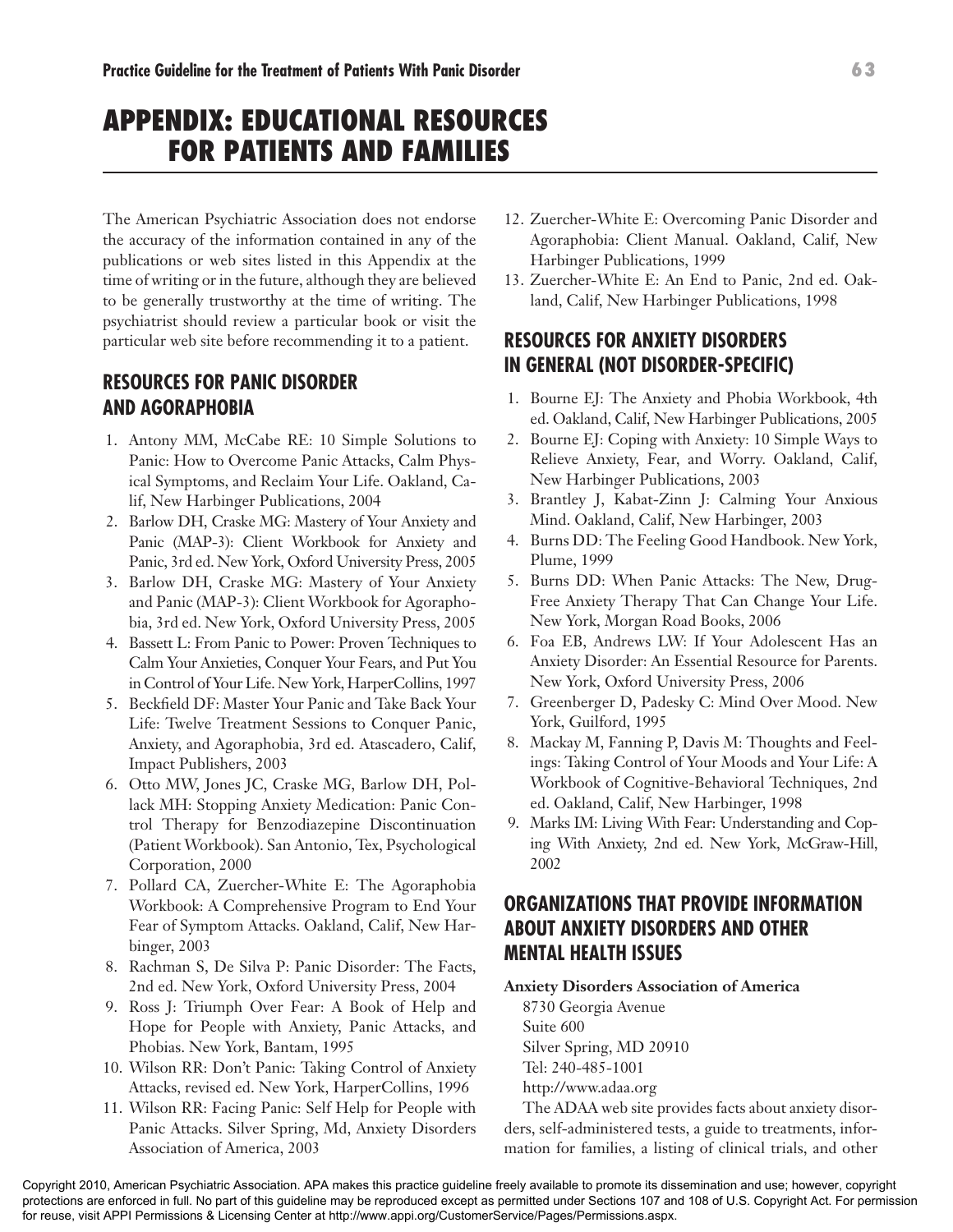# APPENDIX: EDUCATIONAL RESOURCES FOR PATIENTS AND FAMILIES

The American Psychiatric Association does not endorse the accuracy of the information contained in any of the publications or web sites listed in this Appendix at the time of writing or in the future, although they are believed to be generally trustworthy at the time of writing. The psychiatrist should review a particular book or visit the particular web site before recommending it to a patient.

## RESOURCES FOR PANIC DISORDER AND AGORAPHOBIA

1. Antony MM, McCabe RE: 10 Simple Solutions to Panic: How to Overcome Panic Attacks, Calm Physical Symptoms, and Reclaim Your Life. Oakland, Calif, New Harbinger Publications, 2004
2. Barlow DH, Craske MG: Mastery of Your Anxiety and Panic (MAP-3): Client Workbook for Anxiety and Panic, 3rd ed. New York, Oxford University Press, 2005
3. Barlow DH, Craske MG: Mastery of Your Anxiety and Panic (MAP-3): Client Workbook for Agoraphobia, 3rd ed. New York, Oxford University Press, 2005
4. Bassett L: From Panic to Power: Proven Techniques to Calm Your Anxieties, Conquer Your Fears, and Put You in Control of Your Life. New York, HarperCollins, 1997
5. Beckfield DF: Master Your Panic and Take Back Your Life: Twelve Treatment Sessions to Conquer Panic, Anxiety, and Agoraphobia, 3rd ed. Atascadero, Calif, Impact Publishers, 2003
6. Otto MW, Jones JC, Craske MG, Barlow DH, Pollack MH: Stopping Anxiety Medication: Panic Control Therapy for Benzodiazepine Discontinuation (Patient Workbook). San Antonio, Tex, Psychological Corporation, 2000
7. Pollard CA, Zuercher-White E: The Agoraphobia Workbook: A Comprehensive Program to End Your Fear of Symptom Attacks. Oakland, Calif, New Harbinger, 2003
8. Rachman S, De Silva P: Panic Disorder: The Facts, 2nd ed. New York, Oxford University Press, 2004
9. Ross J: Triumph Over Fear: A Book of Help and Hope for People with Anxiety, Panic Attacks, and Phobias. New York, Bantam, 1995
10. Wilson RR: Don't Panic: Taking Control of Anxiety Attacks, revised ed. New York, HarperCollins, 1996
11. Wilson RR: Facing Panic: Self Help for People with Panic Attacks. Silver Spring, Md, Anxiety Disorders Association of America, 2003
12. Zuercher-White E: Overcoming Panic Disorder and Agoraphobia: Client Manual. Oakland, Calif, New Harbinger Publications, 1999
13. Zuercher-White E: An End to Panic, 2nd ed. Oakland, Calif, New Harbinger Publications, 1998

## RESOURCES FOR ANXIETY DISORDERS IN GENERAL (NOT DISORDER-SPECIFIC)

1. Bourne EJ: The Anxiety and Phobia Workbook, 4th ed. Oakland, Calif, New Harbinger Publications, 2005
2. Bourne EJ: Coping with Anxiety: 10 Simple Ways to Relieve Anxiety, Fear, and Worry. Oakland, Calif, New Harbinger Publications, 2003
3. Brantley J, Kabat-Zinn J: Calming Your Anxious Mind. Oakland, Calif, New Harbinger, 2003
4. Burns DD: The Feeling Good Handbook. New York, Plume, 1999
5. Burns DD: When Panic Attacks: The New, Drug-Free Anxiety Therapy That Can Change Your Life. New York, Morgan Road Books, 2006
6. Foa EB, Andrews LW: If Your Adolescent Has an Anxiety Disorder: An Essential Resource for Parents. New York, Oxford University Press, 2006
7. Greenberger D, Padesky C: Mind Over Mood. New York, Guilford, 1995
8. Mackay M, Fanning P, Davis M: Thoughts and Feelings: Taking Control of Your Moods and Your Life: A Workbook of Cognitive-Behavioral Techniques, 2nd ed. Oakland, Calif, New Harbinger, 1998
9. Marks IM: Living With Fear: Understanding and Coping With Anxiety, 2nd ed. New York, McGraw-Hill, 2002

## ORGANIZATIONS THAT PROVIDE INFORMATION ABOUT ANXIETY DISORDERS AND OTHER MENTAL HEALTH ISSUES

**Anxiety Disorders Association of America**
8730 Georgia Avenue
Suite 600
Silver Spring, MD 20910
Tel: 240-485-1001
http://www.adaa.org

The ADAA web site provides facts about anxiety disorders, self-administered tests, a guide to treatments, information for families, a listing of clinical trials, and other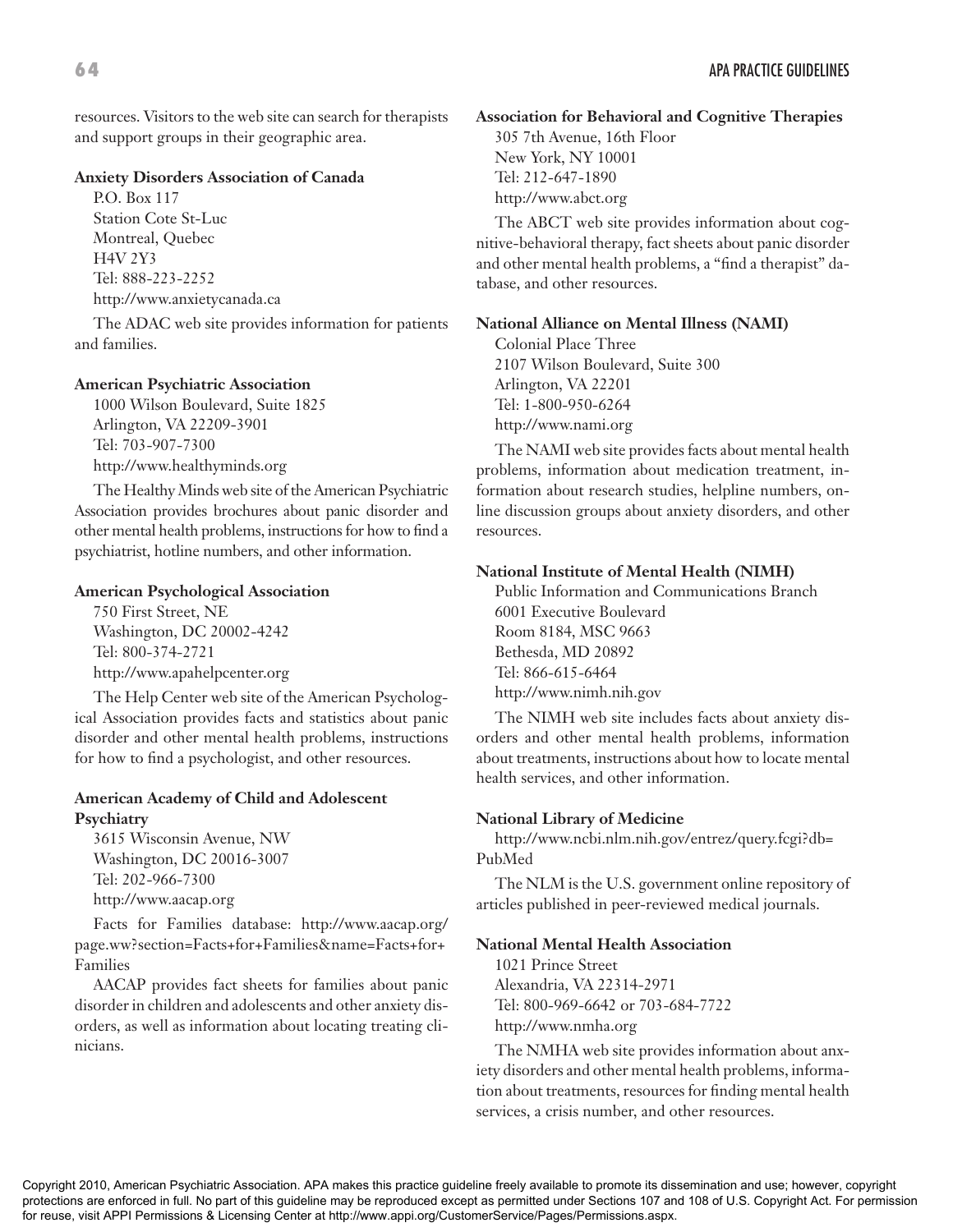resources. Visitors to the web site can search for therapists and support groups in their geographic area.

**Anxiety Disorders Association of Canada**
P.O. Box 117
Station Cote St-Luc
Montreal, Quebec
H4V 2Y3
Tel: 888-223-2252
http://www.anxietycanada.ca

The ADAC web site provides information for patients and families.

**American Psychiatric Association**
1000 Wilson Boulevard, Suite 1825
Arlington, VA 22209-3901
Tel: 703-907-7300
http://www.healthyminds.org

The Healthy Minds web site of the American Psychiatric Association provides brochures about panic disorder and other mental health problems, instructions for how to find a psychiatrist, hotline numbers, and other information.

**American Psychological Association**
750 First Street, NE
Washington, DC 20002-4242
Tel: 800-374-2721
http://www.apahelpcenter.org

The Help Center web site of the American Psychological Association provides facts and statistics about panic disorder and other mental health problems, instructions for how to find a psychologist, and other resources.

**American Academy of Child and Adolescent Psychiatry**
3615 Wisconsin Avenue, NW
Washington, DC 20016-3007
Tel: 202-966-7300
http://www.aacap.org

Facts for Families database: http://www.aacap.org/page.ww?section=Facts+for+Families&name=Facts+for+Families

AACAP provides fact sheets for families about panic disorder in children and adolescents and other anxiety disorders, as well as information about locating treating clinicians.

**Association for Behavioral and Cognitive Therapies**
305 7th Avenue, 16th Floor
New York, NY 10001
Tel: 212-647-1890
http://www.abct.org

The ABCT web site provides information about cognitive-behavioral therapy, fact sheets about panic disorder and other mental health problems, a "find a therapist" database, and other resources.

**National Alliance on Mental Illness (NAMI)**
Colonial Place Three
2107 Wilson Boulevard, Suite 300
Arlington, VA 22201
Tel: 1-800-950-6264
http://www.nami.org

The NAMI web site provides facts about mental health problems, information about medication treatment, information about research studies, helpline numbers, online discussion groups about anxiety disorders, and other resources.

**National Institute of Mental Health (NIMH)**
Public Information and Communications Branch
6001 Executive Boulevard
Room 8184, MSC 9663
Bethesda, MD 20892
Tel: 866-615-6464
http://www.nimh.nih.gov

The NIMH web site includes facts about anxiety disorders and other mental health problems, information about treatments, instructions about how to locate mental health services, and other information.

**National Library of Medicine**
http://www.ncbi.nlm.nih.gov/entrez/query.fcgi?db=PubMed

The NLM is the U.S. government online repository of articles published in peer-reviewed medical journals.

**National Mental Health Association**
1021 Prince Street
Alexandria, VA 22314-2971
Tel: 800-969-6642 or 703-684-7722
http://www.nmha.org

The NMHA web site provides information about anxiety disorders and other mental health problems, information about treatments, resources for finding mental health services, a crisis number, and other resources.

Copyright 2010, American Psychiatric Association. APA makes this practice guideline freely available to promote its dissemination and use; however, copyright protections are enforced in full. No part of this guideline may be reproduced except as permitted under Sections 107 and 108 of U.S. Copyright Act. For permission for reuse, visit APPI Permissions & Licensing Center at http://www.appi.org/CustomerService/Pages/Permissions.aspx.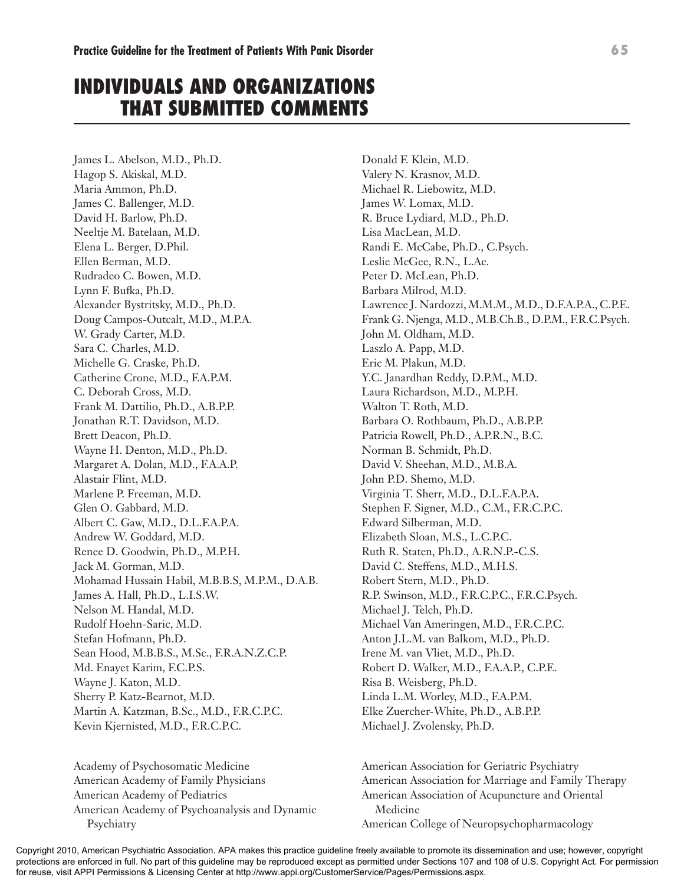# INDIVIDUALS AND ORGANIZATIONS THAT SUBMITTED COMMENTS

James L. Abelson, M.D., Ph.D.
Hagop S. Akiskal, M.D.
Maria Ammon, Ph.D.
James C. Ballenger, M.D.
David H. Barlow, Ph.D.
Neeltje M. Batelaan, M.D.
Elena L. Berger, D.Phil.
Ellen Berman, M.D.
Rudradeo C. Bowen, M.D.
Lynn F. Bufka, Ph.D.
Alexander Bystritsky, M.D., Ph.D.
Doug Campos-Outcalt, M.D., M.P.A.
W. Grady Carter, M.D.
Sara C. Charles, M.D.
Michelle G. Craske, Ph.D.
Catherine Crone, M.D., F.A.P.M.
C. Deborah Cross, M.D.
Frank M. Dattilio, Ph.D., A.B.P.P.
Jonathan R.T. Davidson, M.D.
Brett Deacon, Ph.D.
Wayne H. Denton, M.D., Ph.D.
Margaret A. Dolan, M.D., F.A.A.P.
Alastair Flint, M.D.
Marlene P. Freeman, M.D.
Glen O. Gabbard, M.D.
Albert C. Gaw, M.D., D.L.F.A.P.A.
Andrew W. Goddard, M.D.
Renee D. Goodwin, Ph.D., M.P.H.
Jack M. Gorman, M.D.
Mohamad Hussain Habil, M.B.B.S, M.P.M., D.A.B.
James A. Hall, Ph.D., L.I.S.W.
Nelson M. Handal, M.D.
Rudolf Hoehn-Saric, M.D.
Stefan Hofmann, Ph.D.
Sean Hood, M.B.B.S., M.Sc., F.R.A.N.Z.C.P.
Md. Enayet Karim, F.C.P.S.
Wayne J. Katon, M.D.
Sherry P. Katz-Bearnot, M.D.
Martin A. Katzman, B.Sc., M.D., F.R.C.P.C.
Kevin Kjernisted, M.D., F.R.C.P.C.
Donald F. Klein, M.D.
Valery N. Krasnov, M.D.
Michael R. Liebowitz, M.D.
James W. Lomax, M.D.
R. Bruce Lydiard, M.D., Ph.D.
Lisa MacLean, M.D.
Randi E. McCabe, Ph.D., C.Psych.
Leslie McGee, R.N., L.Ac.
Peter D. McLean, Ph.D.
Barbara Milrod, M.D.
Lawrence J. Nardozzi, M.M.M., M.D., D.F.A.P.A., C.P.E.
Frank G. Njenga, M.D., M.B.Ch.B., D.P.M., F.R.C.Psych.
John M. Oldham, M.D.
Laszlo A. Papp, M.D.
Eric M. Plakun, M.D.
Y.C. Janardhan Reddy, D.P.M., M.D.
Laura Richardson, M.D., M.P.H.
Walton T. Roth, M.D.
Barbara O. Rothbaum, Ph.D., A.B.P.P.
Patricia Rowell, Ph.D., A.P.R.N., B.C.
Norman B. Schmidt, Ph.D.
David V. Sheehan, M.D., M.B.A.
John P.D. Shemo, M.D.
Virginia T. Sherr, M.D., D.L.F.A.P.A.
Stephen F. Signer, M.D., C.M., F.R.C.P.C.
Edward Silberman, M.D.
Elizabeth Sloan, M.S., L.C.P.C.
Ruth R. Staten, Ph.D., A.R.N.P.-C.S.
David C. Steffens, M.D., M.H.S.
Robert Stern, M.D., Ph.D.
R.P. Swinson, M.D., F.R.C.P.C., F.R.C.Psych.
Michael J. Telch, Ph.D.
Michael Van Ameringen, M.D., F.R.C.P.C.
Anton J.L.M. van Balkom, M.D., Ph.D.
Irene M. van Vliet, M.D., Ph.D.
Robert D. Walker, M.D., F.A.A.P., C.P.E.
Risa B. Weisberg, Ph.D.
Linda L.M. Worley, M.D., F.A.P.M.
Elke Zuercher-White, Ph.D., A.B.P.P.
Michael J. Zvolensky, Ph.D.

Academy of Psychosomatic Medicine
American Academy of Family Physicians
American Academy of Pediatrics
American Academy of Psychoanalysis and Dynamic Psychiatry
American Association for Geriatric Psychiatry
American Association for Marriage and Family Therapy
American Association of Acupuncture and Oriental Medicine
American College of Neuropsychopharmacology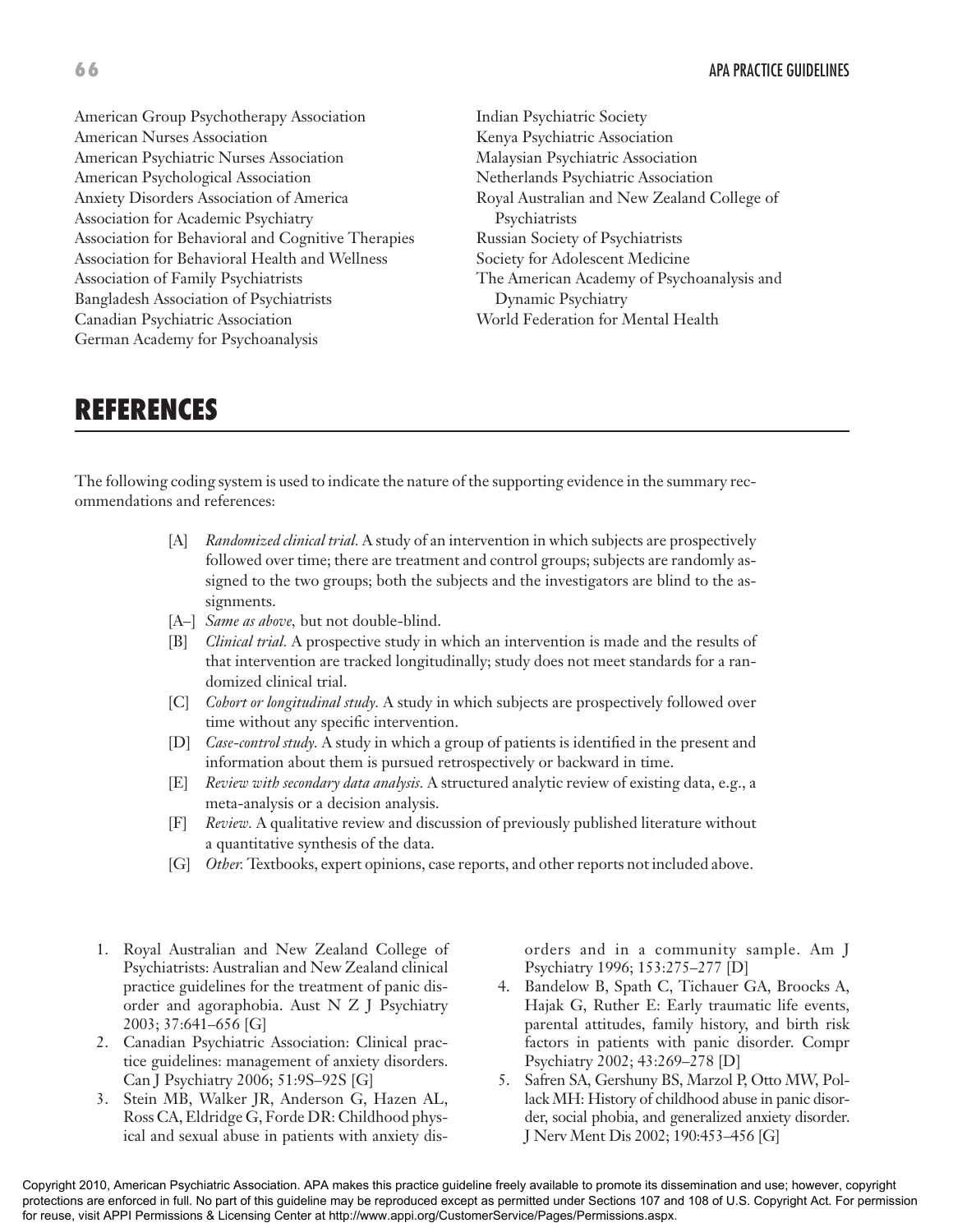American Group Psychotherapy Association
American Nurses Association
American Psychiatric Nurses Association
American Psychological Association
Anxiety Disorders Association of America
Association for Academic Psychiatry
Association for Behavioral and Cognitive Therapies
Association for Behavioral Health and Wellness
Association of Family Psychiatrists
Bangladesh Association of Psychiatrists
Canadian Psychiatric Association
German Academy for Psychoanalysis
Indian Psychiatric Society
Kenya Psychiatric Association
Malaysian Psychiatric Association
Netherlands Psychiatric Association
Royal Australian and New Zealand College of Psychiatrists
Russian Society of Psychiatrists
Society for Adolescent Medicine
The American Academy of Psychoanalysis and Dynamic Psychiatry
World Federation for Mental Health

# REFERENCES

The following coding system is used to indicate the nature of the supporting evidence in the summary recommendations and references:

- [A] *Randomized clinical trial.* A study of an intervention in which subjects are prospectively followed over time; there are treatment and control groups; subjects are randomly assigned to the two groups; both the subjects and the investigators are blind to the assignments.
- [A–] *Same as above,* but not double-blind.
- [B] *Clinical trial.* A prospective study in which an intervention is made and the results of that intervention are tracked longitudinally; study does not meet standards for a randomized clinical trial.
- [C] *Cohort or longitudinal study.* A study in which subjects are prospectively followed over time without any specific intervention.
- [D] *Case-control study.* A study in which a group of patients is identified in the present and information about them is pursued retrospectively or backward in time.
- [E] *Review with secondary data analysis.* A structured analytic review of existing data, e.g., a meta-analysis or a decision analysis.
- [F] *Review.* A qualitative review and discussion of previously published literature without a quantitative synthesis of the data.
- [G] *Other.* Textbooks, expert opinions, case reports, and other reports not included above.

1. Royal Australian and New Zealand College of Psychiatrists: Australian and New Zealand clinical practice guidelines for the treatment of panic disorder and agoraphobia. Aust N Z J Psychiatry 2003; 37:641–656 [G]
2. Canadian Psychiatric Association: Clinical practice guidelines: management of anxiety disorders. Can J Psychiatry 2006; 51:9S–92S [G]
3. Stein MB, Walker JR, Anderson G, Hazen AL, Ross CA, Eldridge G, Forde DR: Childhood physical and sexual abuse in patients with anxiety disorders and in a community sample. Am J Psychiatry 1996; 153:275–277 [D]
4. Bandelow B, Spath C, Tichauer GA, Broocks A, Hajak G, Ruther E: Early traumatic life events, parental attitudes, family history, and birth risk factors in patients with panic disorder. Compr Psychiatry 2002; 43:269–278 [D]
5. Safren SA, Gershuny BS, Marzol P, Otto MW, Pollack MH: History of childhood abuse in panic disorder, social phobia, and generalized anxiety disorder. J Nerv Ment Dis 2002; 190:453–456 [G]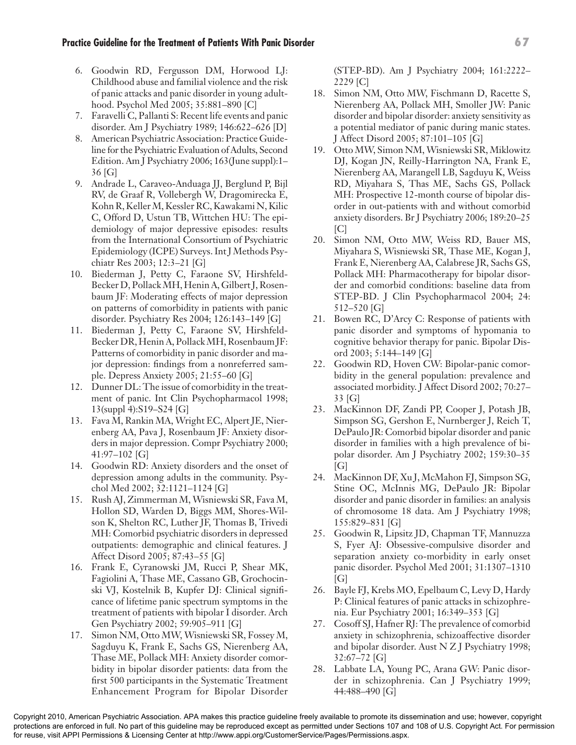6. Goodwin RD, Fergusson DM, Horwood LJ: Childhood abuse and familial violence and the risk of panic attacks and panic disorder in young adulthood. Psychol Med 2005; 35:881–890 [C]
7. Faravelli C, Pallanti S: Recent life events and panic disorder. Am J Psychiatry 1989; 146:622–626 [D]
8. American Psychiatric Association: Practice Guideline for the Psychiatric Evaluation of Adults, Second Edition. Am J Psychiatry 2006; 163(June suppl):1–36 [G]
9. Andrade L, Caraveo-Anduaga JJ, Berglund P, Bijl RV, de Graaf R, Vollebergh W, Dragomirecka E, Kohn R, Keller M, Kessler RC, Kawakami N, Kilic C, Offord D, Ustun TB, Wittchen HU: The epidemiology of major depressive episodes: results from the International Consortium of Psychiatric Epidemiology (ICPE) Surveys. Int J Methods Psychiatr Res 2003; 12:3–21 [G]
10. Biederman J, Petty C, Faraone SV, Hirshfeld-Becker D, Pollack MH, Henin A, Gilbert J, Rosenbaum JF: Moderating effects of major depression on patterns of comorbidity in patients with panic disorder. Psychiatry Res 2004; 126:143–149 [G]
11. Biederman J, Petty C, Faraone SV, Hirshfeld-Becker DR, Henin A, Pollack MH, Rosenbaum JF: Patterns of comorbidity in panic disorder and major depression: findings from a nonreferred sample. Depress Anxiety 2005; 21:55–60 [G]
12. Dunner DL: The issue of comorbidity in the treatment of panic. Int Clin Psychopharmacol 1998; 13(suppl 4):S19–S24 [G]
13. Fava M, Rankin MA, Wright EC, Alpert JE, Nierenberg AA, Pava J, Rosenbaum JF: Anxiety disorders in major depression. Compr Psychiatry 2000; 41:97–102 [G]
14. Goodwin RD: Anxiety disorders and the onset of depression among adults in the community. Psychol Med 2002; 32:1121–1124 [G]
15. Rush AJ, Zimmerman M, Wisniewski SR, Fava M, Hollon SD, Warden D, Biggs MM, Shores-Wilson K, Shelton RC, Luther JF, Thomas B, Trivedi MH: Comorbid psychiatric disorders in depressed outpatients: demographic and clinical features. J Affect Disord 2005; 87:43–55 [G]
16. Frank E, Cyranowski JM, Rucci P, Shear MK, Fagiolini A, Thase ME, Cassano GB, Grochocinski VJ, Kostelnik B, Kupfer DJ: Clinical significance of lifetime panic spectrum symptoms in the treatment of patients with bipolar I disorder. Arch Gen Psychiatry 2002; 59:905–911 [G]
17. Simon NM, Otto MW, Wisniewski SR, Fossey M, Sagduyu K, Frank E, Sachs GS, Nierenberg AA, Thase ME, Pollack MH: Anxiety disorder comorbidity in bipolar disorder patients: data from the first 500 participants in the Systematic Treatment Enhancement Program for Bipolar Disorder (STEP-BD). Am J Psychiatry 2004; 161:2222–2229 [C]
18. Simon NM, Otto MW, Fischmann D, Racette S, Nierenberg AA, Pollack MH, Smoller JW: Panic disorder and bipolar disorder: anxiety sensitivity as a potential mediator of panic during manic states. J Affect Disord 2005; 87:101–105 [G]
19. Otto MW, Simon NM, Wisniewski SR, Miklowitz DJ, Kogan JN, Reilly-Harrington NA, Frank E, Nierenberg AA, Marangell LB, Sagduyu K, Weiss RD, Miyahara S, Thas ME, Sachs GS, Pollack MH: Prospective 12-month course of bipolar disorder in out-patients with and without comorbid anxiety disorders. Br J Psychiatry 2006; 189:20–25 [C]
20. Simon NM, Otto MW, Weiss RD, Bauer MS, Miyahara S, Wisniewski SR, Thase ME, Kogan J, Frank E, Nierenberg AA, Calabrese JR, Sachs GS, Pollack MH: Pharmacotherapy for bipolar disorder and comorbid conditions: baseline data from STEP-BD. J Clin Psychopharmacol 2004; 24: 512–520 [G]
21. Bowen RC, D'Arcy C: Response of patients with panic disorder and symptoms of hypomania to cognitive behavior therapy for panic. Bipolar Disord 2003; 5:144–149 [G]
22. Goodwin RD, Hoven CW: Bipolar-panic comorbidity in the general population: prevalence and associated morbidity. J Affect Disord 2002; 70:27–33 [G]
23. MacKinnon DF, Zandi PP, Cooper J, Potash JB, Simpson SG, Gershon E, Nurnberger J, Reich T, DePaulo JR: Comorbid bipolar disorder and panic disorder in families with a high prevalence of bipolar disorder. Am J Psychiatry 2002; 159:30–35 [G]
24. MacKinnon DF, Xu J, McMahon FJ, Simpson SG, Stine OC, McInnis MG, DePaulo JR: Bipolar disorder and panic disorder in families: an analysis of chromosome 18 data. Am J Psychiatry 1998; 155:829–831 [G]
25. Goodwin R, Lipsitz JD, Chapman TF, Mannuzza S, Fyer AJ: Obsessive-compulsive disorder and separation anxiety co-morbidity in early onset panic disorder. Psychol Med 2001; 31:1307–1310 [G]
26. Bayle FJ, Krebs MO, Epelbaum C, Levy D, Hardy P: Clinical features of panic attacks in schizophrenia. Eur Psychiatry 2001; 16:349–353 [G]
27. Cosoff SJ, Hafner RJ: The prevalence of comorbid anxiety in schizophrenia, schizoaffective disorder and bipolar disorder. Aust N Z J Psychiatry 1998; 32:67–72 [G]
28. Labbate LA, Young PC, Arana GW: Panic disorder in schizophrenia. Can J Psychiatry 1999; 44:488–490 [G]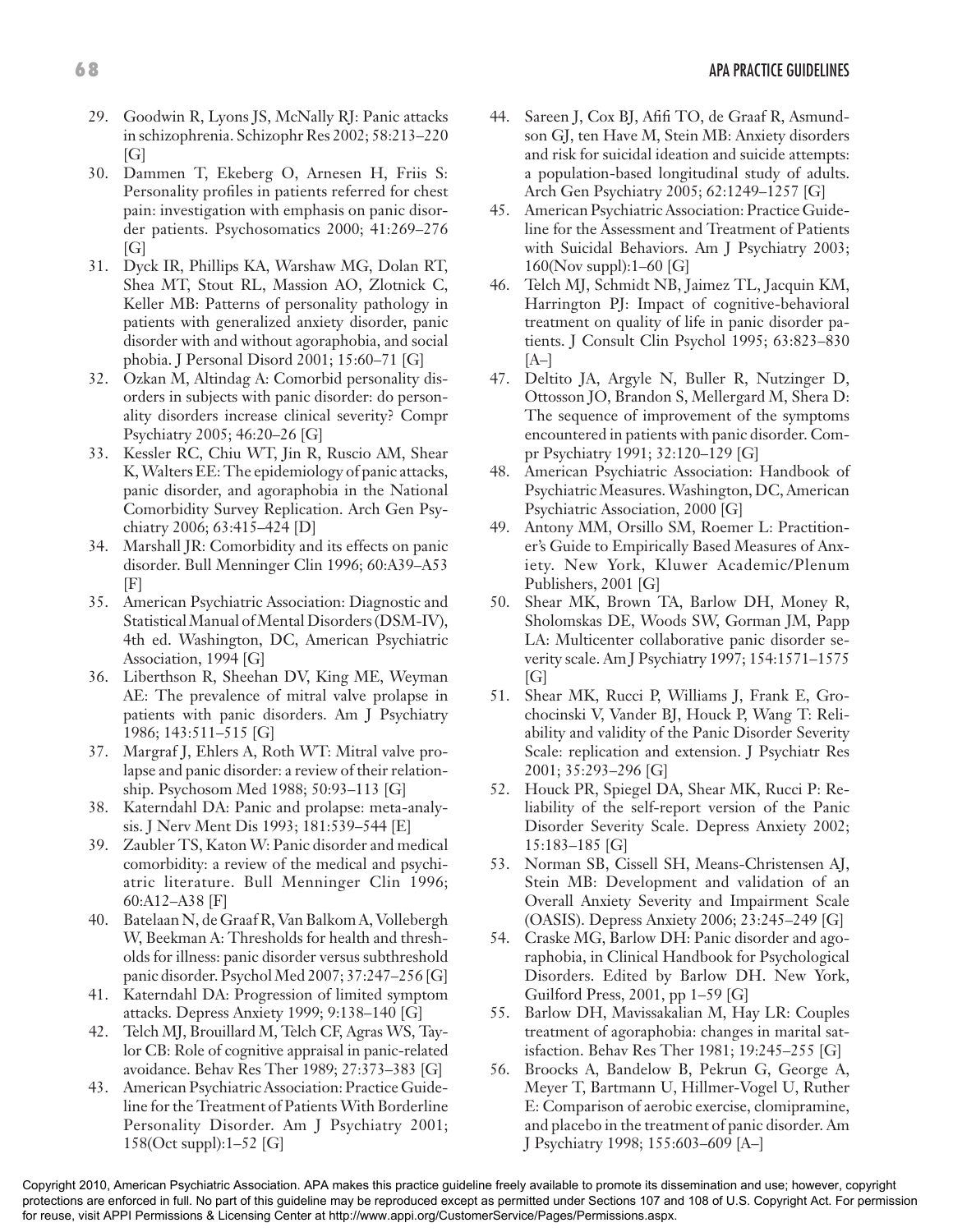29. Goodwin R, Lyons JS, McNally RJ: Panic attacks in schizophrenia. Schizophr Res 2002; 58:213–220 [G]
30. Dammen T, Ekeberg O, Arnesen H, Friis S: Personality profiles in patients referred for chest pain: investigation with emphasis on panic disorder patients. Psychosomatics 2000; 41:269–276 [G]
31. Dyck IR, Phillips KA, Warshaw MG, Dolan RT, Shea MT, Stout RL, Massion AO, Zlotnick C, Keller MB: Patterns of personality pathology in patients with generalized anxiety disorder, panic disorder with and without agoraphobia, and social phobia. J Personal Disord 2001; 15:60–71 [G]
32. Ozkan M, Altindag A: Comorbid personality disorders in subjects with panic disorder: do personality disorders increase clinical severity? Compr Psychiatry 2005; 46:20–26 [G]
33. Kessler RC, Chiu WT, Jin R, Ruscio AM, Shear K, Walters EE: The epidemiology of panic attacks, panic disorder, and agoraphobia in the National Comorbidity Survey Replication. Arch Gen Psychiatry 2006; 63:415–424 [D]
34. Marshall JR: Comorbidity and its effects on panic disorder. Bull Menninger Clin 1996; 60:A39–A53 [F]
35. American Psychiatric Association: Diagnostic and Statistical Manual of Mental Disorders (DSM-IV), 4th ed. Washington, DC, American Psychiatric Association, 1994 [G]
36. Liberthson R, Sheehan DV, King ME, Weyman AE: The prevalence of mitral valve prolapse in patients with panic disorders. Am J Psychiatry 1986; 143:511–515 [G]
37. Margraf J, Ehlers A, Roth WT: Mitral valve prolapse and panic disorder: a review of their relationship. Psychosom Med 1988; 50:93–113 [G]
38. Katerndahl DA: Panic and prolapse: meta-analysis. J Nerv Ment Dis 1993; 181:539–544 [E]
39. Zaubler TS, Katon W: Panic disorder and medical comorbidity: a review of the medical and psychiatric literature. Bull Menninger Clin 1996; 60:A12–A38 [F]
40. Batelaan N, de Graaf R, Van Balkom A, Vollebergh W, Beekman A: Thresholds for health and thresholds for illness: panic disorder versus subthreshold panic disorder. Psychol Med 2007; 37:247–256 [G]
41. Katerndahl DA: Progression of limited symptom attacks. Depress Anxiety 1999; 9:138–140 [G]
42. Telch MJ, Brouillard M, Telch CF, Agras WS, Taylor CB: Role of cognitive appraisal in panic-related avoidance. Behav Res Ther 1989; 27:373–383 [G]
43. American Psychiatric Association: Practice Guideline for the Treatment of Patients With Borderline Personality Disorder. Am J Psychiatry 2001; 158(Oct suppl):1–52 [G]
44. Sareen J, Cox BJ, Afifi TO, de Graaf R, Asmundson GJ, ten Have M, Stein MB: Anxiety disorders and risk for suicidal ideation and suicide attempts: a population-based longitudinal study of adults. Arch Gen Psychiatry 2005; 62:1249–1257 [G]
45. American Psychiatric Association: Practice Guideline for the Assessment and Treatment of Patients with Suicidal Behaviors. Am J Psychiatry 2003; 160(Nov suppl):1–60 [G]
46. Telch MJ, Schmidt NB, Jaimez TL, Jacquin KM, Harrington PJ: Impact of cognitive-behavioral treatment on quality of life in panic disorder patients. J Consult Clin Psychol 1995; 63:823–830 [A–]
47. Deltito JA, Argyle N, Buller R, Nutzinger D, Ottosson JO, Brandon S, Mellergard M, Shera D: The sequence of improvement of the symptoms encountered in patients with panic disorder. Compr Psychiatry 1991; 32:120–129 [G]
48. American Psychiatric Association: Handbook of Psychiatric Measures. Washington, DC, American Psychiatric Association, 2000 [G]
49. Antony MM, Orsillo SM, Roemer L: Practitioner's Guide to Empirically Based Measures of Anxiety. New York, Kluwer Academic/Plenum Publishers, 2001 [G]
50. Shear MK, Brown TA, Barlow DH, Money R, Sholomskas DE, Woods SW, Gorman JM, Papp LA: Multicenter collaborative panic disorder severity scale. Am J Psychiatry 1997; 154:1571–1575 [G]
51. Shear MK, Rucci P, Williams J, Frank E, Grochocinski V, Vander BJ, Houck P, Wang T: Reliability and validity of the Panic Disorder Severity Scale: replication and extension. J Psychiatr Res 2001; 35:293–296 [G]
52. Houck PR, Spiegel DA, Shear MK, Rucci P: Reliability of the self-report version of the Panic Disorder Severity Scale. Depress Anxiety 2002; 15:183–185 [G]
53. Norman SB, Cissell SH, Means-Christensen AJ, Stein MB: Development and validation of an Overall Anxiety Severity and Impairment Scale (OASIS). Depress Anxiety 2006; 23:245–249 [G]
54. Craske MG, Barlow DH: Panic disorder and agoraphobia, in Clinical Handbook for Psychological Disorders. Edited by Barlow DH. New York, Guilford Press, 2001, pp 1–59 [G]
55. Barlow DH, Mavissakalian M, Hay LR: Couples treatment of agoraphobia: changes in marital satisfaction. Behav Res Ther 1981; 19:245–255 [G]
56. Broocks A, Bandelow B, Pekrun G, George A, Meyer T, Bartmann U, Hillmer-Vogel U, Ruther E: Comparison of aerobic exercise, clomipramine, and placebo in the treatment of panic disorder. Am J Psychiatry 1998; 155:603–609 [A–]

Copyright 2010, American Psychiatric Association. APA makes this practice guideline freely available to promote its dissemination and use; however, copyright protections are enforced in full. No part of this guideline may be reproduced except as permitted under Sections 107 and 108 of U.S. Copyright Act. For permission for reuse, visit APPI Permissions & Licensing Center at http://www.appi.org/CustomerService/Pages/Permissions.aspx.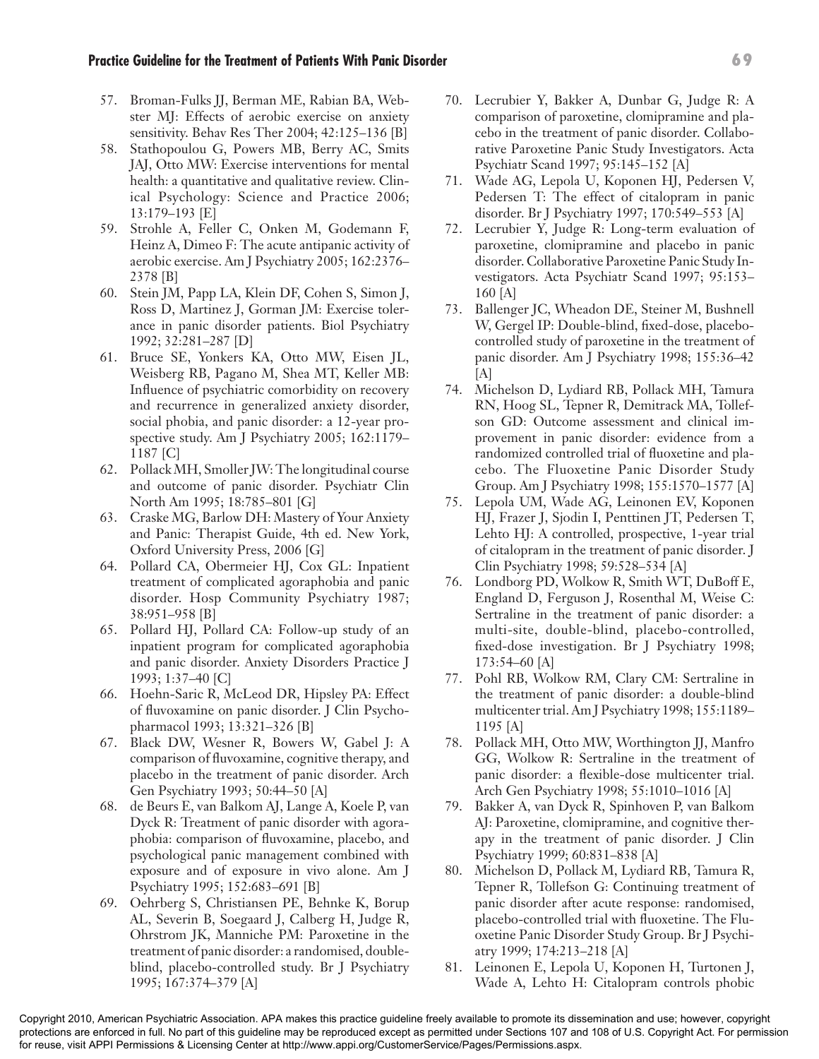57. Broman-Fulks JJ, Berman ME, Rabian BA, Webster MJ: Effects of aerobic exercise on anxiety sensitivity. Behav Res Ther 2004; 42:125–136 [B]
58. Stathopoulou G, Powers MB, Berry AC, Smits JAJ, Otto MW: Exercise interventions for mental health: a quantitative and qualitative review. Clinical Psychology: Science and Practice 2006; 13:179–193 [E]
59. Strohle A, Feller C, Onken M, Godemann F, Heinz A, Dimeo F: The acute antipanic activity of aerobic exercise. Am J Psychiatry 2005; 162:2376–2378 [B]
60. Stein JM, Papp LA, Klein DF, Cohen S, Simon J, Ross D, Martinez J, Gorman JM: Exercise tolerance in panic disorder patients. Biol Psychiatry 1992; 32:281–287 [D]
61. Bruce SE, Yonkers KA, Otto MW, Eisen JL, Weisberg RB, Pagano M, Shea MT, Keller MB: Influence of psychiatric comorbidity on recovery and recurrence in generalized anxiety disorder, social phobia, and panic disorder: a 12-year prospective study. Am J Psychiatry 2005; 162:1179–1187 [C]
62. Pollack MH, Smoller JW: The longitudinal course and outcome of panic disorder. Psychiatr Clin North Am 1995; 18:785–801 [G]
63. Craske MG, Barlow DH: Mastery of Your Anxiety and Panic: Therapist Guide, 4th ed. New York, Oxford University Press, 2006 [G]
64. Pollard CA, Obermeier HJ, Cox GL: Inpatient treatment of complicated agoraphobia and panic disorder. Hosp Community Psychiatry 1987; 38:951–958 [B]
65. Pollard HJ, Pollard CA: Follow-up study of an inpatient program for complicated agoraphobia and panic disorder. Anxiety Disorders Practice J 1993; 1:37–40 [C]
66. Hoehn-Saric R, McLeod DR, Hipsley PA: Effect of fluvoxamine on panic disorder. J Clin Psychopharmacol 1993; 13:321–326 [B]
67. Black DW, Wesner R, Bowers W, Gabel J: A comparison of fluvoxamine, cognitive therapy, and placebo in the treatment of panic disorder. Arch Gen Psychiatry 1993; 50:44–50 [A]
68. de Beurs E, van Balkom AJ, Lange A, Koele P, van Dyck R: Treatment of panic disorder with agoraphobia: comparison of fluvoxamine, placebo, and psychological panic management combined with exposure and of exposure in vivo alone. Am J Psychiatry 1995; 152:683–691 [B]
69. Oehrberg S, Christiansen PE, Behnke K, Borup AL, Severin B, Soegaard J, Calberg H, Judge R, Ohrstrom JK, Manniche PM: Paroxetine in the treatment of panic disorder: a randomised, double-blind, placebo-controlled study. Br J Psychiatry 1995; 167:374–379 [A]
70. Lecrubier Y, Bakker A, Dunbar G, Judge R: A comparison of paroxetine, clomipramine and placebo in the treatment of panic disorder. Collaborative Paroxetine Panic Study Investigators. Acta Psychiatr Scand 1997; 95:145–152 [A]
71. Wade AG, Lepola U, Koponen HJ, Pedersen V, Pedersen T: The effect of citalopram in panic disorder. Br J Psychiatry 1997; 170:549–553 [A]
72. Lecrubier Y, Judge R: Long-term evaluation of paroxetine, clomipramine and placebo in panic disorder. Collaborative Paroxetine Panic Study Investigators. Acta Psychiatr Scand 1997; 95:153–160 [A]
73. Ballenger JC, Wheadon DE, Steiner M, Bushnell W, Gergel IP: Double-blind, fixed-dose, placebo-controlled study of paroxetine in the treatment of panic disorder. Am J Psychiatry 1998; 155:36–42 [A]
74. Michelson D, Lydiard RB, Pollack MH, Tamura RN, Hoog SL, Tepner R, Demitrack MA, Tollefson GD: Outcome assessment and clinical improvement in panic disorder: evidence from a randomized controlled trial of fluoxetine and placebo. The Fluoxetine Panic Disorder Study Group. Am J Psychiatry 1998; 155:1570–1577 [A]
75. Lepola UM, Wade AG, Leinonen EV, Koponen HJ, Frazer J, Sjodin I, Penttinen JT, Pedersen T, Lehto HJ: A controlled, prospective, 1-year trial of citalopram in the treatment of panic disorder. J Clin Psychiatry 1998; 59:528–534 [A]
76. Londborg PD, Wolkow R, Smith WT, DuBoff E, England D, Ferguson J, Rosenthal M, Weise C: Sertraline in the treatment of panic disorder: a multi-site, double-blind, placebo-controlled, fixed-dose investigation. Br J Psychiatry 1998; 173:54–60 [A]
77. Pohl RB, Wolkow RM, Clary CM: Sertraline in the treatment of panic disorder: a double-blind multicenter trial. Am J Psychiatry 1998; 155:1189–1195 [A]
78. Pollack MH, Otto MW, Worthington JJ, Manfro GG, Wolkow R: Sertraline in the treatment of panic disorder: a flexible-dose multicenter trial. Arch Gen Psychiatry 1998; 55:1010–1016 [A]
79. Bakker A, van Dyck R, Spinhoven P, van Balkom AJ: Paroxetine, clomipramine, and cognitive therapy in the treatment of panic disorder. J Clin Psychiatry 1999; 60:831–838 [A]
80. Michelson D, Pollack M, Lydiard RB, Tamura R, Tepner R, Tollefson G: Continuing treatment of panic disorder after acute response: randomised, placebo-controlled trial with fluoxetine. The Fluoxetine Panic Disorder Study Group. Br J Psychiatry 1999; 174:213–218 [A]
81. Leinonen E, Lepola U, Koponen H, Turtonen J, Wade A, Lehto H: Citalopram controls phobic

Copyright 2010, American Psychiatric Association. APA makes this practice guideline freely available to promote its dissemination and use; however, copyright protections are enforced in full. No part of this guideline may be reproduced except as permitted under Sections 107 and 108 of U.S. Copyright Act. For permission for reuse, visit APPI Permissions & Licensing Center at http://www.appi.org/CustomerService/Pages/Permissions.aspx.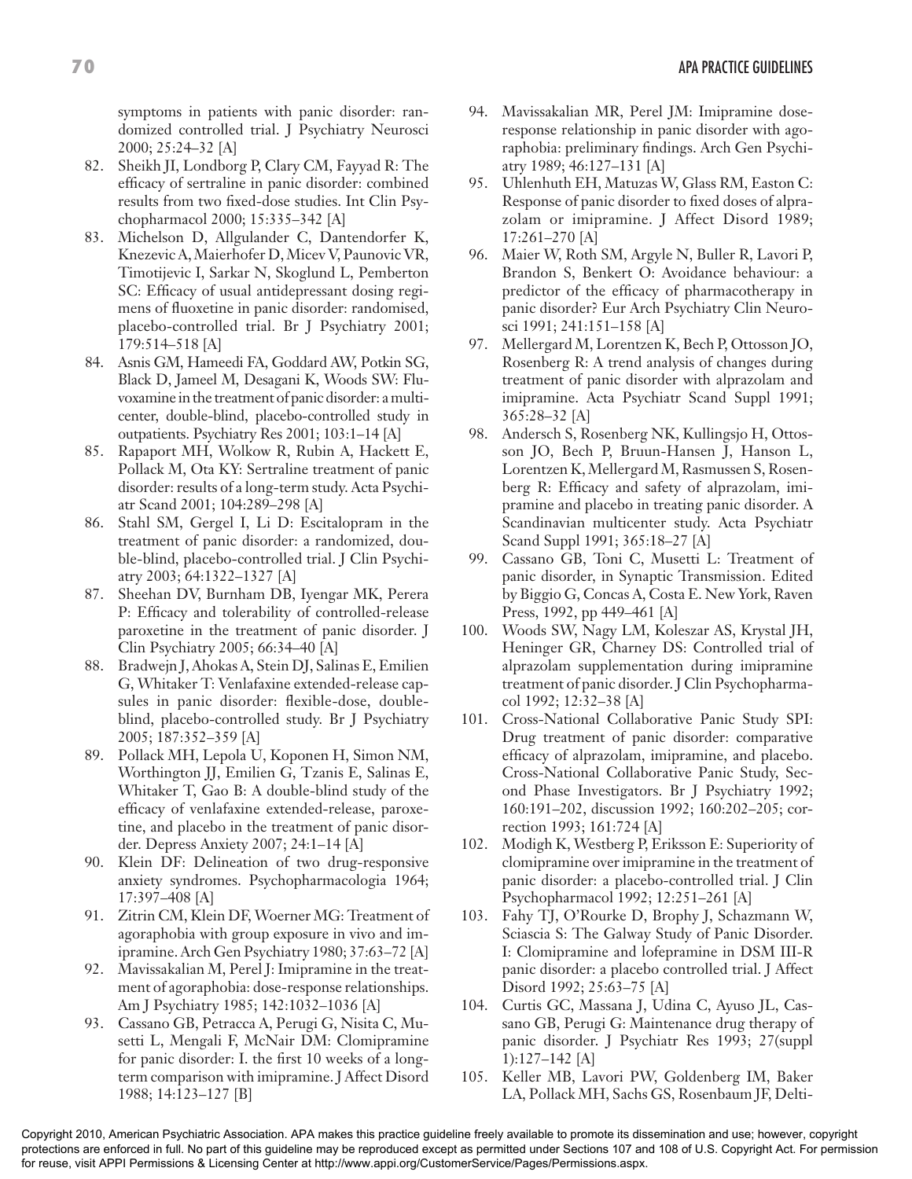symptoms in patients with panic disorder: randomized controlled trial. J Psychiatry Neurosci 2000; 25:24–32 [A]

82. Sheikh JI, Londborg P, Clary CM, Fayyad R: The efficacy of sertraline in panic disorder: combined results from two fixed-dose studies. Int Clin Psychopharmacol 2000; 15:335–342 [A]
83. Michelson D, Allgulander C, Dantendorfer K, Knezevic A, Maierhofer D, Micev V, Paunovic VR, Timotijevic I, Sarkar N, Skoglund L, Pemberton SC: Efficacy of usual antidepressant dosing regimens of fluoxetine in panic disorder: randomised, placebo-controlled trial. Br J Psychiatry 2001; 179:514–518 [A]
84. Asnis GM, Hameedi FA, Goddard AW, Potkin SG, Black D, Jameel M, Desagani K, Woods SW: Fluvoxamine in the treatment of panic disorder: a multicenter, double-blind, placebo-controlled study in outpatients. Psychiatry Res 2001; 103:1–14 [A]
85. Rapaport MH, Wolkow R, Rubin A, Hackett E, Pollack M, Ota KY: Sertraline treatment of panic disorder: results of a long-term study. Acta Psychiatr Scand 2001; 104:289–298 [A]
86. Stahl SM, Gergel I, Li D: Escitalopram in the treatment of panic disorder: a randomized, double-blind, placebo-controlled trial. J Clin Psychiatry 2003; 64:1322–1327 [A]
87. Sheehan DV, Burnham DB, Iyengar MK, Perera P: Efficacy and tolerability of controlled-release paroxetine in the treatment of panic disorder. J Clin Psychiatry 2005; 66:34–40 [A]
88. Bradwejn J, Ahokas A, Stein DJ, Salinas E, Emilien G, Whitaker T: Venlafaxine extended-release capsules in panic disorder: flexible-dose, double-blind, placebo-controlled study. Br J Psychiatry 2005; 187:352–359 [A]
89. Pollack MH, Lepola U, Koponen H, Simon NM, Worthington JJ, Emilien G, Tzanis E, Salinas E, Whitaker T, Gao B: A double-blind study of the efficacy of venlafaxine extended-release, paroxetine, and placebo in the treatment of panic disorder. Depress Anxiety 2007; 24:1–14 [A]
90. Klein DF: Delineation of two drug-responsive anxiety syndromes. Psychopharmacologia 1964; 17:397–408 [A]
91. Zitrin CM, Klein DF, Woerner MG: Treatment of agoraphobia with group exposure in vivo and imipramine. Arch Gen Psychiatry 1980; 37:63–72 [A]
92. Mavissakalian M, Perel J: Imipramine in the treatment of agoraphobia: dose-response relationships. Am J Psychiatry 1985; 142:1032–1036 [A]
93. Cassano GB, Petracca A, Perugi G, Nisita C, Musetti L, Mengali F, McNair DM: Clomipramine for panic disorder: I. the first 10 weeks of a long-term comparison with imipramine. J Affect Disord 1988; 14:123–127 [B]
94. Mavissakalian MR, Perel JM: Imipramine dose-response relationship in panic disorder with agoraphobia: preliminary findings. Arch Gen Psychiatry 1989; 46:127–131 [A]
95. Uhlenhuth EH, Matuzas W, Glass RM, Easton C: Response of panic disorder to fixed doses of alprazolam or imipramine. J Affect Disord 1989; 17:261–270 [A]
96. Maier W, Roth SM, Argyle N, Buller R, Lavori P, Brandon S, Benkert O: Avoidance behaviour: a predictor of the efficacy of pharmacotherapy in panic disorder? Eur Arch Psychiatry Clin Neurosci 1991; 241:151–158 [A]
97. Mellergard M, Lorentzen K, Bech P, Ottosson JO, Rosenberg R: A trend analysis of changes during treatment of panic disorder with alprazolam and imipramine. Acta Psychiatr Scand Suppl 1991; 365:28–32 [A]
98. Andersch S, Rosenberg NK, Kullingsjo H, Ottosson JO, Bech P, Bruun-Hansen J, Hanson L, Lorentzen K, Mellergard M, Rasmussen S, Rosenberg R: Efficacy and safety of alprazolam, imipramine and placebo in treating panic disorder. A Scandinavian multicenter study. Acta Psychiatr Scand Suppl 1991; 365:18–27 [A]
99. Cassano GB, Toni C, Musetti L: Treatment of panic disorder, in Synaptic Transmission. Edited by Biggio G, Concas A, Costa E. New York, Raven Press, 1992, pp 449–461 [A]
100. Woods SW, Nagy LM, Koleszar AS, Krystal JH, Heninger GR, Charney DS: Controlled trial of alprazolam supplementation during imipramine treatment of panic disorder. J Clin Psychopharmacol 1992; 12:32–38 [A]
101. Cross-National Collaborative Panic Study SPI: Drug treatment of panic disorder: comparative efficacy of alprazolam, imipramine, and placebo. Cross-National Collaborative Panic Study, Second Phase Investigators. Br J Psychiatry 1992; 160:191–202, discussion 1992; 160:202–205; correction 1993; 161:724 [A]
102. Modigh K, Westberg P, Eriksson E: Superiority of clomipramine over imipramine in the treatment of panic disorder: a placebo-controlled trial. J Clin Psychopharmacol 1992; 12:251–261 [A]
103. Fahy TJ, O'Rourke D, Brophy J, Schazmann W, Sciascia S: The Galway Study of Panic Disorder. I: Clomipramine and lofepramine in DSM III-R panic disorder: a placebo controlled trial. J Affect Disord 1992; 25:63–75 [A]
104. Curtis GC, Massana J, Udina C, Ayuso JL, Cassano GB, Perugi G: Maintenance drug therapy of panic disorder. J Psychiatr Res 1993; 27(suppl 1):127–142 [A]
105. Keller MB, Lavori PW, Goldenberg IM, Baker LA, Pollack MH, Sachs GS, Rosenbaum JF, Delti-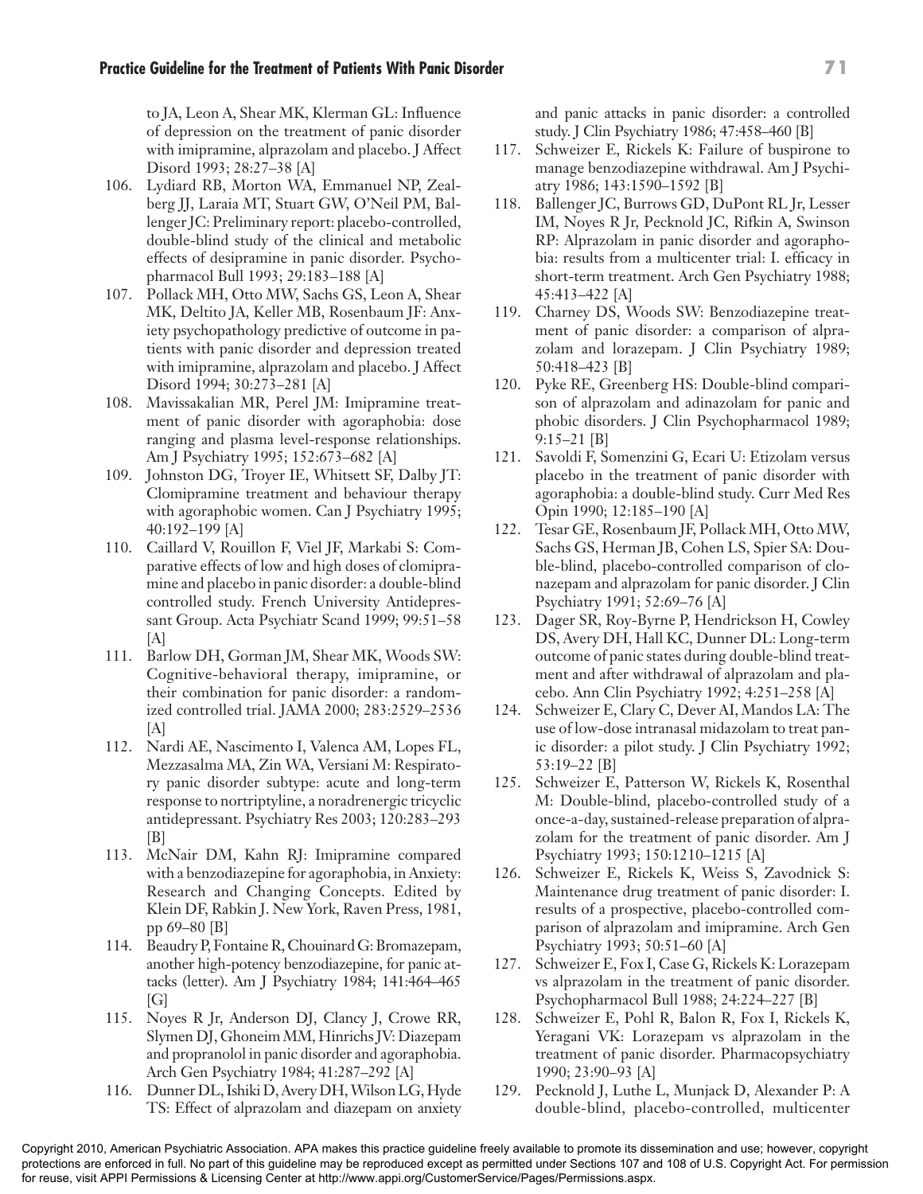to JA, Leon A, Shear MK, Klerman GL: Influence of depression on the treatment of panic disorder with imipramine, alprazolam and placebo. J Affect Disord 1993; 28:27–38 [A]

106. Lydiard RB, Morton WA, Emmanuel NP, Zealberg JJ, Laraia MT, Stuart GW, O'Neil PM, Ballenger JC: Preliminary report: placebo-controlled, double-blind study of the clinical and metabolic effects of desipramine in panic disorder. Psychopharmacol Bull 1993; 29:183–188 [A]
107. Pollack MH, Otto MW, Sachs GS, Leon A, Shear MK, Deltito JA, Keller MB, Rosenbaum JF: Anxiety psychopathology predictive of outcome in patients with panic disorder and depression treated with imipramine, alprazolam and placebo. J Affect Disord 1994; 30:273–281 [A]
108. Mavissakalian MR, Perel JM: Imipramine treatment of panic disorder with agoraphobia: dose ranging and plasma level-response relationships. Am J Psychiatry 1995; 152:673–682 [A]
109. Johnston DG, Troyer IE, Whitsett SF, Dalby JT: Clomipramine treatment and behaviour therapy with agoraphobic women. Can J Psychiatry 1995; 40:192–199 [A]
110. Caillard V, Rouillon F, Viel JF, Markabi S: Comparative effects of low and high doses of clomipramine and placebo in panic disorder: a double-blind controlled study. French University Antidepressant Group. Acta Psychiatr Scand 1999; 99:51–58 [A]
111. Barlow DH, Gorman JM, Shear MK, Woods SW: Cognitive-behavioral therapy, imipramine, or their combination for panic disorder: a randomized controlled trial. JAMA 2000; 283:2529–2536 [A]
112. Nardi AE, Nascimento I, Valenca AM, Lopes FL, Mezzasalma MA, Zin WA, Versiani M: Respiratory panic disorder subtype: acute and long-term response to nortriptyline, a noradrenergic tricyclic antidepressant. Psychiatry Res 2003; 120:283–293 [B]
113. McNair DM, Kahn RJ: Imipramine compared with a benzodiazepine for agoraphobia, in Anxiety: Research and Changing Concepts. Edited by Klein DF, Rabkin J. New York, Raven Press, 1981, pp 69–80 [B]
114. Beaudry P, Fontaine R, Chouinard G: Bromazepam, another high-potency benzodiazepine, for panic attacks (letter). Am J Psychiatry 1984; 141:464–465 [G]
115. Noyes R Jr, Anderson DJ, Clancy J, Crowe RR, Slymen DJ, Ghoneim MM, Hinrichs JV: Diazepam and propranolol in panic disorder and agoraphobia. Arch Gen Psychiatry 1984; 41:287–292 [A]
116. Dunner DL, Ishiki D, Avery DH, Wilson LG, Hyde TS: Effect of alprazolam and diazepam on anxiety and panic attacks in panic disorder: a controlled study. J Clin Psychiatry 1986; 47:458–460 [B]
117. Schweizer E, Rickels K: Failure of buspirone to manage benzodiazepine withdrawal. Am J Psychiatry 1986; 143:1590–1592 [B]
118. Ballenger JC, Burrows GD, DuPont RL Jr, Lesser IM, Noyes R Jr, Pecknold JC, Rifkin A, Swinson RP: Alprazolam in panic disorder and agoraphobia: results from a multicenter trial: I. efficacy in short-term treatment. Arch Gen Psychiatry 1988; 45:413–422 [A]
119. Charney DS, Woods SW: Benzodiazepine treatment of panic disorder: a comparison of alprazolam and lorazepam. J Clin Psychiatry 1989; 50:418–423 [B]
120. Pyke RE, Greenberg HS: Double-blind comparison of alprazolam and adinazolam for panic and phobic disorders. J Clin Psychopharmacol 1989; 9:15–21 [B]
121. Savoldi F, Somenzini G, Ecari U: Etizolam versus placebo in the treatment of panic disorder with agoraphobia: a double-blind study. Curr Med Res Opin 1990; 12:185–190 [A]
122. Tesar GE, Rosenbaum JF, Pollack MH, Otto MW, Sachs GS, Herman JB, Cohen LS, Spier SA: Double-blind, placebo-controlled comparison of clonazepam and alprazolam for panic disorder. J Clin Psychiatry 1991; 52:69–76 [A]
123. Dager SR, Roy-Byrne P, Hendrickson H, Cowley DS, Avery DH, Hall KC, Dunner DL: Long-term outcome of panic states during double-blind treatment and after withdrawal of alprazolam and placebo. Ann Clin Psychiatry 1992; 4:251–258 [A]
124. Schweizer E, Clary C, Dever AI, Mandos LA: The use of low-dose intranasal midazolam to treat panic disorder: a pilot study. J Clin Psychiatry 1992; 53:19–22 [B]
125. Schweizer E, Patterson W, Rickels K, Rosenthal M: Double-blind, placebo-controlled study of a once-a-day, sustained-release preparation of alprazolam for the treatment of panic disorder. Am J Psychiatry 1993; 150:1210–1215 [A]
126. Schweizer E, Rickels K, Weiss S, Zavodnick S: Maintenance drug treatment of panic disorder: I. results of a prospective, placebo-controlled comparison of alprazolam and imipramine. Arch Gen Psychiatry 1993; 50:51–60 [A]
127. Schweizer E, Fox I, Case G, Rickels K: Lorazepam vs alprazolam in the treatment of panic disorder. Psychopharmacol Bull 1988; 24:224–227 [B]
128. Schweizer E, Pohl R, Balon R, Fox I, Rickels K, Yeragani VK: Lorazepam vs alprazolam in the treatment of panic disorder. Pharmacopsychiatry 1990; 23:90–93 [A]
129. Pecknold J, Luthe L, Munjack D, Alexander P: A double-blind, placebo-controlled, multicenter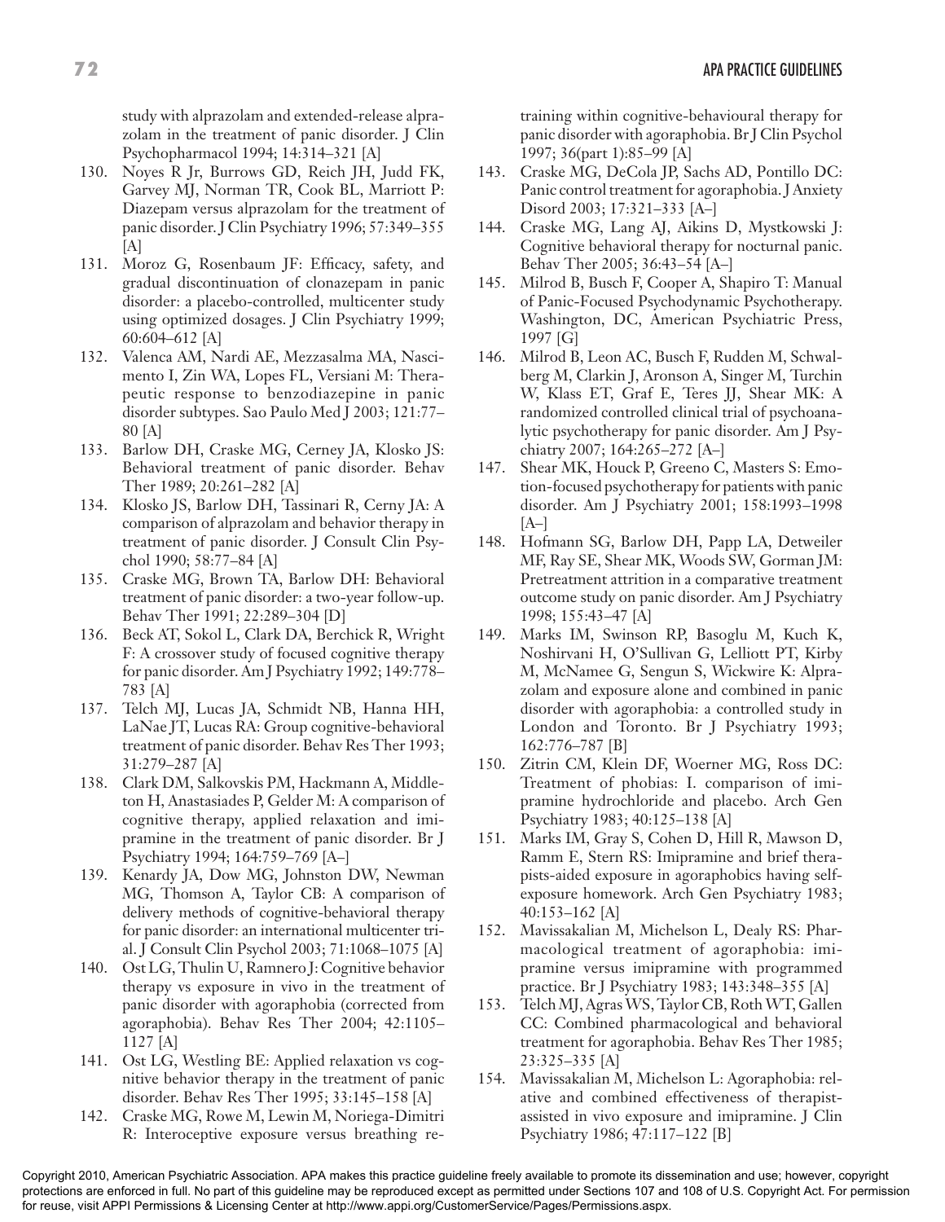study with alprazolam and extended-release alprazolam in the treatment of panic disorder. J Clin Psychopharmacol 1994; 14:314–321 [A]

130. Noyes R Jr, Burrows GD, Reich JH, Judd FK, Garvey MJ, Norman TR, Cook BL, Marriott P: Diazepam versus alprazolam for the treatment of panic disorder. J Clin Psychiatry 1996; 57:349–355 [A]
131. Moroz G, Rosenbaum JF: Efficacy, safety, and gradual discontinuation of clonazepam in panic disorder: a placebo-controlled, multicenter study using optimized dosages. J Clin Psychiatry 1999; 60:604–612 [A]
132. Valenca AM, Nardi AE, Mezzasalma MA, Nascimento I, Zin WA, Lopes FL, Versiani M: Therapeutic response to benzodiazepine in panic disorder subtypes. Sao Paulo Med J 2003; 121:77–80 [A]
133. Barlow DH, Craske MG, Cerney JA, Klosko JS: Behavioral treatment of panic disorder. Behav Ther 1989; 20:261–282 [A]
134. Klosko JS, Barlow DH, Tassinari R, Cerny JA: A comparison of alprazolam and behavior therapy in treatment of panic disorder. J Consult Clin Psychol 1990; 58:77–84 [A]
135. Craske MG, Brown TA, Barlow DH: Behavioral treatment of panic disorder: a two-year follow-up. Behav Ther 1991; 22:289–304 [D]
136. Beck AT, Sokol L, Clark DA, Berchick R, Wright F: A crossover study of focused cognitive therapy for panic disorder. Am J Psychiatry 1992; 149:778–783 [A]
137. Telch MJ, Lucas JA, Schmidt NB, Hanna HH, LaNae JT, Lucas RA: Group cognitive-behavioral treatment of panic disorder. Behav Res Ther 1993; 31:279–287 [A]
138. Clark DM, Salkovskis PM, Hackmann A, Middleton H, Anastasiades P, Gelder M: A comparison of cognitive therapy, applied relaxation and imipramine in the treatment of panic disorder. Br J Psychiatry 1994; 164:759–769 [A–]
139. Kenardy JA, Dow MG, Johnston DW, Newman MG, Thomson A, Taylor CB: A comparison of delivery methods of cognitive-behavioral therapy for panic disorder: an international multicenter trial. J Consult Clin Psychol 2003; 71:1068–1075 [A]
140. Ost LG, Thulin U, Ramnero J: Cognitive behavior therapy vs exposure in vivo in the treatment of panic disorder with agoraphobia (corrected from agoraphobia). Behav Res Ther 2004; 42:1105–1127 [A]
141. Ost LG, Westling BE: Applied relaxation vs cognitive behavior therapy in the treatment of panic disorder. Behav Res Ther 1995; 33:145–158 [A]
142. Craske MG, Rowe M, Lewin M, Noriega-Dimitri R: Interoceptive exposure versus breathing retraining within cognitive-behavioural therapy for panic disorder with agoraphobia. Br J Clin Psychol 1997; 36(part 1):85–99 [A]
143. Craske MG, DeCola JP, Sachs AD, Pontillo DC: Panic control treatment for agoraphobia. J Anxiety Disord 2003; 17:321–333 [A–]
144. Craske MG, Lang AJ, Aikins D, Mystkowski J: Cognitive behavioral therapy for nocturnal panic. Behav Ther 2005; 36:43–54 [A–]
145. Milrod B, Busch F, Cooper A, Shapiro T: Manual of Panic-Focused Psychodynamic Psychotherapy. Washington, DC, American Psychiatric Press, 1997 [G]
146. Milrod B, Leon AC, Busch F, Rudden M, Schwalberg M, Clarkin J, Aronson A, Singer M, Turchin W, Klass ET, Graf E, Teres JJ, Shear MK: A randomized controlled clinical trial of psychoanalytic psychotherapy for panic disorder. Am J Psychiatry 2007; 164:265–272 [A–]
147. Shear MK, Houck P, Greeno C, Masters S: Emotion-focused psychotherapy for patients with panic disorder. Am J Psychiatry 2001; 158:1993–1998 [A–]
148. Hofmann SG, Barlow DH, Papp LA, Detweiler MF, Ray SE, Shear MK, Woods SW, Gorman JM: Pretreatment attrition in a comparative treatment outcome study on panic disorder. Am J Psychiatry 1998; 155:43–47 [A]
149. Marks IM, Swinson RP, Basoglu M, Kuch K, Noshirvani H, O'Sullivan G, Lelliott PT, Kirby M, McNamee G, Sengun S, Wickwire K: Alprazolam and exposure alone and combined in panic disorder with agoraphobia: a controlled study in London and Toronto. Br J Psychiatry 1993; 162:776–787 [B]
150. Zitrin CM, Klein DF, Woerner MG, Ross DC: Treatment of phobias: I. comparison of imipramine hydrochloride and placebo. Arch Gen Psychiatry 1983; 40:125–138 [A]
151. Marks IM, Gray S, Cohen D, Hill R, Mawson D, Ramm E, Stern RS: Imipramine and brief therapists-aided exposure in agoraphobics having self-exposure homework. Arch Gen Psychiatry 1983; 40:153–162 [A]
152. Mavissakalian M, Michelson L, Dealy RS: Pharmacological treatment of agoraphobia: imipramine versus imipramine with programmed practice. Br J Psychiatry 1983; 143:348–355 [A]
153. Telch MJ, Agras WS, Taylor CB, Roth WT, Gallen CC: Combined pharmacological and behavioral treatment for agoraphobia. Behav Res Ther 1985; 23:325–335 [A]
154. Mavissakalian M, Michelson L: Agoraphobia: relative and combined effectiveness of therapist-assisted in vivo exposure and imipramine. J Clin Psychiatry 1986; 47:117–122 [B]

Copyright 2010, American Psychiatric Association. APA makes this practice guideline freely available to promote its dissemination and use; however, copyright protections are enforced in full. No part of this guideline may be reproduced except as permitted under Sections 107 and 108 of U.S. Copyright Act. For permission for reuse, visit APPI Permissions & Licensing Center at http://www.appi.org/CustomerService/Pages/Permissions.aspx.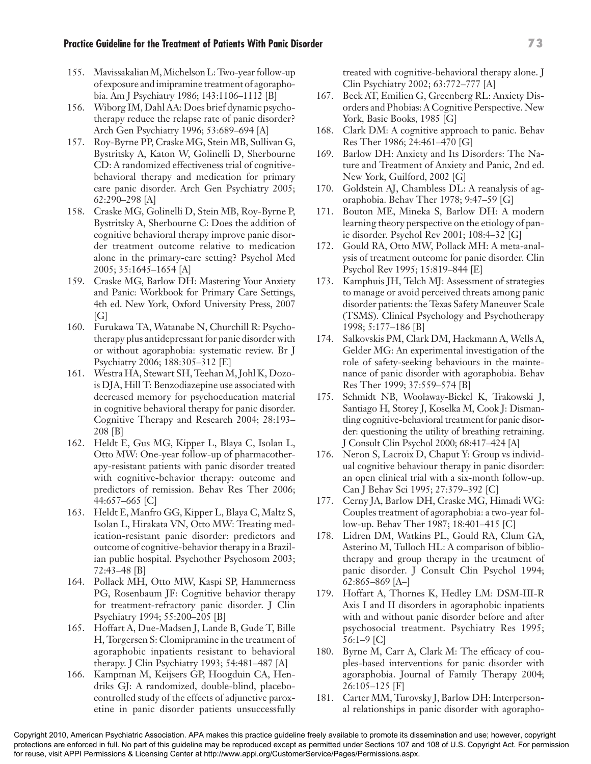155. Mavissakalian M, Michelson L: Two-year follow-up of exposure and imipramine treatment of agoraphobia. Am J Psychiatry 1986; 143:1106–1112 [B]
156. Wiborg IM, Dahl AA: Does brief dynamic psychotherapy reduce the relapse rate of panic disorder? Arch Gen Psychiatry 1996; 53:689–694 [A]
157. Roy-Byrne PP, Craske MG, Stein MB, Sullivan G, Bystritsky A, Katon W, Golinelli D, Sherbourne CD: A randomized effectiveness trial of cognitive-behavioral therapy and medication for primary care panic disorder. Arch Gen Psychiatry 2005; 62:290–298 [A]
158. Craske MG, Golinelli D, Stein MB, Roy-Byrne P, Bystritsky A, Sherbourne C: Does the addition of cognitive behavioral therapy improve panic disorder treatment outcome relative to medication alone in the primary-care setting? Psychol Med 2005; 35:1645–1654 [A]
159. Craske MG, Barlow DH: Mastering Your Anxiety and Panic: Workbook for Primary Care Settings, 4th ed. New York, Oxford University Press, 2007 [G]
160. Furukawa TA, Watanabe N, Churchill R: Psychotherapy plus antidepressant for panic disorder with or without agoraphobia: systematic review. Br J Psychiatry 2006; 188:305–312 [E]
161. Westra HA, Stewart SH, Teehan M, Johl K, Dozois DJA, Hill T: Benzodiazepine use associated with decreased memory for psychoeducation material in cognitive behavioral therapy for panic disorder. Cognitive Therapy and Research 2004; 28:193–208 [B]
162. Heldt E, Gus MG, Kipper L, Blaya C, Isolan L, Otto MW: One-year follow-up of pharmacotherapy-resistant patients with panic disorder treated with cognitive-behavior therapy: outcome and predictors of remission. Behav Res Ther 2006; 44:657–665 [C]
163. Heldt E, Manfro GG, Kipper L, Blaya C, Maltz S, Isolan L, Hirakata VN, Otto MW: Treating medication-resistant panic disorder: predictors and outcome of cognitive-behavior therapy in a Brazilian public hospital. Psychother Psychosom 2003; 72:43–48 [B]
164. Pollack MH, Otto MW, Kaspi SP, Hammerness PG, Rosenbaum JF: Cognitive behavior therapy for treatment-refractory panic disorder. J Clin Psychiatry 1994; 55:200–205 [B]
165. Hoffart A, Due-Madsen J, Lande B, Gude T, Bille H, Torgersen S: Clomipramine in the treatment of agoraphobic inpatients resistant to behavioral therapy. J Clin Psychiatry 1993; 54:481–487 [A]
166. Kampman M, Keijsers GP, Hoogduin CA, Hendriks GJ: A randomized, double-blind, placebo-controlled study of the effects of adjunctive paroxetine in panic disorder patients unsuccessfully treated with cognitive-behavioral therapy alone. J Clin Psychiatry 2002; 63:772–777 [A]
167. Beck AT, Emilien G, Greenberg RL: Anxiety Disorders and Phobias: A Cognitive Perspective. New York, Basic Books, 1985 [G]
168. Clark DM: A cognitive approach to panic. Behav Res Ther 1986; 24:461–470 [G]
169. Barlow DH: Anxiety and Its Disorders: The Nature and Treatment of Anxiety and Panic, 2nd ed. New York, Guilford, 2002 [G]
170. Goldstein AJ, Chambless DL: A reanalysis of agoraphobia. Behav Ther 1978; 9:47–59 [G]
171. Bouton ME, Mineka S, Barlow DH: A modern learning theory perspective on the etiology of panic disorder. Psychol Rev 2001; 108:4–32 [G]
172. Gould RA, Otto MW, Pollack MH: A meta-analysis of treatment outcome for panic disorder. Clin Psychol Rev 1995; 15:819–844 [E]
173. Kamphuis JH, Telch MJ: Assessment of strategies to manage or avoid perceived threats among panic disorder patients: the Texas Safety Maneuver Scale (TSMS). Clinical Psychology and Psychotherapy 1998; 5:177–186 [B]
174. Salkovskis PM, Clark DM, Hackmann A, Wells A, Gelder MG: An experimental investigation of the role of safety-seeking behaviours in the maintenance of panic disorder with agoraphobia. Behav Res Ther 1999; 37:559–574 [B]
175. Schmidt NB, Woolaway-Bickel K, Trakowski J, Santiago H, Storey J, Koselka M, Cook J: Dismantling cognitive-behavioral treatment for panic disorder: questioning the utility of breathing retraining. J Consult Clin Psychol 2000; 68:417–424 [A]
176. Neron S, Lacroix D, Chaput Y: Group vs individual cognitive behaviour therapy in panic disorder: an open clinical trial with a six-month follow-up. Can J Behav Sci 1995; 27:379–392 [C]
177. Cerny JA, Barlow DH, Craske MG, Himadi WG: Couples treatment of agoraphobia: a two-year follow-up. Behav Ther 1987; 18:401–415 [C]
178. Lidren DM, Watkins PL, Gould RA, Clum GA, Asterino M, Tulloch HL: A comparison of bibliotherapy and group therapy in the treatment of panic disorder. J Consult Clin Psychol 1994; 62:865–869 [A–]
179. Hoffart A, Thornes K, Hedley LM: DSM-III-R Axis I and II disorders in agoraphobic inpatients with and without panic disorder before and after psychosocial treatment. Psychiatry Res 1995; 56:1–9 [C]
180. Byrne M, Carr A, Clark M: The efficacy of couples-based interventions for panic disorder with agoraphobia. Journal of Family Therapy 2004; 26:105–125 [F]
181. Carter MM, Turovsky J, Barlow DH: Interpersonal relationships in panic disorder with agorapho-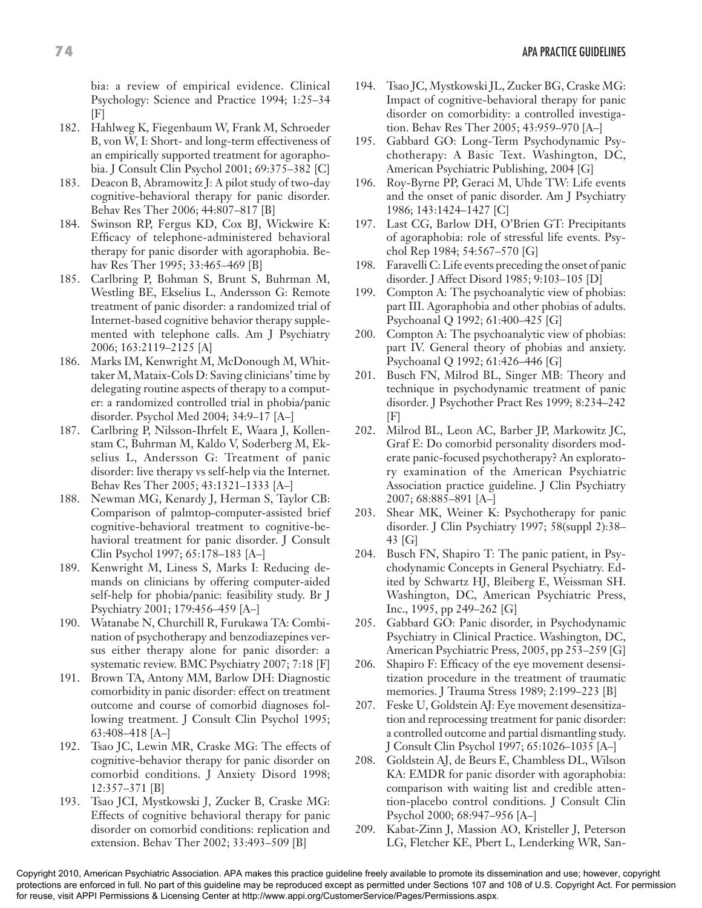bia: a review of empirical evidence. Clinical Psychology: Science and Practice 1994; 1:25–34 [F]

182. Hahlweg K, Fiegenbaum W, Frank M, Schroeder B, von W, I: Short- and long-term effectiveness of an empirically supported treatment for agoraphobia. J Consult Clin Psychol 2001; 69:375–382 [C]
183. Deacon B, Abramowitz J: A pilot study of two-day cognitive-behavioral therapy for panic disorder. Behav Res Ther 2006; 44:807–817 [B]
184. Swinson RP, Fergus KD, Cox BJ, Wickwire K: Efficacy of telephone-administered behavioral therapy for panic disorder with agoraphobia. Behav Res Ther 1995; 33:465–469 [B]
185. Carlbring P, Bohman S, Brunt S, Buhrman M, Westling BE, Ekselius L, Andersson G: Remote treatment of panic disorder: a randomized trial of Internet-based cognitive behavior therapy supplemented with telephone calls. Am J Psychiatry 2006; 163:2119–2125 [A]
186. Marks IM, Kenwright M, McDonough M, Whittaker M, Mataix-Cols D: Saving clinicians' time by delegating routine aspects of therapy to a computer: a randomized controlled trial in phobia/panic disorder. Psychol Med 2004; 34:9–17 [A–]
187. Carlbring P, Nilsson-Ihrfelt E, Waara J, Kollenstam C, Buhrman M, Kaldo V, Soderberg M, Ekselius L, Andersson G: Treatment of panic disorder: live therapy vs self-help via the Internet. Behav Res Ther 2005; 43:1321–1333 [A–]
188. Newman MG, Kenardy J, Herman S, Taylor CB: Comparison of palmtop-computer-assisted brief cognitive-behavioral treatment to cognitive-behavioral treatment for panic disorder. J Consult Clin Psychol 1997; 65:178–183 [A–]
189. Kenwright M, Liness S, Marks I: Reducing demands on clinicians by offering computer-aided self-help for phobia/panic: feasibility study. Br J Psychiatry 2001; 179:456–459 [A–]
190. Watanabe N, Churchill R, Furukawa TA: Combination of psychotherapy and benzodiazepines versus either therapy alone for panic disorder: a systematic review. BMC Psychiatry 2007; 7:18 [F]
191. Brown TA, Antony MM, Barlow DH: Diagnostic comorbidity in panic disorder: effect on treatment outcome and course of comorbid diagnoses following treatment. J Consult Clin Psychol 1995; 63:408–418 [A–]
192. Tsao JC, Lewin MR, Craske MG: The effects of cognitive-behavior therapy for panic disorder on comorbid conditions. J Anxiety Disord 1998; 12:357–371 [B]
193. Tsao JCI, Mystkowski J, Zucker B, Craske MG: Effects of cognitive behavioral therapy for panic disorder on comorbid conditions: replication and extension. Behav Ther 2002; 33:493–509 [B]
194. Tsao JC, Mystkowski JL, Zucker BG, Craske MG: Impact of cognitive-behavioral therapy for panic disorder on comorbidity: a controlled investigation. Behav Res Ther 2005; 43:959–970 [A–]
195. Gabbard GO: Long-Term Psychodynamic Psychotherapy: A Basic Text. Washington, DC, American Psychiatric Publishing, 2004 [G]
196. Roy-Byrne PP, Geraci M, Uhde TW: Life events and the onset of panic disorder. Am J Psychiatry 1986; 143:1424–1427 [C]
197. Last CG, Barlow DH, O'Brien GT: Precipitants of agoraphobia: role of stressful life events. Psychol Rep 1984; 54:567–570 [G]
198. Faravelli C: Life events preceding the onset of panic disorder. J Affect Disord 1985; 9:103–105 [D]
199. Compton A: The psychoanalytic view of phobias: part III. Agoraphobia and other phobias of adults. Psychoanal Q 1992; 61:400–425 [G]
200. Compton A: The psychoanalytic view of phobias: part IV. General theory of phobias and anxiety. Psychoanal Q 1992; 61:426–446 [G]
201. Busch FN, Milrod BL, Singer MB: Theory and technique in psychodynamic treatment of panic disorder. J Psychother Pract Res 1999; 8:234–242 [F]
202. Milrod BL, Leon AC, Barber JP, Markowitz JC, Graf E: Do comorbid personality disorders moderate panic-focused psychotherapy? An exploratory examination of the American Psychiatric Association practice guideline. J Clin Psychiatry 2007; 68:885–891 [A–]
203. Shear MK, Weiner K: Psychotherapy for panic disorder. J Clin Psychiatry 1997; 58(suppl 2):38–43 [G]
204. Busch FN, Shapiro T: The panic patient, in Psychodynamic Concepts in General Psychiatry. Edited by Schwartz HJ, Bleiberg E, Weissman SH. Washington, DC, American Psychiatric Press, Inc., 1995, pp 249–262 [G]
205. Gabbard GO: Panic disorder, in Psychodynamic Psychiatry in Clinical Practice. Washington, DC, American Psychiatric Press, 2005, pp 253–259 [G]
206. Shapiro F: Efficacy of the eye movement desensitization procedure in the treatment of traumatic memories. J Trauma Stress 1989; 2:199–223 [B]
207. Feske U, Goldstein AJ: Eye movement desensitization and reprocessing treatment for panic disorder: a controlled outcome and partial dismantling study. J Consult Clin Psychol 1997; 65:1026–1035 [A–]
208. Goldstein AJ, de Beurs E, Chambless DL, Wilson KA: EMDR for panic disorder with agoraphobia: comparison with waiting list and credible attention-placebo control conditions. J Consult Clin Psychol 2000; 68:947–956 [A–]
209. Kabat-Zinn J, Massion AO, Kristeller J, Peterson LG, Fletcher KE, Pbert L, Lenderking WR, San-

Copyright 2010, American Psychiatric Association. APA makes this practice guideline freely available to promote its dissemination and use; however, copyright protections are enforced in full. No part of this guideline may be reproduced except as permitted under Sections 107 and 108 of U.S. Copyright Act. For permission for reuse, visit APPI Permissions & Licensing Center at http://www.appi.org/CustomerService/Pages/Permissions.aspx.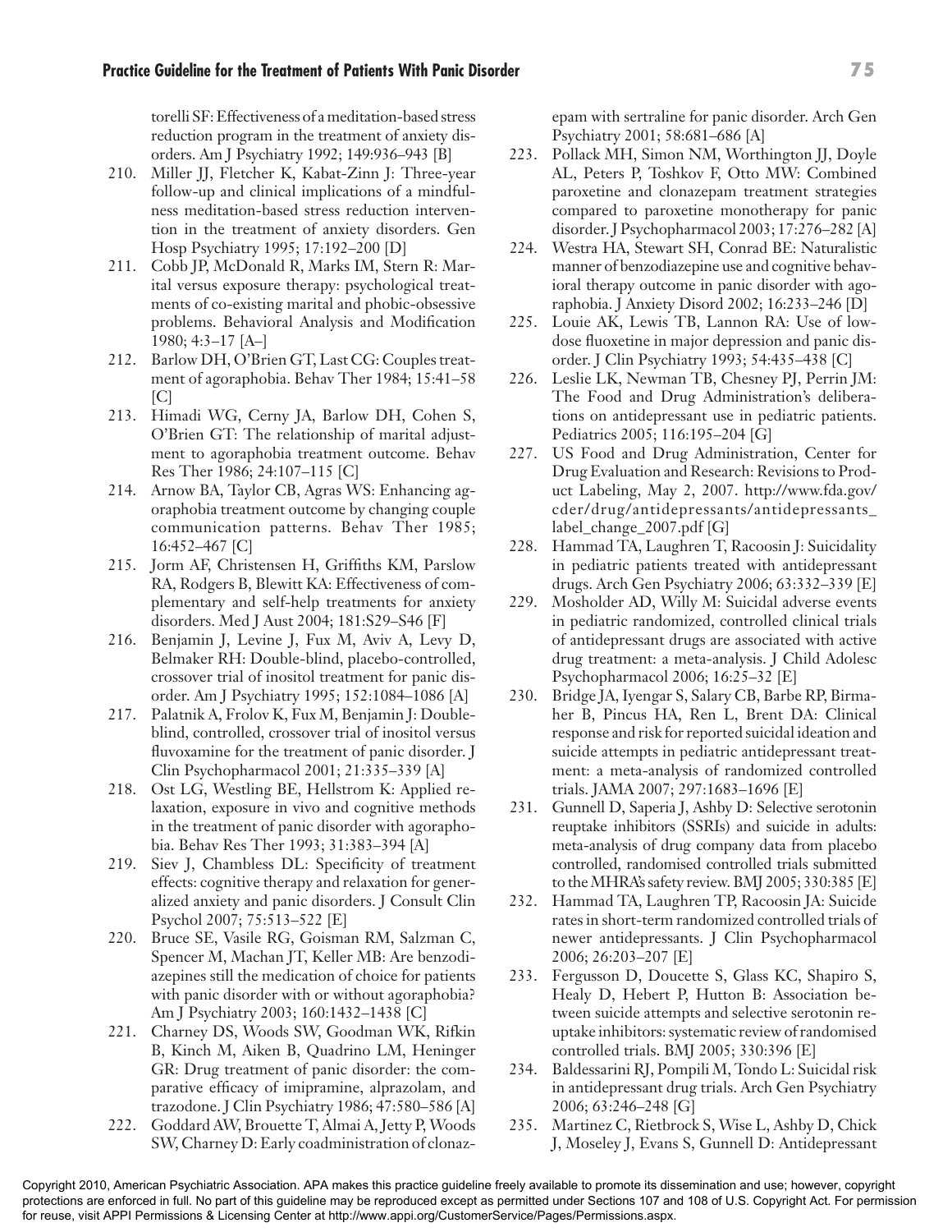torelli SF: Effectiveness of a meditation-based stress reduction program in the treatment of anxiety disorders. Am J Psychiatry 1992; 149:936–943 [B]

210. Miller JJ, Fletcher K, Kabat-Zinn J: Three-year follow-up and clinical implications of a mindfulness meditation-based stress reduction intervention in the treatment of anxiety disorders. Gen Hosp Psychiatry 1995; 17:192–200 [D]
211. Cobb JP, McDonald R, Marks IM, Stern R: Marital versus exposure therapy: psychological treatments of co-existing marital and phobic-obsessive problems. Behavioral Analysis and Modification 1980; 4:3–17 [A–]
212. Barlow DH, O'Brien GT, Last CG: Couples treatment of agoraphobia. Behav Ther 1984; 15:41–58 [C]
213. Himadi WG, Cerny JA, Barlow DH, Cohen S, O'Brien GT: The relationship of marital adjustment to agoraphobia treatment outcome. Behav Res Ther 1986; 24:107–115 [C]
214. Arnow BA, Taylor CB, Agras WS: Enhancing agoraphobia treatment outcome by changing couple communication patterns. Behav Ther 1985; 16:452–467 [C]
215. Jorm AF, Christensen H, Griffiths KM, Parslow RA, Rodgers B, Blewitt KA: Effectiveness of complementary and self-help treatments for anxiety disorders. Med J Aust 2004; 181:S29–S46 [F]
216. Benjamin J, Levine J, Fux M, Aviv A, Levy D, Belmaker RH: Double-blind, placebo-controlled, crossover trial of inositol treatment for panic disorder. Am J Psychiatry 1995; 152:1084–1086 [A]
217. Palatnik A, Frolov K, Fux M, Benjamin J: Double-blind, controlled, crossover trial of inositol versus fluvoxamine for the treatment of panic disorder. J Clin Psychopharmacol 2001; 21:335–339 [A]
218. Ost LG, Westling BE, Hellstrom K: Applied relaxation, exposure in vivo and cognitive methods in the treatment of panic disorder with agoraphobia. Behav Res Ther 1993; 31:383–394 [A]
219. Siev J, Chambless DL: Specificity of treatment effects: cognitive therapy and relaxation for generalized anxiety and panic disorders. J Consult Clin Psychol 2007; 75:513–522 [E]
220. Bruce SE, Vasile RG, Goisman RM, Salzman C, Spencer M, Machan JT, Keller MB: Are benzodiazepines still the medication of choice for patients with panic disorder with or without agoraphobia? Am J Psychiatry 2003; 160:1432–1438 [C]
221. Charney DS, Woods SW, Goodman WK, Rifkin B, Kinch M, Aiken B, Quadrino LM, Heninger GR: Drug treatment of panic disorder: the comparative efficacy of imipramine, alprazolam, and trazodone. J Clin Psychiatry 1986; 47:580–586 [A]
222. Goddard AW, Brouette T, Almai A, Jetty P, Woods SW, Charney D: Early coadministration of clonazepam with sertraline for panic disorder. Arch Gen Psychiatry 2001; 58:681–686 [A]
223. Pollack MH, Simon NM, Worthington JJ, Doyle AL, Peters P, Toshkov F, Otto MW: Combined paroxetine and clonazepam treatment strategies compared to paroxetine monotherapy for panic disorder. J Psychopharmacol 2003; 17:276–282 [A]
224. Westra HA, Stewart SH, Conrad BE: Naturalistic manner of benzodiazepine use and cognitive behavioral therapy outcome in panic disorder with agoraphobia. J Anxiety Disord 2002; 16:233–246 [D]
225. Louie AK, Lewis TB, Lannon RA: Use of low-dose fluoxetine in major depression and panic disorder. J Clin Psychiatry 1993; 54:435–438 [C]
226. Leslie LK, Newman TB, Chesney PJ, Perrin JM: The Food and Drug Administration's deliberations on antidepressant use in pediatric patients. Pediatrics 2005; 116:195–204 [G]
227. US Food and Drug Administration, Center for Drug Evaluation and Research: Revisions to Product Labeling, May 2, 2007. http://www.fda.gov/cder/drug/antidepressants/antidepressants_label_change_2007.pdf [G]
228. Hammad TA, Laughren T, Racoosin J: Suicidality in pediatric patients treated with antidepressant drugs. Arch Gen Psychiatry 2006; 63:332–339 [E]
229. Mosholder AD, Willy M: Suicidal adverse events in pediatric randomized, controlled clinical trials of antidepressant drugs are associated with active drug treatment: a meta-analysis. J Child Adolesc Psychopharmacol 2006; 16:25–32 [E]
230. Bridge JA, Iyengar S, Salary CB, Barbe RP, Birmaher B, Pincus HA, Ren L, Brent DA: Clinical response and risk for reported suicidal ideation and suicide attempts in pediatric antidepressant treatment: a meta-analysis of randomized controlled trials. JAMA 2007; 297:1683–1696 [E]
231. Gunnell D, Saperia J, Ashby D: Selective serotonin reuptake inhibitors (SSRIs) and suicide in adults: meta-analysis of drug company data from placebo controlled, randomised controlled trials submitted to the MHRA's safety review. BMJ 2005; 330:385 [E]
232. Hammad TA, Laughren TP, Racoosin JA: Suicide rates in short-term randomized controlled trials of newer antidepressants. J Clin Psychopharmacol 2006; 26:203–207 [E]
233. Fergusson D, Doucette S, Glass KC, Shapiro S, Healy D, Hebert P, Hutton B: Association between suicide attempts and selective serotonin reuptake inhibitors: systematic review of randomised controlled trials. BMJ 2005; 330:396 [E]
234. Baldessarini RJ, Pompili M, Tondo L: Suicidal risk in antidepressant drug trials. Arch Gen Psychiatry 2006; 63:246–248 [G]
235. Martinez C, Rietbrock S, Wise L, Ashby D, Chick J, Moseley J, Evans S, Gunnell D: Antidepressant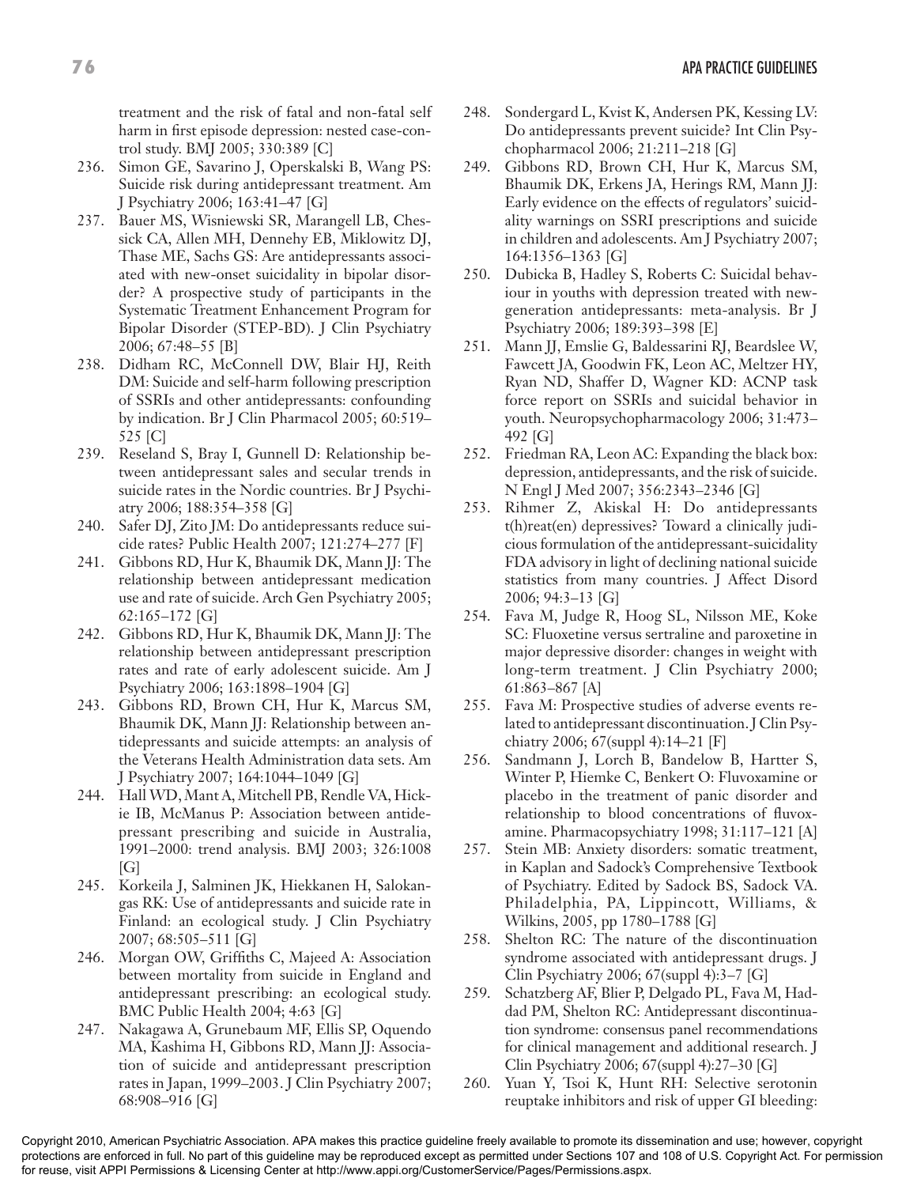treatment and the risk of fatal and non-fatal self harm in first episode depression: nested case-control study. BMJ 2005; 330:389 [C]

236. Simon GE, Savarino J, Operskalski B, Wang PS: Suicide risk during antidepressant treatment. Am J Psychiatry 2006; 163:41–47 [G]
237. Bauer MS, Wisniewski SR, Marangell LB, Chessick CA, Allen MH, Dennehy EB, Miklowitz DJ, Thase ME, Sachs GS: Are antidepressants associated with new-onset suicidality in bipolar disorder? A prospective study of participants in the Systematic Treatment Enhancement Program for Bipolar Disorder (STEP-BD). J Clin Psychiatry 2006; 67:48–55 [B]
238. Didham RC, McConnell DW, Blair HJ, Reith DM: Suicide and self-harm following prescription of SSRIs and other antidepressants: confounding by indication. Br J Clin Pharmacol 2005; 60:519–525 [C]
239. Reseland S, Bray I, Gunnell D: Relationship between antidepressant sales and secular trends in suicide rates in the Nordic countries. Br J Psychiatry 2006; 188:354–358 [G]
240. Safer DJ, Zito JM: Do antidepressants reduce suicide rates? Public Health 2007; 121:274–277 [F]
241. Gibbons RD, Hur K, Bhaumik DK, Mann JJ: The relationship between antidepressant medication use and rate of suicide. Arch Gen Psychiatry 2005; 62:165–172 [G]
242. Gibbons RD, Hur K, Bhaumik DK, Mann JJ: The relationship between antidepressant prescription rates and rate of early adolescent suicide. Am J Psychiatry 2006; 163:1898–1904 [G]
243. Gibbons RD, Brown CH, Hur K, Marcus SM, Bhaumik DK, Mann JJ: Relationship between antidepressants and suicide attempts: an analysis of the Veterans Health Administration data sets. Am J Psychiatry 2007; 164:1044–1049 [G]
244. Hall WD, Mant A, Mitchell PB, Rendle VA, Hickie IB, McManus P: Association between antidepressant prescribing and suicide in Australia, 1991–2000: trend analysis. BMJ 2003; 326:1008 [G]
245. Korkeila J, Salminen JK, Hiekkanen H, Salokangas RK: Use of antidepressants and suicide rate in Finland: an ecological study. J Clin Psychiatry 2007; 68:505–511 [G]
246. Morgan OW, Griffiths C, Majeed A: Association between mortality from suicide in England and antidepressant prescribing: an ecological study. BMC Public Health 2004; 4:63 [G]
247. Nakagawa A, Grunebaum MF, Ellis SP, Oquendo MA, Kashima H, Gibbons RD, Mann JJ: Association of suicide and antidepressant prescription rates in Japan, 1999–2003. J Clin Psychiatry 2007; 68:908–916 [G]
248. Sondergard L, Kvist K, Andersen PK, Kessing LV: Do antidepressants prevent suicide? Int Clin Psychopharmacol 2006; 21:211–218 [G]
249. Gibbons RD, Brown CH, Hur K, Marcus SM, Bhaumik DK, Erkens JA, Herings RM, Mann JJ: Early evidence on the effects of regulators' suicidality warnings on SSRI prescriptions and suicide in children and adolescents. Am J Psychiatry 2007; 164:1356–1363 [G]
250. Dubicka B, Hadley S, Roberts C: Suicidal behaviour in youths with depression treated with new-generation antidepressants: meta-analysis. Br J Psychiatry 2006; 189:393–398 [E]
251. Mann JJ, Emslie G, Baldessarini RJ, Beardslee W, Fawcett JA, Goodwin FK, Leon AC, Meltzer HY, Ryan ND, Shaffer D, Wagner KD: ACNP task force report on SSRIs and suicidal behavior in youth. Neuropsychopharmacology 2006; 31:473–492 [G]
252. Friedman RA, Leon AC: Expanding the black box: depression, antidepressants, and the risk of suicide. N Engl J Med 2007; 356:2343–2346 [G]
253. Rihmer Z, Akiskal H: Do antidepressants t(h)reat(en) depressives? Toward a clinically judicious formulation of the antidepressant-suicidality FDA advisory in light of declining national suicide statistics from many countries. J Affect Disord 2006; 94:3–13 [G]
254. Fava M, Judge R, Hoog SL, Nilsson ME, Koke SC: Fluoxetine versus sertraline and paroxetine in major depressive disorder: changes in weight with long-term treatment. J Clin Psychiatry 2000; 61:863–867 [A]
255. Fava M: Prospective studies of adverse events related to antidepressant discontinuation. J Clin Psychiatry 2006; 67(suppl 4):14–21 [F]
256. Sandmann J, Lorch B, Bandelow B, Hartter S, Winter P, Hiemke C, Benkert O: Fluvoxamine or placebo in the treatment of panic disorder and relationship to blood concentrations of fluvoxamine. Pharmacopsychiatry 1998; 31:117–121 [A]
257. Stein MB: Anxiety disorders: somatic treatment, in Kaplan and Sadock's Comprehensive Textbook of Psychiatry. Edited by Sadock BS, Sadock VA. Philadelphia, PA, Lippincott, Williams, & Wilkins, 2005, pp 1780–1788 [G]
258. Shelton RC: The nature of the discontinuation syndrome associated with antidepressant drugs. J Clin Psychiatry 2006; 67(suppl 4):3–7 [G]
259. Schatzberg AF, Blier P, Delgado PL, Fava M, Haddad PM, Shelton RC: Antidepressant discontinuation syndrome: consensus panel recommendations for clinical management and additional research. J Clin Psychiatry 2006; 67(suppl 4):27–30 [G]
260. Yuan Y, Tsoi K, Hunt RH: Selective serotonin reuptake inhibitors and risk of upper GI bleeding:

Copyright 2010, American Psychiatric Association. APA makes this practice guideline freely available to promote its dissemination and use; however, copyright protections are enforced in full. No part of this guideline may be reproduced except as permitted under Sections 107 and 108 of U.S. Copyright Act. For permission for reuse, visit APPI Permissions & Licensing Center at http://www.appi.org/CustomerService/Pages/Permissions.aspx.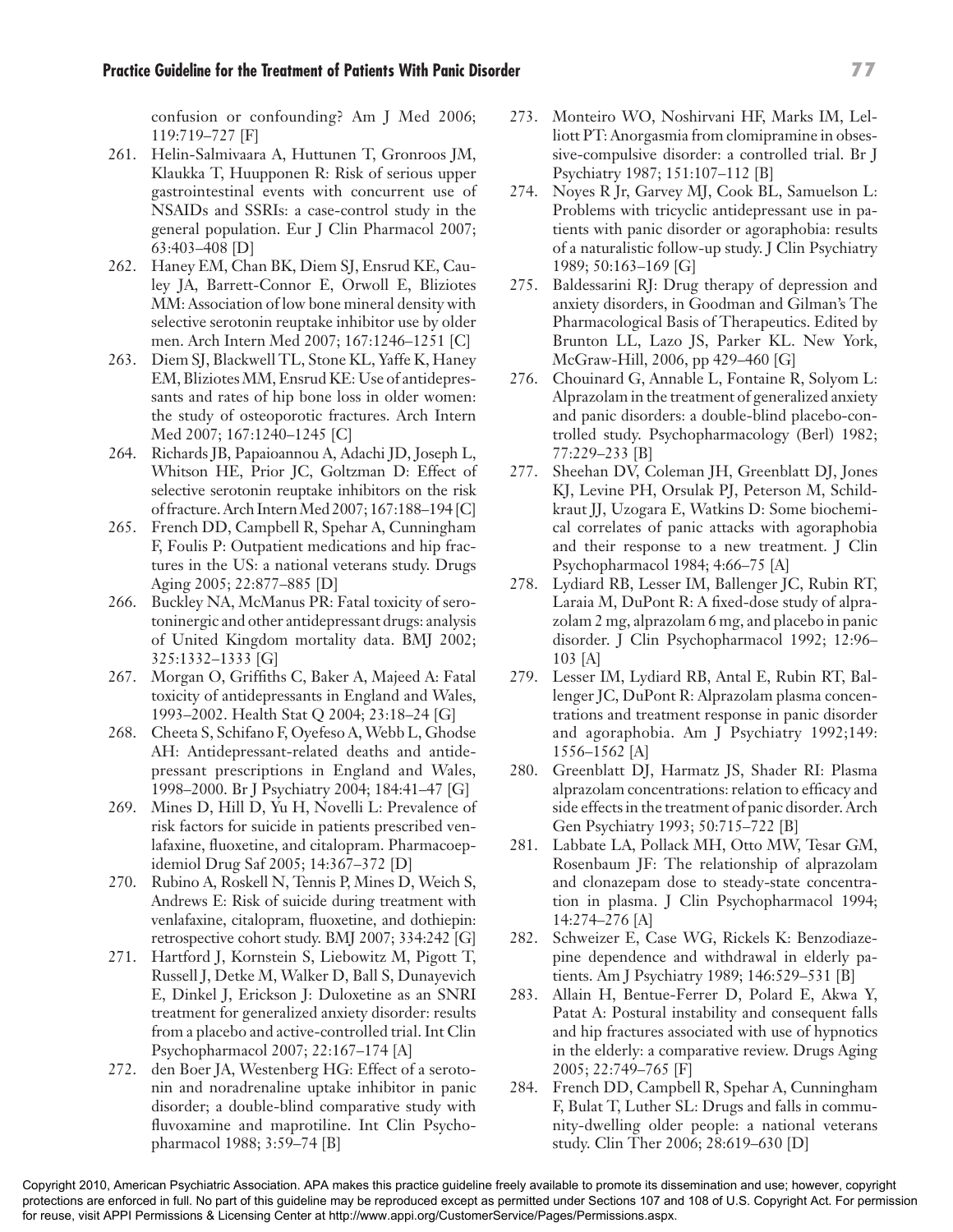confusion or confounding? Am J Med 2006; 119:719–727 [F]

261. Helin-Salmivaara A, Huttunen T, Gronroos JM, Klaukka T, Huupponen R: Risk of serious upper gastrointestinal events with concurrent use of NSAIDs and SSRIs: a case-control study in the general population. Eur J Clin Pharmacol 2007; 63:403–408 [D]
262. Haney EM, Chan BK, Diem SJ, Ensrud KE, Cauley JA, Barrett-Connor E, Orwoll E, Bliziotes MM: Association of low bone mineral density with selective serotonin reuptake inhibitor use by older men. Arch Intern Med 2007; 167:1246–1251 [C]
263. Diem SJ, Blackwell TL, Stone KL, Yaffe K, Haney EM, Bliziotes MM, Ensrud KE: Use of antidepressants and rates of hip bone loss in older women: the study of osteoporotic fractures. Arch Intern Med 2007; 167:1240–1245 [C]
264. Richards JB, Papaioannou A, Adachi JD, Joseph L, Whitson HE, Prior JC, Goltzman D: Effect of selective serotonin reuptake inhibitors on the risk of fracture. Arch Intern Med 2007; 167:188–194 [C]
265. French DD, Campbell R, Spehar A, Cunningham F, Foulis P: Outpatient medications and hip fractures in the US: a national veterans study. Drugs Aging 2005; 22:877–885 [D]
266. Buckley NA, McManus PR: Fatal toxicity of serotoninergic and other antidepressant drugs: analysis of United Kingdom mortality data. BMJ 2002; 325:1332–1333 [G]
267. Morgan O, Griffiths C, Baker A, Majeed A: Fatal toxicity of antidepressants in England and Wales, 1993–2002. Health Stat Q 2004; 23:18–24 [G]
268. Cheeta S, Schifano F, Oyefeso A, Webb L, Ghodse AH: Antidepressant-related deaths and antidepressant prescriptions in England and Wales, 1998–2000. Br J Psychiatry 2004; 184:41–47 [G]
269. Mines D, Hill D, Yu H, Novelli L: Prevalence of risk factors for suicide in patients prescribed venlafaxine, fluoxetine, and citalopram. Pharmacoepidemiol Drug Saf 2005; 14:367–372 [D]
270. Rubino A, Roskell N, Tennis P, Mines D, Weich S, Andrews E: Risk of suicide during treatment with venlafaxine, citalopram, fluoxetine, and dothiepin: retrospective cohort study. BMJ 2007; 334:242 [G]
271. Hartford J, Kornstein S, Liebowitz M, Pigott T, Russell J, Detke M, Walker D, Ball S, Dunayevich E, Dinkel J, Erickson J: Duloxetine as an SNRI treatment for generalized anxiety disorder: results from a placebo and active-controlled trial. Int Clin Psychopharmacol 2007; 22:167–174 [A]
272. den Boer JA, Westenberg HG: Effect of a serotonin and noradrenaline uptake inhibitor in panic disorder; a double-blind comparative study with fluvoxamine and maprotiline. Int Clin Psychopharmacol 1988; 3:59–74 [B]
273. Monteiro WO, Noshirvani HF, Marks IM, Lelliott PT: Anorgasmia from clomipramine in obsessive-compulsive disorder: a controlled trial. Br J Psychiatry 1987; 151:107–112 [B]
274. Noyes R Jr, Garvey MJ, Cook BL, Samuelson L: Problems with tricyclic antidepressant use in patients with panic disorder or agoraphobia: results of a naturalistic follow-up study. J Clin Psychiatry 1989; 50:163–169 [G]
275. Baldessarini RJ: Drug therapy of depression and anxiety disorders, in Goodman and Gilman's The Pharmacological Basis of Therapeutics. Edited by Brunton LL, Lazo JS, Parker KL. New York, McGraw-Hill, 2006, pp 429–460 [G]
276. Chouinard G, Annable L, Fontaine R, Solyom L: Alprazolam in the treatment of generalized anxiety and panic disorders: a double-blind placebo-controlled study. Psychopharmacology (Berl) 1982; 77:229–233 [B]
277. Sheehan DV, Coleman JH, Greenblatt DJ, Jones KJ, Levine PH, Orsulak PJ, Peterson M, Schildkraut JJ, Uzogara E, Watkins D: Some biochemical correlates of panic attacks with agoraphobia and their response to a new treatment. J Clin Psychopharmacol 1984; 4:66–75 [A]
278. Lydiard RB, Lesser IM, Ballenger JC, Rubin RT, Laraia M, DuPont R: A fixed-dose study of alprazolam 2 mg, alprazolam 6 mg, and placebo in panic disorder. J Clin Psychopharmacol 1992; 12:96–103 [A]
279. Lesser IM, Lydiard RB, Antal E, Rubin RT, Ballenger JC, DuPont R: Alprazolam plasma concentrations and treatment response in panic disorder and agoraphobia. Am J Psychiatry 1992;149: 1556–1562 [A]
280. Greenblatt DJ, Harmatz JS, Shader RI: Plasma alprazolam concentrations: relation to efficacy and side effects in the treatment of panic disorder. Arch Gen Psychiatry 1993; 50:715–722 [B]
281. Labbate LA, Pollack MH, Otto MW, Tesar GM, Rosenbaum JF: The relationship of alprazolam and clonazepam dose to steady-state concentration in plasma. J Clin Psychopharmacol 1994; 14:274–276 [A]
282. Schweizer E, Case WG, Rickels K: Benzodiazepine dependence and withdrawal in elderly patients. Am J Psychiatry 1989; 146:529–531 [B]
283. Allain H, Bentue-Ferrer D, Polard E, Akwa Y, Patat A: Postural instability and consequent falls and hip fractures associated with use of hypnotics in the elderly: a comparative review. Drugs Aging 2005; 22:749–765 [F]
284. French DD, Campbell R, Spehar A, Cunningham F, Bulat T, Luther SL: Drugs and falls in community-dwelling older people: a national veterans study. Clin Ther 2006; 28:619–630 [D]

Copyright 2010, American Psychiatric Association. APA makes this practice guideline freely available to promote its dissemination and use; however, copyright protections are enforced in full. No part of this guideline may be reproduced except as permitted under Sections 107 and 108 of U.S. Copyright Act. For permission for reuse, visit APPI Permissions & Licensing Center at http://www.appi.org/CustomerService/Pages/Permissions.aspx.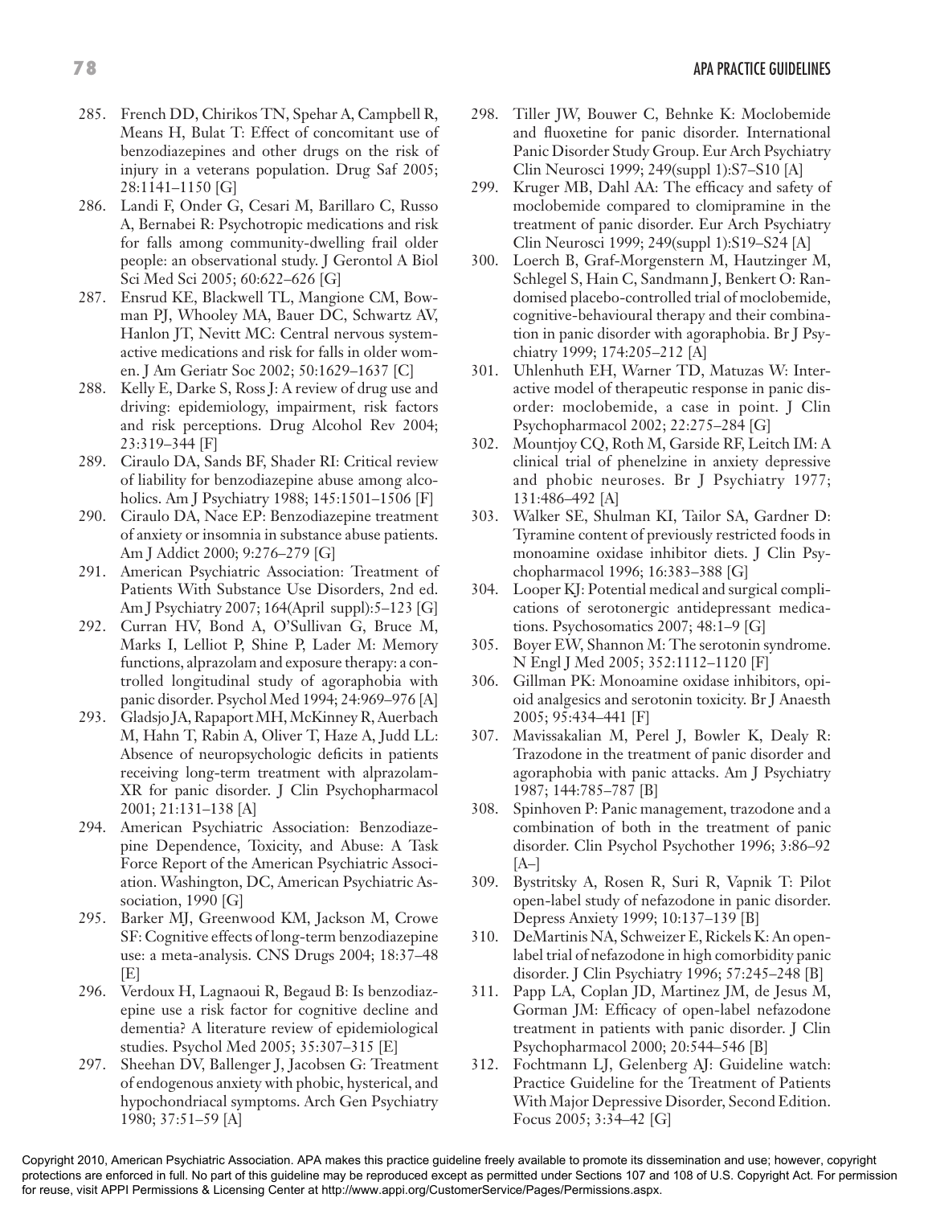285. French DD, Chirikos TN, Spehar A, Campbell R, Means H, Bulat T: Effect of concomitant use of benzodiazepines and other drugs on the risk of injury in a veterans population. Drug Saf 2005; 28:1141–1150 [G]
286. Landi F, Onder G, Cesari M, Barillaro C, Russo A, Bernabei R: Psychotropic medications and risk for falls among community-dwelling frail older people: an observational study. J Gerontol A Biol Sci Med Sci 2005; 60:622–626 [G]
287. Ensrud KE, Blackwell TL, Mangione CM, Bowman PJ, Whooley MA, Bauer DC, Schwartz AV, Hanlon JT, Nevitt MC: Central nervous system-active medications and risk for falls in older women. J Am Geriatr Soc 2002; 50:1629–1637 [C]
288. Kelly E, Darke S, Ross J: A review of drug use and driving: epidemiology, impairment, risk factors and risk perceptions. Drug Alcohol Rev 2004; 23:319–344 [F]
289. Ciraulo DA, Sands BF, Shader RI: Critical review of liability for benzodiazepine abuse among alcoholics. Am J Psychiatry 1988; 145:1501–1506 [F]
290. Ciraulo DA, Nace EP: Benzodiazepine treatment of anxiety or insomnia in substance abuse patients. Am J Addict 2000; 9:276–279 [G]
291. American Psychiatric Association: Treatment of Patients With Substance Use Disorders, 2nd ed. Am J Psychiatry 2007; 164(April suppl):5–123 [G]
292. Curran HV, Bond A, O'Sullivan G, Bruce M, Marks I, Lelliot P, Shine P, Lader M: Memory functions, alprazolam and exposure therapy: a controlled longitudinal study of agoraphobia with panic disorder. Psychol Med 1994; 24:969–976 [A]
293. Gladsjo JA, Rapaport MH, McKinney R, Auerbach M, Hahn T, Rabin A, Oliver T, Haze A, Judd LL: Absence of neuropsychologic deficits in patients receiving long-term treatment with alprazolam-XR for panic disorder. J Clin Psychopharmacol 2001; 21:131–138 [A]
294. American Psychiatric Association: Benzodiazepine Dependence, Toxicity, and Abuse: A Task Force Report of the American Psychiatric Association. Washington, DC, American Psychiatric Association, 1990 [G]
295. Barker MJ, Greenwood KM, Jackson M, Crowe SF: Cognitive effects of long-term benzodiazepine use: a meta-analysis. CNS Drugs 2004; 18:37–48 [E]
296. Verdoux H, Lagnaoui R, Begaud B: Is benzodiazepine use a risk factor for cognitive decline and dementia? A literature review of epidemiological studies. Psychol Med 2005; 35:307–315 [E]
297. Sheehan DV, Ballenger J, Jacobsen G: Treatment of endogenous anxiety with phobic, hysterical, and hypochondriacal symptoms. Arch Gen Psychiatry 1980; 37:51–59 [A]
298. Tiller JW, Bouwer C, Behnke K: Moclobemide and fluoxetine for panic disorder. International Panic Disorder Study Group. Eur Arch Psychiatry Clin Neurosci 1999; 249(suppl 1):S7–S10 [A]
299. Kruger MB, Dahl AA: The efficacy and safety of moclobemide compared to clomipramine in the treatment of panic disorder. Eur Arch Psychiatry Clin Neurosci 1999; 249(suppl 1):S19–S24 [A]
300. Loerch B, Graf-Morgenstern M, Hautzinger M, Schlegel S, Hain C, Sandmann J, Benkert O: Randomised placebo-controlled trial of moclobemide, cognitive-behavioural therapy and their combination in panic disorder with agoraphobia. Br J Psychiatry 1999; 174:205–212 [A]
301. Uhlenhuth EH, Warner TD, Matuzas W: Interactive model of therapeutic response in panic disorder: moclobemide, a case in point. J Clin Psychopharmacol 2002; 22:275–284 [G]
302. Mountjoy CQ, Roth M, Garside RF, Leitch IM: A clinical trial of phenelzine in anxiety depressive and phobic neuroses. Br J Psychiatry 1977; 131:486–492 [A]
303. Walker SE, Shulman KI, Tailor SA, Gardner D: Tyramine content of previously restricted foods in monoamine oxidase inhibitor diets. J Clin Psychopharmacol 1996; 16:383–388 [G]
304. Looper KJ: Potential medical and surgical complications of serotonergic antidepressant medications. Psychosomatics 2007; 48:1–9 [G]
305. Boyer EW, Shannon M: The serotonin syndrome. N Engl J Med 2005; 352:1112–1120 [F]
306. Gillman PK: Monoamine oxidase inhibitors, opioid analgesics and serotonin toxicity. Br J Anaesth 2005; 95:434–441 [F]
307. Mavissakalian M, Perel J, Bowler K, Dealy R: Trazodone in the treatment of panic disorder and agoraphobia with panic attacks. Am J Psychiatry 1987; 144:785–787 [B]
308. Spinhoven P: Panic management, trazodone and a combination of both in the treatment of panic disorder. Clin Psychol Psychother 1996; 3:86–92 [A–]
309. Bystritsky A, Rosen R, Suri R, Vapnik T: Pilot open-label study of nefazodone in panic disorder. Depress Anxiety 1999; 10:137–139 [B]
310. DeMartinis NA, Schweizer E, Rickels K: An open-label trial of nefazodone in high comorbidity panic disorder. J Clin Psychiatry 1996; 57:245–248 [B]
311. Papp LA, Coplan JD, Martinez JM, de Jesus M, Gorman JM: Efficacy of open-label nefazodone treatment in patients with panic disorder. J Clin Psychopharmacol 2000; 20:544–546 [B]
312. Fochtmann LJ, Gelenberg AJ: Guideline watch: Practice Guideline for the Treatment of Patients With Major Depressive Disorder, Second Edition. Focus 2005; 3:34–42 [G]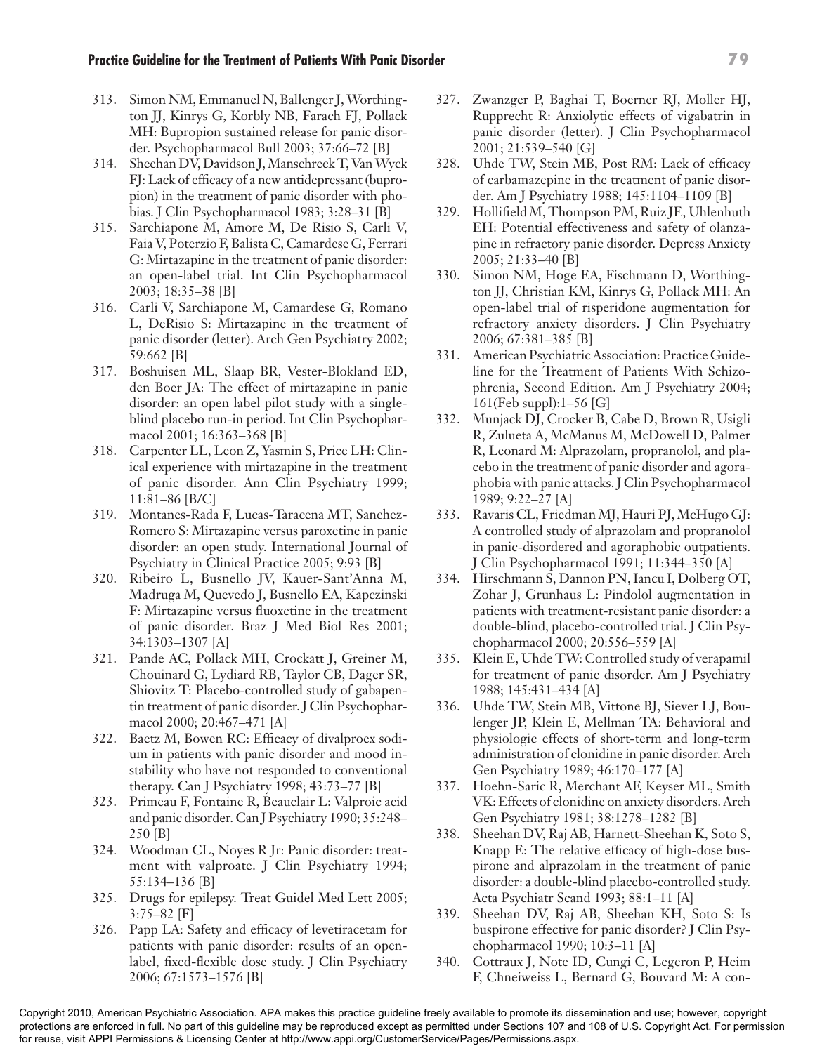313. Simon NM, Emmanuel N, Ballenger J, Worthington JJ, Kinrys G, Korbly NB, Farach FJ, Pollack MH: Bupropion sustained release for panic disorder. Psychopharmacol Bull 2003; 37:66–72 [B]
314. Sheehan DV, Davidson J, Manschreck T, Van Wyck FJ: Lack of efficacy of a new antidepressant (bupropion) in the treatment of panic disorder with phobias. J Clin Psychopharmacol 1983; 3:28–31 [B]
315. Sarchiapone M, Amore M, De Risio S, Carli V, Faia V, Poterzio F, Balista C, Camardese G, Ferrari G: Mirtazapine in the treatment of panic disorder: an open-label trial. Int Clin Psychopharmacol 2003; 18:35–38 [B]
316. Carli V, Sarchiapone M, Camardese G, Romano L, DeRisio S: Mirtazapine in the treatment of panic disorder (letter). Arch Gen Psychiatry 2002; 59:662 [B]
317. Boshuisen ML, Slaap BR, Vester-Blokland ED, den Boer JA: The effect of mirtazapine in panic disorder: an open label pilot study with a single-blind placebo run-in period. Int Clin Psychopharmacol 2001; 16:363–368 [B]
318. Carpenter LL, Leon Z, Yasmin S, Price LH: Clinical experience with mirtazapine in the treatment of panic disorder. Ann Clin Psychiatry 1999; 11:81–86 [B/C]
319. Montanes-Rada F, Lucas-Taracena MT, Sanchez-Romero S: Mirtazapine versus paroxetine in panic disorder: an open study. International Journal of Psychiatry in Clinical Practice 2005; 9:93 [B]
320. Ribeiro L, Busnello JV, Kauer-Sant'Anna M, Madruga M, Quevedo J, Busnello EA, Kapczinski F: Mirtazapine versus fluoxetine in the treatment of panic disorder. Braz J Med Biol Res 2001; 34:1303–1307 [A]
321. Pande AC, Pollack MH, Crockatt J, Greiner M, Chouinard G, Lydiard RB, Taylor CB, Dager SR, Shiovitz T: Placebo-controlled study of gabapentin treatment of panic disorder. J Clin Psychopharmacol 2000; 20:467–471 [A]
322. Baetz M, Bowen RC: Efficacy of divalproex sodium in patients with panic disorder and mood instability who have not responded to conventional therapy. Can J Psychiatry 1998; 43:73–77 [B]
323. Primeau F, Fontaine R, Beauclair L: Valproic acid and panic disorder. Can J Psychiatry 1990; 35:248–250 [B]
324. Woodman CL, Noyes R Jr: Panic disorder: treatment with valproate. J Clin Psychiatry 1994; 55:134–136 [B]
325. Drugs for epilepsy. Treat Guidel Med Lett 2005; 3:75–82 [F]
326. Papp LA: Safety and efficacy of levetiracetam for patients with panic disorder: results of an open-label, fixed-flexible dose study. J Clin Psychiatry 2006; 67:1573–1576 [B]
327. Zwanzger P, Baghai T, Boerner RJ, Moller HJ, Rupprecht R: Anxiolytic effects of vigabatrin in panic disorder (letter). J Clin Psychopharmacol 2001; 21:539–540 [G]
328. Uhde TW, Stein MB, Post RM: Lack of efficacy of carbamazepine in the treatment of panic disorder. Am J Psychiatry 1988; 145:1104–1109 [B]
329. Hollifield M, Thompson PM, Ruiz JE, Uhlenhuth EH: Potential effectiveness and safety of olanzapine in refractory panic disorder. Depress Anxiety 2005; 21:33–40 [B]
330. Simon NM, Hoge EA, Fischmann D, Worthington JJ, Christian KM, Kinrys G, Pollack MH: An open-label trial of risperidone augmentation for refractory anxiety disorders. J Clin Psychiatry 2006; 67:381–385 [B]
331. American Psychiatric Association: Practice Guideline for the Treatment of Patients With Schizophrenia, Second Edition. Am J Psychiatry 2004; 161(Feb suppl):1–56 [G]
332. Munjack DJ, Crocker B, Cabe D, Brown R, Usigli R, Zulueta A, McManus M, McDowell D, Palmer R, Leonard M: Alprazolam, propranolol, and placebo in the treatment of panic disorder and agoraphobia with panic attacks. J Clin Psychopharmacol 1989; 9:22–27 [A]
333. Ravaris CL, Friedman MJ, Hauri PJ, McHugo GJ: A controlled study of alprazolam and propranolol in panic-disordered and agoraphobic outpatients. J Clin Psychopharmacol 1991; 11:344–350 [A]
334. Hirschmann S, Dannon PN, Iancu I, Dolberg OT, Zohar J, Grunhaus L: Pindolol augmentation in patients with treatment-resistant panic disorder: a double-blind, placebo-controlled trial. J Clin Psychopharmacol 2000; 20:556–559 [A]
335. Klein E, Uhde TW: Controlled study of verapamil for treatment of panic disorder. Am J Psychiatry 1988; 145:431–434 [A]
336. Uhde TW, Stein MB, Vittone BJ, Siever LJ, Boulenger JP, Klein E, Mellman TA: Behavioral and physiologic effects of short-term and long-term administration of clonidine in panic disorder. Arch Gen Psychiatry 1989; 46:170–177 [A]
337. Hoehn-Saric R, Merchant AF, Keyser ML, Smith VK: Effects of clonidine on anxiety disorders. Arch Gen Psychiatry 1981; 38:1278–1282 [B]
338. Sheehan DV, Raj AB, Harnett-Sheehan K, Soto S, Knapp E: The relative efficacy of high-dose buspirone and alprazolam in the treatment of panic disorder: a double-blind placebo-controlled study. Acta Psychiatr Scand 1993; 88:1–11 [A]
339. Sheehan DV, Raj AB, Sheehan KH, Soto S: Is buspirone effective for panic disorder? J Clin Psychopharmacol 1990; 10:3–11 [A]
340. Cottraux J, Note ID, Cungi C, Legeron P, Heim F, Chneiweiss L, Bernard G, Bouvard M: A con-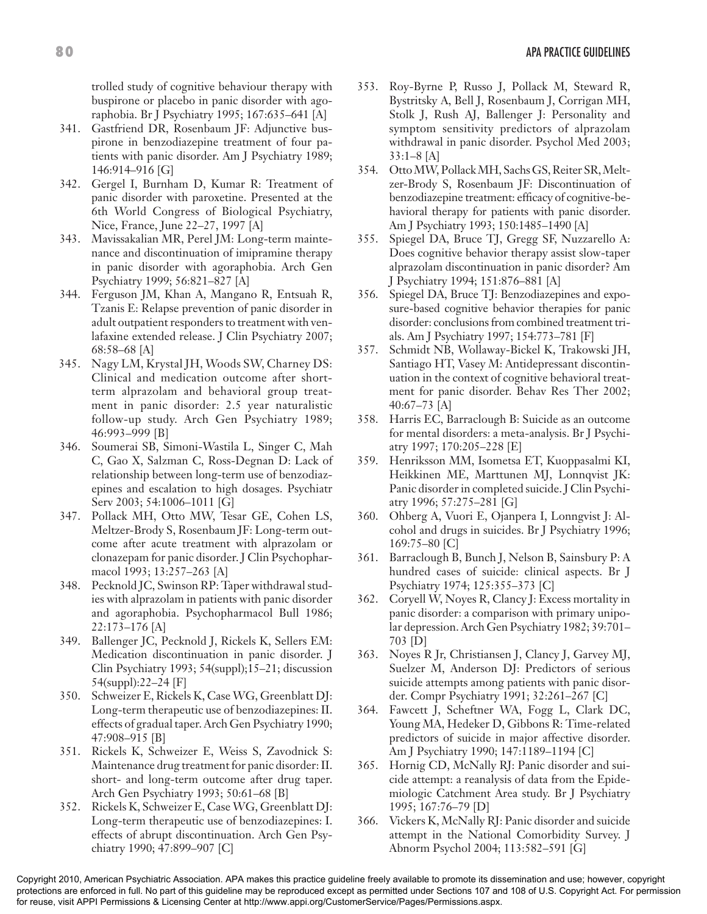trolled study of cognitive behaviour therapy with buspirone or placebo in panic disorder with agoraphobia. Br J Psychiatry 1995; 167:635–641 [A]

341. Gastfriend DR, Rosenbaum JF: Adjunctive buspirone in benzodiazepine treatment of four patients with panic disorder. Am J Psychiatry 1989; 146:914–916 [G]
342. Gergel I, Burnham D, Kumar R: Treatment of panic disorder with paroxetine. Presented at the 6th World Congress of Biological Psychiatry, Nice, France, June 22–27, 1997 [A]
343. Mavissakalian MR, Perel JM: Long-term maintenance and discontinuation of imipramine therapy in panic disorder with agoraphobia. Arch Gen Psychiatry 1999; 56:821–827 [A]
344. Ferguson JM, Khan A, Mangano R, Entsuah R, Tzanis E: Relapse prevention of panic disorder in adult outpatient responders to treatment with venlafaxine extended release. J Clin Psychiatry 2007; 68:58–68 [A]
345. Nagy LM, Krystal JH, Woods SW, Charney DS: Clinical and medication outcome after short-term alprazolam and behavioral group treatment in panic disorder: 2.5 year naturalistic follow-up study. Arch Gen Psychiatry 1989; 46:993–999 [B]
346. Soumerai SB, Simoni-Wastila L, Singer C, Mah C, Gao X, Salzman C, Ross-Degnan D: Lack of relationship between long-term use of benzodiazepines and escalation to high dosages. Psychiatr Serv 2003; 54:1006–1011 [G]
347. Pollack MH, Otto MW, Tesar GE, Cohen LS, Meltzer-Brody S, Rosenbaum JF: Long-term outcome after acute treatment with alprazolam or clonazepam for panic disorder. J Clin Psychopharmacol 1993; 13:257–263 [A]
348. Pecknold JC, Swinson RP: Taper withdrawal studies with alprazolam in patients with panic disorder and agoraphobia. Psychopharmacol Bull 1986; 22:173–176 [A]
349. Ballenger JC, Pecknold J, Rickels K, Sellers EM: Medication discontinuation in panic disorder. J Clin Psychiatry 1993; 54(suppl);15–21; discussion 54(suppl):22–24 [F]
350. Schweizer E, Rickels K, Case WG, Greenblatt DJ: Long-term therapeutic use of benzodiazepines: II. effects of gradual taper. Arch Gen Psychiatry 1990; 47:908–915 [B]
351. Rickels K, Schweizer E, Weiss S, Zavodnick S: Maintenance drug treatment for panic disorder: II. short- and long-term outcome after drug taper. Arch Gen Psychiatry 1993; 50:61–68 [B]
352. Rickels K, Schweizer E, Case WG, Greenblatt DJ: Long-term therapeutic use of benzodiazepines: I. effects of abrupt discontinuation. Arch Gen Psychiatry 1990; 47:899–907 [C]
353. Roy-Byrne P, Russo J, Pollack M, Steward R, Bystritsky A, Bell J, Rosenbaum J, Corrigan MH, Stolk J, Rush AJ, Ballenger J: Personality and symptom sensitivity predictors of alprazolam withdrawal in panic disorder. Psychol Med 2003; 33:1–8 [A]
354. Otto MW, Pollack MH, Sachs GS, Reiter SR, Meltzer-Brody S, Rosenbaum JF: Discontinuation of benzodiazepine treatment: efficacy of cognitive-behavioral therapy for patients with panic disorder. Am J Psychiatry 1993; 150:1485–1490 [A]
355. Spiegel DA, Bruce TJ, Gregg SF, Nuzzarello A: Does cognitive behavior therapy assist slow-taper alprazolam discontinuation in panic disorder? Am J Psychiatry 1994; 151:876–881 [A]
356. Spiegel DA, Bruce TJ: Benzodiazepines and exposure-based cognitive behavior therapies for panic disorder: conclusions from combined treatment trials. Am J Psychiatry 1997; 154:773–781 [F]
357. Schmidt NB, Wollaway-Bickel K, Trakowski JH, Santiago HT, Vasey M: Antidepressant discontinuation in the context of cognitive behavioral treatment for panic disorder. Behav Res Ther 2002; 40:67–73 [A]
358. Harris EC, Barraclough B: Suicide as an outcome for mental disorders: a meta-analysis. Br J Psychiatry 1997; 170:205–228 [E]
359. Henriksson MM, Isometsa ET, Kuoppasalmi KI, Heikkinen ME, Marttunen MJ, Lonnqvist JK: Panic disorder in completed suicide. J Clin Psychiatry 1996; 57:275–281 [G]
360. Ohberg A, Vuori E, Ojanpera I, Lonngvist J: Alcohol and drugs in suicides. Br J Psychiatry 1996; 169:75–80 [C]
361. Barraclough B, Bunch J, Nelson B, Sainsbury P: A hundred cases of suicide: clinical aspects. Br J Psychiatry 1974; 125:355–373 [C]
362. Coryell W, Noyes R, Clancy J: Excess mortality in panic disorder: a comparison with primary unipolar depression. Arch Gen Psychiatry 1982; 39:701–703 [D]
363. Noyes R Jr, Christiansen J, Clancy J, Garvey MJ, Suelzer M, Anderson DJ: Predictors of serious suicide attempts among patients with panic disorder. Compr Psychiatry 1991; 32:261–267 [C]
364. Fawcett J, Scheftner WA, Fogg L, Clark DC, Young MA, Hedeker D, Gibbons R: Time-related predictors of suicide in major affective disorder. Am J Psychiatry 1990; 147:1189–1194 [C]
365. Hornig CD, McNally RJ: Panic disorder and suicide attempt: a reanalysis of data from the Epidemiologic Catchment Area study. Br J Psychiatry 1995; 167:76–79 [D]
366. Vickers K, McNally RJ: Panic disorder and suicide attempt in the National Comorbidity Survey. J Abnorm Psychol 2004; 113:582–591 [G]

Copyright 2010, American Psychiatric Association. APA makes this practice guideline freely available to promote its dissemination and use; however, copyright protections are enforced in full. No part of this guideline may be reproduced except as permitted under Sections 107 and 108 of U.S. Copyright Act. For permission for reuse, visit APPI Permissions & Licensing Center at http://www.appi.org/CustomerService/Pages/Permissions.aspx.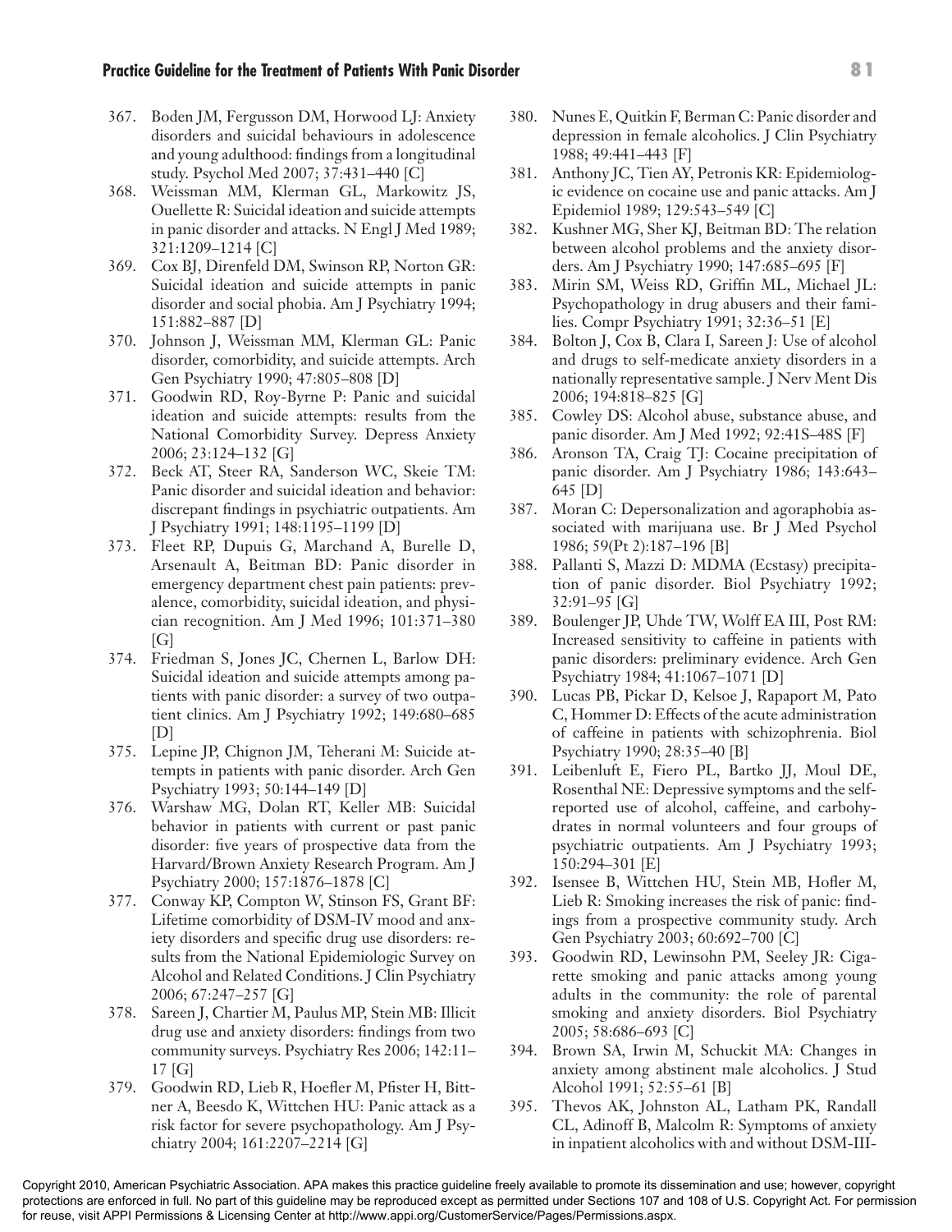367. Boden JM, Fergusson DM, Horwood LJ: Anxiety disorders and suicidal behaviours in adolescence and young adulthood: findings from a longitudinal study. Psychol Med 2007; 37:431–440 [C]
368. Weissman MM, Klerman GL, Markowitz JS, Ouellette R: Suicidal ideation and suicide attempts in panic disorder and attacks. N Engl J Med 1989; 321:1209–1214 [C]
369. Cox BJ, Direnfeld DM, Swinson RP, Norton GR: Suicidal ideation and suicide attempts in panic disorder and social phobia. Am J Psychiatry 1994; 151:882–887 [D]
370. Johnson J, Weissman MM, Klerman GL: Panic disorder, comorbidity, and suicide attempts. Arch Gen Psychiatry 1990; 47:805–808 [D]
371. Goodwin RD, Roy-Byrne P: Panic and suicidal ideation and suicide attempts: results from the National Comorbidity Survey. Depress Anxiety 2006; 23:124–132 [G]
372. Beck AT, Steer RA, Sanderson WC, Skeie TM: Panic disorder and suicidal ideation and behavior: discrepant findings in psychiatric outpatients. Am J Psychiatry 1991; 148:1195–1199 [D]
373. Fleet RP, Dupuis G, Marchand A, Burelle D, Arsenault A, Beitman BD: Panic disorder in emergency department chest pain patients: prevalence, comorbidity, suicidal ideation, and physician recognition. Am J Med 1996; 101:371–380 [G]
374. Friedman S, Jones JC, Chernen L, Barlow DH: Suicidal ideation and suicide attempts among patients with panic disorder: a survey of two outpatient clinics. Am J Psychiatry 1992; 149:680–685 [D]
375. Lepine JP, Chignon JM, Teherani M: Suicide attempts in patients with panic disorder. Arch Gen Psychiatry 1993; 50:144–149 [D]
376. Warshaw MG, Dolan RT, Keller MB: Suicidal behavior in patients with current or past panic disorder: five years of prospective data from the Harvard/Brown Anxiety Research Program. Am J Psychiatry 2000; 157:1876–1878 [C]
377. Conway KP, Compton W, Stinson FS, Grant BF: Lifetime comorbidity of DSM-IV mood and anxiety disorders and specific drug use disorders: results from the National Epidemiologic Survey on Alcohol and Related Conditions. J Clin Psychiatry 2006; 67:247–257 [G]
378. Sareen J, Chartier M, Paulus MP, Stein MB: Illicit drug use and anxiety disorders: findings from two community surveys. Psychiatry Res 2006; 142:11–17 [G]
379. Goodwin RD, Lieb R, Hoefler M, Pfister H, Bittner A, Beesdo K, Wittchen HU: Panic attack as a risk factor for severe psychopathology. Am J Psychiatry 2004; 161:2207–2214 [G]
380. Nunes E, Quitkin F, Berman C: Panic disorder and depression in female alcoholics. J Clin Psychiatry 1988; 49:441–443 [F]
381. Anthony JC, Tien AY, Petronis KR: Epidemiologic evidence on cocaine use and panic attacks. Am J Epidemiol 1989; 129:543–549 [C]
382. Kushner MG, Sher KJ, Beitman BD: The relation between alcohol problems and the anxiety disorders. Am J Psychiatry 1990; 147:685–695 [F]
383. Mirin SM, Weiss RD, Griffin ML, Michael JL: Psychopathology in drug abusers and their families. Compr Psychiatry 1991; 32:36–51 [E]
384. Bolton J, Cox B, Clara I, Sareen J: Use of alcohol and drugs to self-medicate anxiety disorders in a nationally representative sample. J Nerv Ment Dis 2006; 194:818–825 [G]
385. Cowley DS: Alcohol abuse, substance abuse, and panic disorder. Am J Med 1992; 92:41S–48S [F]
386. Aronson TA, Craig TJ: Cocaine precipitation of panic disorder. Am J Psychiatry 1986; 143:643–645 [D]
387. Moran C: Depersonalization and agoraphobia associated with marijuana use. Br J Med Psychol 1986; 59(Pt 2):187–196 [B]
388. Pallanti S, Mazzi D: MDMA (Ecstasy) precipitation of panic disorder. Biol Psychiatry 1992; 32:91–95 [G]
389. Boulenger JP, Uhde TW, Wolff EA III, Post RM: Increased sensitivity to caffeine in patients with panic disorders: preliminary evidence. Arch Gen Psychiatry 1984; 41:1067–1071 [D]
390. Lucas PB, Pickar D, Kelsoe J, Rapaport M, Pato C, Hommer D: Effects of the acute administration of caffeine in patients with schizophrenia. Biol Psychiatry 1990; 28:35–40 [B]
391. Leibenluft E, Fiero PL, Bartko JJ, Moul DE, Rosenthal NE: Depressive symptoms and the self-reported use of alcohol, caffeine, and carbohydrates in normal volunteers and four groups of psychiatric outpatients. Am J Psychiatry 1993; 150:294–301 [E]
392. Isensee B, Wittchen HU, Stein MB, Hofler M, Lieb R: Smoking increases the risk of panic: findings from a prospective community study. Arch Gen Psychiatry 2003; 60:692–700 [C]
393. Goodwin RD, Lewinsohn PM, Seeley JR: Cigarette smoking and panic attacks among young adults in the community: the role of parental smoking and anxiety disorders. Biol Psychiatry 2005; 58:686–693 [C]
394. Brown SA, Irwin M, Schuckit MA: Changes in anxiety among abstinent male alcoholics. J Stud Alcohol 1991; 52:55–61 [B]
395. Thevos AK, Johnston AL, Latham PK, Randall CL, Adinoff B, Malcolm R: Symptoms of anxiety in inpatient alcoholics with and without DSM-III-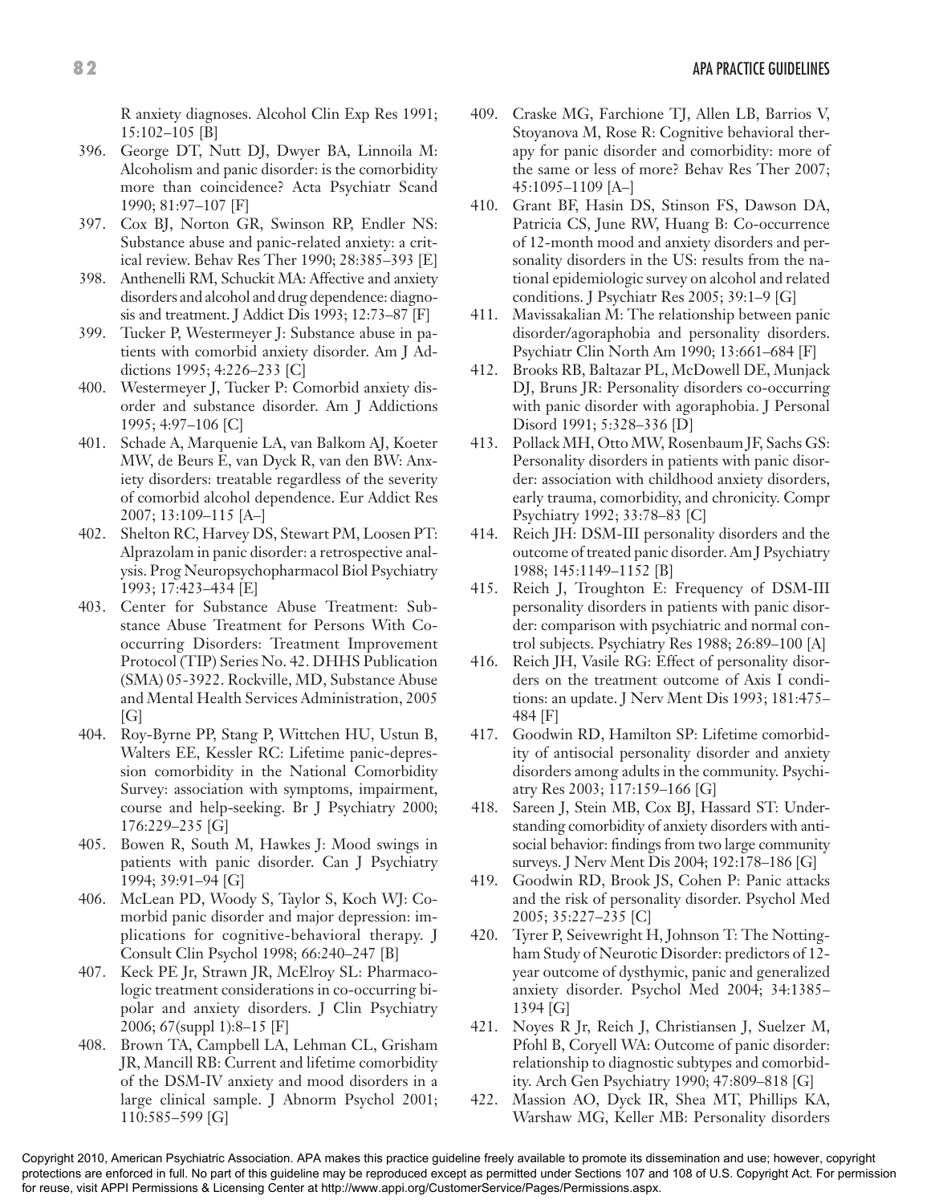R anxiety diagnoses. Alcohol Clin Exp Res 1991; 15:102–105 [B]

396. George DT, Nutt DJ, Dwyer BA, Linnoila M: Alcoholism and panic disorder: is the comorbidity more than coincidence? Acta Psychiatr Scand 1990; 81:97–107 [F]
397. Cox BJ, Norton GR, Swinson RP, Endler NS: Substance abuse and panic-related anxiety: a critical review. Behav Res Ther 1990; 28:385–393 [E]
398. Anthenelli RM, Schuckit MA: Affective and anxiety disorders and alcohol and drug dependence: diagnosis and treatment. J Addict Dis 1993; 12:73–87 [F]
399. Tucker P, Westermeyer J: Substance abuse in patients with comorbid anxiety disorder. Am J Addictions 1995; 4:226–233 [C]
400. Westermeyer J, Tucker P: Comorbid anxiety disorder and substance disorder. Am J Addictions 1995; 4:97–106 [C]
401. Schade A, Marquenie LA, van Balkom AJ, Koeter MW, de Beurs E, van Dyck R, van den BW: Anxiety disorders: treatable regardless of the severity of comorbid alcohol dependence. Eur Addict Res 2007; 13:109–115 [A–]
402. Shelton RC, Harvey DS, Stewart PM, Loosen PT: Alprazolam in panic disorder: a retrospective analysis. Prog Neuropsychopharmacol Biol Psychiatry 1993; 17:423–434 [E]
403. Center for Substance Abuse Treatment: Substance Abuse Treatment for Persons With Co-occurring Disorders: Treatment Improvement Protocol (TIP) Series No. 42. DHHS Publication (SMA) 05-3922. Rockville, MD, Substance Abuse and Mental Health Services Administration, 2005 [G]
404. Roy-Byrne PP, Stang P, Wittchen HU, Ustun B, Walters EE, Kessler RC: Lifetime panic-depression comorbidity in the National Comorbidity Survey: association with symptoms, impairment, course and help-seeking. Br J Psychiatry 2000; 176:229–235 [G]
405. Bowen R, South M, Hawkes J: Mood swings in patients with panic disorder. Can J Psychiatry 1994; 39:91–94 [G]
406. McLean PD, Woody S, Taylor S, Koch WJ: Comorbid panic disorder and major depression: implications for cognitive-behavioral therapy. J Consult Clin Psychol 1998; 66:240–247 [B]
407. Keck PE Jr, Strawn JR, McElroy SL: Pharmacologic treatment considerations in co-occurring bipolar and anxiety disorders. J Clin Psychiatry 2006; 67(suppl 1):8–15 [F]
408. Brown TA, Campbell LA, Lehman CL, Grisham JR, Mancill RB: Current and lifetime comorbidity of the DSM-IV anxiety and mood disorders in a large clinical sample. J Abnorm Psychol 2001; 110:585–599 [G]
409. Craske MG, Farchione TJ, Allen LB, Barrios V, Stoyanova M, Rose R: Cognitive behavioral therapy for panic disorder and comorbidity: more of the same or less of more? Behav Res Ther 2007; 45:1095–1109 [A–]
410. Grant BF, Hasin DS, Stinson FS, Dawson DA, Patricia CS, June RW, Huang B: Co-occurrence of 12-month mood and anxiety disorders and personality disorders in the US: results from the national epidemiologic survey on alcohol and related conditions. J Psychiatr Res 2005; 39:1–9 [G]
411. Mavissakalian M: The relationship between panic disorder/agoraphobia and personality disorders. Psychiatr Clin North Am 1990; 13:661–684 [F]
412. Brooks RB, Baltazar PL, McDowell DE, Munjack DJ, Bruns JR: Personality disorders co-occurring with panic disorder with agoraphobia. J Personal Disord 1991; 5:328–336 [D]
413. Pollack MH, Otto MW, Rosenbaum JF, Sachs GS: Personality disorders in patients with panic disorder: association with childhood anxiety disorders, early trauma, comorbidity, and chronicity. Compr Psychiatry 1992; 33:78–83 [C]
414. Reich JH: DSM-III personality disorders and the outcome of treated panic disorder. Am J Psychiatry 1988; 145:1149–1152 [B]
415. Reich J, Troughton E: Frequency of DSM-III personality disorders in patients with panic disorder: comparison with psychiatric and normal control subjects. Psychiatry Res 1988; 26:89–100 [A]
416. Reich JH, Vasile RG: Effect of personality disorders on the treatment outcome of Axis I conditions: an update. J Nerv Ment Dis 1993; 181:475–484 [F]
417. Goodwin RD, Hamilton SP: Lifetime comorbidity of antisocial personality disorder and anxiety disorders among adults in the community. Psychiatry Res 2003; 117:159–166 [G]
418. Sareen J, Stein MB, Cox BJ, Hassard ST: Understanding comorbidity of anxiety disorders with antisocial behavior: findings from two large community surveys. J Nerv Ment Dis 2004; 192:178–186 [G]
419. Goodwin RD, Brook JS, Cohen P: Panic attacks and the risk of personality disorder. Psychol Med 2005; 35:227–235 [C]
420. Tyrer P, Seivewright H, Johnson T: The Nottingham Study of Neurotic Disorder: predictors of 12-year outcome of dysthymic, panic and generalized anxiety disorder. Psychol Med 2004; 34:1385–1394 [G]
421. Noyes R Jr, Reich J, Christiansen J, Suelzer M, Pfohl B, Coryell WA: Outcome of panic disorder: relationship to diagnostic subtypes and comorbidity. Arch Gen Psychiatry 1990; 47:809–818 [G]
422. Massion AO, Dyck IR, Shea MT, Phillips KA, Warshaw MG, Keller MB: Personality disorders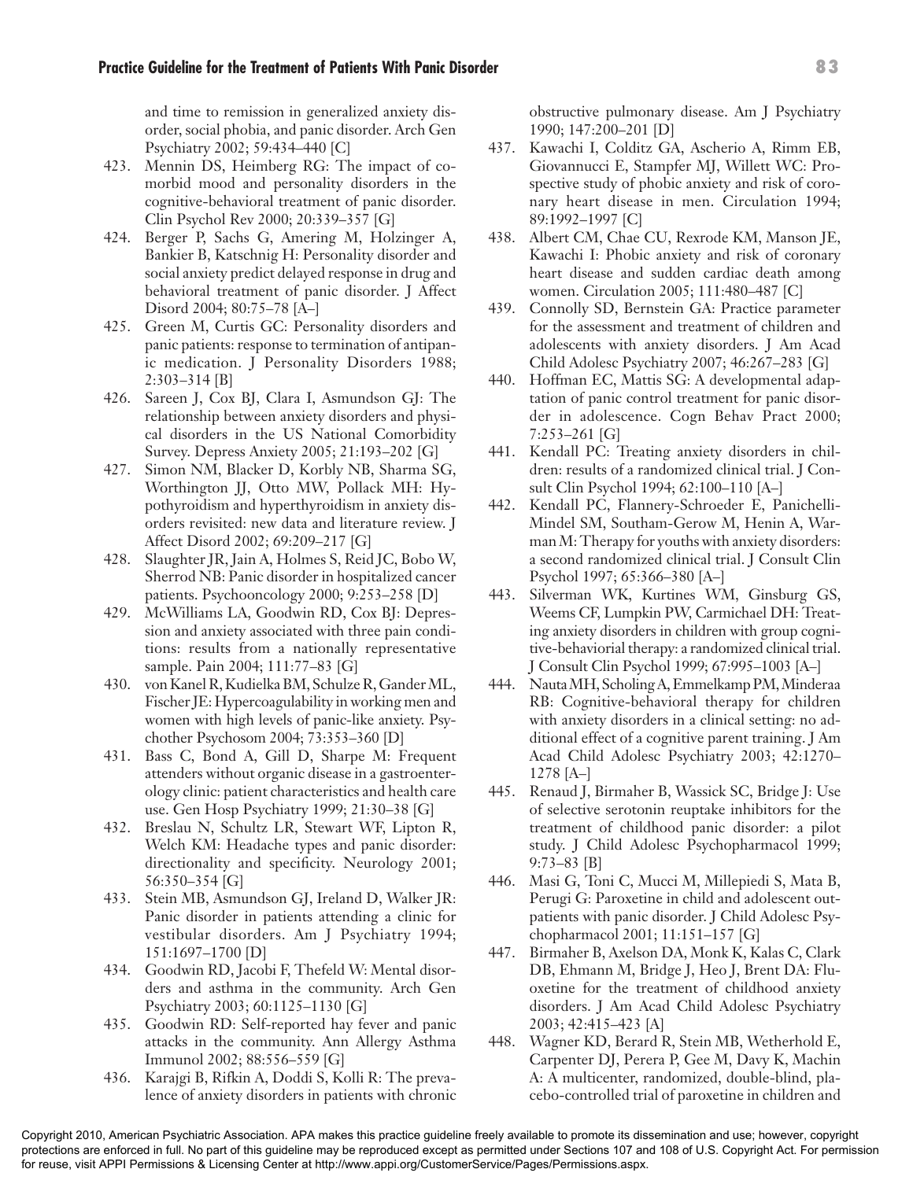and time to remission in generalized anxiety disorder, social phobia, and panic disorder. Arch Gen Psychiatry 2002; 59:434–440 [C]

423. Mennin DS, Heimberg RG: The impact of comorbid mood and personality disorders in the cognitive-behavioral treatment of panic disorder. Clin Psychol Rev 2000; 20:339–357 [G]
424. Berger P, Sachs G, Amering M, Holzinger A, Bankier B, Katschnig H: Personality disorder and social anxiety predict delayed response in drug and behavioral treatment of panic disorder. J Affect Disord 2004; 80:75–78 [A–]
425. Green M, Curtis GC: Personality disorders and panic patients: response to termination of antipanic medication. J Personality Disorders 1988; 2:303–314 [B]
426. Sareen J, Cox BJ, Clara I, Asmundson GJ: The relationship between anxiety disorders and physical disorders in the US National Comorbidity Survey. Depress Anxiety 2005; 21:193–202 [G]
427. Simon NM, Blacker D, Korbly NB, Sharma SG, Worthington JJ, Otto MW, Pollack MH: Hypothyroidism and hyperthyroidism in anxiety disorders revisited: new data and literature review. J Affect Disord 2002; 69:209–217 [G]
428. Slaughter JR, Jain A, Holmes S, Reid JC, Bobo W, Sherrod NB: Panic disorder in hospitalized cancer patients. Psychooncology 2000; 9:253–258 [D]
429. McWilliams LA, Goodwin RD, Cox BJ: Depression and anxiety associated with three pain conditions: results from a nationally representative sample. Pain 2004; 111:77–83 [G]
430. von Kanel R, Kudielka BM, Schulze R, Gander ML, Fischer JE: Hypercoagulability in working men and women with high levels of panic-like anxiety. Psychother Psychosom 2004; 73:353–360 [D]
431. Bass C, Bond A, Gill D, Sharpe M: Frequent attenders without organic disease in a gastroenterology clinic: patient characteristics and health care use. Gen Hosp Psychiatry 1999; 21:30–38 [G]
432. Breslau N, Schultz LR, Stewart WF, Lipton R, Welch KM: Headache types and panic disorder: directionality and specificity. Neurology 2001; 56:350–354 [G]
433. Stein MB, Asmundson GJ, Ireland D, Walker JR: Panic disorder in patients attending a clinic for vestibular disorders. Am J Psychiatry 1994; 151:1697–1700 [D]
434. Goodwin RD, Jacobi F, Thefeld W: Mental disorders and asthma in the community. Arch Gen Psychiatry 2003; 60:1125–1130 [G]
435. Goodwin RD: Self-reported hay fever and panic attacks in the community. Ann Allergy Asthma Immunol 2002; 88:556–559 [G]
436. Karajgi B, Rifkin A, Doddi S, Kolli R: The prevalence of anxiety disorders in patients with chronic obstructive pulmonary disease. Am J Psychiatry 1990; 147:200–201 [D]
437. Kawachi I, Colditz GA, Ascherio A, Rimm EB, Giovannucci E, Stampfer MJ, Willett WC: Prospective study of phobic anxiety and risk of coronary heart disease in men. Circulation 1994; 89:1992–1997 [C]
438. Albert CM, Chae CU, Rexrode KM, Manson JE, Kawachi I: Phobic anxiety and risk of coronary heart disease and sudden cardiac death among women. Circulation 2005; 111:480–487 [C]
439. Connolly SD, Bernstein GA: Practice parameter for the assessment and treatment of children and adolescents with anxiety disorders. J Am Acad Child Adolesc Psychiatry 2007; 46:267–283 [G]
440. Hoffman EC, Mattis SG: A developmental adaptation of panic control treatment for panic disorder in adolescence. Cogn Behav Pract 2000; 7:253–261 [G]
441. Kendall PC: Treating anxiety disorders in children: results of a randomized clinical trial. J Consult Clin Psychol 1994; 62:100–110 [A–]
442. Kendall PC, Flannery-Schroeder E, Panichelli-Mindel SM, Southam-Gerow M, Henin A, Warman M: Therapy for youths with anxiety disorders: a second randomized clinical trial. J Consult Clin Psychol 1997; 65:366–380 [A–]
443. Silverman WK, Kurtines WM, Ginsburg GS, Weems CF, Lumpkin PW, Carmichael DH: Treating anxiety disorders in children with group cognitive-behaviorial therapy: a randomized clinical trial. J Consult Clin Psychol 1999; 67:995–1003 [A–]
444. Nauta MH, Scholing A, Emmelkamp PM, Minderaa RB: Cognitive-behavioral therapy for children with anxiety disorders in a clinical setting: no additional effect of a cognitive parent training. J Am Acad Child Adolesc Psychiatry 2003; 42:1270–1278 [A–]
445. Renaud J, Birmaher B, Wassick SC, Bridge J: Use of selective serotonin reuptake inhibitors for the treatment of childhood panic disorder: a pilot study. J Child Adolesc Psychopharmacol 1999; 9:73–83 [B]
446. Masi G, Toni C, Mucci M, Millepiedi S, Mata B, Perugi G: Paroxetine in child and adolescent outpatients with panic disorder. J Child Adolesc Psychopharmacol 2001; 11:151–157 [G]
447. Birmaher B, Axelson DA, Monk K, Kalas C, Clark DB, Ehmann M, Bridge J, Heo J, Brent DA: Fluoxetine for the treatment of childhood anxiety disorders. J Am Acad Child Adolesc Psychiatry 2003; 42:415–423 [A]
448. Wagner KD, Berard R, Stein MB, Wetherhold E, Carpenter DJ, Perera P, Gee M, Davy K, Machin A: A multicenter, randomized, double-blind, placebo-controlled trial of paroxetine in children and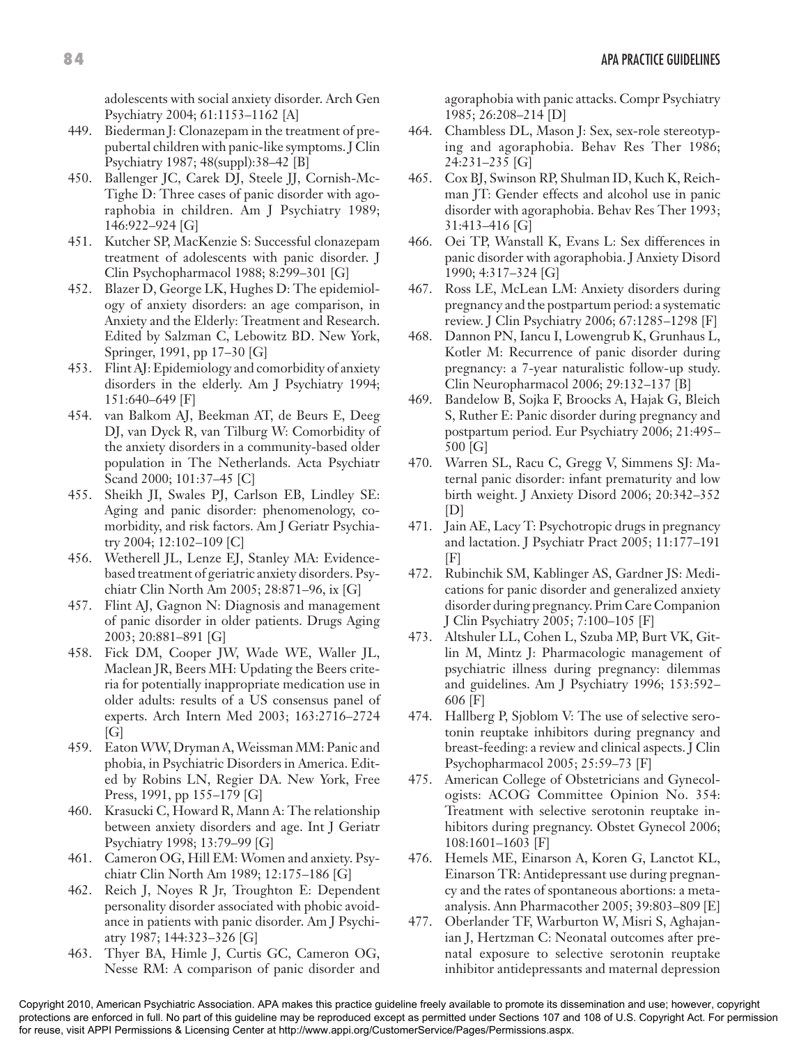adolescents with social anxiety disorder. Arch Gen Psychiatry 2004; 61:1153–1162 [A]

449. Biederman J: Clonazepam in the treatment of prepubertal children with panic-like symptoms. J Clin Psychiatry 1987; 48(suppl):38–42 [B]
450. Ballenger JC, Carek DJ, Steele JJ, Cornish-McTighe D: Three cases of panic disorder with agoraphobia in children. Am J Psychiatry 1989; 146:922–924 [G]
451. Kutcher SP, MacKenzie S: Successful clonazepam treatment of adolescents with panic disorder. J Clin Psychopharmacol 1988; 8:299–301 [G]
452. Blazer D, George LK, Hughes D: The epidemiology of anxiety disorders: an age comparison, in Anxiety and the Elderly: Treatment and Research. Edited by Salzman C, Lebowitz BD. New York, Springer, 1991, pp 17–30 [G]
453. Flint AJ: Epidemiology and comorbidity of anxiety disorders in the elderly. Am J Psychiatry 1994; 151:640–649 [F]
454. van Balkom AJ, Beekman AT, de Beurs E, Deeg DJ, van Dyck R, van Tilburg W: Comorbidity of the anxiety disorders in a community-based older population in The Netherlands. Acta Psychiatr Scand 2000; 101:37–45 [C]
455. Sheikh JI, Swales PJ, Carlson EB, Lindley SE: Aging and panic disorder: phenomenology, comorbidity, and risk factors. Am J Geriatr Psychiatry 2004; 12:102–109 [C]
456. Wetherell JL, Lenze EJ, Stanley MA: Evidence-based treatment of geriatric anxiety disorders. Psychiatr Clin North Am 2005; 28:871–96, ix [G]
457. Flint AJ, Gagnon N: Diagnosis and management of panic disorder in older patients. Drugs Aging 2003; 20:881–891 [G]
458. Fick DM, Cooper JW, Wade WE, Waller JL, Maclean JR, Beers MH: Updating the Beers criteria for potentially inappropriate medication use in older adults: results of a US consensus panel of experts. Arch Intern Med 2003; 163:2716–2724 [G]
459. Eaton WW, Dryman A, Weissman MM: Panic and phobia, in Psychiatric Disorders in America. Edited by Robins LN, Regier DA. New York, Free Press, 1991, pp 155–179 [G]
460. Krasucki C, Howard R, Mann A: The relationship between anxiety disorders and age. Int J Geriatr Psychiatry 1998; 13:79–99 [G]
461. Cameron OG, Hill EM: Women and anxiety. Psychiatr Clin North Am 1989; 12:175–186 [G]
462. Reich J, Noyes R Jr, Troughton E: Dependent personality disorder associated with phobic avoidance in patients with panic disorder. Am J Psychiatry 1987; 144:323–326 [G]
463. Thyer BA, Himle J, Curtis GC, Cameron OG, Nesse RM: A comparison of panic disorder and agoraphobia with panic attacks. Compr Psychiatry 1985; 26:208–214 [D]
464. Chambless DL, Mason J: Sex, sex-role stereotyping and agoraphobia. Behav Res Ther 1986; 24:231–235 [G]
465. Cox BJ, Swinson RP, Shulman ID, Kuch K, Reichman JT: Gender effects and alcohol use in panic disorder with agoraphobia. Behav Res Ther 1993; 31:413–416 [G]
466. Oei TP, Wanstall K, Evans L: Sex differences in panic disorder with agoraphobia. J Anxiety Disord 1990; 4:317–324 [G]
467. Ross LE, McLean LM: Anxiety disorders during pregnancy and the postpartum period: a systematic review. J Clin Psychiatry 2006; 67:1285–1298 [F]
468. Dannon PN, Iancu I, Lowengrub K, Grunhaus L, Kotler M: Recurrence of panic disorder during pregnancy: a 7-year naturalistic follow-up study. Clin Neuropharmacol 2006; 29:132–137 [B]
469. Bandelow B, Sojka F, Broocks A, Hajak G, Bleich S, Ruther E: Panic disorder during pregnancy and postpartum period. Eur Psychiatry 2006; 21:495–500 [G]
470. Warren SL, Racu C, Gregg V, Simmens SJ: Maternal panic disorder: infant prematurity and low birth weight. J Anxiety Disord 2006; 20:342–352 [D]
471. Jain AE, Lacy T: Psychotropic drugs in pregnancy and lactation. J Psychiatr Pract 2005; 11:177–191 [F]
472. Rubinchik SM, Kablinger AS, Gardner JS: Medications for panic disorder and generalized anxiety disorder during pregnancy. Prim Care Companion J Clin Psychiatry 2005; 7:100–105 [F]
473. Altshuler LL, Cohen L, Szuba MP, Burt VK, Gitlin M, Mintz J: Pharmacologic management of psychiatric illness during pregnancy: dilemmas and guidelines. Am J Psychiatry 1996; 153:592–606 [F]
474. Hallberg P, Sjoblom V: The use of selective serotonin reuptake inhibitors during pregnancy and breast-feeding: a review and clinical aspects. J Clin Psychopharmacol 2005; 25:59–73 [F]
475. American College of Obstetricians and Gynecologists: ACOG Committee Opinion No. 354: Treatment with selective serotonin reuptake inhibitors during pregnancy. Obstet Gynecol 2006; 108:1601–1603 [F]
476. Hemels ME, Einarson A, Koren G, Lanctot KL, Einarson TR: Antidepressant use during pregnancy and the rates of spontaneous abortions: a meta-analysis. Ann Pharmacother 2005; 39:803–809 [E]
477. Oberlander TF, Warburton W, Misri S, Aghajanian J, Hertzman C: Neonatal outcomes after prenatal exposure to selective serotonin reuptake inhibitor antidepressants and maternal depression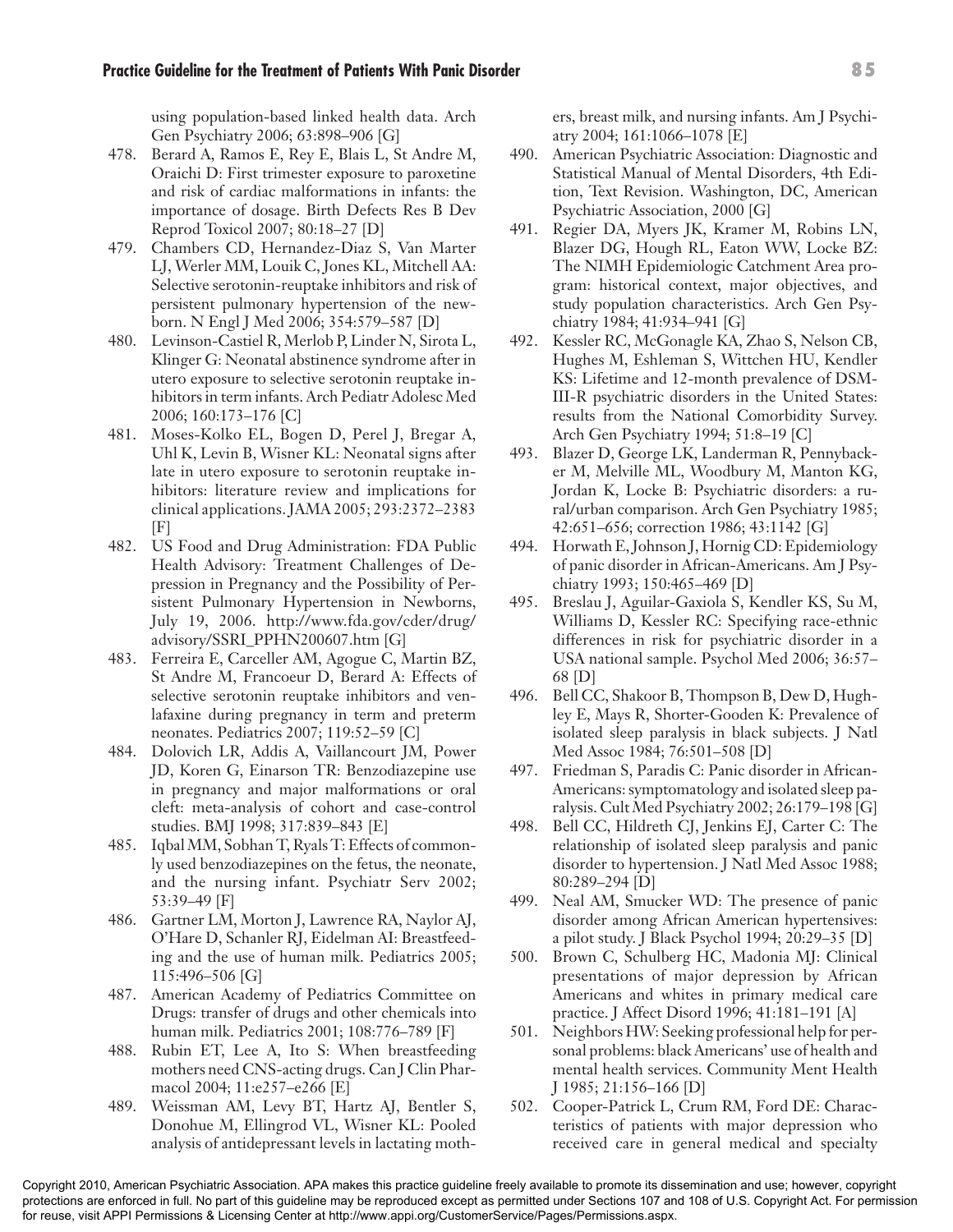using population-based linked health data. Arch Gen Psychiatry 2006; 63:898–906 [G]

478. Berard A, Ramos E, Rey E, Blais L, St Andre M, Oraichi D: First trimester exposure to paroxetine and risk of cardiac malformations in infants: the importance of dosage. Birth Defects Res B Dev Reprod Toxicol 2007; 80:18–27 [D]
479. Chambers CD, Hernandez-Diaz S, Van Marter LJ, Werler MM, Louik C, Jones KL, Mitchell AA: Selective serotonin-reuptake inhibitors and risk of persistent pulmonary hypertension of the newborn. N Engl J Med 2006; 354:579–587 [D]
480. Levinson-Castiel R, Merlob P, Linder N, Sirota L, Klinger G: Neonatal abstinence syndrome after in utero exposure to selective serotonin reuptake inhibitors in term infants. Arch Pediatr Adolesc Med 2006; 160:173–176 [C]
481. Moses-Kolko EL, Bogen D, Perel J, Bregar A, Uhl K, Levin B, Wisner KL: Neonatal signs after late in utero exposure to serotonin reuptake inhibitors: literature review and implications for clinical applications. JAMA 2005; 293:2372–2383 [F]
482. US Food and Drug Administration: FDA Public Health Advisory: Treatment Challenges of Depression in Pregnancy and the Possibility of Persistent Pulmonary Hypertension in Newborns, July 19, 2006. http://www.fda.gov/cder/drug/advisory/SSRI_PPHN200607.htm [G]
483. Ferreira E, Carceller AM, Agogue C, Martin BZ, St Andre M, Francoeur D, Berard A: Effects of selective serotonin reuptake inhibitors and venlafaxine during pregnancy in term and preterm neonates. Pediatrics 2007; 119:52–59 [C]
484. Dolovich LR, Addis A, Vaillancourt JM, Power JD, Koren G, Einarson TR: Benzodiazepine use in pregnancy and major malformations or oral cleft: meta-analysis of cohort and case-control studies. BMJ 1998; 317:839–843 [E]
485. Iqbal MM, Sobhan T, Ryals T: Effects of commonly used benzodiazepines on the fetus, the neonate, and the nursing infant. Psychiatr Serv 2002; 53:39–49 [F]
486. Gartner LM, Morton J, Lawrence RA, Naylor AJ, O'Hare D, Schanler RJ, Eidelman AI: Breastfeeding and the use of human milk. Pediatrics 2005; 115:496–506 [G]
487. American Academy of Pediatrics Committee on Drugs: transfer of drugs and other chemicals into human milk. Pediatrics 2001; 108:776–789 [F]
488. Rubin ET, Lee A, Ito S: When breastfeeding mothers need CNS-acting drugs. Can J Clin Pharmacol 2004; 11:e257–e266 [E]
489. Weissman AM, Levy BT, Hartz AJ, Bentler S, Donohue M, Ellingrod VL, Wisner KL: Pooled analysis of antidepressant levels in lactating mothers, breast milk, and nursing infants. Am J Psychiatry 2004; 161:1066–1078 [E]
490. American Psychiatric Association: Diagnostic and Statistical Manual of Mental Disorders, 4th Edition, Text Revision. Washington, DC, American Psychiatric Association, 2000 [G]
491. Regier DA, Myers JK, Kramer M, Robins LN, Blazer DG, Hough RL, Eaton WW, Locke BZ: The NIMH Epidemiologic Catchment Area program: historical context, major objectives, and study population characteristics. Arch Gen Psychiatry 1984; 41:934–941 [G]
492. Kessler RC, McGonagle KA, Zhao S, Nelson CB, Hughes M, Eshleman S, Wittchen HU, Kendler KS: Lifetime and 12-month prevalence of DSM-III-R psychiatric disorders in the United States: results from the National Comorbidity Survey. Arch Gen Psychiatry 1994; 51:8–19 [C]
493. Blazer D, George LK, Landerman R, Pennybacker M, Melville ML, Woodbury M, Manton KG, Jordan K, Locke B: Psychiatric disorders: a rural/urban comparison. Arch Gen Psychiatry 1985; 42:651–656; correction 1986; 43:1142 [G]
494. Horwath E, Johnson J, Hornig CD: Epidemiology of panic disorder in African-Americans. Am J Psychiatry 1993; 150:465–469 [D]
495. Breslau J, Aguilar-Gaxiola S, Kendler KS, Su M, Williams D, Kessler RC: Specifying race-ethnic differences in risk for psychiatric disorder in a USA national sample. Psychol Med 2006; 36:57–68 [D]
496. Bell CC, Shakoor B, Thompson B, Dew D, Hughley E, Mays R, Shorter-Gooden K: Prevalence of isolated sleep paralysis in black subjects. J Natl Med Assoc 1984; 76:501–508 [D]
497. Friedman S, Paradis C: Panic disorder in African-Americans: symptomatology and isolated sleep paralysis. Cult Med Psychiatry 2002; 26:179–198 [G]
498. Bell CC, Hildreth CJ, Jenkins EJ, Carter C: The relationship of isolated sleep paralysis and panic disorder to hypertension. J Natl Med Assoc 1988; 80:289–294 [D]
499. Neal AM, Smucker WD: The presence of panic disorder among African American hypertensives: a pilot study. J Black Psychol 1994; 20:29–35 [D]
500. Brown C, Schulberg HC, Madonia MJ: Clinical presentations of major depression by African Americans and whites in primary medical care practice. J Affect Disord 1996; 41:181–191 [A]
501. Neighbors HW: Seeking professional help for personal problems: black Americans' use of health and mental health services. Community Ment Health J 1985; 21:156–166 [D]
502. Cooper-Patrick L, Crum RM, Ford DE: Characteristics of patients with major depression who received care in general medical and specialty

Copyright 2010, American Psychiatric Association. APA makes this practice guideline freely available to promote its dissemination and use; however, copyright protections are enforced in full. No part of this guideline may be reproduced except as permitted under Sections 107 and 108 of U.S. Copyright Act. For permission for reuse, visit APPI Permissions & Licensing Center at http://www.appi.org/CustomerService/Pages/Permissions.aspx.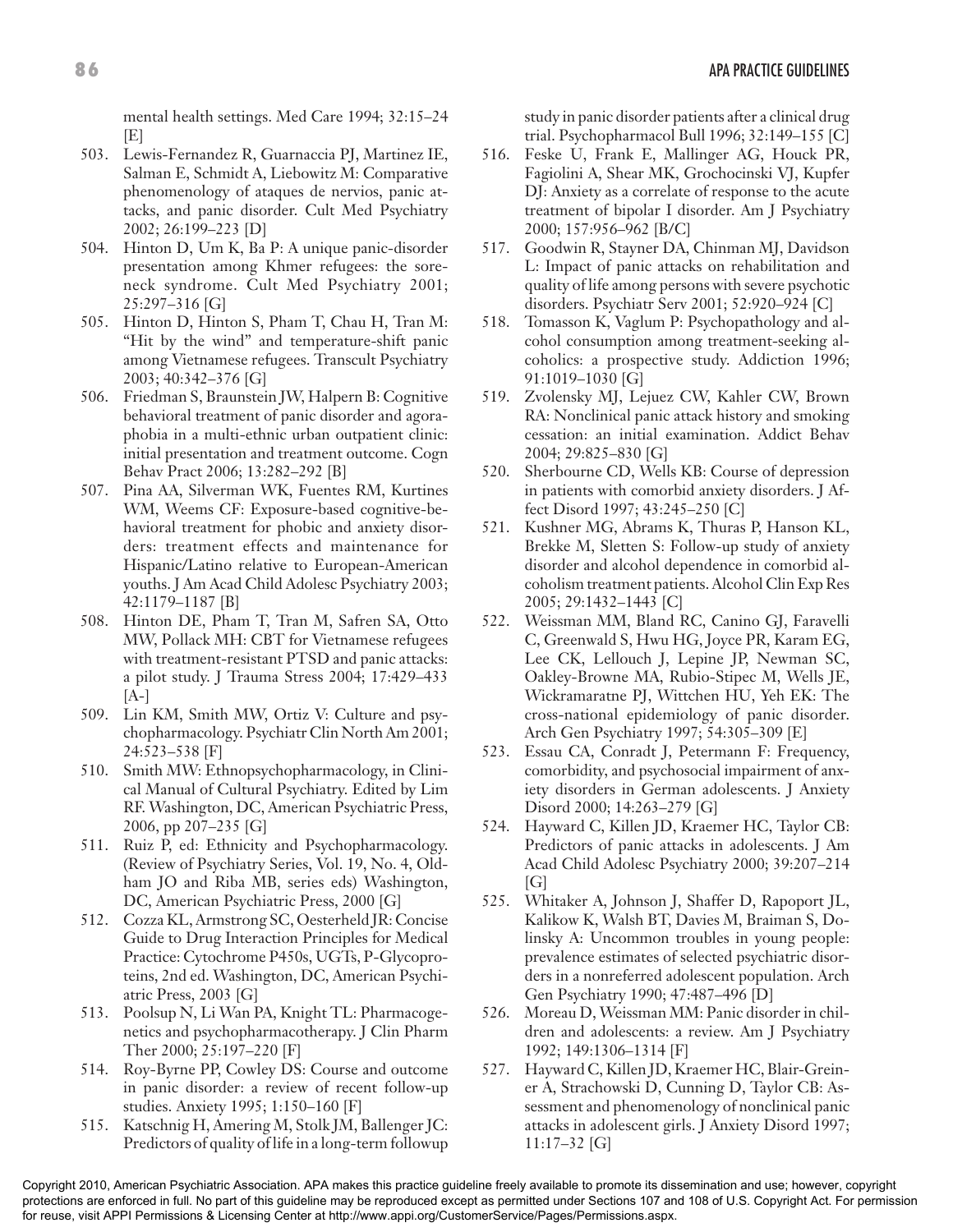mental health settings. Med Care 1994; 32:15–24 [E]

503. Lewis-Fernandez R, Guarnaccia PJ, Martinez IE, Salman E, Schmidt A, Liebowitz M: Comparative phenomenology of ataques de nervios, panic attacks, and panic disorder. Cult Med Psychiatry 2002; 26:199–223 [D]
504. Hinton D, Um K, Ba P: A unique panic-disorder presentation among Khmer refugees: the sore-neck syndrome. Cult Med Psychiatry 2001; 25:297–316 [G]
505. Hinton D, Hinton S, Pham T, Chau H, Tran M: "Hit by the wind" and temperature-shift panic among Vietnamese refugees. Transcult Psychiatry 2003; 40:342–376 [G]
506. Friedman S, Braunstein JW, Halpern B: Cognitive behavioral treatment of panic disorder and agoraphobia in a multi-ethnic urban outpatient clinic: initial presentation and treatment outcome. Cogn Behav Pract 2006; 13:282–292 [B]
507. Pina AA, Silverman WK, Fuentes RM, Kurtines WM, Weems CF: Exposure-based cognitive-behavioral treatment for phobic and anxiety disorders: treatment effects and maintenance for Hispanic/Latino relative to European-American youths. J Am Acad Child Adolesc Psychiatry 2003; 42:1179–1187 [B]
508. Hinton DE, Pham T, Tran M, Safren SA, Otto MW, Pollack MH: CBT for Vietnamese refugees with treatment-resistant PTSD and panic attacks: a pilot study. J Trauma Stress 2004; 17:429–433 [A-]
509. Lin KM, Smith MW, Ortiz V: Culture and psychopharmacology. Psychiatr Clin North Am 2001; 24:523–538 [F]
510. Smith MW: Ethnopsychopharmacology, in Clinical Manual of Cultural Psychiatry. Edited by Lim RF. Washington, DC, American Psychiatric Press, 2006, pp 207–235 [G]
511. Ruiz P, ed: Ethnicity and Psychopharmacology. (Review of Psychiatry Series, Vol. 19, No. 4, Oldham JO and Riba MB, series eds) Washington, DC, American Psychiatric Press, 2000 [G]
512. Cozza KL, Armstrong SC, Oesterheld JR: Concise Guide to Drug Interaction Principles for Medical Practice: Cytochrome P450s, UGTs, P-Glycoproteins, 2nd ed. Washington, DC, American Psychiatric Press, 2003 [G]
513. Poolsup N, Li Wan PA, Knight TL: Pharmacogenetics and psychopharmacotherapy. J Clin Pharm Ther 2000; 25:197–220 [F]
514. Roy-Byrne PP, Cowley DS: Course and outcome in panic disorder: a review of recent follow-up studies. Anxiety 1995; 1:150–160 [F]
515. Katschnig H, Amering M, Stolk JM, Ballenger JC: Predictors of quality of life in a long-term followup study in panic disorder patients after a clinical drug trial. Psychopharmacol Bull 1996; 32:149–155 [C]
516. Feske U, Frank E, Mallinger AG, Houck PR, Fagiolini A, Shear MK, Grochocinski VJ, Kupfer DJ: Anxiety as a correlate of response to the acute treatment of bipolar I disorder. Am J Psychiatry 2000; 157:956–962 [B/C]
517. Goodwin R, Stayner DA, Chinman MJ, Davidson L: Impact of panic attacks on rehabilitation and quality of life among persons with severe psychotic disorders. Psychiatr Serv 2001; 52:920–924 [C]
518. Tomasson K, Vaglum P: Psychopathology and alcohol consumption among treatment-seeking alcoholics: a prospective study. Addiction 1996; 91:1019–1030 [G]
519. Zvolensky MJ, Lejuez CW, Kahler CW, Brown RA: Nonclinical panic attack history and smoking cessation: an initial examination. Addict Behav 2004; 29:825–830 [G]
520. Sherbourne CD, Wells KB: Course of depression in patients with comorbid anxiety disorders. J Affect Disord 1997; 43:245–250 [C]
521. Kushner MG, Abrams K, Thuras P, Hanson KL, Brekke M, Sletten S: Follow-up study of anxiety disorder and alcohol dependence in comorbid alcoholism treatment patients. Alcohol Clin Exp Res 2005; 29:1432–1443 [C]
522. Weissman MM, Bland RC, Canino GJ, Faravelli C, Greenwald S, Hwu HG, Joyce PR, Karam EG, Lee CK, Lellouch J, Lepine JP, Newman SC, Oakley-Browne MA, Rubio-Stipec M, Wells JE, Wickramaratne PJ, Wittchen HU, Yeh EK: The cross-national epidemiology of panic disorder. Arch Gen Psychiatry 1997; 54:305–309 [E]
523. Essau CA, Conradt J, Petermann F: Frequency, comorbidity, and psychosocial impairment of anxiety disorders in German adolescents. J Anxiety Disord 2000; 14:263–279 [G]
524. Hayward C, Killen JD, Kraemer HC, Taylor CB: Predictors of panic attacks in adolescents. J Am Acad Child Adolesc Psychiatry 2000; 39:207–214 [G]
525. Whitaker A, Johnson J, Shaffer D, Rapoport JL, Kalikow K, Walsh BT, Davies M, Braiman S, Dolinsky A: Uncommon troubles in young people: prevalence estimates of selected psychiatric disorders in a nonreferred adolescent population. Arch Gen Psychiatry 1990; 47:487–496 [D]
526. Moreau D, Weissman MM: Panic disorder in children and adolescents: a review. Am J Psychiatry 1992; 149:1306–1314 [F]
527. Hayward C, Killen JD, Kraemer HC, Blair-Greiner A, Strachowski D, Cunning D, Taylor CB: Assessment and phenomenology of nonclinical panic attacks in adolescent girls. J Anxiety Disord 1997; 11:17–32 [G]

Copyright 2010, American Psychiatric Association. APA makes this practice guideline freely available to promote its dissemination and use; however, copyright protections are enforced in full. No part of this guideline may be reproduced except as permitted under Sections 107 and 108 of U.S. Copyright Act. For permission for reuse, visit APPI Permissions & Licensing Center at http://www.appi.org/CustomerService/Pages/Permissions.aspx.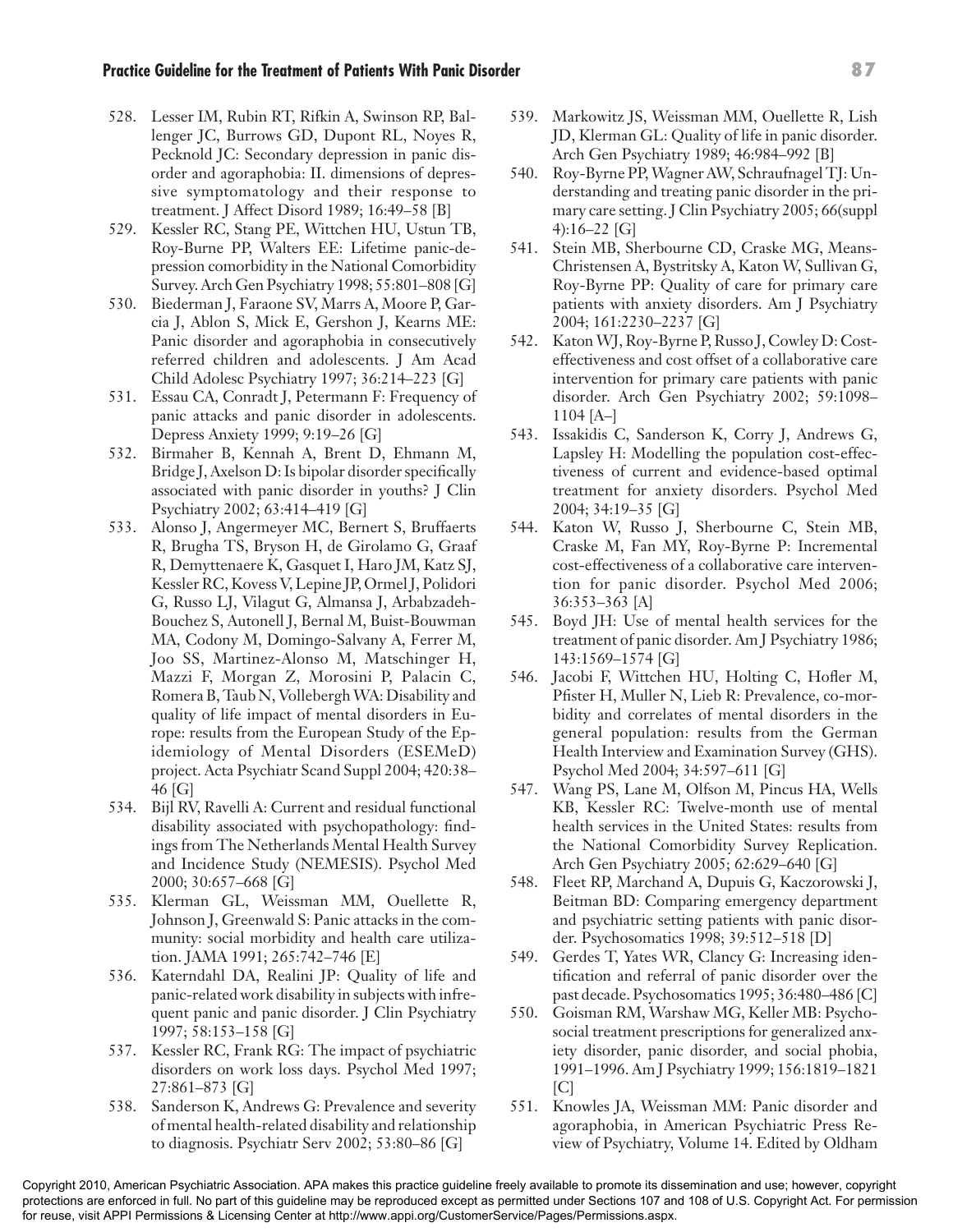528. Lesser IM, Rubin RT, Rifkin A, Swinson RP, Ballenger JC, Burrows GD, Dupont RL, Noyes R, Pecknold JC: Secondary depression in panic disorder and agoraphobia: II. dimensions of depressive symptomatology and their response to treatment. J Affect Disord 1989; 16:49–58 [B]
529. Kessler RC, Stang PE, Wittchen HU, Ustun TB, Roy-Burne PP, Walters EE: Lifetime panic-depression comorbidity in the National Comorbidity Survey. Arch Gen Psychiatry 1998; 55:801–808 [G]
530. Biederman J, Faraone SV, Marrs A, Moore P, Garcia J, Ablon S, Mick E, Gershon J, Kearns ME: Panic disorder and agoraphobia in consecutively referred children and adolescents. J Am Acad Child Adolesc Psychiatry 1997; 36:214–223 [G]
531. Essau CA, Conradt J, Petermann F: Frequency of panic attacks and panic disorder in adolescents. Depress Anxiety 1999; 9:19–26 [G]
532. Birmaher B, Kennah A, Brent D, Ehmann M, Bridge J, Axelson D: Is bipolar disorder specifically associated with panic disorder in youths? J Clin Psychiatry 2002; 63:414–419 [G]
533. Alonso J, Angermeyer MC, Bernert S, Bruffaerts R, Brugha TS, Bryson H, de Girolamo G, Graaf R, Demyttenaere K, Gasquet I, Haro JM, Katz SJ, Kessler RC, Kovess V, Lepine JP, Ormel J, Polidori G, Russo LJ, Vilagut G, Almansa J, Arbabzadeh-Bouchez S, Autonell J, Bernal M, Buist-Bouwman MA, Codony M, Domingo-Salvany A, Ferrer M, Joo SS, Martinez-Alonso M, Matschinger H, Mazzi F, Morgan Z, Morosini P, Palacin C, Romera B, Taub N, Vollebergh WA: Disability and quality of life impact of mental disorders in Europe: results from the European Study of the Epidemiology of Mental Disorders (ESEMeD) project. Acta Psychiatr Scand Suppl 2004; 420:38–46 [G]
534. Bijl RV, Ravelli A: Current and residual functional disability associated with psychopathology: findings from The Netherlands Mental Health Survey and Incidence Study (NEMESIS). Psychol Med 2000; 30:657–668 [G]
535. Klerman GL, Weissman MM, Ouellette R, Johnson J, Greenwald S: Panic attacks in the community: social morbidity and health care utilization. JAMA 1991; 265:742–746 [E]
536. Katerndahl DA, Realini JP: Quality of life and panic-related work disability in subjects with infrequent panic and panic disorder. J Clin Psychiatry 1997; 58:153–158 [G]
537. Kessler RC, Frank RG: The impact of psychiatric disorders on work loss days. Psychol Med 1997; 27:861–873 [G]
538. Sanderson K, Andrews G: Prevalence and severity of mental health-related disability and relationship to diagnosis. Psychiatr Serv 2002; 53:80–86 [G]
539. Markowitz JS, Weissman MM, Ouellette R, Lish JD, Klerman GL: Quality of life in panic disorder. Arch Gen Psychiatry 1989; 46:984–992 [B]
540. Roy-Byrne PP, Wagner AW, Schraufnagel TJ: Understanding and treating panic disorder in the primary care setting. J Clin Psychiatry 2005; 66(suppl 4):16–22 [G]
541. Stein MB, Sherbourne CD, Craske MG, Means-Christensen A, Bystritsky A, Katon W, Sullivan G, Roy-Byrne PP: Quality of care for primary care patients with anxiety disorders. Am J Psychiatry 2004; 161:2230–2237 [G]
542. Katon WJ, Roy-Byrne P, Russo J, Cowley D: Cost-effectiveness and cost offset of a collaborative care intervention for primary care patients with panic disorder. Arch Gen Psychiatry 2002; 59:1098–1104 [A–]
543. Issakidis C, Sanderson K, Corry J, Andrews G, Lapsley H: Modelling the population cost-effectiveness of current and evidence-based optimal treatment for anxiety disorders. Psychol Med 2004; 34:19–35 [G]
544. Katon W, Russo J, Sherbourne C, Stein MB, Craske M, Fan MY, Roy-Byrne P: Incremental cost-effectiveness of a collaborative care intervention for panic disorder. Psychol Med 2006; 36:353–363 [A]
545. Boyd JH: Use of mental health services for the treatment of panic disorder. Am J Psychiatry 1986; 143:1569–1574 [G]
546. Jacobi F, Wittchen HU, Holting C, Hofler M, Pfister H, Muller N, Lieb R: Prevalence, co-morbidity and correlates of mental disorders in the general population: results from the German Health Interview and Examination Survey (GHS). Psychol Med 2004; 34:597–611 [G]
547. Wang PS, Lane M, Olfson M, Pincus HA, Wells KB, Kessler RC: Twelve-month use of mental health services in the United States: results from the National Comorbidity Survey Replication. Arch Gen Psychiatry 2005; 62:629–640 [G]
548. Fleet RP, Marchand A, Dupuis G, Kaczorowski J, Beitman BD: Comparing emergency department and psychiatric setting patients with panic disorder. Psychosomatics 1998; 39:512–518 [D]
549. Gerdes T, Yates WR, Clancy G: Increasing identification and referral of panic disorder over the past decade. Psychosomatics 1995; 36:480–486 [C]
550. Goisman RM, Warshaw MG, Keller MB: Psychosocial treatment prescriptions for generalized anxiety disorder, panic disorder, and social phobia, 1991–1996. Am J Psychiatry 1999; 156:1819–1821 [C]
551. Knowles JA, Weissman MM: Panic disorder and agoraphobia, in American Psychiatric Press Review of Psychiatry, Volume 14. Edited by Oldham

Copyright 2010, American Psychiatric Association. APA makes this practice guideline freely available to promote its dissemination and use; however, copyright protections are enforced in full. No part of this guideline may be reproduced except as permitted under Sections 107 and 108 of U.S. Copyright Act. For permission for reuse, visit APPI Permissions & Licensing Center at http://www.appi.org/CustomerService/Pages/Permissions.aspx.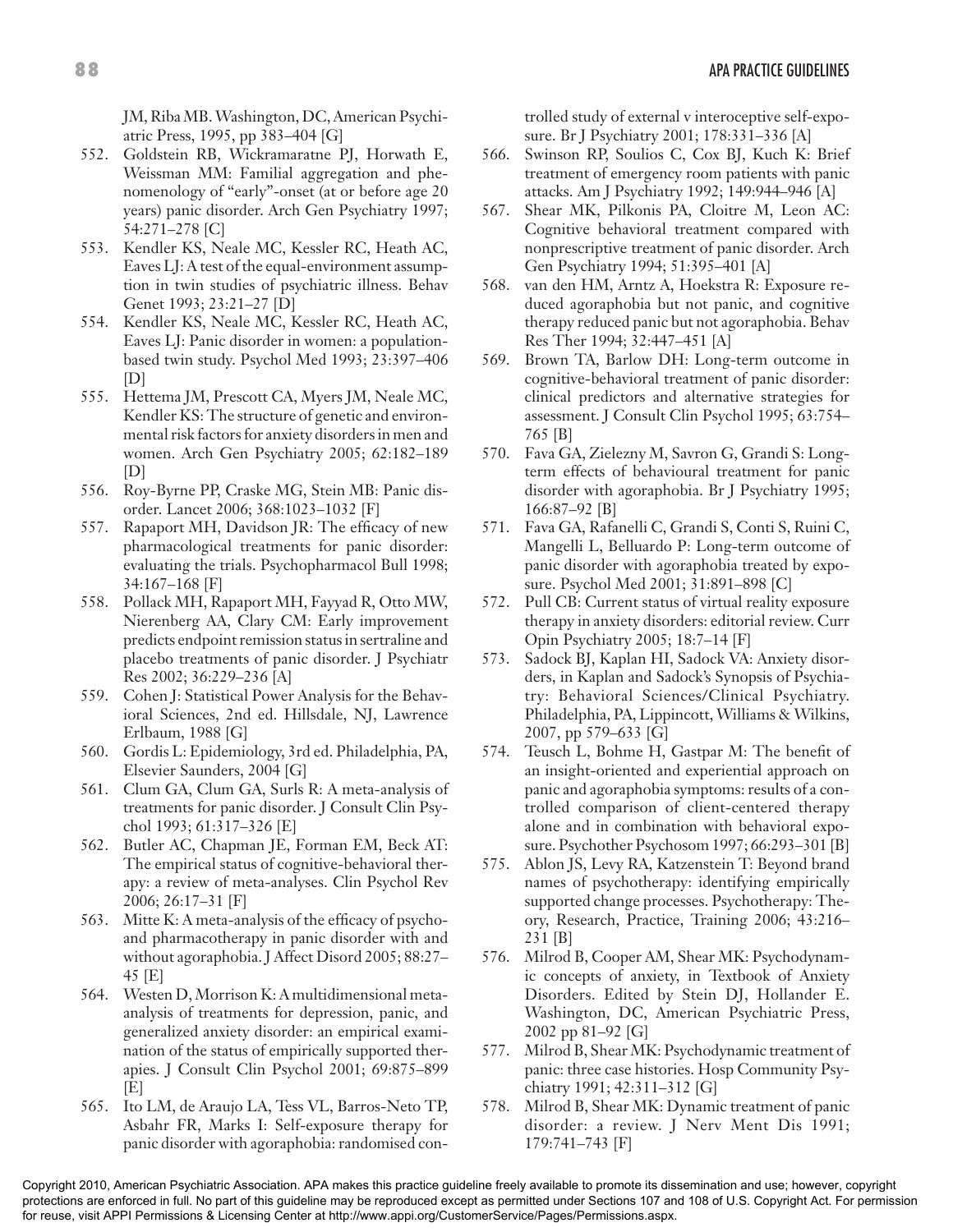JM, Riba MB. Washington, DC, American Psychiatric Press, 1995, pp 383–404 [G]

552. Goldstein RB, Wickramaratne PJ, Horwath E, Weissman MM: Familial aggregation and phenomenology of "early"-onset (at or before age 20 years) panic disorder. Arch Gen Psychiatry 1997; 54:271–278 [C]
553. Kendler KS, Neale MC, Kessler RC, Heath AC, Eaves LJ: A test of the equal-environment assumption in twin studies of psychiatric illness. Behav Genet 1993; 23:21–27 [D]
554. Kendler KS, Neale MC, Kessler RC, Heath AC, Eaves LJ: Panic disorder in women: a population-based twin study. Psychol Med 1993; 23:397–406 [D]
555. Hettema JM, Prescott CA, Myers JM, Neale MC, Kendler KS: The structure of genetic and environmental risk factors for anxiety disorders in men and women. Arch Gen Psychiatry 2005; 62:182–189 [D]
556. Roy-Byrne PP, Craske MG, Stein MB: Panic disorder. Lancet 2006; 368:1023–1032 [F]
557. Rapaport MH, Davidson JR: The efficacy of new pharmacological treatments for panic disorder: evaluating the trials. Psychopharmacol Bull 1998; 34:167–168 [F]
558. Pollack MH, Rapaport MH, Fayyad R, Otto MW, Nierenberg AA, Clary CM: Early improvement predicts endpoint remission status in sertraline and placebo treatments of panic disorder. J Psychiatr Res 2002; 36:229–236 [A]
559. Cohen J: Statistical Power Analysis for the Behavioral Sciences, 2nd ed. Hillsdale, NJ, Lawrence Erlbaum, 1988 [G]
560. Gordis L: Epidemiology, 3rd ed. Philadelphia, PA, Elsevier Saunders, 2004 [G]
561. Clum GA, Clum GA, Surls R: A meta-analysis of treatments for panic disorder. J Consult Clin Psychol 1993; 61:317–326 [E]
562. Butler AC, Chapman JE, Forman EM, Beck AT: The empirical status of cognitive-behavioral therapy: a review of meta-analyses. Clin Psychol Rev 2006; 26:17–31 [F]
563. Mitte K: A meta-analysis of the efficacy of psycho- and pharmacotherapy in panic disorder with and without agoraphobia. J Affect Disord 2005; 88:27–45 [E]
564. Westen D, Morrison K: A multidimensional meta-analysis of treatments for depression, panic, and generalized anxiety disorder: an empirical examination of the status of empirically supported therapies. J Consult Clin Psychol 2001; 69:875–899 [E]
565. Ito LM, de Araujo LA, Tess VL, Barros-Neto TP, Asbahr FR, Marks I: Self-exposure therapy for panic disorder with agoraphobia: randomised controlled study of external v interoceptive self-exposure. Br J Psychiatry 2001; 178:331–336 [A]
566. Swinson RP, Soulios C, Cox BJ, Kuch K: Brief treatment of emergency room patients with panic attacks. Am J Psychiatry 1992; 149:944–946 [A]
567. Shear MK, Pilkonis PA, Cloitre M, Leon AC: Cognitive behavioral treatment compared with nonprescriptive treatment of panic disorder. Arch Gen Psychiatry 1994; 51:395–401 [A]
568. van den HM, Arntz A, Hoekstra R: Exposure reduced agoraphobia but not panic, and cognitive therapy reduced panic but not agoraphobia. Behav Res Ther 1994; 32:447–451 [A]
569. Brown TA, Barlow DH: Long-term outcome in cognitive-behavioral treatment of panic disorder: clinical predictors and alternative strategies for assessment. J Consult Clin Psychol 1995; 63:754–765 [B]
570. Fava GA, Zielezny M, Savron G, Grandi S: Long-term effects of behavioural treatment for panic disorder with agoraphobia. Br J Psychiatry 1995; 166:87–92 [B]
571. Fava GA, Rafanelli C, Grandi S, Conti S, Ruini C, Mangelli L, Belluardo P: Long-term outcome of panic disorder with agoraphobia treated by exposure. Psychol Med 2001; 31:891–898 [C]
572. Pull CB: Current status of virtual reality exposure therapy in anxiety disorders: editorial review. Curr Opin Psychiatry 2005; 18:7–14 [F]
573. Sadock BJ, Kaplan HI, Sadock VA: Anxiety disorders, in Kaplan and Sadock's Synopsis of Psychiatry: Behavioral Sciences/Clinical Psychiatry. Philadelphia, PA, Lippincott, Williams & Wilkins, 2007, pp 579–633 [G]
574. Teusch L, Bohme H, Gastpar M: The benefit of an insight-oriented and experiential approach on panic and agoraphobia symptoms: results of a controlled comparison of client-centered therapy alone and in combination with behavioral exposure. Psychother Psychosom 1997; 66:293–301 [B]
575. Ablon JS, Levy RA, Katzenstein T: Beyond brand names of psychotherapy: identifying empirically supported change processes. Psychotherapy: Theory, Research, Practice, Training 2006; 43:216–231 [B]
576. Milrod B, Cooper AM, Shear MK: Psychodynamic concepts of anxiety, in Textbook of Anxiety Disorders. Edited by Stein DJ, Hollander E. Washington, DC, American Psychiatric Press, 2002 pp 81–92 [G]
577. Milrod B, Shear MK: Psychodynamic treatment of panic: three case histories. Hosp Community Psychiatry 1991; 42:311–312 [G]
578. Milrod B, Shear MK: Dynamic treatment of panic disorder: a review. J Nerv Ment Dis 1991; 179:741–743 [F]

Copyright 2010, American Psychiatric Association. APA makes this practice guideline freely available to promote its dissemination and use; however, copyright protections are enforced in full. No part of this guideline may be reproduced except as permitted under Sections 107 and 108 of U.S. Copyright Act. For permission for reuse, visit APPI Permissions & Licensing Center at http://www.appi.org/CustomerService/Pages/Permissions.aspx.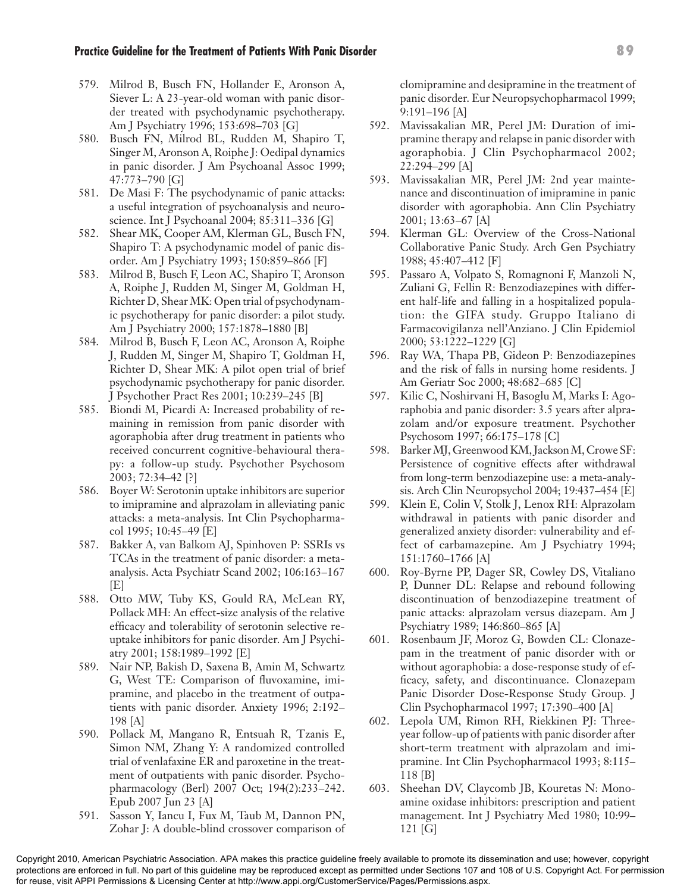579. Milrod B, Busch FN, Hollander E, Aronson A, Siever L: A 23-year-old woman with panic disorder treated with psychodynamic psychotherapy. Am J Psychiatry 1996; 153:698–703 [G]
580. Busch FN, Milrod BL, Rudden M, Shapiro T, Singer M, Aronson A, Roiphe J: Oedipal dynamics in panic disorder. J Am Psychoanal Assoc 1999; 47:773–790 [G]
581. De Masi F: The psychodynamic of panic attacks: a useful integration of psychoanalysis and neuroscience. Int J Psychoanal 2004; 85:311–336 [G]
582. Shear MK, Cooper AM, Klerman GL, Busch FN, Shapiro T: A psychodynamic model of panic disorder. Am J Psychiatry 1993; 150:859–866 [F]
583. Milrod B, Busch F, Leon AC, Shapiro T, Aronson A, Roiphe J, Rudden M, Singer M, Goldman H, Richter D, Shear MK: Open trial of psychodynamic psychotherapy for panic disorder: a pilot study. Am J Psychiatry 2000; 157:1878–1880 [B]
584. Milrod B, Busch F, Leon AC, Aronson A, Roiphe J, Rudden M, Singer M, Shapiro T, Goldman H, Richter D, Shear MK: A pilot open trial of brief psychodynamic psychotherapy for panic disorder. J Psychother Pract Res 2001; 10:239–245 [B]
585. Biondi M, Picardi A: Increased probability of remaining in remission from panic disorder with agoraphobia after drug treatment in patients who received concurrent cognitive-behavioural therapy: a follow-up study. Psychother Psychosom 2003; 72:34–42 [?]
586. Boyer W: Serotonin uptake inhibitors are superior to imipramine and alprazolam in alleviating panic attacks: a meta-analysis. Int Clin Psychopharmacol 1995; 10:45–49 [E]
587. Bakker A, van Balkom AJ, Spinhoven P: SSRIs vs TCAs in the treatment of panic disorder: a meta-analysis. Acta Psychiatr Scand 2002; 106:163–167 [E]
588. Otto MW, Tuby KS, Gould RA, McLean RY, Pollack MH: An effect-size analysis of the relative efficacy and tolerability of serotonin selective reuptake inhibitors for panic disorder. Am J Psychiatry 2001; 158:1989–1992 [E]
589. Nair NP, Bakish D, Saxena B, Amin M, Schwartz G, West TE: Comparison of fluvoxamine, imipramine, and placebo in the treatment of outpatients with panic disorder. Anxiety 1996; 2:192–198 [A]
590. Pollack M, Mangano R, Entsuah R, Tzanis E, Simon NM, Zhang Y: A randomized controlled trial of venlafaxine ER and paroxetine in the treatment of outpatients with panic disorder. Psychopharmacology (Berl) 2007 Oct; 194(2):233–242. Epub 2007 Jun 23 [A]
591. Sasson Y, Iancu I, Fux M, Taub M, Dannon PN, Zohar J: A double-blind crossover comparison of clomipramine and desipramine in the treatment of panic disorder. Eur Neuropsychopharmacol 1999; 9:191–196 [A]
592. Mavissakalian MR, Perel JM: Duration of imipramine therapy and relapse in panic disorder with agoraphobia. J Clin Psychopharmacol 2002; 22:294–299 [A]
593. Mavissakalian MR, Perel JM: 2nd year maintenance and discontinuation of imipramine in panic disorder with agoraphobia. Ann Clin Psychiatry 2001; 13:63–67 [A]
594. Klerman GL: Overview of the Cross-National Collaborative Panic Study. Arch Gen Psychiatry 1988; 45:407–412 [F]
595. Passaro A, Volpato S, Romagnoni F, Manzoli N, Zuliani G, Fellin R: Benzodiazepines with different half-life and falling in a hospitalized population: the GIFA study. Gruppo Italiano di Farmacovigilanza nell'Anziano. J Clin Epidemiol 2000; 53:1222–1229 [G]
596. Ray WA, Thapa PB, Gideon P: Benzodiazepines and the risk of falls in nursing home residents. J Am Geriatr Soc 2000; 48:682–685 [C]
597. Kilic C, Noshirvani H, Basoglu M, Marks I: Agoraphobia and panic disorder: 3.5 years after alprazolam and/or exposure treatment. Psychother Psychosom 1997; 66:175–178 [C]
598. Barker MJ, Greenwood KM, Jackson M, Crowe SF: Persistence of cognitive effects after withdrawal from long-term benzodiazepine use: a meta-analysis. Arch Clin Neuropsychol 2004; 19:437–454 [E]
599. Klein E, Colin V, Stolk J, Lenox RH: Alprazolam withdrawal in patients with panic disorder and generalized anxiety disorder: vulnerability and effect of carbamazepine. Am J Psychiatry 1994; 151:1760–1766 [A]
600. Roy-Byrne PP, Dager SR, Cowley DS, Vitaliano P, Dunner DL: Relapse and rebound following discontinuation of benzodiazepine treatment of panic attacks: alprazolam versus diazepam. Am J Psychiatry 1989; 146:860–865 [A]
601. Rosenbaum JF, Moroz G, Bowden CL: Clonazepam in the treatment of panic disorder with or without agoraphobia: a dose-response study of efficacy, safety, and discontinuance. Clonazepam Panic Disorder Dose-Response Study Group. J Clin Psychopharmacol 1997; 17:390–400 [A]
602. Lepola UM, Rimon RH, Riekkinen PJ: Three-year follow-up of patients with panic disorder after short-term treatment with alprazolam and imipramine. Int Clin Psychopharmacol 1993; 8:115–118 [B]
603. Sheehan DV, Claycomb JB, Kouretas N: Monoamine oxidase inhibitors: prescription and patient management. Int J Psychiatry Med 1980; 10:99–121 [G]

Copyright 2010, American Psychiatric Association. APA makes this practice guideline freely available to promote its dissemination and use; however, copyright protections are enforced in full. No part of this guideline may be reproduced except as permitted under Sections 107 and 108 of U.S. Copyright Act. For permission for reuse, visit APPI Permissions & Licensing Center at http://www.appi.org/CustomerService/Pages/Permissions.aspx.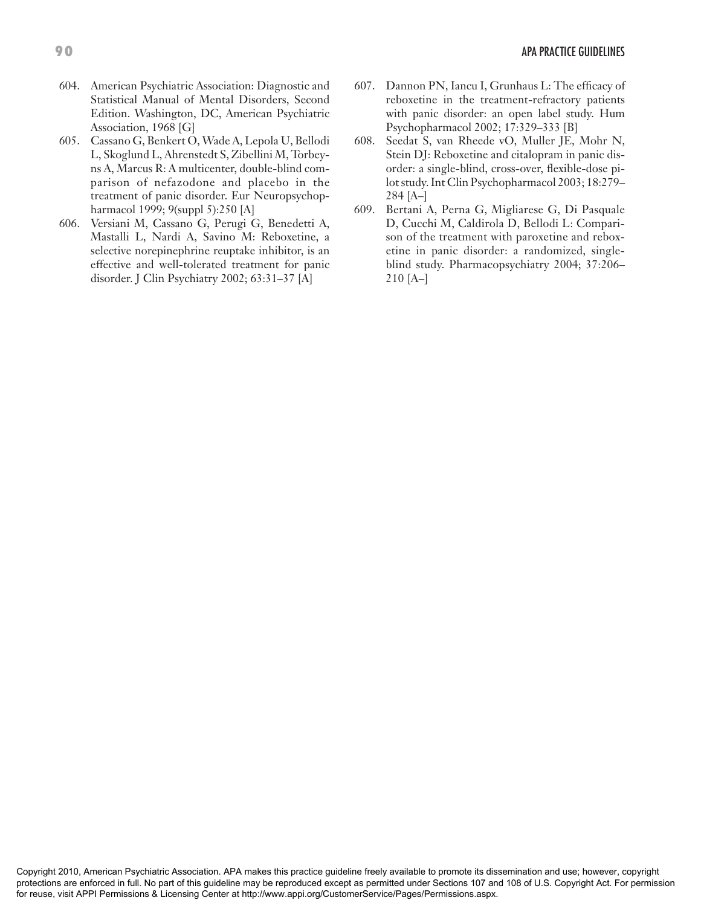604. American Psychiatric Association: Diagnostic and Statistical Manual of Mental Disorders, Second Edition. Washington, DC, American Psychiatric Association, 1968 [G]

605. Cassano G, Benkert O, Wade A, Lepola U, Bellodi L, Skoglund L, Ahrenstedt S, Zibellini M, Torbeyns A, Marcus R: A multicenter, double-blind comparison of nefazodone and placebo in the treatment of panic disorder. Eur Neuropsychopharmacol 1999; 9(suppl 5):250 [A]

606. Versiani M, Cassano G, Perugi G, Benedetti A, Mastalli L, Nardi A, Savino M: Reboxetine, a selective norepinephrine reuptake inhibitor, is an effective and well-tolerated treatment for panic disorder. J Clin Psychiatry 2002; 63:31–37 [A]

607. Dannon PN, Iancu I, Grunhaus L: The efficacy of reboxetine in the treatment-refractory patients with panic disorder: an open label study. Hum Psychopharmacol 2002; 17:329–333 [B]

608. Seedat S, van Rheede vO, Muller JE, Mohr N, Stein DJ: Reboxetine and citalopram in panic disorder: a single-blind, cross-over, flexible-dose pilot study. Int Clin Psychopharmacol 2003; 18:279–284 [A–]

609. Bertani A, Perna G, Migliarese G, Di Pasquale D, Cucchi M, Caldirola D, Bellodi L: Comparison of the treatment with paroxetine and reboxetine in panic disorder: a randomized, single-blind study. Pharmacopsychiatry 2004; 37:206–210 [A–]

Copyright 2010, American Psychiatric Association. APA makes this practice guideline freely available to promote its dissemination and use; however, copyright protections are enforced in full. No part of this guideline may be reproduced except as permitted under Sections 107 and 108 of U.S. Copyright Act. For permission for reuse, visit APPI Permissions & Licensing Center at http://www.appi.org/CustomerService/Pages/Permissions.aspx.